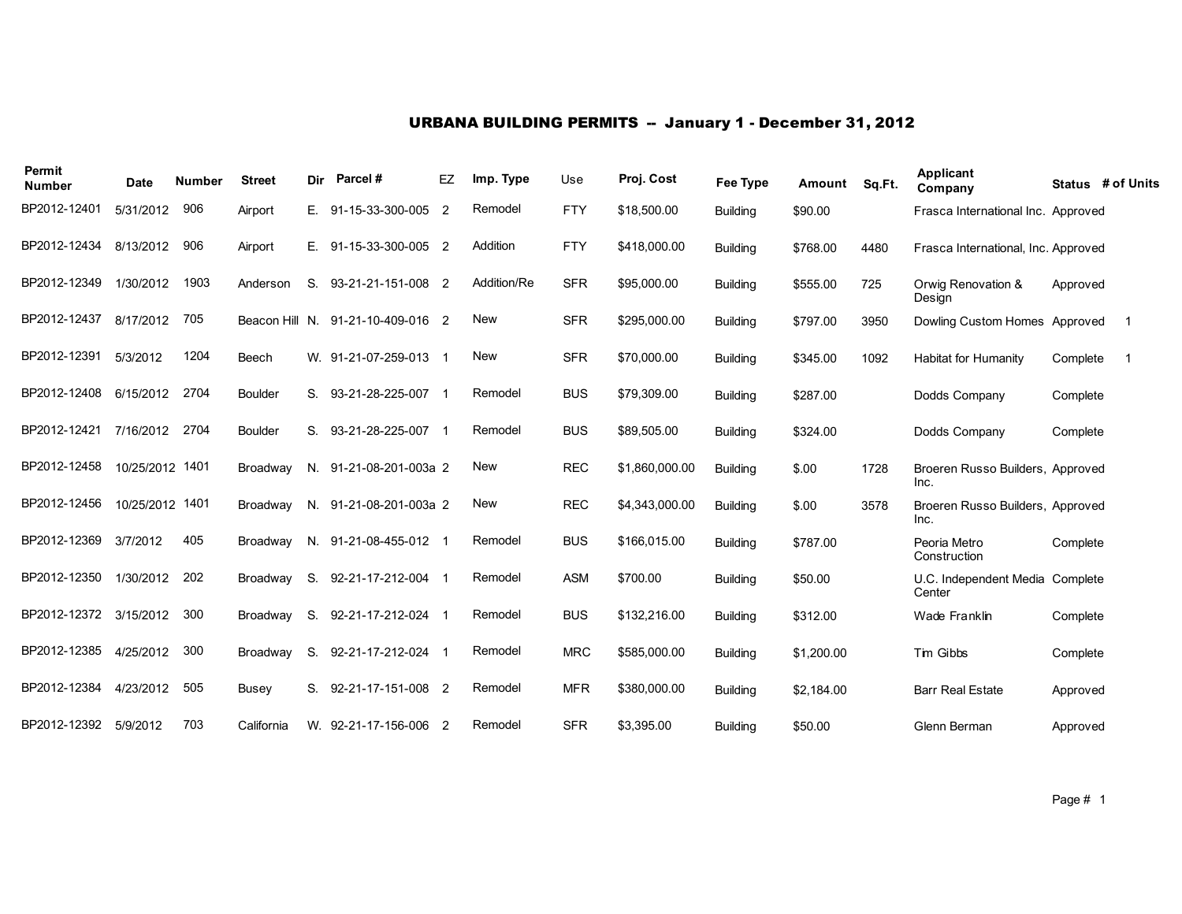# URBANA BUILDING PERMITS -- January 1 - December 31, 2012

| Permit Number | Date | Number | Street | Dir | Parcel # | EZ | Imp. Type | Use | Proj. Cost | Fee Type | Amount | Sq.Ft. | Applicant Company | Status | # of Units |
|---|---|---|---|---|---|---|---|---|---|---|---|---|---|---|---|
| BP2012-12401 | 5/31/2012 | 906 | Airport | E. | 91-15-33-300-005 | 2 | Remodel | FTY | $18,500.00 | Building | $90.00 | | Frasca International Inc. | Approved | |
| BP2012-12434 | 8/13/2012 | 906 | Airport | E. | 91-15-33-300-005 | 2 | Addition | FTY | $418,000.00 | Building | $768.00 | 4480 | Frasca International, Inc. | Approved | |
| BP2012-12349 | 1/30/2012 | 1903 | Anderson | S. | 93-21-21-151-008 | 2 | Addition/Re | SFR | $95,000.00 | Building | $555.00 | 725 | Orwig Renovation & Design | Approved | |
| BP2012-12437 | 8/17/2012 | 705 | Beacon Hill | N. | 91-21-10-409-016 | 2 | New | SFR | $295,000.00 | Building | $797.00 | 3950 | Dowling Custom Homes | Approved | 1 |
| BP2012-12391 | 5/3/2012 | 1204 | Beech | W. | 91-21-07-259-013 | 1 | New | SFR | $70,000.00 | Building | $345.00 | 1092 | Habitat for Humanity | Complete | 1 |
| BP2012-12408 | 6/15/2012 | 2704 | Boulder | S. | 93-21-28-225-007 | 1 | Remodel | BUS | $79,309.00 | Building | $287.00 | | Dodds Company | Complete | |
| BP2012-12421 | 7/16/2012 | 2704 | Boulder | S. | 93-21-28-225-007 | 1 | Remodel | BUS | $89,505.00 | Building | $324.00 | | Dodds Company | Complete | |
| BP2012-12458 | 10/25/2012 | 1401 | Broadway | N. | 91-21-08-201-003a | 2 | New | REC | $1,860,000.00 | Building | $.00 | 1728 | Broeren Russo Builders, Inc. | Approved | |
| BP2012-12456 | 10/25/2012 | 1401 | Broadway | N. | 91-21-08-201-003a | 2 | New | REC | $4,343,000.00 | Building | $.00 | 3578 | Broeren Russo Builders, Inc. | Approved | |
| BP2012-12369 | 3/7/2012 | 405 | Broadway | N. | 91-21-08-455-012 | 1 | Remodel | BUS | $166,015.00 | Building | $787.00 | | Peoria Metro Construction | Complete | |
| BP2012-12350 | 1/30/2012 | 202 | Broadway | S. | 92-21-17-212-004 | 1 | Remodel | ASM | $700.00 | Building | $50.00 | | U.C. Independent Media Center | Complete | |
| BP2012-12372 | 3/15/2012 | 300 | Broadway | S. | 92-21-17-212-024 | 1 | Remodel | BUS | $132,216.00 | Building | $312.00 | | Wade Franklin | Complete | |
| BP2012-12385 | 4/25/2012 | 300 | Broadway | S. | 92-21-17-212-024 | 1 | Remodel | MRC | $585,000.00 | Building | $1,200.00 | | Tim Gibbs | Complete | |
| BP2012-12384 | 4/23/2012 | 505 | Busey | S. | 92-21-17-151-008 | 2 | Remodel | MFR | $380,000.00 | Building | $2,184.00 | | Barr Real Estate | Approved | |
| BP2012-12392 | 5/9/2012 | 703 | California | W. | 92-21-17-156-006 | 2 | Remodel | SFR | $3,395.00 | Building | $50.00 | | Glenn Berman | Approved | |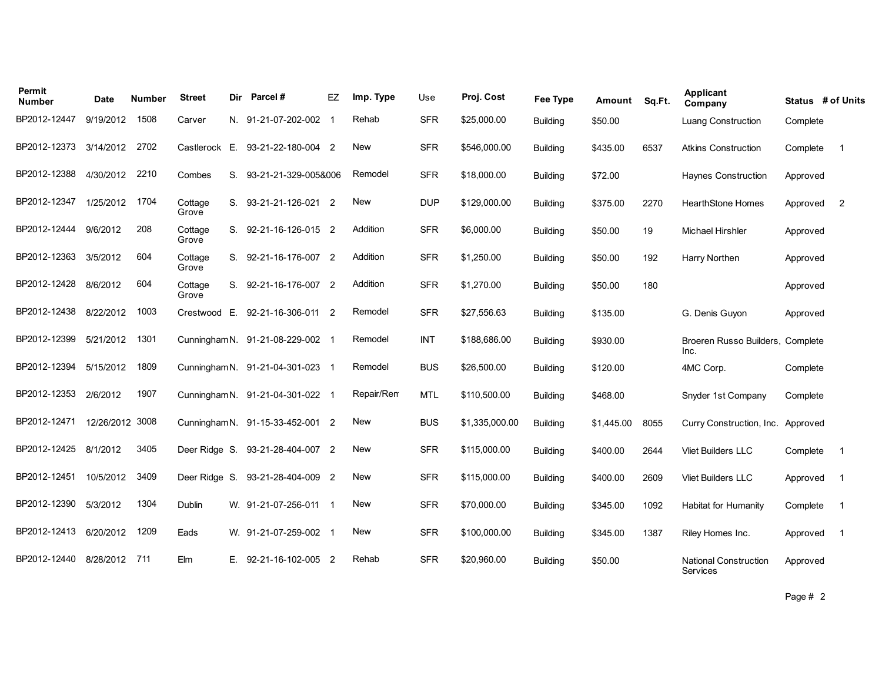| Permit Number | Date | Number | Street | Dir | Parcel # | EZ | Imp. Type | Use | Proj. Cost | Fee Type | Amount | Sq.Ft. | Applicant Company | Status | # of Units |
|---|---|---|---|---|---|---|---|---|---|---|---|---|---|---|---|
| BP2012-12447 | 9/19/2012 | 1508 | Carver | N. | 91-21-07-202-002 | 1 | Rehab | SFR | $25,000.00 | Building | $50.00 | | Luang Construction | Complete | |
| BP2012-12373 | 3/14/2012 | 2702 | Castlerock | E. | 93-21-22-180-004 | 2 | New | SFR | $546,000.00 | Building | $435.00 | 6537 | Atkins Construction | Complete | 1 |
| BP2012-12388 | 4/30/2012 | 2210 | Combes | S. | 93-21-21-329-005&006 | | Remodel | SFR | $18,000.00 | Building | $72.00 | | Haynes Construction | Approved | |
| BP2012-12347 | 1/25/2012 | 1704 | Cottage Grove | S. | 93-21-21-126-021 | 2 | New | DUP | $129,000.00 | Building | $375.00 | 2270 | HearthStone Homes | Approved | 2 |
| BP2012-12444 | 9/6/2012 | 208 | Cottage Grove | S. | 92-21-16-126-015 | 2 | Addition | SFR | $6,000.00 | Building | $50.00 | 19 | Michael Hirshler | Approved | |
| BP2012-12363 | 3/5/2012 | 604 | Cottage Grove | S. | 92-21-16-176-007 | 2 | Addition | SFR | $1,250.00 | Building | $50.00 | 192 | Harry Northen | Approved | |
| BP2012-12428 | 8/6/2012 | 604 | Cottage Grove | S. | 92-21-16-176-007 | 2 | Addition | SFR | $1,270.00 | Building | $50.00 | 180 | | Approved | |
| BP2012-12438 | 8/22/2012 | 1003 | Crestwood | E. | 92-21-16-306-011 | 2 | Remodel | SFR | $27,556.63 | Building | $135.00 | | G. Denis Guyon | Approved | |
| BP2012-12399 | 5/21/2012 | 1301 | Cunningham | N. | 91-21-08-229-002 | 1 | Remodel | INT | $188,686.00 | Building | $930.00 | | Broeren Russo Builders, Inc. | Complete | |
| BP2012-12394 | 5/15/2012 | 1809 | Cunningham | N. | 91-21-04-301-023 | 1 | Remodel | BUS | $26,500.00 | Building | $120.00 | | 4MC Corp. | Complete | |
| BP2012-12353 | 2/6/2012 | 1907 | Cunningham | N. | 91-21-04-301-022 | 1 | Repair/Rem | MTL | $110,500.00 | Building | $468.00 | | Snyder 1st Company | Complete | |
| BP2012-12471 | 12/26/2012 | 3008 | Cunningham | N. | 91-15-33-452-001 | 2 | New | BUS | $1,335,000.00 | Building | $1,445.00 | 8055 | Curry Construction, Inc. | Approved | |
| BP2012-12425 | 8/1/2012 | 3405 | Deer Ridge | S. | 93-21-28-404-007 | 2 | New | SFR | $115,000.00 | Building | $400.00 | 2644 | Vliet Builders LLC | Complete | 1 |
| BP2012-12451 | 10/5/2012 | 3409 | Deer Ridge | S. | 93-21-28-404-009 | 2 | New | SFR | $115,000.00 | Building | $400.00 | 2609 | Vliet Builders LLC | Approved | 1 |
| BP2012-12390 | 5/3/2012 | 1304 | Dublin | W. | 91-21-07-256-011 | 1 | New | SFR | $70,000.00 | Building | $345.00 | 1092 | Habitat for Humanity | Complete | 1 |
| BP2012-12413 | 6/20/2012 | 1209 | Eads | W. | 91-21-07-259-002 | 1 | New | SFR | $100,000.00 | Building | $345.00 | 1387 | Riley Homes Inc. | Approved | 1 |
| BP2012-12440 | 8/28/2012 | 711 | Elm | E. | 92-21-16-102-005 | 2 | Rehab | SFR | $20,960.00 | Building | $50.00 | | National Construction Services | Approved | |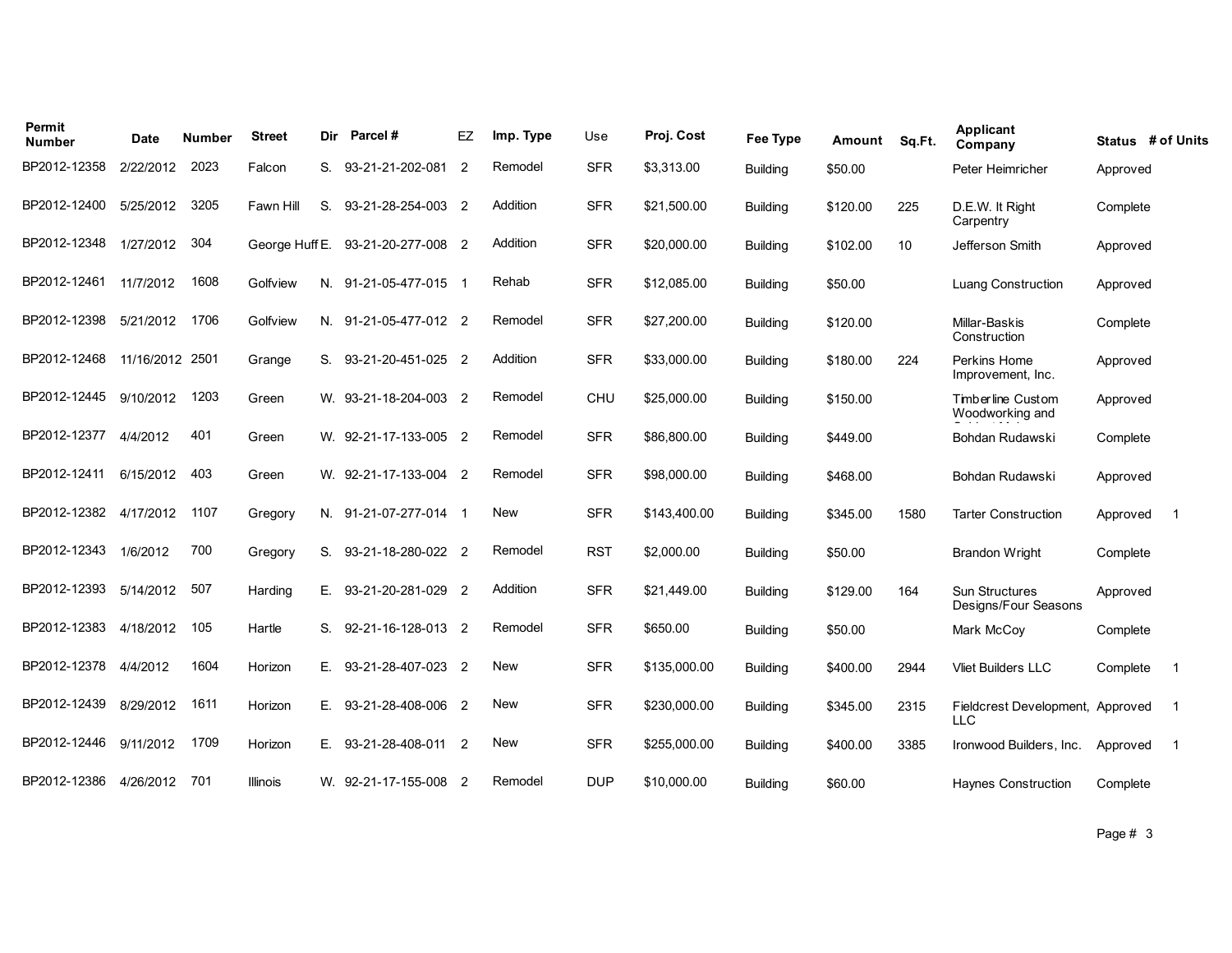| Permit Number | Date | Number | Street | Dir | Parcel # | EZ | Imp. Type | Use | Proj. Cost | Fee Type | Amount | Sq.Ft. | Applicant Company | Status | # of Units |
|---|---|---|---|---|---|---|---|---|---|---|---|---|---|---|---|
| BP2012-12358 | 2/22/2012 | 2023 | Falcon | S. | 93-21-21-202-081 | 2 | Remodel | SFR | $3,313.00 | Building | $50.00 | | Peter Heimricher | Approved | |
| BP2012-12400 | 5/25/2012 | 3205 | Fawn Hill | S. | 93-21-28-254-003 | 2 | Addition | SFR | $21,500.00 | Building | $120.00 | 225 | D.E.W. It Right Carpentry | Complete | |
| BP2012-12348 | 1/27/2012 | 304 | George Huff | E. | 93-21-20-277-008 | 2 | Addition | SFR | $20,000.00 | Building | $102.00 | 10 | Jefferson Smith | Approved | |
| BP2012-12461 | 11/7/2012 | 1608 | Golfview | N. | 91-21-05-477-015 | 1 | Rehab | SFR | $12,085.00 | Building | $50.00 | | Luang Construction | Approved | |
| BP2012-12398 | 5/21/2012 | 1706 | Golfview | N. | 91-21-05-477-012 | 2 | Remodel | SFR | $27,200.00 | Building | $120.00 | | Millar-Baskis Construction | Complete | |
| BP2012-12468 | 11/16/2012 | 2501 | Grange | S. | 93-21-20-451-025 | 2 | Addition | SFR | $33,000.00 | Building | $180.00 | 224 | Perkins Home Improvement, Inc. | Approved | |
| BP2012-12445 | 9/10/2012 | 1203 | Green | W. | 93-21-18-204-003 | 2 | Remodel | CHU | $25,000.00 | Building | $150.00 | | Timberline Custom Woodworking and | Approved | |
| BP2012-12377 | 4/4/2012 | 401 | Green | W. | 92-21-17-133-005 | 2 | Remodel | SFR | $86,800.00 | Building | $449.00 | | Bohdan Rudawski | Complete | |
| BP2012-12411 | 6/15/2012 | 403 | Green | W. | 92-21-17-133-004 | 2 | Remodel | SFR | $98,000.00 | Building | $468.00 | | Bohdan Rudawski | Approved | |
| BP2012-12382 | 4/17/2012 | 1107 | Gregory | N. | 91-21-07-277-014 | 1 | New | SFR | $143,400.00 | Building | $345.00 | 1580 | Tarter Construction | Approved | 1 |
| BP2012-12343 | 1/6/2012 | 700 | Gregory | S. | 93-21-18-280-022 | 2 | Remodel | RST | $2,000.00 | Building | $50.00 | | Brandon Wright | Complete | |
| BP2012-12393 | 5/14/2012 | 507 | Harding | E. | 93-21-20-281-029 | 2 | Addition | SFR | $21,449.00 | Building | $129.00 | 164 | Sun Structures Designs/Four Seasons | Approved | |
| BP2012-12383 | 4/18/2012 | 105 | Hartle | S. | 92-21-16-128-013 | 2 | Remodel | SFR | $650.00 | Building | $50.00 | | Mark McCoy | Complete | |
| BP2012-12378 | 4/4/2012 | 1604 | Horizon | E. | 93-21-28-407-023 | 2 | New | SFR | $135,000.00 | Building | $400.00 | 2944 | Vliet Builders LLC | Complete | 1 |
| BP2012-12439 | 8/29/2012 | 1611 | Horizon | E. | 93-21-28-408-006 | 2 | New | SFR | $230,000.00 | Building | $345.00 | 2315 | Fieldcrest Development, LLC | Approved | 1 |
| BP2012-12446 | 9/11/2012 | 1709 | Horizon | E. | 93-21-28-408-011 | 2 | New | SFR | $255,000.00 | Building | $400.00 | 3385 | Ironwood Builders, Inc. | Approved | 1 |
| BP2012-12386 | 4/26/2012 | 701 | Illinois | W. | 92-21-17-155-008 | 2 | Remodel | DUP | $10,000.00 | Building | $60.00 | | Haynes Construction | Complete | |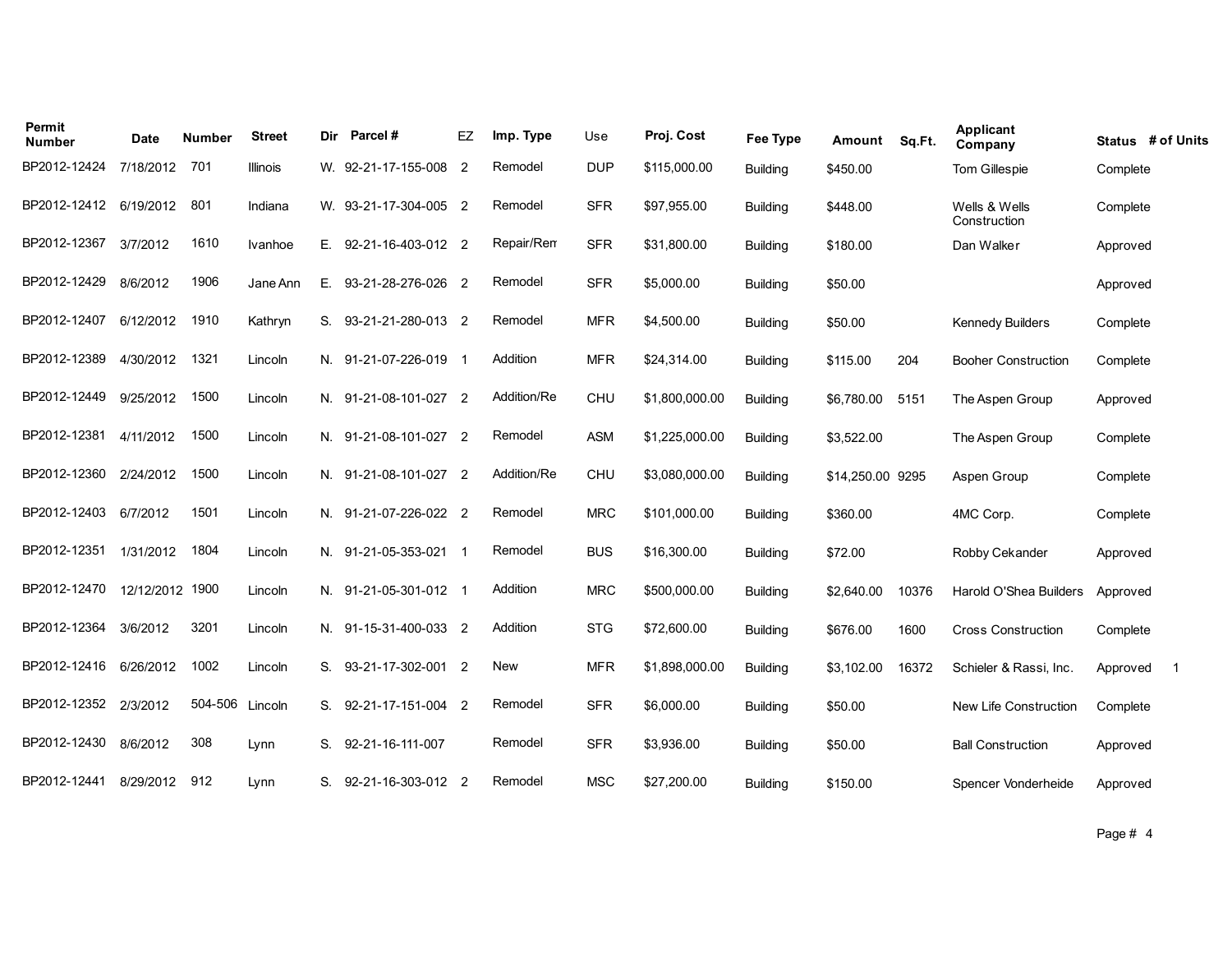| Permit Number | Date | Number | Street | Dir | Parcel # | EZ | Imp. Type | Use | Proj. Cost | Fee Type | Amount | Sq.Ft. | Applicant Company | Status | # of Units |
|---|---|---|---|---|---|---|---|---|---|---|---|---|---|---|---|
| BP2012-12424 | 7/18/2012 | 701 | Illinois | W. | 92-21-17-155-008 | 2 | Remodel | DUP | $115,000.00 | Building | $450.00 | | Tom Gillespie | Complete | |
| BP2012-12412 | 6/19/2012 | 801 | Indiana | W. | 93-21-17-304-005 | 2 | Remodel | SFR | $97,955.00 | Building | $448.00 | | Wells & Wells Construction | Complete | |
| BP2012-12367 | 3/7/2012 | 1610 | Ivanhoe | E. | 92-21-16-403-012 | 2 | Repair/Ren | SFR | $31,800.00 | Building | $180.00 | | Dan Walker | Approved | |
| BP2012-12429 | 8/6/2012 | 1906 | Jane Ann | E. | 93-21-28-276-026 | 2 | Remodel | SFR | $5,000.00 | Building | $50.00 | | | Approved | |
| BP2012-12407 | 6/12/2012 | 1910 | Kathryn | S. | 93-21-21-280-013 | 2 | Remodel | MFR | $4,500.00 | Building | $50.00 | | Kennedy Builders | Complete | |
| BP2012-12389 | 4/30/2012 | 1321 | Lincoln | N. | 91-21-07-226-019 | 1 | Addition | MFR | $24,314.00 | Building | $115.00 | 204 | Booher Construction | Complete | |
| BP2012-12449 | 9/25/2012 | 1500 | Lincoln | N. | 91-21-08-101-027 | 2 | Addition/Re | CHU | $1,800,000.00 | Building | $6,780.00 | 5151 | The Aspen Group | Approved | |
| BP2012-12381 | 4/11/2012 | 1500 | Lincoln | N. | 91-21-08-101-027 | 2 | Remodel | ASM | $1,225,000.00 | Building | $3,522.00 | | The Aspen Group | Complete | |
| BP2012-12360 | 2/24/2012 | 1500 | Lincoln | N. | 91-21-08-101-027 | 2 | Addition/Re | CHU | $3,080,000.00 | Building | $14,250.00 | 9295 | Aspen Group | Complete | |
| BP2012-12403 | 6/7/2012 | 1501 | Lincoln | N. | 91-21-07-226-022 | 2 | Remodel | MRC | $101,000.00 | Building | $360.00 | | 4MC Corp. | Complete | |
| BP2012-12351 | 1/31/2012 | 1804 | Lincoln | N. | 91-21-05-353-021 | 1 | Remodel | BUS | $16,300.00 | Building | $72.00 | | Robby Cekander | Approved | |
| BP2012-12470 | 12/12/2012 | 1900 | Lincoln | N. | 91-21-05-301-012 | 1 | Addition | MRC | $500,000.00 | Building | $2,640.00 | 10376 | Harold O'Shea Builders | Approved | |
| BP2012-12364 | 3/6/2012 | 3201 | Lincoln | N. | 91-15-31-400-033 | 2 | Addition | STG | $72,600.00 | Building | $676.00 | 1600 | Cross Construction | Complete | |
| BP2012-12416 | 6/26/2012 | 1002 | Lincoln | S. | 93-21-17-302-001 | 2 | New | MFR | $1,898,000.00 | Building | $3,102.00 | 16372 | Schieler & Rassi, Inc. | Approved | 1 |
| BP2012-12352 | 2/3/2012 | 504-506 | Lincoln | S. | 92-21-17-151-004 | 2 | Remodel | SFR | $6,000.00 | Building | $50.00 | | New Life Construction | Complete | |
| BP2012-12430 | 8/6/2012 | 308 | Lynn | S. | 92-21-16-111-007 | | Remodel | SFR | $3,936.00 | Building | $50.00 | | Ball Construction | Approved | |
| BP2012-12441 | 8/29/2012 | 912 | Lynn | S. | 92-21-16-303-012 | 2 | Remodel | MSC | $27,200.00 | Building | $150.00 | | Spencer Vonderheide | Approved | |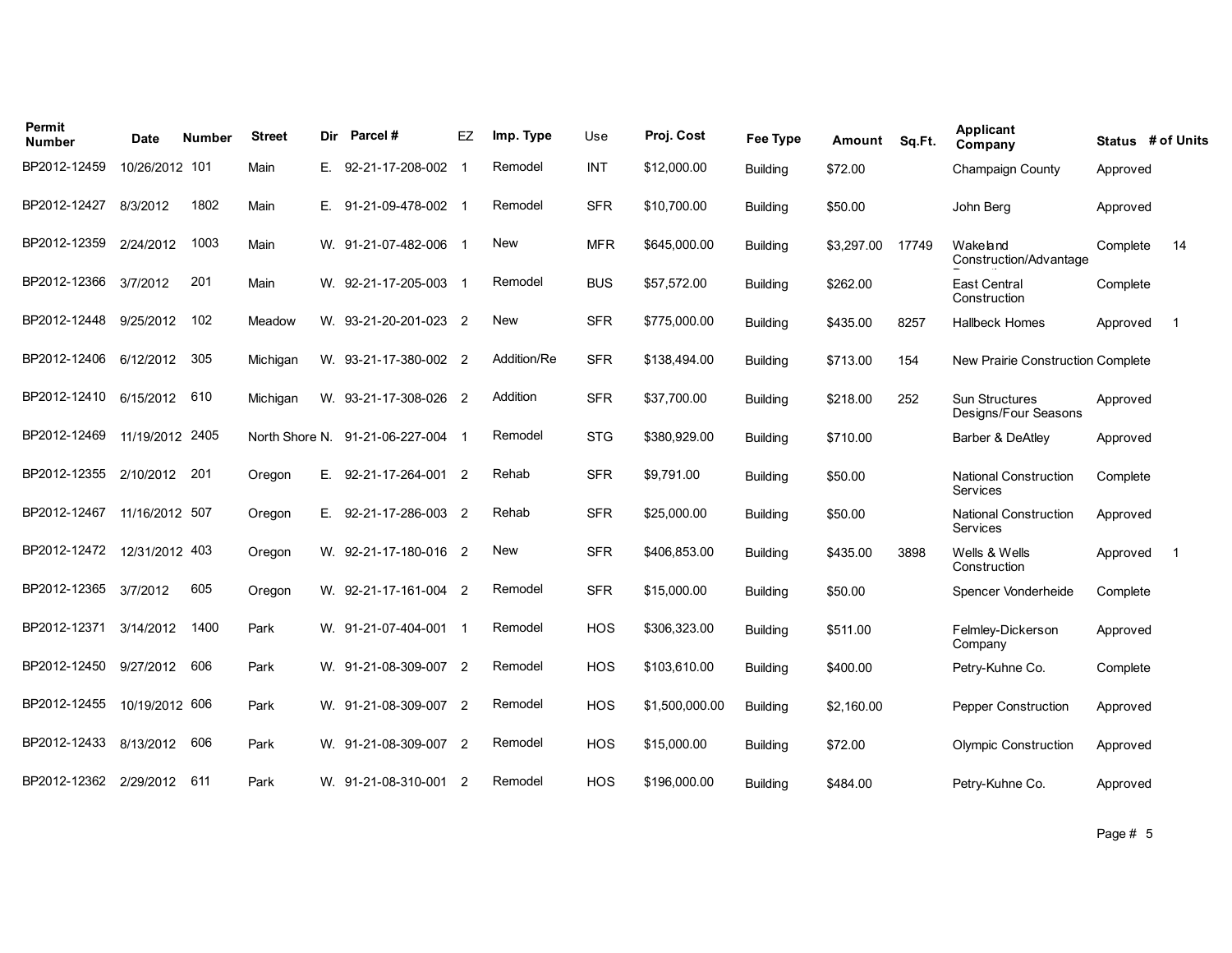| Permit Number | Date | Number | Street | Dir | Parcel # | EZ | Imp. Type | Use | Proj. Cost | Fee Type | Amount | Sq.Ft. | Applicant Company | Status | # of Units |
|---|---|---|---|---|---|---|---|---|---|---|---|---|---|---|---|
| BP2012-12459 | 10/26/2012 | 101 | Main | E. | 92-21-17-208-002 | 1 | Remodel | INT | $12,000.00 | Building | $72.00 | | Champaign County | Approved | |
| BP2012-12427 | 8/3/2012 | 1802 | Main | E. | 91-21-09-478-002 | 1 | Remodel | SFR | $10,700.00 | Building | $50.00 | | John Berg | Approved | |
| BP2012-12359 | 2/24/2012 | 1003 | Main | W. | 91-21-07-482-006 | 1 | New | MFR | $645,000.00 | Building | $3,297.00 | 17749 | Wakeland Construction/Advantage | Complete | 14 |
| BP2012-12366 | 3/7/2012 | 201 | Main | W. | 92-21-17-205-003 | 1 | Remodel | BUS | $57,572.00 | Building | $262.00 | | East Central Construction | Complete | |
| BP2012-12448 | 9/25/2012 | 102 | Meadow | W. | 93-21-20-201-023 | 2 | New | SFR | $775,000.00 | Building | $435.00 | 8257 | Hallbeck Homes | Approved | 1 |
| BP2012-12406 | 6/12/2012 | 305 | Michigan | W. | 93-21-17-380-002 | 2 | Addition/Re | SFR | $138,494.00 | Building | $713.00 | 154 | New Prairie Construction | Complete | |
| BP2012-12410 | 6/15/2012 | 610 | Michigan | W. | 93-21-17-308-026 | 2 | Addition | SFR | $37,700.00 | Building | $218.00 | 252 | Sun Structures Designs/Four Seasons | Approved | |
| BP2012-12469 | 11/19/2012 | 2405 | North Shore | N. | 91-21-06-227-004 | 1 | Remodel | STG | $380,929.00 | Building | $710.00 | | Barber & DeAtley | Approved | |
| BP2012-12355 | 2/10/2012 | 201 | Oregon | E. | 92-21-17-264-001 | 2 | Rehab | SFR | $9,791.00 | Building | $50.00 | | National Construction Services | Complete | |
| BP2012-12467 | 11/16/2012 | 507 | Oregon | E. | 92-21-17-286-003 | 2 | Rehab | SFR | $25,000.00 | Building | $50.00 | | National Construction Services | Approved | |
| BP2012-12472 | 12/31/2012 | 403 | Oregon | W. | 92-21-17-180-016 | 2 | New | SFR | $406,853.00 | Building | $435.00 | 3898 | Wells & Wells Construction | Approved | 1 |
| BP2012-12365 | 3/7/2012 | 605 | Oregon | W. | 92-21-17-161-004 | 2 | Remodel | SFR | $15,000.00 | Building | $50.00 | | Spencer Vonderheide | Complete | |
| BP2012-12371 | 3/14/2012 | 1400 | Park | W. | 91-21-07-404-001 | 1 | Remodel | HOS | $306,323.00 | Building | $511.00 | | Felmley-Dickerson Company | Approved | |
| BP2012-12450 | 9/27/2012 | 606 | Park | W. | 91-21-08-309-007 | 2 | Remodel | HOS | $103,610.00 | Building | $400.00 | | Petry-Kuhne Co. | Complete | |
| BP2012-12455 | 10/19/2012 | 606 | Park | W. | 91-21-08-309-007 | 2 | Remodel | HOS | $1,500,000.00 | Building | $2,160.00 | | Pepper Construction | Approved | |
| BP2012-12433 | 8/13/2012 | 606 | Park | W. | 91-21-08-309-007 | 2 | Remodel | HOS | $15,000.00 | Building | $72.00 | | Olympic Construction | Approved | |
| BP2012-12362 | 2/29/2012 | 611 | Park | W. | 91-21-08-310-001 | 2 | Remodel | HOS | $196,000.00 | Building | $484.00 | | Petry-Kuhne Co. | Approved | |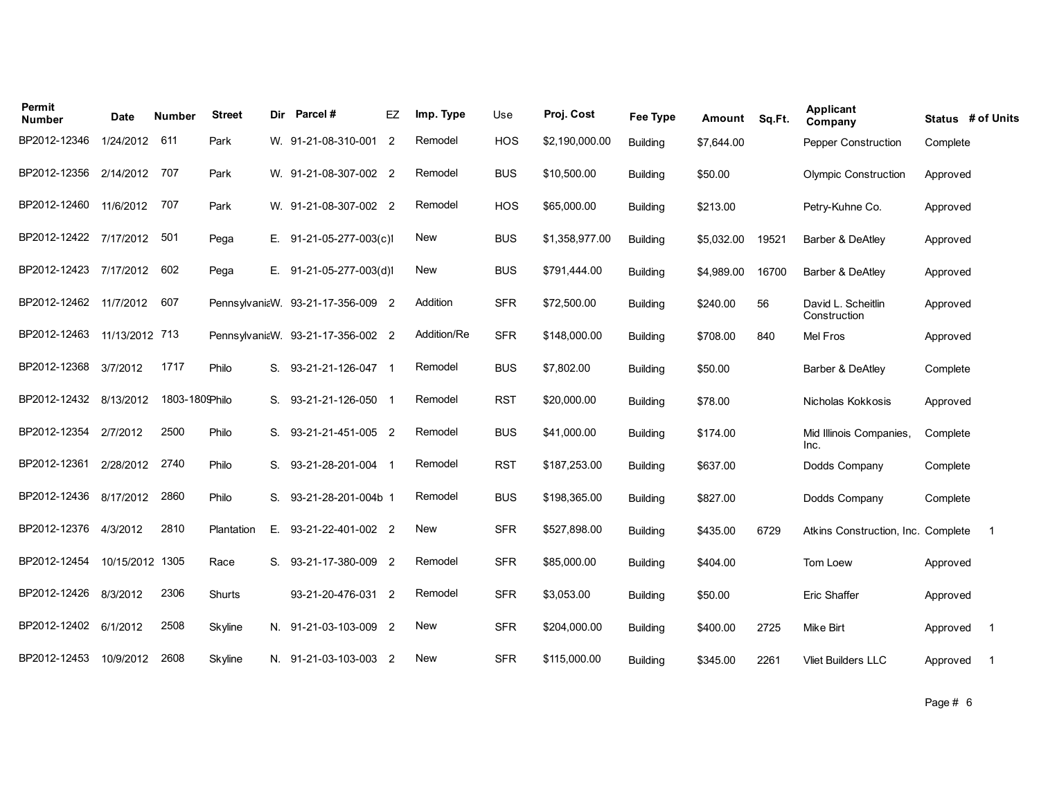| Permit Number | Date | Number | Street | Dir | Parcel # | EZ | Imp. Type | Use | Proj. Cost | Fee Type | Amount | Sq.Ft. | Applicant Company | Status | # of Units |
|---|---|---|---|---|---|---|---|---|---|---|---|---|---|---|---|
| BP2012-12346 | 1/24/2012 | 611 | Park | W. | 91-21-08-310-001 | 2 | Remodel | HOS | $2,190,000.00 | Building | $7,644.00 | | Pepper Construction | Complete | |
| BP2012-12356 | 2/14/2012 | 707 | Park | W. | 91-21-08-307-002 | 2 | Remodel | BUS | $10,500.00 | Building | $50.00 | | Olympic Construction | Approved | |
| BP2012-12460 | 11/6/2012 | 707 | Park | W. | 91-21-08-307-002 | 2 | Remodel | HOS | $65,000.00 | Building | $213.00 | | Petry-Kuhne Co. | Approved | |
| BP2012-12422 | 7/17/2012 | 501 | Pega | E. | 91-21-05-277-003(c)I | | New | BUS | $1,358,977.00 | Building | $5,032.00 | 19521 | Barber & DeAtley | Approved | |
| BP2012-12423 | 7/17/2012 | 602 | Pega | E. | 91-21-05-277-003(d)I | | New | BUS | $791,444.00 | Building | $4,989.00 | 16700 | Barber & DeAtley | Approved | |
| BP2012-12462 | 11/7/2012 | 607 | Pennsylvania | W. | 93-21-17-356-009 | 2 | Addition | SFR | $72,500.00 | Building | $240.00 | 56 | David L. Scheitlin Construction | Approved | |
| BP2012-12463 | 11/13/2012 | 713 | Pennsylvania | W. | 93-21-17-356-002 | 2 | Addition/Re | SFR | $148,000.00 | Building | $708.00 | 840 | Mel Fros | Approved | |
| BP2012-12368 | 3/7/2012 | 1717 | Philo | S. | 93-21-21-126-047 | 1 | Remodel | BUS | $7,802.00 | Building | $50.00 | | Barber & DeAtley | Complete | |
| BP2012-12432 | 8/13/2012 | 1803-1809 | Philo | S. | 93-21-21-126-050 | 1 | Remodel | RST | $20,000.00 | Building | $78.00 | | Nicholas Kokkosis | Approved | |
| BP2012-12354 | 2/7/2012 | 2500 | Philo | S. | 93-21-21-451-005 | 2 | Remodel | BUS | $41,000.00 | Building | $174.00 | | Mid Illinois Companies, Inc. | Complete | |
| BP2012-12361 | 2/28/2012 | 2740 | Philo | S. | 93-21-28-201-004 | 1 | Remodel | RST | $187,253.00 | Building | $637.00 | | Dodds Company | Complete | |
| BP2012-12436 | 8/17/2012 | 2860 | Philo | S. | 93-21-28-201-004b | 1 | Remodel | BUS | $198,365.00 | Building | $827.00 | | Dodds Company | Complete | |
| BP2012-12376 | 4/3/2012 | 2810 | Plantation | E. | 93-21-22-401-002 | 2 | New | SFR | $527,898.00 | Building | $435.00 | 6729 | Atkins Construction, Inc. | Complete | 1 |
| BP2012-12454 | 10/15/2012 | 1305 | Race | S. | 93-21-17-380-009 | 2 | Remodel | SFR | $85,000.00 | Building | $404.00 | | Tom Loew | Approved | |
| BP2012-12426 | 8/3/2012 | 2306 | Shurts | | 93-21-20-476-031 | 2 | Remodel | SFR | $3,053.00 | Building | $50.00 | | Eric Shaffer | Approved | |
| BP2012-12402 | 6/1/2012 | 2508 | Skyline | N. | 91-21-03-103-009 | 2 | New | SFR | $204,000.00 | Building | $400.00 | 2725 | Mike Birt | Approved | 1 |
| BP2012-12453 | 10/9/2012 | 2608 | Skyline | N. | 91-21-03-103-003 | 2 | New | SFR | $115,000.00 | Building | $345.00 | 2261 | Vliet Builders LLC | Approved | 1 |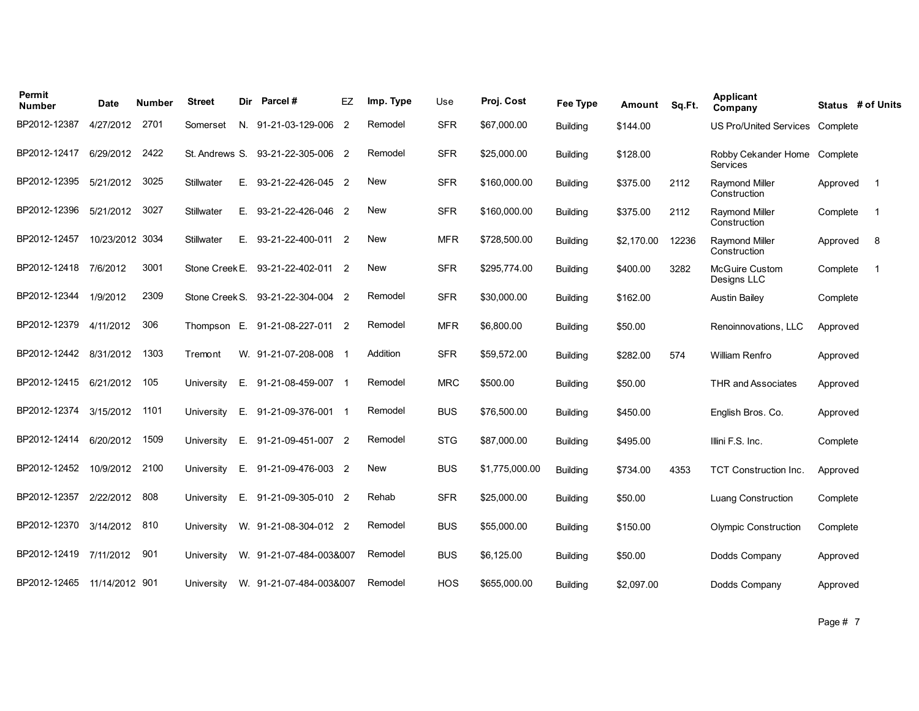| Permit Number | Date | Number | Street | Dir | Parcel # | EZ | Imp. Type | Use | Proj. Cost | Fee Type | Amount | Sq.Ft. | Applicant Company | Status | # of Units |
|---|---|---|---|---|---|---|---|---|---|---|---|---|---|---|---|
| BP2012-12387 | 4/27/2012 | 2701 | Somerset | N. | 91-21-03-129-006 | 2 | Remodel | SFR | $67,000.00 | Building | $144.00 | | US Pro/United Services | Complete | |
| BP2012-12417 | 6/29/2012 | 2422 | St. Andrews | S. | 93-21-22-305-006 | 2 | Remodel | SFR | $25,000.00 | Building | $128.00 | | Robby Cekander Home Services | Complete | |
| BP2012-12395 | 5/21/2012 | 3025 | Stillwater | E. | 93-21-22-426-045 | 2 | New | SFR | $160,000.00 | Building | $375.00 | 2112 | Raymond Miller Construction | Approved | 1 |
| BP2012-12396 | 5/21/2012 | 3027 | Stillwater | E. | 93-21-22-426-046 | 2 | New | SFR | $160,000.00 | Building | $375.00 | 2112 | Raymond Miller Construction | Complete | 1 |
| BP2012-12457 | 10/23/2012 | 3034 | Stillwater | E. | 93-21-22-400-011 | 2 | New | MFR | $728,500.00 | Building | $2,170.00 | 12236 | Raymond Miller Construction | Approved | 8 |
| BP2012-12418 | 7/6/2012 | 3001 | Stone Creek | E. | 93-21-22-402-011 | 2 | New | SFR | $295,774.00 | Building | $400.00 | 3282 | McGuire Custom Designs LLC | Complete | 1 |
| BP2012-12344 | 1/9/2012 | 2309 | Stone Creek | S. | 93-21-22-304-004 | 2 | Remodel | SFR | $30,000.00 | Building | $162.00 | | Austin Bailey | Complete | |
| BP2012-12379 | 4/11/2012 | 306 | Thompson | E. | 91-21-08-227-011 | 2 | Remodel | MFR | $6,800.00 | Building | $50.00 | | Renoinnovations, LLC | Approved | |
| BP2012-12442 | 8/31/2012 | 1303 | Tremont | W. | 91-21-07-208-008 | 1 | Addition | SFR | $59,572.00 | Building | $282.00 | 574 | William Renfro | Approved | |
| BP2012-12415 | 6/21/2012 | 105 | University | E. | 91-21-08-459-007 | 1 | Remodel | MRC | $500.00 | Building | $50.00 | | THR and Associates | Approved | |
| BP2012-12374 | 3/15/2012 | 1101 | University | E. | 91-21-09-376-001 | 1 | Remodel | BUS | $76,500.00 | Building | $450.00 | | English Bros. Co. | Approved | |
| BP2012-12414 | 6/20/2012 | 1509 | University | E. | 91-21-09-451-007 | 2 | Remodel | STG | $87,000.00 | Building | $495.00 | | Illini F.S. Inc. | Complete | |
| BP2012-12452 | 10/9/2012 | 2100 | University | E. | 91-21-09-476-003 | 2 | New | BUS | $1,775,000.00 | Building | $734.00 | 4353 | TCT Construction Inc. | Approved | |
| BP2012-12357 | 2/22/2012 | 808 | University | E. | 91-21-09-305-010 | 2 | Rehab | SFR | $25,000.00 | Building | $50.00 | | Luang Construction | Complete | |
| BP2012-12370 | 3/14/2012 | 810 | University | W. | 91-21-08-304-012 | 2 | Remodel | BUS | $55,000.00 | Building | $150.00 | | Olympic Construction | Complete | |
| BP2012-12419 | 7/11/2012 | 901 | University | W. | 91-21-07-484-003&007 | | Remodel | BUS | $6,125.00 | Building | $50.00 | | Dodds Company | Approved | |
| BP2012-12465 | 11/14/2012 | 901 | University | W. | 91-21-07-484-003&007 | | Remodel | HOS | $655,000.00 | Building | $2,097.00 | | Dodds Company | Approved | |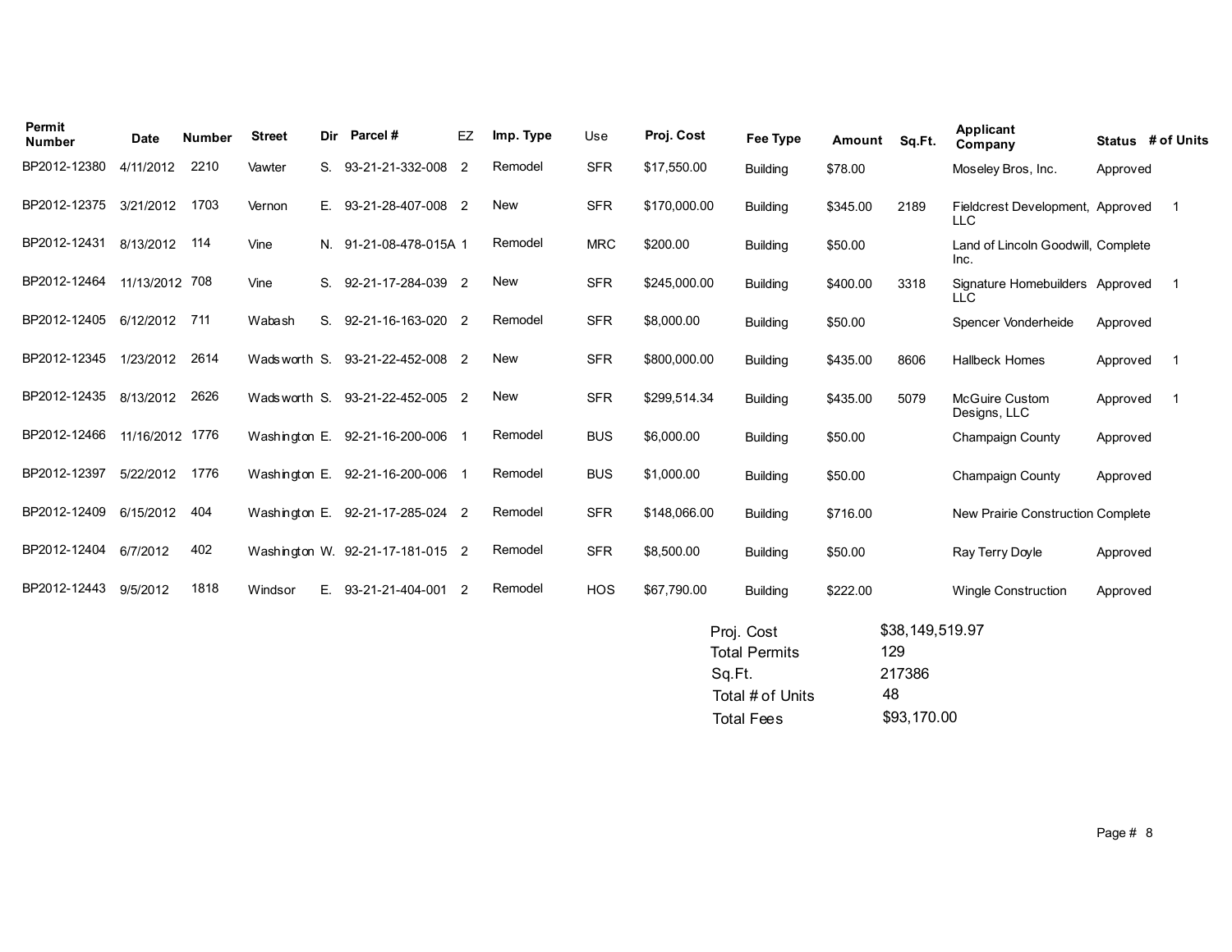| Permit Number | Date | Number | Street | Dir | Parcel # | EZ | Imp. Type | Use | Proj. Cost | Fee Type | Amount | Sq.Ft. | Applicant Company | Status | # of Units |
|---|---|---|---|---|---|---|---|---|---|---|---|---|---|---|---|
| BP2012-12380 | 4/11/2012 | 2210 | Vawter | S. | 93-21-21-332-008 | 2 | Remodel | SFR | $17,550.00 | Building | $78.00 | | Moseley Bros, Inc. | Approved | |
| BP2012-12375 | 3/21/2012 | 1703 | Vernon | E. | 93-21-28-407-008 | 2 | New | SFR | $170,000.00 | Building | $345.00 | 2189 | Fieldcrest Development, LLC | Approved | 1 |
| BP2012-12431 | 8/13/2012 | 114 | Vine | N. | 91-21-08-478-015A | 1 | Remodel | MRC | $200.00 | Building | $50.00 | | Land of Lincoln Goodwill, Inc. | Complete | |
| BP2012-12464 | 11/13/2012 | 708 | Vine | S. | 92-21-17-284-039 | 2 | New | SFR | $245,000.00 | Building | $400.00 | 3318 | Signature Homebuilders LLC | Approved | 1 |
| BP2012-12405 | 6/12/2012 | 711 | Wabash | S. | 92-21-16-163-020 | 2 | Remodel | SFR | $8,000.00 | Building | $50.00 | | Spencer Vonderheide | Approved | |
| BP2012-12345 | 1/23/2012 | 2614 | Wadsworth | S. | 93-21-22-452-008 | 2 | New | SFR | $800,000.00 | Building | $435.00 | 8606 | Hallbeck Homes | Approved | 1 |
| BP2012-12435 | 8/13/2012 | 2626 | Wadsworth | S. | 93-21-22-452-005 | 2 | New | SFR | $299,514.34 | Building | $435.00 | 5079 | McGuire Custom Designs, LLC | Approved | 1 |
| BP2012-12466 | 11/16/2012 | 1776 | Washington | E. | 92-21-16-200-006 | 1 | Remodel | BUS | $6,000.00 | Building | $50.00 | | Champaign County | Approved | |
| BP2012-12397 | 5/22/2012 | 1776 | Washington | E. | 92-21-16-200-006 | 1 | Remodel | BUS | $1,000.00 | Building | $50.00 | | Champaign County | Approved | |
| BP2012-12409 | 6/15/2012 | 404 | Washington | E. | 92-21-17-285-024 | 2 | Remodel | SFR | $148,066.00 | Building | $716.00 | | New Prairie Construction | Complete | |
| BP2012-12404 | 6/7/2012 | 402 | Washington | W. | 92-21-17-181-015 | 2 | Remodel | SFR | $8,500.00 | Building | $50.00 | | Ray Terry Doyle | Approved | |
| BP2012-12443 | 9/5/2012 | 1818 | Windsor | E. | 93-21-21-404-001 | 2 | Remodel | HOS | $67,790.00 | Building | $222.00 | | Wingle Construction | Approved | |

| | |
|---|---|
| Proj. Cost | $38,149,519.97 |
| Total Permits | 129 |
| Sq.Ft. | 217386 |
| Total # of Units | 48 |
| Total Fees | $93,170.00 |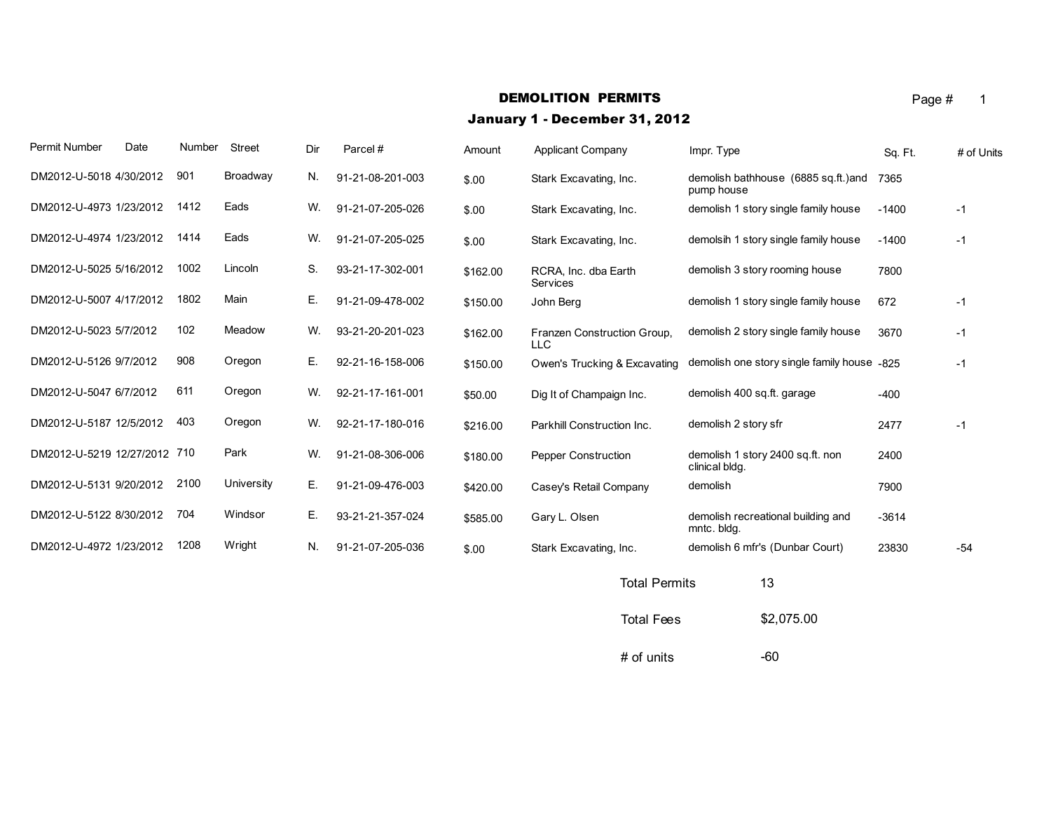# DEMOLITION PERMITS

## January 1 - December 31, 2012

| Permit Number | Date | Number | Street | Dir | Parcel # | Amount | Applicant Company | Impr. Type | Sq. Ft. | # of Units |
|---|---|---|---|---|---|---|---|---|---|---|
| DM2012-U-5018 | 4/30/2012 | 901 | Broadway | N. | 91-21-08-201-003 | $.00 | Stark Excavating, Inc. | demolish bathhouse (6885 sq.ft.)and pump house | 7365 | |
| DM2012-U-4973 | 1/23/2012 | 1412 | Eads | W. | 91-21-07-205-026 | $.00 | Stark Excavating, Inc. | demolish 1 story single family house | -1400 | -1 |
| DM2012-U-4974 | 1/23/2012 | 1414 | Eads | W. | 91-21-07-205-025 | $.00 | Stark Excavating, Inc. | demolsih 1 story single family house | -1400 | -1 |
| DM2012-U-5025 | 5/16/2012 | 1002 | Lincoln | S. | 93-21-17-302-001 | $162.00 | RCRA, Inc. dba Earth Services | demolish 3 story rooming house | 7800 | |
| DM2012-U-5007 | 4/17/2012 | 1802 | Main | E. | 91-21-09-478-002 | $150.00 | John Berg | demolish 1 story single family house | 672 | -1 |
| DM2012-U-5023 | 5/7/2012 | 102 | Meadow | W. | 93-21-20-201-023 | $162.00 | Franzen Construction Group, LLC | demolish 2 story single family house | 3670 | -1 |
| DM2012-U-5126 | 9/7/2012 | 908 | Oregon | E. | 92-21-16-158-006 | $150.00 | Owen's Trucking & Excavating | demolish one story single family house | -825 | -1 |
| DM2012-U-5047 | 6/7/2012 | 611 | Oregon | W. | 92-21-17-161-001 | $50.00 | Dig It of Champaign Inc. | demolish 400 sq.ft. garage | -400 | |
| DM2012-U-5187 | 12/5/2012 | 403 | Oregon | W. | 92-21-17-180-016 | $216.00 | Parkhill Construction Inc. | demolish 2 story sfr | 2477 | -1 |
| DM2012-U-5219 | 12/27/2012 | 710 | Park | W. | 91-21-08-306-006 | $180.00 | Pepper Construction | demolish 1 story 2400 sq.ft. non clinical bldg. | 2400 | |
| DM2012-U-5131 | 9/20/2012 | 2100 | University | E. | 91-21-09-476-003 | $420.00 | Casey's Retail Company | demolish | 7900 | |
| DM2012-U-5122 | 8/30/2012 | 704 | Windsor | E. | 93-21-21-357-024 | $585.00 | Gary L. Olsen | demolish recreational building and mntc. bldg. | -3614 | |
| DM2012-U-4972 | 1/23/2012 | 1208 | Wright | N. | 91-21-07-205-036 | $.00 | Stark Excavating, Inc. | demolish 6 mfr's (Dunbar Court) | 23830 | -54 |

| | |
|---|---|
| Total Permits | 13 |
| Total Fees | $2,075.00 |
| # of units | -60 |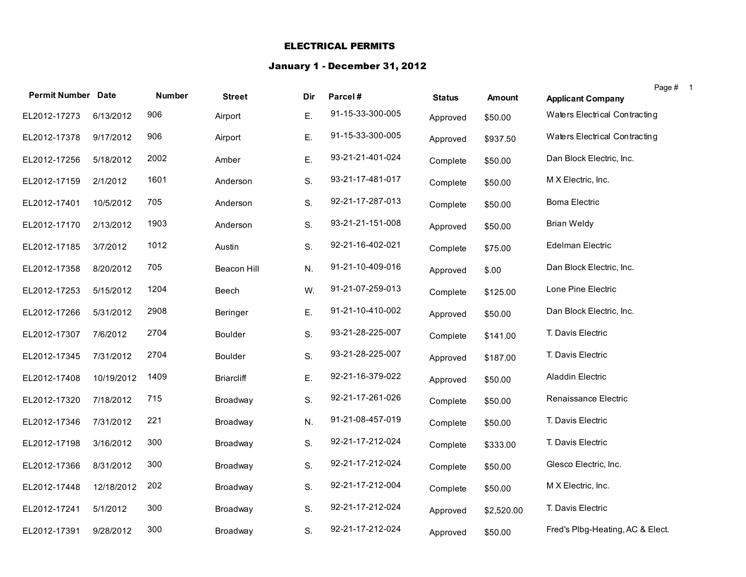# ELECTRICAL PERMITS

## January 1 - December 31, 2012

| Permit Number | Date | Number | Street | Dir | Parcel # | Status | Amount | Applicant Company |
|---|---|---|---|---|---|---|---|---|
| EL2012-17273 | 6/13/2012 | 906 | Airport | E. | 91-15-33-300-005 | Approved | $50.00 | Waters Electrical Contracting |
| EL2012-17378 | 9/17/2012 | 906 | Airport | E. | 91-15-33-300-005 | Approved | $937.50 | Waters Electrical Contracting |
| EL2012-17256 | 5/18/2012 | 2002 | Amber | E. | 93-21-21-401-024 | Complete | $50.00 | Dan Block Electric, Inc. |
| EL2012-17159 | 2/1/2012 | 1601 | Anderson | S. | 93-21-17-481-017 | Complete | $50.00 | M X Electric, Inc. |
| EL2012-17401 | 10/5/2012 | 705 | Anderson | S. | 92-21-17-287-013 | Complete | $50.00 | Boma Electric |
| EL2012-17170 | 2/13/2012 | 1903 | Anderson | S. | 93-21-21-151-008 | Approved | $50.00 | Brian Weldy |
| EL2012-17185 | 3/7/2012 | 1012 | Austin | S. | 92-21-16-402-021 | Complete | $75.00 | Edelman Electric |
| EL2012-17358 | 8/20/2012 | 705 | Beacon Hill | N. | 91-21-10-409-016 | Approved | $.00 | Dan Block Electric, Inc. |
| EL2012-17253 | 5/15/2012 | 1204 | Beech | W. | 91-21-07-259-013 | Complete | $125.00 | Lone Pine Electric |
| EL2012-17266 | 5/31/2012 | 2908 | Beringer | E. | 91-21-10-410-002 | Approved | $50.00 | Dan Block Electric, Inc. |
| EL2012-17307 | 7/6/2012 | 2704 | Boulder | S. | 93-21-28-225-007 | Complete | $141.00 | T. Davis Electric |
| EL2012-17345 | 7/31/2012 | 2704 | Boulder | S. | 93-21-28-225-007 | Approved | $187.00 | T. Davis Electric |
| EL2012-17408 | 10/19/2012 | 1409 | Briarcliff | E. | 92-21-16-379-022 | Approved | $50.00 | Aladdin Electric |
| EL2012-17320 | 7/18/2012 | 715 | Broadway | S. | 92-21-17-261-026 | Complete | $50.00 | Renaissance Electric |
| EL2012-17346 | 7/31/2012 | 221 | Broadway | N. | 91-21-08-457-019 | Complete | $50.00 | T. Davis Electric |
| EL2012-17198 | 3/16/2012 | 300 | Broadway | S. | 92-21-17-212-024 | Complete | $333.00 | T. Davis Electric |
| EL2012-17366 | 8/31/2012 | 300 | Broadway | S. | 92-21-17-212-024 | Complete | $50.00 | Glesco Electric, Inc. |
| EL2012-17448 | 12/18/2012 | 202 | Broadway | S. | 92-21-17-212-004 | Complete | $50.00 | M X Electric, Inc. |
| EL2012-17241 | 5/1/2012 | 300 | Broadway | S. | 92-21-17-212-024 | Approved | $2,520.00 | T. Davis Electric |
| EL2012-17391 | 9/28/2012 | 300 | Broadway | S. | 92-21-17-212-024 | Approved | $50.00 | Fred's Plbg-Heating, AC & Elect. |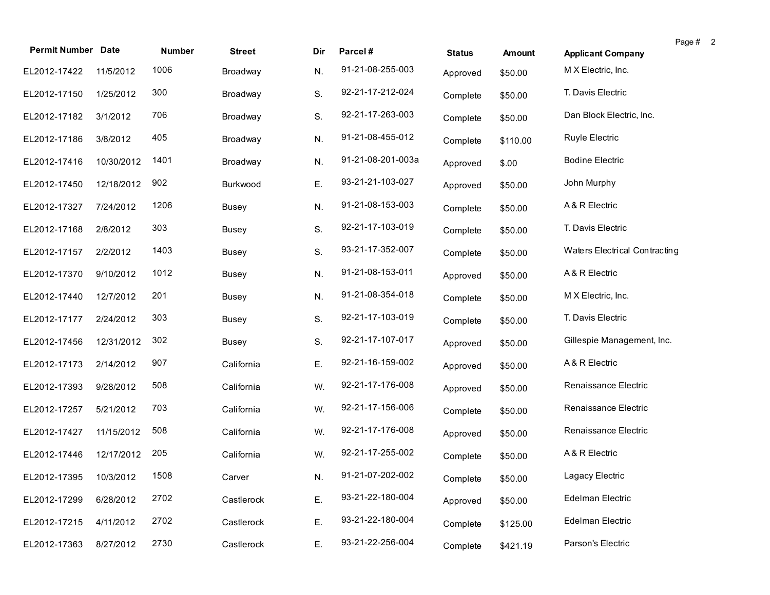| Permit Number | Date | Number | Street | Dir | Parcel # | Status | Amount | Applicant Company |
|---|---|---|---|---|---|---|---|---|
| EL2012-17422 | 11/5/2012 | 1006 | Broadway | N. | 91-21-08-255-003 | Approved | $50.00 | M X Electric, Inc. |
| EL2012-17150 | 1/25/2012 | 300 | Broadway | S. | 92-21-17-212-024 | Complete | $50.00 | T. Davis Electric |
| EL2012-17182 | 3/1/2012 | 706 | Broadway | S. | 92-21-17-263-003 | Complete | $50.00 | Dan Block Electric, Inc. |
| EL2012-17186 | 3/8/2012 | 405 | Broadway | N. | 91-21-08-455-012 | Complete | $110.00 | Ruyle Electric |
| EL2012-17416 | 10/30/2012 | 1401 | Broadway | N. | 91-21-08-201-003a | Approved | $.00 | Bodine Electric |
| EL2012-17450 | 12/18/2012 | 902 | Burkwood | E. | 93-21-21-103-027 | Approved | $50.00 | John Murphy |
| EL2012-17327 | 7/24/2012 | 1206 | Busey | N. | 91-21-08-153-003 | Complete | $50.00 | A & R Electric |
| EL2012-17168 | 2/8/2012 | 303 | Busey | S. | 92-21-17-103-019 | Complete | $50.00 | T. Davis Electric |
| EL2012-17157 | 2/2/2012 | 1403 | Busey | S. | 93-21-17-352-007 | Complete | $50.00 | Waters Electrical Contracting |
| EL2012-17370 | 9/10/2012 | 1012 | Busey | N. | 91-21-08-153-011 | Approved | $50.00 | A & R Electric |
| EL2012-17440 | 12/7/2012 | 201 | Busey | N. | 91-21-08-354-018 | Complete | $50.00 | M X Electric, Inc. |
| EL2012-17177 | 2/24/2012 | 303 | Busey | S. | 92-21-17-103-019 | Complete | $50.00 | T. Davis Electric |
| EL2012-17456 | 12/31/2012 | 302 | Busey | S. | 92-21-17-107-017 | Approved | $50.00 | Gillespie Management, Inc. |
| EL2012-17173 | 2/14/2012 | 907 | California | E. | 92-21-16-159-002 | Approved | $50.00 | A & R Electric |
| EL2012-17393 | 9/28/2012 | 508 | California | W. | 92-21-17-176-008 | Approved | $50.00 | Renaissance Electric |
| EL2012-17257 | 5/21/2012 | 703 | California | W. | 92-21-17-156-006 | Complete | $50.00 | Renaissance Electric |
| EL2012-17427 | 11/15/2012 | 508 | California | W. | 92-21-17-176-008 | Approved | $50.00 | Renaissance Electric |
| EL2012-17446 | 12/17/2012 | 205 | California | W. | 92-21-17-255-002 | Complete | $50.00 | A & R Electric |
| EL2012-17395 | 10/3/2012 | 1508 | Carver | N. | 91-21-07-202-002 | Complete | $50.00 | Lagacy Electric |
| EL2012-17299 | 6/28/2012 | 2702 | Castlerock | E. | 93-21-22-180-004 | Approved | $50.00 | Edelman Electric |
| EL2012-17215 | 4/11/2012 | 2702 | Castlerock | E. | 93-21-22-180-004 | Complete | $125.00 | Edelman Electric |
| EL2012-17363 | 8/27/2012 | 2730 | Castlerock | E. | 93-21-22-256-004 | Complete | $421.19 | Parson's Electric |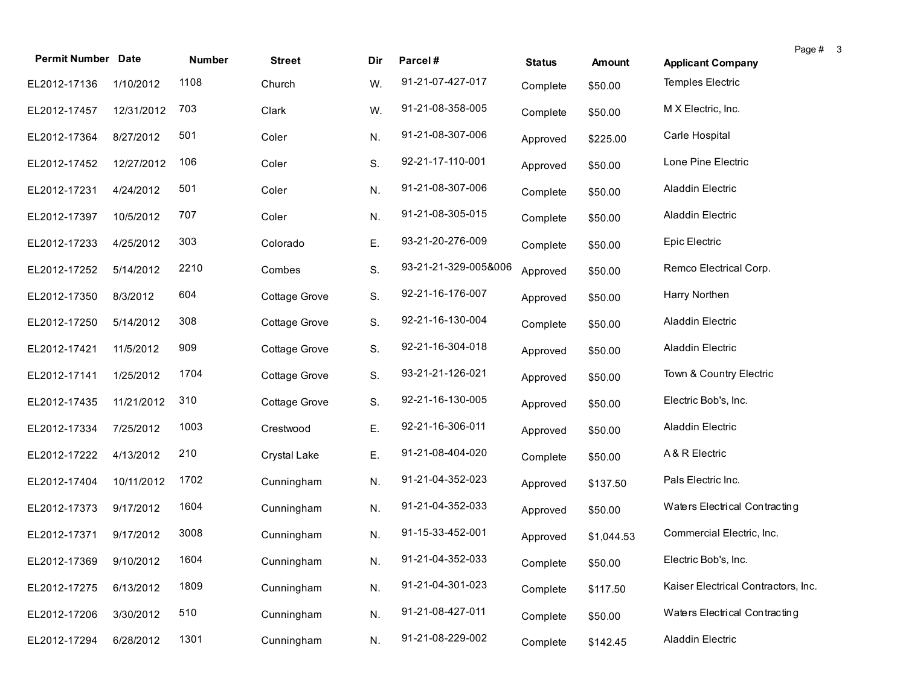| Permit Number | Date | Number | Street | Dir | Parcel # | Status | Amount | Applicant Company |
|---|---|---|---|---|---|---|---|---|
| EL2012-17136 | 1/10/2012 | 1108 | Church | W. | 91-21-07-427-017 | Complete | $50.00 | Temples Electric |
| EL2012-17457 | 12/31/2012 | 703 | Clark | W. | 91-21-08-358-005 | Complete | $50.00 | M X Electric, Inc. |
| EL2012-17364 | 8/27/2012 | 501 | Coler | N. | 91-21-08-307-006 | Approved | $225.00 | Carle Hospital |
| EL2012-17452 | 12/27/2012 | 106 | Coler | S. | 92-21-17-110-001 | Approved | $50.00 | Lone Pine Electric |
| EL2012-17231 | 4/24/2012 | 501 | Coler | N. | 91-21-08-307-006 | Complete | $50.00 | Aladdin Electric |
| EL2012-17397 | 10/5/2012 | 707 | Coler | N. | 91-21-08-305-015 | Complete | $50.00 | Aladdin Electric |
| EL2012-17233 | 4/25/2012 | 303 | Colorado | E. | 93-21-20-276-009 | Complete | $50.00 | Epic Electric |
| EL2012-17252 | 5/14/2012 | 2210 | Combes | S. | 93-21-21-329-005&006 | Approved | $50.00 | Remco Electrical Corp. |
| EL2012-17350 | 8/3/2012 | 604 | Cottage Grove | S. | 92-21-16-176-007 | Approved | $50.00 | Harry Northen |
| EL2012-17250 | 5/14/2012 | 308 | Cottage Grove | S. | 92-21-16-130-004 | Complete | $50.00 | Aladdin Electric |
| EL2012-17421 | 11/5/2012 | 909 | Cottage Grove | S. | 92-21-16-304-018 | Approved | $50.00 | Aladdin Electric |
| EL2012-17141 | 1/25/2012 | 1704 | Cottage Grove | S. | 93-21-21-126-021 | Approved | $50.00 | Town & Country Electric |
| EL2012-17435 | 11/21/2012 | 310 | Cottage Grove | S. | 92-21-16-130-005 | Approved | $50.00 | Electric Bob's, Inc. |
| EL2012-17334 | 7/25/2012 | 1003 | Crestwood | E. | 92-21-16-306-011 | Approved | $50.00 | Aladdin Electric |
| EL2012-17222 | 4/13/2012 | 210 | Crystal Lake | E. | 91-21-08-404-020 | Complete | $50.00 | A & R Electric |
| EL2012-17404 | 10/11/2012 | 1702 | Cunningham | N. | 91-21-04-352-023 | Approved | $137.50 | Pals Electric Inc. |
| EL2012-17373 | 9/17/2012 | 1604 | Cunningham | N. | 91-21-04-352-033 | Approved | $50.00 | Waters Electrical Contracting |
| EL2012-17371 | 9/17/2012 | 3008 | Cunningham | N. | 91-15-33-452-001 | Approved | $1,044.53 | Commercial Electric, Inc. |
| EL2012-17369 | 9/10/2012 | 1604 | Cunningham | N. | 91-21-04-352-033 | Complete | $50.00 | Electric Bob's, Inc. |
| EL2012-17275 | 6/13/2012 | 1809 | Cunningham | N. | 91-21-04-301-023 | Complete | $117.50 | Kaiser Electrical Contractors, Inc. |
| EL2012-17206 | 3/30/2012 | 510 | Cunningham | N. | 91-21-08-427-011 | Complete | $50.00 | Waters Electrical Contracting |
| EL2012-17294 | 6/28/2012 | 1301 | Cunningham | N. | 91-21-08-229-002 | Complete | $142.45 | Aladdin Electric |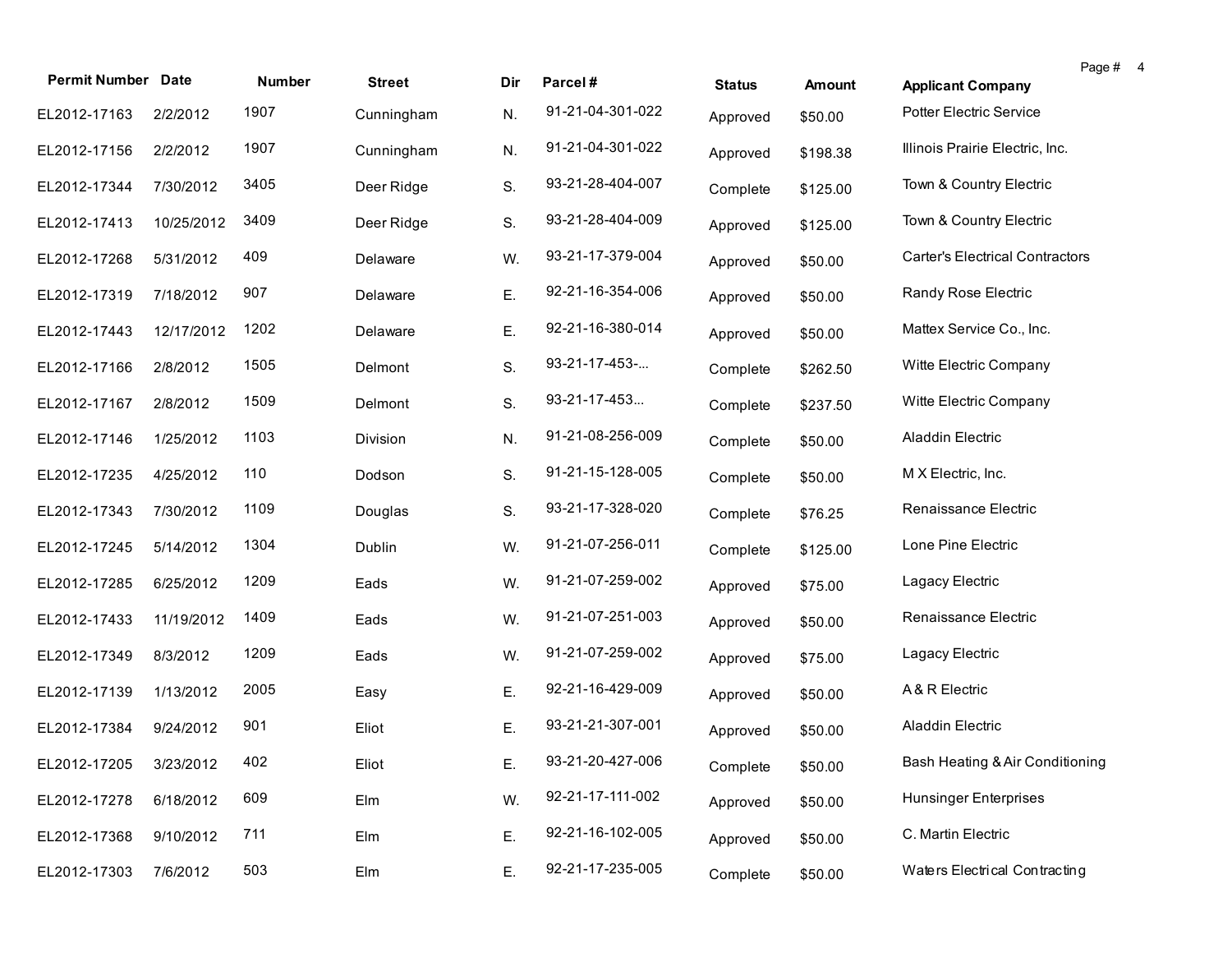| Permit Number | Date | Number | Street | Dir | Parcel # | Status | Amount | Applicant Company |
|---|---|---|---|---|---|---|---|---|
| EL2012-17163 | 2/2/2012 | 1907 | Cunningham | N. | 91-21-04-301-022 | Approved | $50.00 | Potter Electric Service |
| EL2012-17156 | 2/2/2012 | 1907 | Cunningham | N. | 91-21-04-301-022 | Approved | $198.38 | Illinois Prairie Electric, Inc. |
| EL2012-17344 | 7/30/2012 | 3405 | Deer Ridge | S. | 93-21-28-404-007 | Complete | $125.00 | Town & Country Electric |
| EL2012-17413 | 10/25/2012 | 3409 | Deer Ridge | S. | 93-21-28-404-009 | Approved | $125.00 | Town & Country Electric |
| EL2012-17268 | 5/31/2012 | 409 | Delaware | W. | 93-21-17-379-004 | Approved | $50.00 | Carter's Electrical Contractors |
| EL2012-17319 | 7/18/2012 | 907 | Delaware | E. | 92-21-16-354-006 | Approved | $50.00 | Randy Rose Electric |
| EL2012-17443 | 12/17/2012 | 1202 | Delaware | E. | 92-21-16-380-014 | Approved | $50.00 | Mattex Service Co., Inc. |
| EL2012-17166 | 2/8/2012 | 1505 | Delmont | S. | 93-21-17-453-... | Complete | $262.50 | Witte Electric Company |
| EL2012-17167 | 2/8/2012 | 1509 | Delmont | S. | 93-21-17-453... | Complete | $237.50 | Witte Electric Company |
| EL2012-17146 | 1/25/2012 | 1103 | Division | N. | 91-21-08-256-009 | Complete | $50.00 | Aladdin Electric |
| EL2012-17235 | 4/25/2012 | 110 | Dodson | S. | 91-21-15-128-005 | Complete | $50.00 | M X Electric, Inc. |
| EL2012-17343 | 7/30/2012 | 1109 | Douglas | S. | 93-21-17-328-020 | Complete | $76.25 | Renaissance Electric |
| EL2012-17245 | 5/14/2012 | 1304 | Dublin | W. | 91-21-07-256-011 | Complete | $125.00 | Lone Pine Electric |
| EL2012-17285 | 6/25/2012 | 1209 | Eads | W. | 91-21-07-259-002 | Approved | $75.00 | Lagacy Electric |
| EL2012-17433 | 11/19/2012 | 1409 | Eads | W. | 91-21-07-251-003 | Approved | $50.00 | Renaissance Electric |
| EL2012-17349 | 8/3/2012 | 1209 | Eads | W. | 91-21-07-259-002 | Approved | $75.00 | Lagacy Electric |
| EL2012-17139 | 1/13/2012 | 2005 | Easy | E. | 92-21-16-429-009 | Approved | $50.00 | A & R Electric |
| EL2012-17384 | 9/24/2012 | 901 | Eliot | E. | 93-21-21-307-001 | Approved | $50.00 | Aladdin Electric |
| EL2012-17205 | 3/23/2012 | 402 | Eliot | E. | 93-21-20-427-006 | Complete | $50.00 | Bash Heating & Air Conditioning |
| EL2012-17278 | 6/18/2012 | 609 | Elm | W. | 92-21-17-111-002 | Approved | $50.00 | Hunsinger Enterprises |
| EL2012-17368 | 9/10/2012 | 711 | Elm | E. | 92-21-16-102-005 | Approved | $50.00 | C. Martin Electric |
| EL2012-17303 | 7/6/2012 | 503 | Elm | E. | 92-21-17-235-005 | Complete | $50.00 | Waters Electrical Contracting |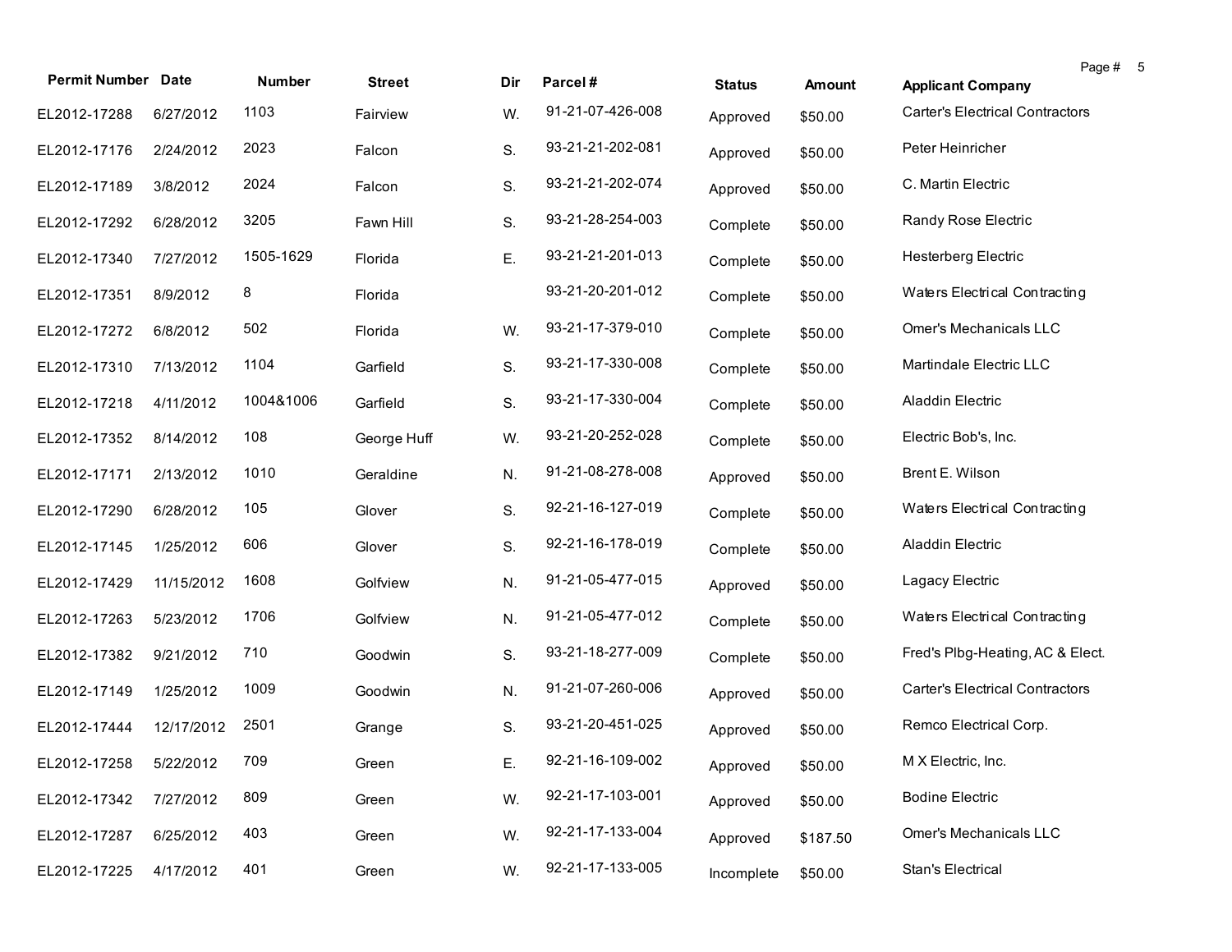| Permit Number | Date | Number | Street | Dir | Parcel # | Status | Amount | Applicant Company |
|---|---|---|---|---|---|---|---|---|
| EL2012-17288 | 6/27/2012 | 1103 | Fairview | W. | 91-21-07-426-008 | Approved | $50.00 | Carter's Electrical Contractors |
| EL2012-17176 | 2/24/2012 | 2023 | Falcon | S. | 93-21-21-202-081 | Approved | $50.00 | Peter Heinricher |
| EL2012-17189 | 3/8/2012 | 2024 | Falcon | S. | 93-21-21-202-074 | Approved | $50.00 | C. Martin Electric |
| EL2012-17292 | 6/28/2012 | 3205 | Fawn Hill | S. | 93-21-28-254-003 | Complete | $50.00 | Randy Rose Electric |
| EL2012-17340 | 7/27/2012 | 1505-1629 | Florida | E. | 93-21-21-201-013 | Complete | $50.00 | Hesterberg Electric |
| EL2012-17351 | 8/9/2012 | 8 | Florida | | 93-21-20-201-012 | Complete | $50.00 | Waters Electrical Contracting |
| EL2012-17272 | 6/8/2012 | 502 | Florida | W. | 93-21-17-379-010 | Complete | $50.00 | Omer's Mechanicals LLC |
| EL2012-17310 | 7/13/2012 | 1104 | Garfield | S. | 93-21-17-330-008 | Complete | $50.00 | Martindale Electric LLC |
| EL2012-17218 | 4/11/2012 | 1004&1006 | Garfield | S. | 93-21-17-330-004 | Complete | $50.00 | Aladdin Electric |
| EL2012-17352 | 8/14/2012 | 108 | George Huff | W. | 93-21-20-252-028 | Complete | $50.00 | Electric Bob's, Inc. |
| EL2012-17171 | 2/13/2012 | 1010 | Geraldine | N. | 91-21-08-278-008 | Approved | $50.00 | Brent E. Wilson |
| EL2012-17290 | 6/28/2012 | 105 | Glover | S. | 92-21-16-127-019 | Complete | $50.00 | Waters Electrical Contracting |
| EL2012-17145 | 1/25/2012 | 606 | Glover | S. | 92-21-16-178-019 | Complete | $50.00 | Aladdin Electric |
| EL2012-17429 | 11/15/2012 | 1608 | Golfview | N. | 91-21-05-477-015 | Approved | $50.00 | Lagacy Electric |
| EL2012-17263 | 5/23/2012 | 1706 | Golfview | N. | 91-21-05-477-012 | Complete | $50.00 | Waters Electrical Contracting |
| EL2012-17382 | 9/21/2012 | 710 | Goodwin | S. | 93-21-18-277-009 | Complete | $50.00 | Fred's Plbg-Heating, AC & Elect. |
| EL2012-17149 | 1/25/2012 | 1009 | Goodwin | N. | 91-21-07-260-006 | Approved | $50.00 | Carter's Electrical Contractors |
| EL2012-17444 | 12/17/2012 | 2501 | Grange | S. | 93-21-20-451-025 | Approved | $50.00 | Remco Electrical Corp. |
| EL2012-17258 | 5/22/2012 | 709 | Green | E. | 92-21-16-109-002 | Approved | $50.00 | M X Electric, Inc. |
| EL2012-17342 | 7/27/2012 | 809 | Green | W. | 92-21-17-103-001 | Approved | $50.00 | Bodine Electric |
| EL2012-17287 | 6/25/2012 | 403 | Green | W. | 92-21-17-133-004 | Approved | $187.50 | Omer's Mechanicals LLC |
| EL2012-17225 | 4/17/2012 | 401 | Green | W. | 92-21-17-133-005 | Incomplete | $50.00 | Stan's Electrical |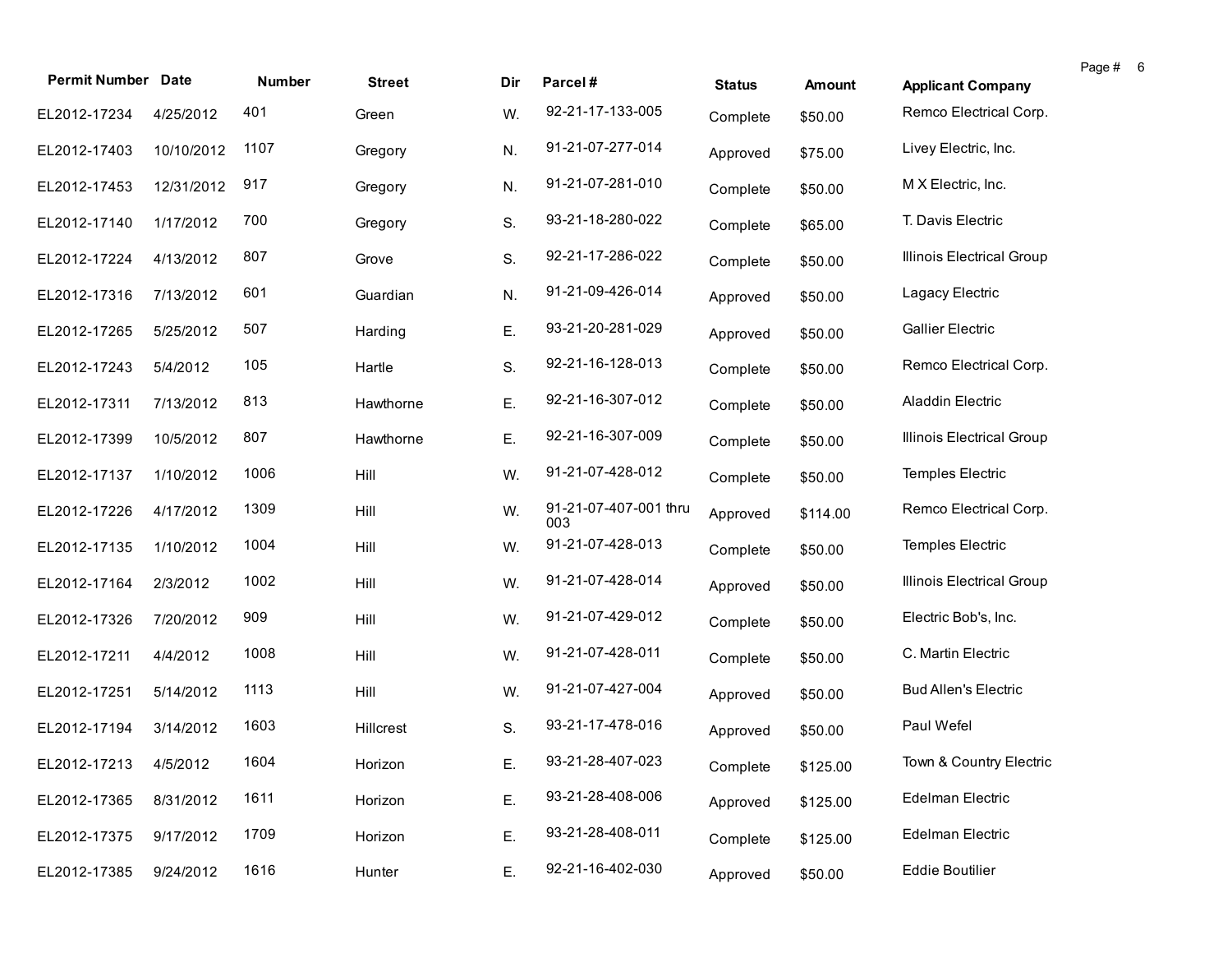| Permit Number | Date | Number | Street | Dir | Parcel # | Status | Amount | Applicant Company |
|---|---|---|---|---|---|---|---|---|
| EL2012-17234 | 4/25/2012 | 401 | Green | W. | 92-21-17-133-005 | Complete | $50.00 | Remco Electrical Corp. |
| EL2012-17403 | 10/10/2012 | 1107 | Gregory | N. | 91-21-07-277-014 | Approved | $75.00 | Livey Electric, Inc. |
| EL2012-17453 | 12/31/2012 | 917 | Gregory | N. | 91-21-07-281-010 | Complete | $50.00 | M X Electric, Inc. |
| EL2012-17140 | 1/17/2012 | 700 | Gregory | S. | 93-21-18-280-022 | Complete | $65.00 | T. Davis Electric |
| EL2012-17224 | 4/13/2012 | 807 | Grove | S. | 92-21-17-286-022 | Complete | $50.00 | Illinois Electrical Group |
| EL2012-17316 | 7/13/2012 | 601 | Guardian | N. | 91-21-09-426-014 | Approved | $50.00 | Lagacy Electric |
| EL2012-17265 | 5/25/2012 | 507 | Harding | E. | 93-21-20-281-029 | Approved | $50.00 | Gallier Electric |
| EL2012-17243 | 5/4/2012 | 105 | Hartle | S. | 92-21-16-128-013 | Complete | $50.00 | Remco Electrical Corp. |
| EL2012-17311 | 7/13/2012 | 813 | Hawthorne | E. | 92-21-16-307-012 | Complete | $50.00 | Aladdin Electric |
| EL2012-17399 | 10/5/2012 | 807 | Hawthorne | E. | 92-21-16-307-009 | Complete | $50.00 | Illinois Electrical Group |
| EL2012-17137 | 1/10/2012 | 1006 | Hill | W. | 91-21-07-428-012 | Complete | $50.00 | Temples Electric |
| EL2012-17226 | 4/17/2012 | 1309 | Hill | W. | 91-21-07-407-001 thru 003 | Approved | $114.00 | Remco Electrical Corp. |
| EL2012-17135 | 1/10/2012 | 1004 | Hill | W. | 91-21-07-428-013 | Complete | $50.00 | Temples Electric |
| EL2012-17164 | 2/3/2012 | 1002 | Hill | W. | 91-21-07-428-014 | Approved | $50.00 | Illinois Electrical Group |
| EL2012-17326 | 7/20/2012 | 909 | Hill | W. | 91-21-07-429-012 | Complete | $50.00 | Electric Bob's, Inc. |
| EL2012-17211 | 4/4/2012 | 1008 | Hill | W. | 91-21-07-428-011 | Complete | $50.00 | C. Martin Electric |
| EL2012-17251 | 5/14/2012 | 1113 | Hill | W. | 91-21-07-427-004 | Approved | $50.00 | Bud Allen's Electric |
| EL2012-17194 | 3/14/2012 | 1603 | Hillcrest | S. | 93-21-17-478-016 | Approved | $50.00 | Paul Wefel |
| EL2012-17213 | 4/5/2012 | 1604 | Horizon | E. | 93-21-28-407-023 | Complete | $125.00 | Town & Country Electric |
| EL2012-17365 | 8/31/2012 | 1611 | Horizon | E. | 93-21-28-408-006 | Approved | $125.00 | Edelman Electric |
| EL2012-17375 | 9/17/2012 | 1709 | Horizon | E. | 93-21-28-408-011 | Complete | $125.00 | Edelman Electric |
| EL2012-17385 | 9/24/2012 | 1616 | Hunter | E. | 92-21-16-402-030 | Approved | $50.00 | Eddie Boutilier |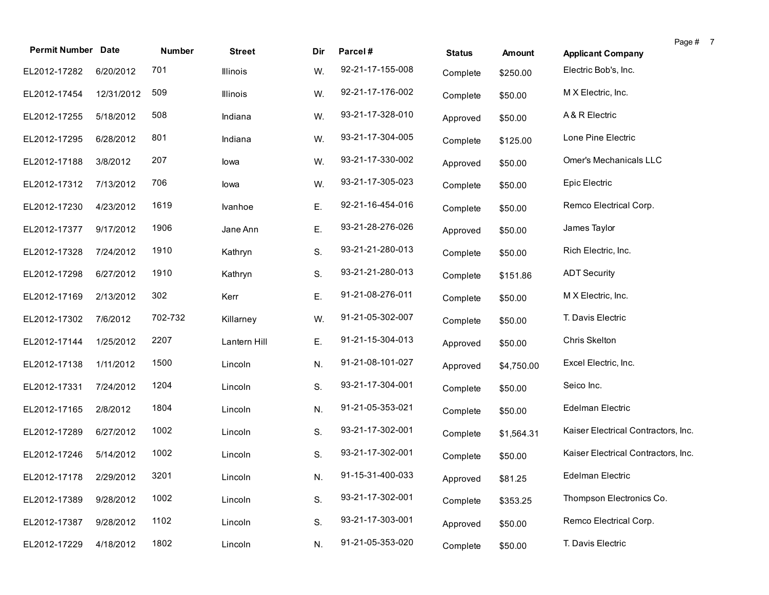| Permit Number | Date | Number | Street | Dir | Parcel # | Status | Amount | Applicant Company |
|---|---|---|---|---|---|---|---|---|
| EL2012-17282 | 6/20/2012 | 701 | Illinois | W. | 92-21-17-155-008 | Complete | $250.00 | Electric Bob's, Inc. |
| EL2012-17454 | 12/31/2012 | 509 | Illinois | W. | 92-21-17-176-002 | Complete | $50.00 | M X Electric, Inc. |
| EL2012-17255 | 5/18/2012 | 508 | Indiana | W. | 93-21-17-328-010 | Approved | $50.00 | A & R Electric |
| EL2012-17295 | 6/28/2012 | 801 | Indiana | W. | 93-21-17-304-005 | Complete | $125.00 | Lone Pine Electric |
| EL2012-17188 | 3/8/2012 | 207 | Iowa | W. | 93-21-17-330-002 | Approved | $50.00 | Omer's Mechanicals LLC |
| EL2012-17312 | 7/13/2012 | 706 | Iowa | W. | 93-21-17-305-023 | Complete | $50.00 | Epic Electric |
| EL2012-17230 | 4/23/2012 | 1619 | Ivanhoe | E. | 92-21-16-454-016 | Complete | $50.00 | Remco Electrical Corp. |
| EL2012-17377 | 9/17/2012 | 1906 | Jane Ann | E. | 93-21-28-276-026 | Approved | $50.00 | James Taylor |
| EL2012-17328 | 7/24/2012 | 1910 | Kathryn | S. | 93-21-21-280-013 | Complete | $50.00 | Rich Electric, Inc. |
| EL2012-17298 | 6/27/2012 | 1910 | Kathryn | S. | 93-21-21-280-013 | Complete | $151.86 | ADT Security |
| EL2012-17169 | 2/13/2012 | 302 | Kerr | E. | 91-21-08-276-011 | Complete | $50.00 | M X Electric, Inc. |
| EL2012-17302 | 7/6/2012 | 702-732 | Killarney | W. | 91-21-05-302-007 | Complete | $50.00 | T. Davis Electric |
| EL2012-17144 | 1/25/2012 | 2207 | Lantern Hill | E. | 91-21-15-304-013 | Approved | $50.00 | Chris Skelton |
| EL2012-17138 | 1/11/2012 | 1500 | Lincoln | N. | 91-21-08-101-027 | Approved | $4,750.00 | Excel Electric, Inc. |
| EL2012-17331 | 7/24/2012 | 1204 | Lincoln | S. | 93-21-17-304-001 | Complete | $50.00 | Seico Inc. |
| EL2012-17165 | 2/8/2012 | 1804 | Lincoln | N. | 91-21-05-353-021 | Complete | $50.00 | Edelman Electric |
| EL2012-17289 | 6/27/2012 | 1002 | Lincoln | S. | 93-21-17-302-001 | Complete | $1,564.31 | Kaiser Electrical Contractors, Inc. |
| EL2012-17246 | 5/14/2012 | 1002 | Lincoln | S. | 93-21-17-302-001 | Complete | $50.00 | Kaiser Electrical Contractors, Inc. |
| EL2012-17178 | 2/29/2012 | 3201 | Lincoln | N. | 91-15-31-400-033 | Approved | $81.25 | Edelman Electric |
| EL2012-17389 | 9/28/2012 | 1002 | Lincoln | S. | 93-21-17-302-001 | Complete | $353.25 | Thompson Electronics Co. |
| EL2012-17387 | 9/28/2012 | 1102 | Lincoln | S. | 93-21-17-303-001 | Approved | $50.00 | Remco Electrical Corp. |
| EL2012-17229 | 4/18/2012 | 1802 | Lincoln | N. | 91-21-05-353-020 | Complete | $50.00 | T. Davis Electric |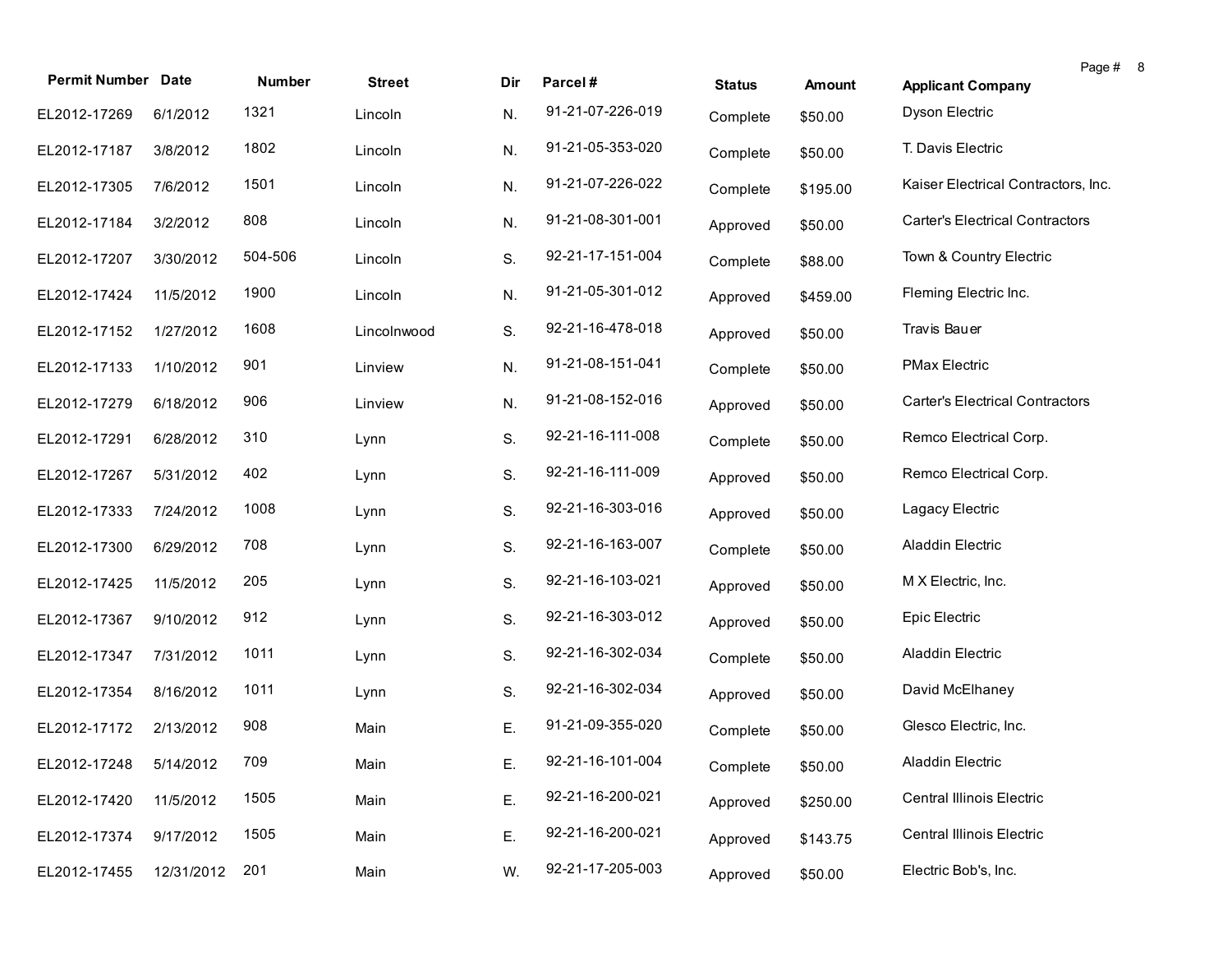| Permit Number | Date | Number | Street | Dir | Parcel # | Status | Amount | Applicant Company |
|---|---|---|---|---|---|---|---|---|
| EL2012-17269 | 6/1/2012 | 1321 | Lincoln | N. | 91-21-07-226-019 | Complete | $50.00 | Dyson Electric |
| EL2012-17187 | 3/8/2012 | 1802 | Lincoln | N. | 91-21-05-353-020 | Complete | $50.00 | T. Davis Electric |
| EL2012-17305 | 7/6/2012 | 1501 | Lincoln | N. | 91-21-07-226-022 | Complete | $195.00 | Kaiser Electrical Contractors, Inc. |
| EL2012-17184 | 3/2/2012 | 808 | Lincoln | N. | 91-21-08-301-001 | Approved | $50.00 | Carter's Electrical Contractors |
| EL2012-17207 | 3/30/2012 | 504-506 | Lincoln | S. | 92-21-17-151-004 | Complete | $88.00 | Town & Country Electric |
| EL2012-17424 | 11/5/2012 | 1900 | Lincoln | N. | 91-21-05-301-012 | Approved | $459.00 | Fleming Electric Inc. |
| EL2012-17152 | 1/27/2012 | 1608 | Lincolnwood | S. | 92-21-16-478-018 | Approved | $50.00 | Travis Bauer |
| EL2012-17133 | 1/10/2012 | 901 | Linview | N. | 91-21-08-151-041 | Complete | $50.00 | PMax Electric |
| EL2012-17279 | 6/18/2012 | 906 | Linview | N. | 91-21-08-152-016 | Approved | $50.00 | Carter's Electrical Contractors |
| EL2012-17291 | 6/28/2012 | 310 | Lynn | S. | 92-21-16-111-008 | Complete | $50.00 | Remco Electrical Corp. |
| EL2012-17267 | 5/31/2012 | 402 | Lynn | S. | 92-21-16-111-009 | Approved | $50.00 | Remco Electrical Corp. |
| EL2012-17333 | 7/24/2012 | 1008 | Lynn | S. | 92-21-16-303-016 | Approved | $50.00 | Lagacy Electric |
| EL2012-17300 | 6/29/2012 | 708 | Lynn | S. | 92-21-16-163-007 | Complete | $50.00 | Aladdin Electric |
| EL2012-17425 | 11/5/2012 | 205 | Lynn | S. | 92-21-16-103-021 | Approved | $50.00 | M X Electric, Inc. |
| EL2012-17367 | 9/10/2012 | 912 | Lynn | S. | 92-21-16-303-012 | Approved | $50.00 | Epic Electric |
| EL2012-17347 | 7/31/2012 | 1011 | Lynn | S. | 92-21-16-302-034 | Complete | $50.00 | Aladdin Electric |
| EL2012-17354 | 8/16/2012 | 1011 | Lynn | S. | 92-21-16-302-034 | Approved | $50.00 | David McElhaney |
| EL2012-17172 | 2/13/2012 | 908 | Main | E. | 91-21-09-355-020 | Complete | $50.00 | Glesco Electric, Inc. |
| EL2012-17248 | 5/14/2012 | 709 | Main | E. | 92-21-16-101-004 | Complete | $50.00 | Aladdin Electric |
| EL2012-17420 | 11/5/2012 | 1505 | Main | E. | 92-21-16-200-021 | Approved | $250.00 | Central Illinois Electric |
| EL2012-17374 | 9/17/2012 | 1505 | Main | E. | 92-21-16-200-021 | Approved | $143.75 | Central Illinois Electric |
| EL2012-17455 | 12/31/2012 | 201 | Main | W. | 92-21-17-205-003 | Approved | $50.00 | Electric Bob's, Inc. |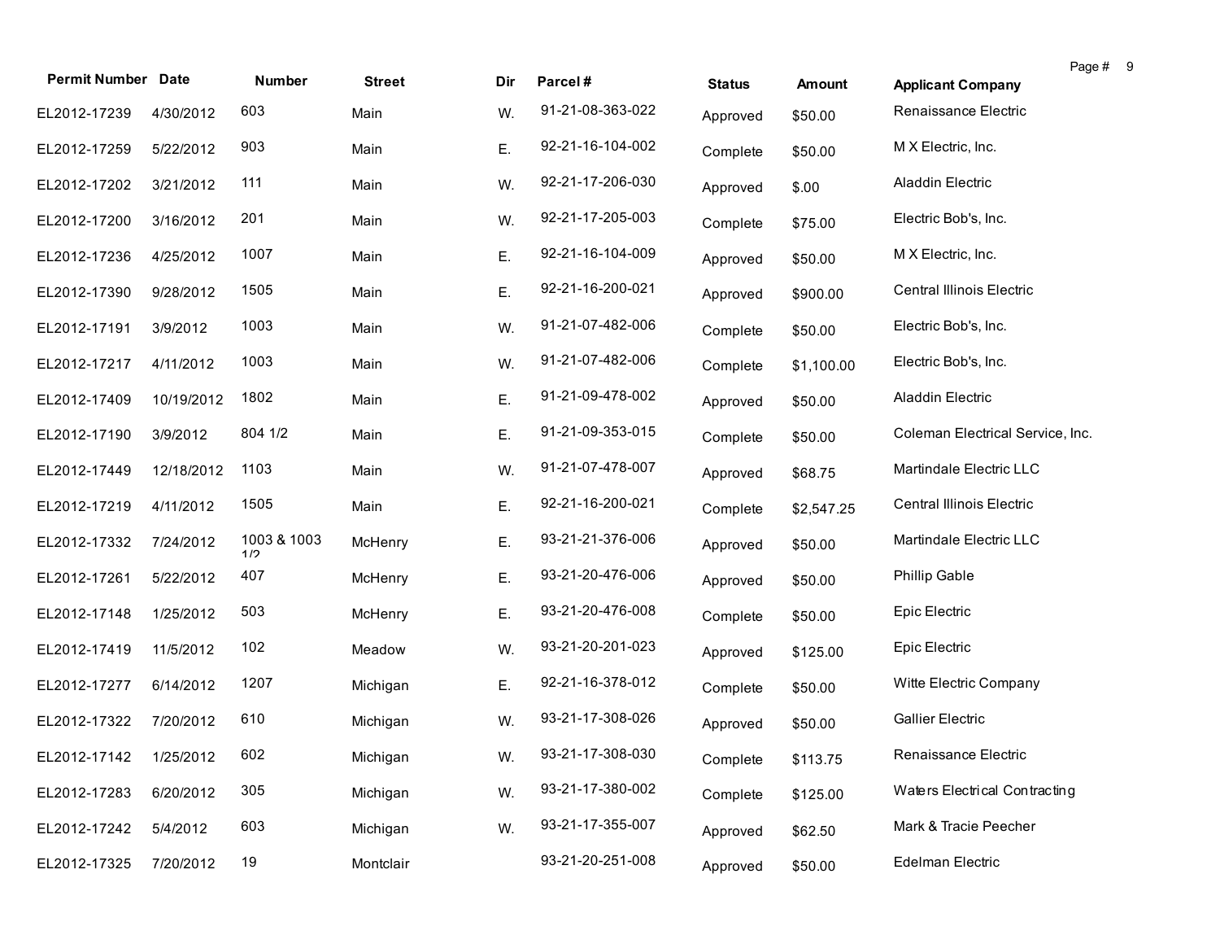| Permit Number | Date | Number | Street | Dir | Parcel # | Status | Amount | Applicant Company |
|---|---|---|---|---|---|---|---|---|
| EL2012-17239 | 4/30/2012 | 603 | Main | W. | 91-21-08-363-022 | Approved | $50.00 | Renaissance Electric |
| EL2012-17259 | 5/22/2012 | 903 | Main | E. | 92-21-16-104-002 | Complete | $50.00 | M X Electric, Inc. |
| EL2012-17202 | 3/21/2012 | 111 | Main | W. | 92-21-17-206-030 | Approved | $.00 | Aladdin Electric |
| EL2012-17200 | 3/16/2012 | 201 | Main | W. | 92-21-17-205-003 | Complete | $75.00 | Electric Bob's, Inc. |
| EL2012-17236 | 4/25/2012 | 1007 | Main | E. | 92-21-16-104-009 | Approved | $50.00 | M X Electric, Inc. |
| EL2012-17390 | 9/28/2012 | 1505 | Main | E. | 92-21-16-200-021 | Approved | $900.00 | Central Illinois Electric |
| EL2012-17191 | 3/9/2012 | 1003 | Main | W. | 91-21-07-482-006 | Complete | $50.00 | Electric Bob's, Inc. |
| EL2012-17217 | 4/11/2012 | 1003 | Main | W. | 91-21-07-482-006 | Complete | $1,100.00 | Electric Bob's, Inc. |
| EL2012-17409 | 10/19/2012 | 1802 | Main | E. | 91-21-09-478-002 | Approved | $50.00 | Aladdin Electric |
| EL2012-17190 | 3/9/2012 | 804 1/2 | Main | E. | 91-21-09-353-015 | Complete | $50.00 | Coleman Electrical Service, Inc. |
| EL2012-17449 | 12/18/2012 | 1103 | Main | W. | 91-21-07-478-007 | Approved | $68.75 | Martindale Electric LLC |
| EL2012-17219 | 4/11/2012 | 1505 | Main | E. | 92-21-16-200-021 | Complete | $2,547.25 | Central Illinois Electric |
| EL2012-17332 | 7/24/2012 | 1003 & 1003 1/2 | McHenry | E. | 93-21-21-376-006 | Approved | $50.00 | Martindale Electric LLC |
| EL2012-17261 | 5/22/2012 | 407 | McHenry | E. | 93-21-20-476-006 | Approved | $50.00 | Phillip Gable |
| EL2012-17148 | 1/25/2012 | 503 | McHenry | E. | 93-21-20-476-008 | Complete | $50.00 | Epic Electric |
| EL2012-17419 | 11/5/2012 | 102 | Meadow | W. | 93-21-20-201-023 | Approved | $125.00 | Epic Electric |
| EL2012-17277 | 6/14/2012 | 1207 | Michigan | E. | 92-21-16-378-012 | Complete | $50.00 | Witte Electric Company |
| EL2012-17322 | 7/20/2012 | 610 | Michigan | W. | 93-21-17-308-026 | Approved | $50.00 | Gallier Electric |
| EL2012-17142 | 1/25/2012 | 602 | Michigan | W. | 93-21-17-308-030 | Complete | $113.75 | Renaissance Electric |
| EL2012-17283 | 6/20/2012 | 305 | Michigan | W. | 93-21-17-380-002 | Complete | $125.00 | Waters Electrical Contracting |
| EL2012-17242 | 5/4/2012 | 603 | Michigan | W. | 93-21-17-355-007 | Approved | $62.50 | Mark & Tracie Peecher |
| EL2012-17325 | 7/20/2012 | 19 | Montclair | | 93-21-20-251-008 | Approved | $50.00 | Edelman Electric |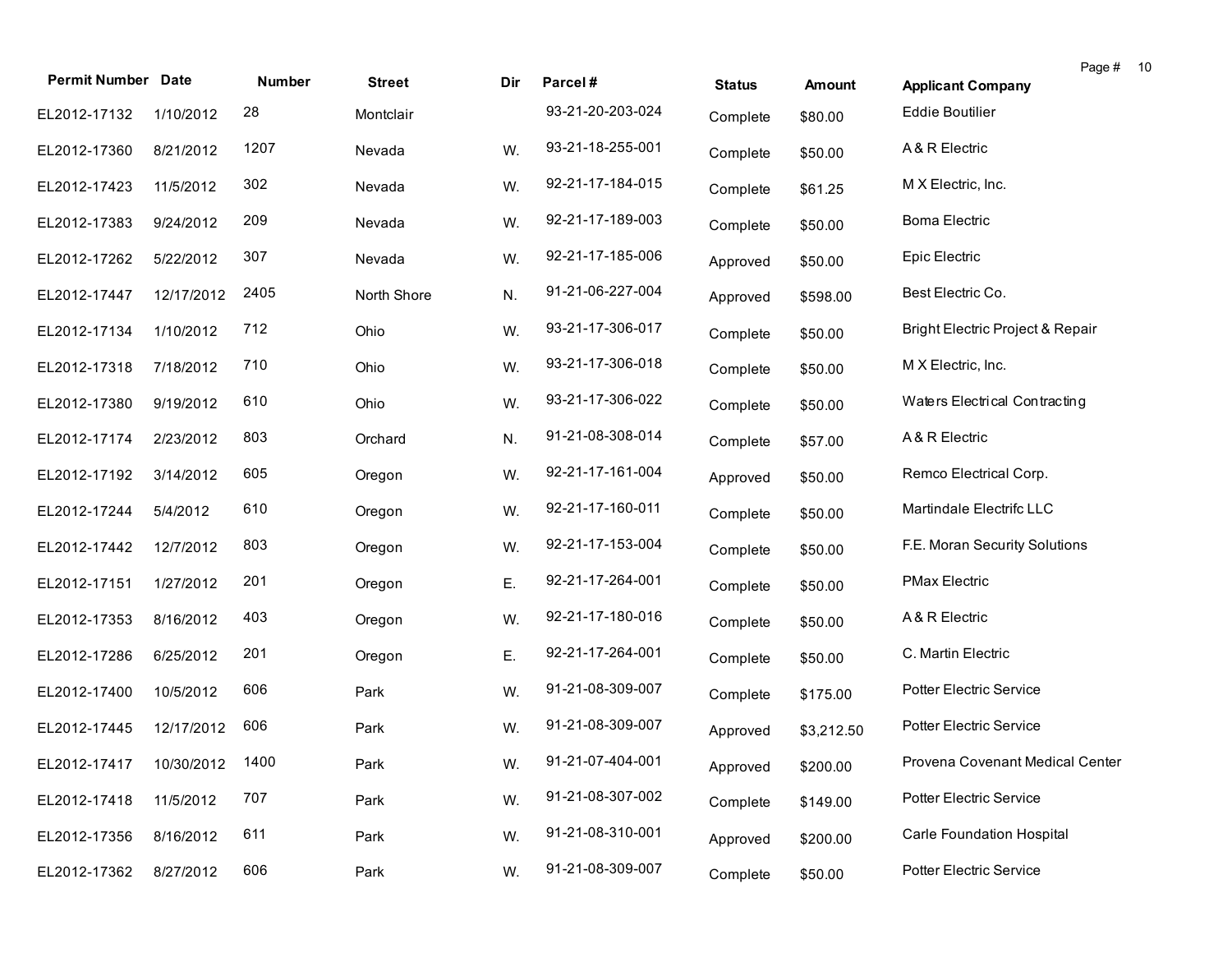| Permit Number | Date | Number | Street | Dir | Parcel # | Status | Amount | Applicant Company |
|---|---|---|---|---|---|---|---|---|
| EL2012-17132 | 1/10/2012 | 28 | Montclair | | 93-21-20-203-024 | Complete | $80.00 | Eddie Boutilier |
| EL2012-17360 | 8/21/2012 | 1207 | Nevada | W. | 93-21-18-255-001 | Complete | $50.00 | A & R Electric |
| EL2012-17423 | 11/5/2012 | 302 | Nevada | W. | 92-21-17-184-015 | Complete | $61.25 | M X Electric, Inc. |
| EL2012-17383 | 9/24/2012 | 209 | Nevada | W. | 92-21-17-189-003 | Complete | $50.00 | Boma Electric |
| EL2012-17262 | 5/22/2012 | 307 | Nevada | W. | 92-21-17-185-006 | Approved | $50.00 | Epic Electric |
| EL2012-17447 | 12/17/2012 | 2405 | North Shore | N. | 91-21-06-227-004 | Approved | $598.00 | Best Electric Co. |
| EL2012-17134 | 1/10/2012 | 712 | Ohio | W. | 93-21-17-306-017 | Complete | $50.00 | Bright Electric Project & Repair |
| EL2012-17318 | 7/18/2012 | 710 | Ohio | W. | 93-21-17-306-018 | Complete | $50.00 | M X Electric, Inc. |
| EL2012-17380 | 9/19/2012 | 610 | Ohio | W. | 93-21-17-306-022 | Complete | $50.00 | Waters Electrical Contracting |
| EL2012-17174 | 2/23/2012 | 803 | Orchard | N. | 91-21-08-308-014 | Complete | $57.00 | A & R Electric |
| EL2012-17192 | 3/14/2012 | 605 | Oregon | W. | 92-21-17-161-004 | Approved | $50.00 | Remco Electrical Corp. |
| EL2012-17244 | 5/4/2012 | 610 | Oregon | W. | 92-21-17-160-011 | Complete | $50.00 | Martindale Electrifc LLC |
| EL2012-17442 | 12/7/2012 | 803 | Oregon | W. | 92-21-17-153-004 | Complete | $50.00 | F.E. Moran Security Solutions |
| EL2012-17151 | 1/27/2012 | 201 | Oregon | E. | 92-21-17-264-001 | Complete | $50.00 | PMax Electric |
| EL2012-17353 | 8/16/2012 | 403 | Oregon | W. | 92-21-17-180-016 | Complete | $50.00 | A & R Electric |
| EL2012-17286 | 6/25/2012 | 201 | Oregon | E. | 92-21-17-264-001 | Complete | $50.00 | C. Martin Electric |
| EL2012-17400 | 10/5/2012 | 606 | Park | W. | 91-21-08-309-007 | Complete | $175.00 | Potter Electric Service |
| EL2012-17445 | 12/17/2012 | 606 | Park | W. | 91-21-08-309-007 | Approved | $3,212.50 | Potter Electric Service |
| EL2012-17417 | 10/30/2012 | 1400 | Park | W. | 91-21-07-404-001 | Approved | $200.00 | Provena Covenant Medical Center |
| EL2012-17418 | 11/5/2012 | 707 | Park | W. | 91-21-08-307-002 | Complete | $149.00 | Potter Electric Service |
| EL2012-17356 | 8/16/2012 | 611 | Park | W. | 91-21-08-310-001 | Approved | $200.00 | Carle Foundation Hospital |
| EL2012-17362 | 8/27/2012 | 606 | Park | W. | 91-21-08-309-007 | Complete | $50.00 | Potter Electric Service |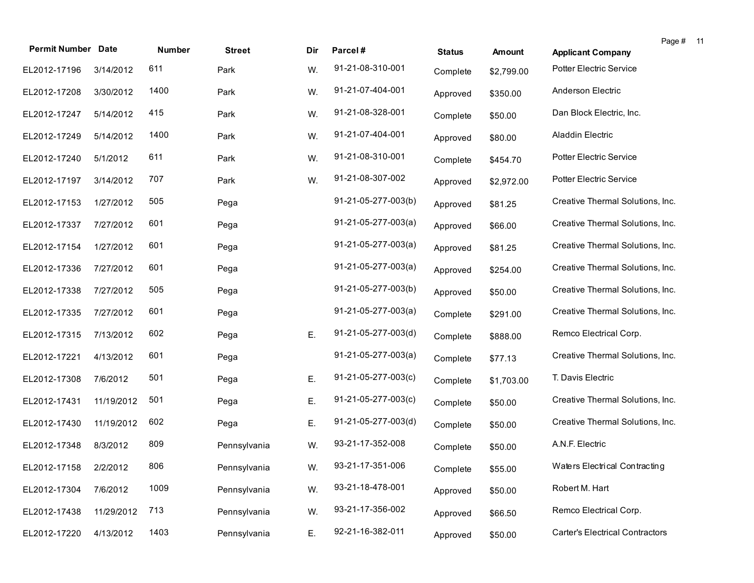| Permit Number | Date | Number | Street | Dir | Parcel # | Status | Amount | Applicant Company |
|---|---|---|---|---|---|---|---|---|
| EL2012-17196 | 3/14/2012 | 611 | Park | W. | 91-21-08-310-001 | Complete | $2,799.00 | Potter Electric Service |
| EL2012-17208 | 3/30/2012 | 1400 | Park | W. | 91-21-07-404-001 | Approved | $350.00 | Anderson Electric |
| EL2012-17247 | 5/14/2012 | 415 | Park | W. | 91-21-08-328-001 | Complete | $50.00 | Dan Block Electric, Inc. |
| EL2012-17249 | 5/14/2012 | 1400 | Park | W. | 91-21-07-404-001 | Approved | $80.00 | Aladdin Electric |
| EL2012-17240 | 5/1/2012 | 611 | Park | W. | 91-21-08-310-001 | Complete | $454.70 | Potter Electric Service |
| EL2012-17197 | 3/14/2012 | 707 | Park | W. | 91-21-08-307-002 | Approved | $2,972.00 | Potter Electric Service |
| EL2012-17153 | 1/27/2012 | 505 | Pega | | 91-21-05-277-003(b) | Approved | $81.25 | Creative Thermal Solutions, Inc. |
| EL2012-17337 | 7/27/2012 | 601 | Pega | | 91-21-05-277-003(a) | Approved | $66.00 | Creative Thermal Solutions, Inc. |
| EL2012-17154 | 1/27/2012 | 601 | Pega | | 91-21-05-277-003(a) | Approved | $81.25 | Creative Thermal Solutions, Inc. |
| EL2012-17336 | 7/27/2012 | 601 | Pega | | 91-21-05-277-003(a) | Approved | $254.00 | Creative Thermal Solutions, Inc. |
| EL2012-17338 | 7/27/2012 | 505 | Pega | | 91-21-05-277-003(b) | Approved | $50.00 | Creative Thermal Solutions, Inc. |
| EL2012-17335 | 7/27/2012 | 601 | Pega | | 91-21-05-277-003(a) | Complete | $291.00 | Creative Thermal Solutions, Inc. |
| EL2012-17315 | 7/13/2012 | 602 | Pega | E. | 91-21-05-277-003(d) | Complete | $888.00 | Remco Electrical Corp. |
| EL2012-17221 | 4/13/2012 | 601 | Pega | | 91-21-05-277-003(a) | Complete | $77.13 | Creative Thermal Solutions, Inc. |
| EL2012-17308 | 7/6/2012 | 501 | Pega | E. | 91-21-05-277-003(c) | Complete | $1,703.00 | T. Davis Electric |
| EL2012-17431 | 11/19/2012 | 501 | Pega | E. | 91-21-05-277-003(c) | Complete | $50.00 | Creative Thermal Solutions, Inc. |
| EL2012-17430 | 11/19/2012 | 602 | Pega | E. | 91-21-05-277-003(d) | Complete | $50.00 | Creative Thermal Solutions, Inc. |
| EL2012-17348 | 8/3/2012 | 809 | Pennsylvania | W. | 93-21-17-352-008 | Complete | $50.00 | A.N.F. Electric |
| EL2012-17158 | 2/2/2012 | 806 | Pennsylvania | W. | 93-21-17-351-006 | Complete | $55.00 | Waters Electrical Contracting |
| EL2012-17304 | 7/6/2012 | 1009 | Pennsylvania | W. | 93-21-18-478-001 | Approved | $50.00 | Robert M. Hart |
| EL2012-17438 | 11/29/2012 | 713 | Pennsylvania | W. | 93-21-17-356-002 | Approved | $66.50 | Remco Electrical Corp. |
| EL2012-17220 | 4/13/2012 | 1403 | Pennsylvania | E. | 92-21-16-382-011 | Approved | $50.00 | Carter's Electrical Contractors |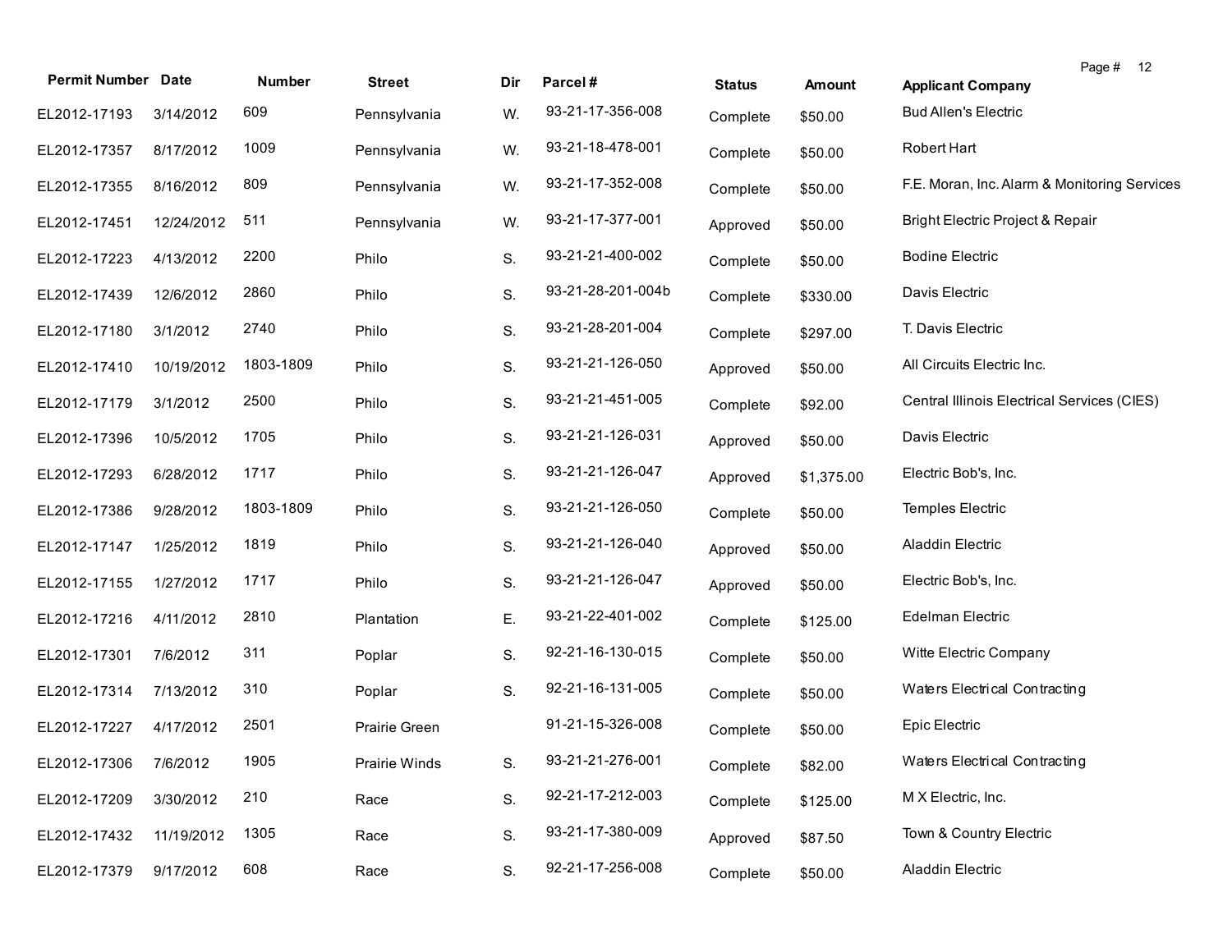| Permit Number | Date | Number | Street | Dir | Parcel # | Status | Amount | Applicant Company |
|---|---|---|---|---|---|---|---|---|
| EL2012-17193 | 3/14/2012 | 609 | Pennsylvania | W. | 93-21-17-356-008 | Complete | $50.00 | Bud Allen's Electric |
| EL2012-17357 | 8/17/2012 | 1009 | Pennsylvania | W. | 93-21-18-478-001 | Complete | $50.00 | Robert Hart |
| EL2012-17355 | 8/16/2012 | 809 | Pennsylvania | W. | 93-21-17-352-008 | Complete | $50.00 | F.E. Moran, Inc. Alarm & Monitoring Services |
| EL2012-17451 | 12/24/2012 | 511 | Pennsylvania | W. | 93-21-17-377-001 | Approved | $50.00 | Bright Electric Project & Repair |
| EL2012-17223 | 4/13/2012 | 2200 | Philo | S. | 93-21-21-400-002 | Complete | $50.00 | Bodine Electric |
| EL2012-17439 | 12/6/2012 | 2860 | Philo | S. | 93-21-28-201-004b | Complete | $330.00 | Davis Electric |
| EL2012-17180 | 3/1/2012 | 2740 | Philo | S. | 93-21-28-201-004 | Complete | $297.00 | T. Davis Electric |
| EL2012-17410 | 10/19/2012 | 1803-1809 | Philo | S. | 93-21-21-126-050 | Approved | $50.00 | All Circuits Electric Inc. |
| EL2012-17179 | 3/1/2012 | 2500 | Philo | S. | 93-21-21-451-005 | Complete | $92.00 | Central Illinois Electrical Services (CIES) |
| EL2012-17396 | 10/5/2012 | 1705 | Philo | S. | 93-21-21-126-031 | Approved | $50.00 | Davis Electric |
| EL2012-17293 | 6/28/2012 | 1717 | Philo | S. | 93-21-21-126-047 | Approved | $1,375.00 | Electric Bob's, Inc. |
| EL2012-17386 | 9/28/2012 | 1803-1809 | Philo | S. | 93-21-21-126-050 | Complete | $50.00 | Temples Electric |
| EL2012-17147 | 1/25/2012 | 1819 | Philo | S. | 93-21-21-126-040 | Approved | $50.00 | Aladdin Electric |
| EL2012-17155 | 1/27/2012 | 1717 | Philo | S. | 93-21-21-126-047 | Approved | $50.00 | Electric Bob's, Inc. |
| EL2012-17216 | 4/11/2012 | 2810 | Plantation | E. | 93-21-22-401-002 | Complete | $125.00 | Edelman Electric |
| EL2012-17301 | 7/6/2012 | 311 | Poplar | S. | 92-21-16-130-015 | Complete | $50.00 | Witte Electric Company |
| EL2012-17314 | 7/13/2012 | 310 | Poplar | S. | 92-21-16-131-005 | Complete | $50.00 | Waters Electrical Contracting |
| EL2012-17227 | 4/17/2012 | 2501 | Prairie Green | | 91-21-15-326-008 | Complete | $50.00 | Epic Electric |
| EL2012-17306 | 7/6/2012 | 1905 | Prairie Winds | S. | 93-21-21-276-001 | Complete | $82.00 | Waters Electrical Contracting |
| EL2012-17209 | 3/30/2012 | 210 | Race | S. | 92-21-17-212-003 | Complete | $125.00 | M X Electric, Inc. |
| EL2012-17432 | 11/19/2012 | 1305 | Race | S. | 93-21-17-380-009 | Approved | $87.50 | Town & Country Electric |
| EL2012-17379 | 9/17/2012 | 608 | Race | S. | 92-21-17-256-008 | Complete | $50.00 | Aladdin Electric |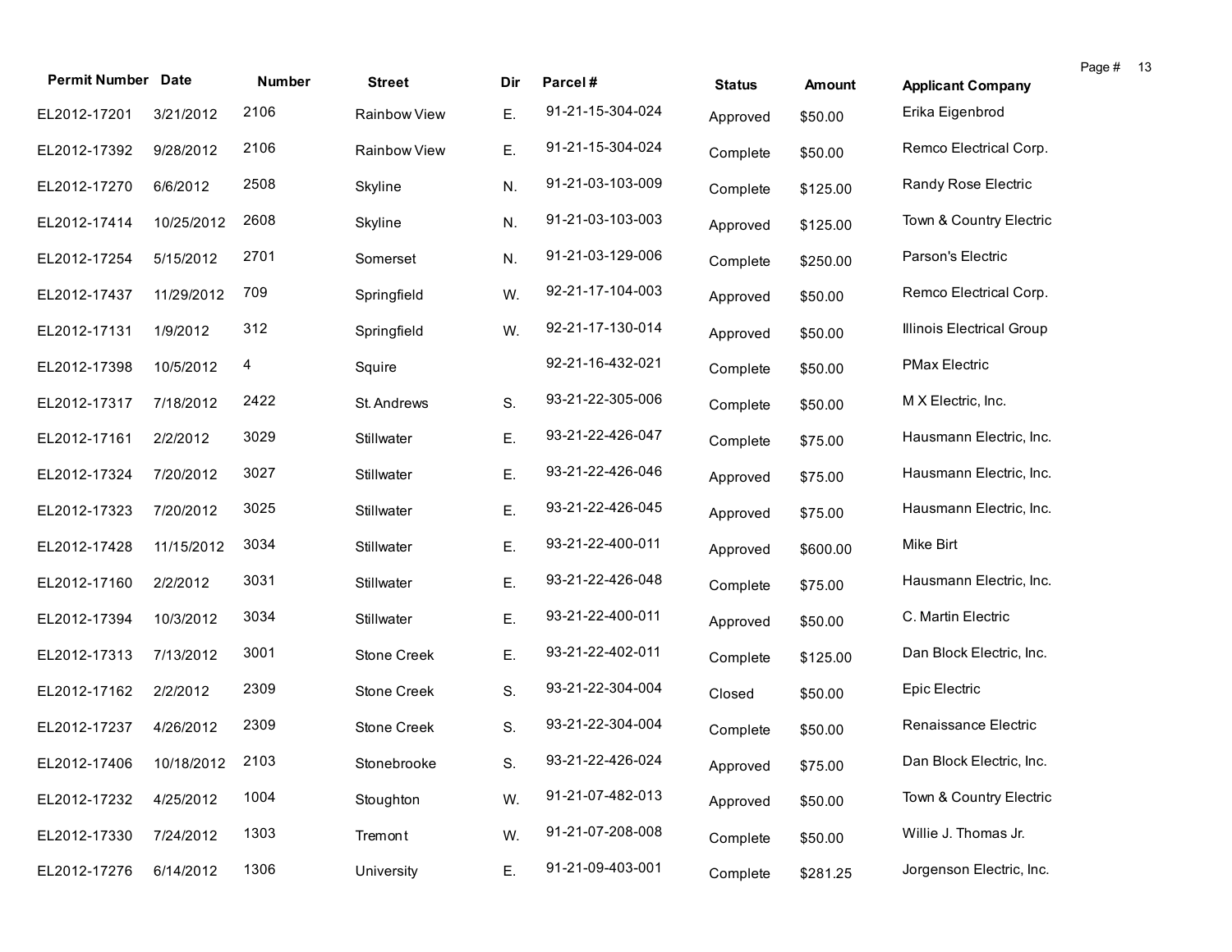| Permit Number | Date | Number | Street | Dir | Parcel # | Status | Amount | Applicant Company |
|---|---|---|---|---|---|---|---|---|
| EL2012-17201 | 3/21/2012 | 2106 | Rainbow View | E. | 91-21-15-304-024 | Approved | $50.00 | Erika Eigenbrod |
| EL2012-17392 | 9/28/2012 | 2106 | Rainbow View | E. | 91-21-15-304-024 | Complete | $50.00 | Remco Electrical Corp. |
| EL2012-17270 | 6/6/2012 | 2508 | Skyline | N. | 91-21-03-103-009 | Complete | $125.00 | Randy Rose Electric |
| EL2012-17414 | 10/25/2012 | 2608 | Skyline | N. | 91-21-03-103-003 | Approved | $125.00 | Town & Country Electric |
| EL2012-17254 | 5/15/2012 | 2701 | Somerset | N. | 91-21-03-129-006 | Complete | $250.00 | Parson's Electric |
| EL2012-17437 | 11/29/2012 | 709 | Springfield | W. | 92-21-17-104-003 | Approved | $50.00 | Remco Electrical Corp. |
| EL2012-17131 | 1/9/2012 | 312 | Springfield | W. | 92-21-17-130-014 | Approved | $50.00 | Illinois Electrical Group |
| EL2012-17398 | 10/5/2012 | 4 | Squire | | 92-21-16-432-021 | Complete | $50.00 | PMax Electric |
| EL2012-17317 | 7/18/2012 | 2422 | St. Andrews | S. | 93-21-22-305-006 | Complete | $50.00 | M X Electric, Inc. |
| EL2012-17161 | 2/2/2012 | 3029 | Stillwater | E. | 93-21-22-426-047 | Complete | $75.00 | Hausmann Electric, Inc. |
| EL2012-17324 | 7/20/2012 | 3027 | Stillwater | E. | 93-21-22-426-046 | Approved | $75.00 | Hausmann Electric, Inc. |
| EL2012-17323 | 7/20/2012 | 3025 | Stillwater | E. | 93-21-22-426-045 | Approved | $75.00 | Hausmann Electric, Inc. |
| EL2012-17428 | 11/15/2012 | 3034 | Stillwater | E. | 93-21-22-400-011 | Approved | $600.00 | Mike Birt |
| EL2012-17160 | 2/2/2012 | 3031 | Stillwater | E. | 93-21-22-426-048 | Complete | $75.00 | Hausmann Electric, Inc. |
| EL2012-17394 | 10/3/2012 | 3034 | Stillwater | E. | 93-21-22-400-011 | Approved | $50.00 | C. Martin Electric |
| EL2012-17313 | 7/13/2012 | 3001 | Stone Creek | E. | 93-21-22-402-011 | Complete | $125.00 | Dan Block Electric, Inc. |
| EL2012-17162 | 2/2/2012 | 2309 | Stone Creek | S. | 93-21-22-304-004 | Closed | $50.00 | Epic Electric |
| EL2012-17237 | 4/26/2012 | 2309 | Stone Creek | S. | 93-21-22-304-004 | Complete | $50.00 | Renaissance Electric |
| EL2012-17406 | 10/18/2012 | 2103 | Stonebrooke | S. | 93-21-22-426-024 | Approved | $75.00 | Dan Block Electric, Inc. |
| EL2012-17232 | 4/25/2012 | 1004 | Stoughton | W. | 91-21-07-482-013 | Approved | $50.00 | Town & Country Electric |
| EL2012-17330 | 7/24/2012 | 1303 | Tremont | W. | 91-21-07-208-008 | Complete | $50.00 | Willie J. Thomas Jr. |
| EL2012-17276 | 6/14/2012 | 1306 | University | E. | 91-21-09-403-001 | Complete | $281.25 | Jorgenson Electric, Inc. |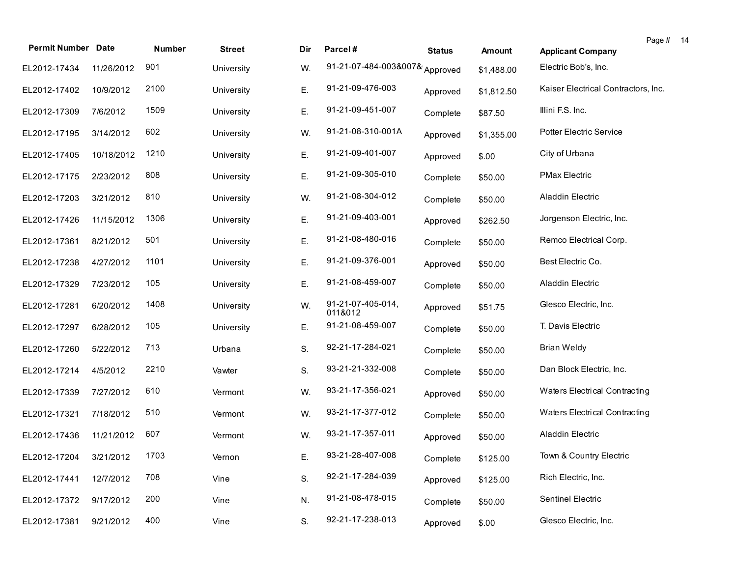| Permit Number | Date | Number | Street | Dir | Parcel # | Status | Amount | Applicant Company |
|---|---|---|---|---|---|---|---|---|
| EL2012-17434 | 11/26/2012 | 901 | University | W. | 91-21-07-484-003&007& | Approved | $1,488.00 | Electric Bob's, Inc. |
| EL2012-17402 | 10/9/2012 | 2100 | University | E. | 91-21-09-476-003 | Approved | $1,812.50 | Kaiser Electrical Contractors, Inc. |
| EL2012-17309 | 7/6/2012 | 1509 | University | E. | 91-21-09-451-007 | Complete | $87.50 | Illini F.S. Inc. |
| EL2012-17195 | 3/14/2012 | 602 | University | W. | 91-21-08-310-001A | Approved | $1,355.00 | Potter Electric Service |
| EL2012-17405 | 10/18/2012 | 1210 | University | E. | 91-21-09-401-007 | Approved | $.00 | City of Urbana |
| EL2012-17175 | 2/23/2012 | 808 | University | E. | 91-21-09-305-010 | Complete | $50.00 | PMax Electric |
| EL2012-17203 | 3/21/2012 | 810 | University | W. | 91-21-08-304-012 | Complete | $50.00 | Aladdin Electric |
| EL2012-17426 | 11/15/2012 | 1306 | University | E. | 91-21-09-403-001 | Approved | $262.50 | Jorgenson Electric, Inc. |
| EL2012-17361 | 8/21/2012 | 501 | University | E. | 91-21-08-480-016 | Complete | $50.00 | Remco Electrical Corp. |
| EL2012-17238 | 4/27/2012 | 1101 | University | E. | 91-21-09-376-001 | Approved | $50.00 | Best Electric Co. |
| EL2012-17329 | 7/23/2012 | 105 | University | E. | 91-21-08-459-007 | Complete | $50.00 | Aladdin Electric |
| EL2012-17281 | 6/20/2012 | 1408 | University | W. | 91-21-07-405-014, 011&012 | Approved | $51.75 | Glesco Electric, Inc. |
| EL2012-17297 | 6/28/2012 | 105 | University | E. | 91-21-08-459-007 | Complete | $50.00 | T. Davis Electric |
| EL2012-17260 | 5/22/2012 | 713 | Urbana | S. | 92-21-17-284-021 | Complete | $50.00 | Brian Weldy |
| EL2012-17214 | 4/5/2012 | 2210 | Vawter | S. | 93-21-21-332-008 | Complete | $50.00 | Dan Block Electric, Inc. |
| EL2012-17339 | 7/27/2012 | 610 | Vermont | W. | 93-21-17-356-021 | Approved | $50.00 | Waters Electrical Contracting |
| EL2012-17321 | 7/18/2012 | 510 | Vermont | W. | 93-21-17-377-012 | Complete | $50.00 | Waters Electrical Contracting |
| EL2012-17436 | 11/21/2012 | 607 | Vermont | W. | 93-21-17-357-011 | Approved | $50.00 | Aladdin Electric |
| EL2012-17204 | 3/21/2012 | 1703 | Vernon | E. | 93-21-28-407-008 | Complete | $125.00 | Town & Country Electric |
| EL2012-17441 | 12/7/2012 | 708 | Vine | S. | 92-21-17-284-039 | Approved | $125.00 | Rich Electric, Inc. |
| EL2012-17372 | 9/17/2012 | 200 | Vine | N. | 91-21-08-478-015 | Complete | $50.00 | Sentinel Electric |
| EL2012-17381 | 9/21/2012 | 400 | Vine | S. | 92-21-17-238-013 | Approved | $.00 | Glesco Electric, Inc. |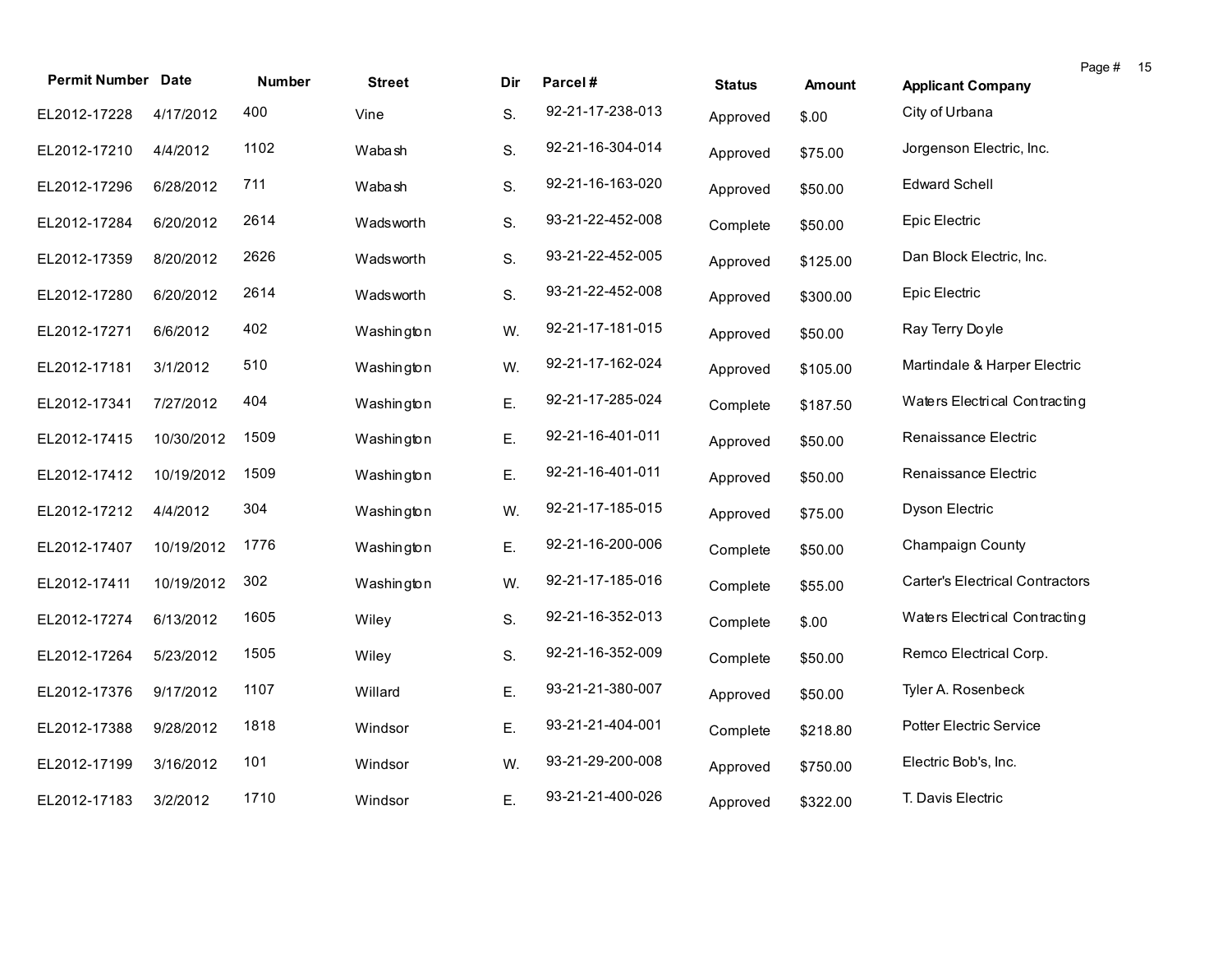| Permit Number | Date | Number | Street | Dir | Parcel # | Status | Amount | Applicant Company |
|---|---|---|---|---|---|---|---|---|
| EL2012-17228 | 4/17/2012 | 400 | Vine | S. | 92-21-17-238-013 | Approved | $.00 | City of Urbana |
| EL2012-17210 | 4/4/2012 | 1102 | Wabash | S. | 92-21-16-304-014 | Approved | $75.00 | Jorgenson Electric, Inc. |
| EL2012-17296 | 6/28/2012 | 711 | Wabash | S. | 92-21-16-163-020 | Approved | $50.00 | Edward Schell |
| EL2012-17284 | 6/20/2012 | 2614 | Wadsworth | S. | 93-21-22-452-008 | Complete | $50.00 | Epic Electric |
| EL2012-17359 | 8/20/2012 | 2626 | Wadsworth | S. | 93-21-22-452-005 | Approved | $125.00 | Dan Block Electric, Inc. |
| EL2012-17280 | 6/20/2012 | 2614 | Wadsworth | S. | 93-21-22-452-008 | Approved | $300.00 | Epic Electric |
| EL2012-17271 | 6/6/2012 | 402 | Washington | W. | 92-21-17-181-015 | Approved | $50.00 | Ray Terry Doyle |
| EL2012-17181 | 3/1/2012 | 510 | Washington | W. | 92-21-17-162-024 | Approved | $105.00 | Martindale & Harper Electric |
| EL2012-17341 | 7/27/2012 | 404 | Washington | E. | 92-21-17-285-024 | Complete | $187.50 | Waters Electrical Contracting |
| EL2012-17415 | 10/30/2012 | 1509 | Washington | E. | 92-21-16-401-011 | Approved | $50.00 | Renaissance Electric |
| EL2012-17412 | 10/19/2012 | 1509 | Washington | E. | 92-21-16-401-011 | Approved | $50.00 | Renaissance Electric |
| EL2012-17212 | 4/4/2012 | 304 | Washington | W. | 92-21-17-185-015 | Approved | $75.00 | Dyson Electric |
| EL2012-17407 | 10/19/2012 | 1776 | Washington | E. | 92-21-16-200-006 | Complete | $50.00 | Champaign County |
| EL2012-17411 | 10/19/2012 | 302 | Washington | W. | 92-21-17-185-016 | Complete | $55.00 | Carter's Electrical Contractors |
| EL2012-17274 | 6/13/2012 | 1605 | Wiley | S. | 92-21-16-352-013 | Complete | $.00 | Waters Electrical Contracting |
| EL2012-17264 | 5/23/2012 | 1505 | Wiley | S. | 92-21-16-352-009 | Complete | $50.00 | Remco Electrical Corp. |
| EL2012-17376 | 9/17/2012 | 1107 | Willard | E. | 93-21-21-380-007 | Approved | $50.00 | Tyler A. Rosenbeck |
| EL2012-17388 | 9/28/2012 | 1818 | Windsor | E. | 93-21-21-404-001 | Complete | $218.80 | Potter Electric Service |
| EL2012-17199 | 3/16/2012 | 101 | Windsor | W. | 93-21-29-200-008 | Approved | $750.00 | Electric Bob's, Inc. |
| EL2012-17183 | 3/2/2012 | 1710 | Windsor | E. | 93-21-21-400-026 | Approved | $322.00 | T. Davis Electric |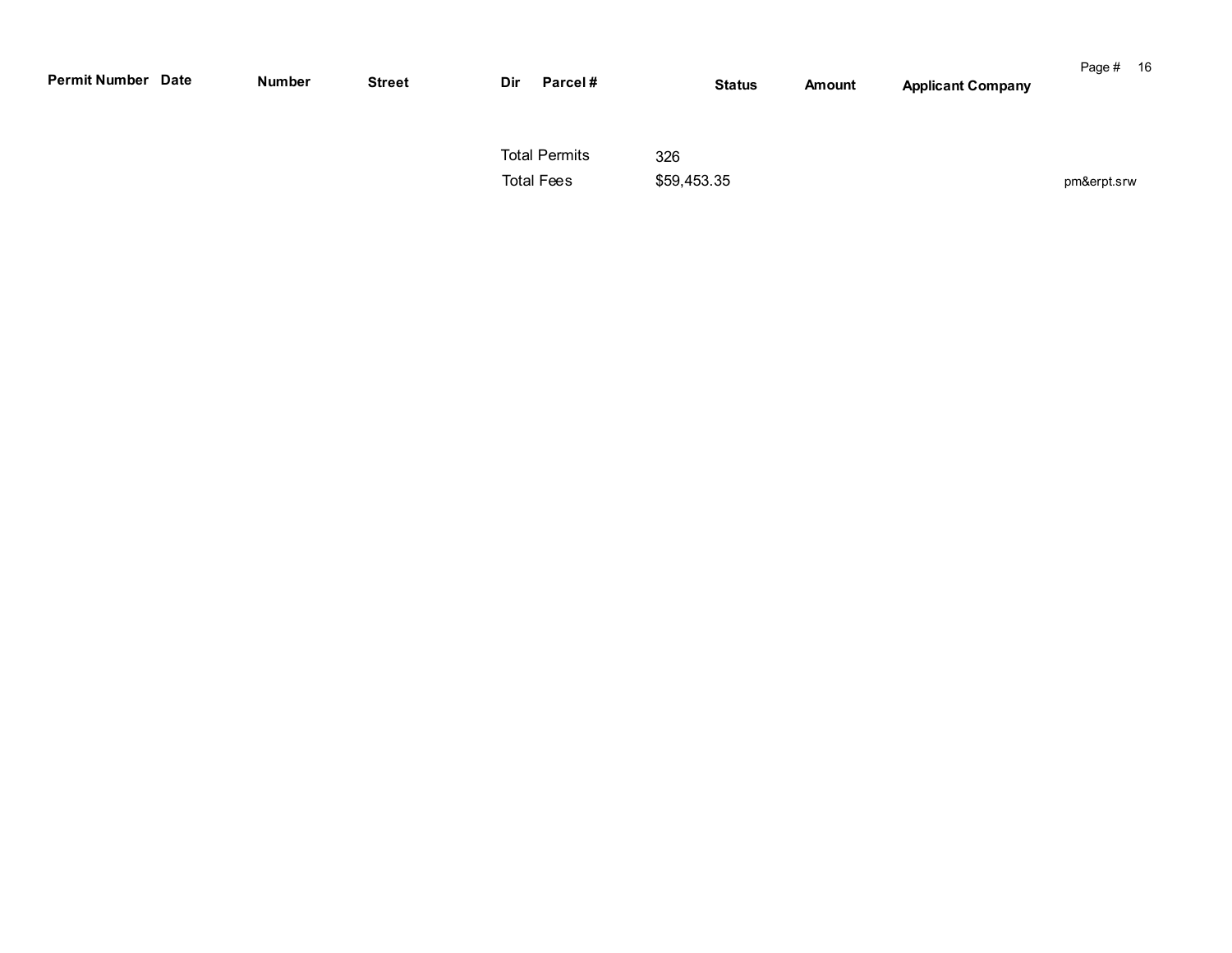| Permit Number | Date | Number | Street | Dir | Parcel # | Status | Amount | Applicant Company |
|---|---|---|---|---|---|---|---|---|

Total Permits 326

Total Fees $59,453.35

pm&erpt.srw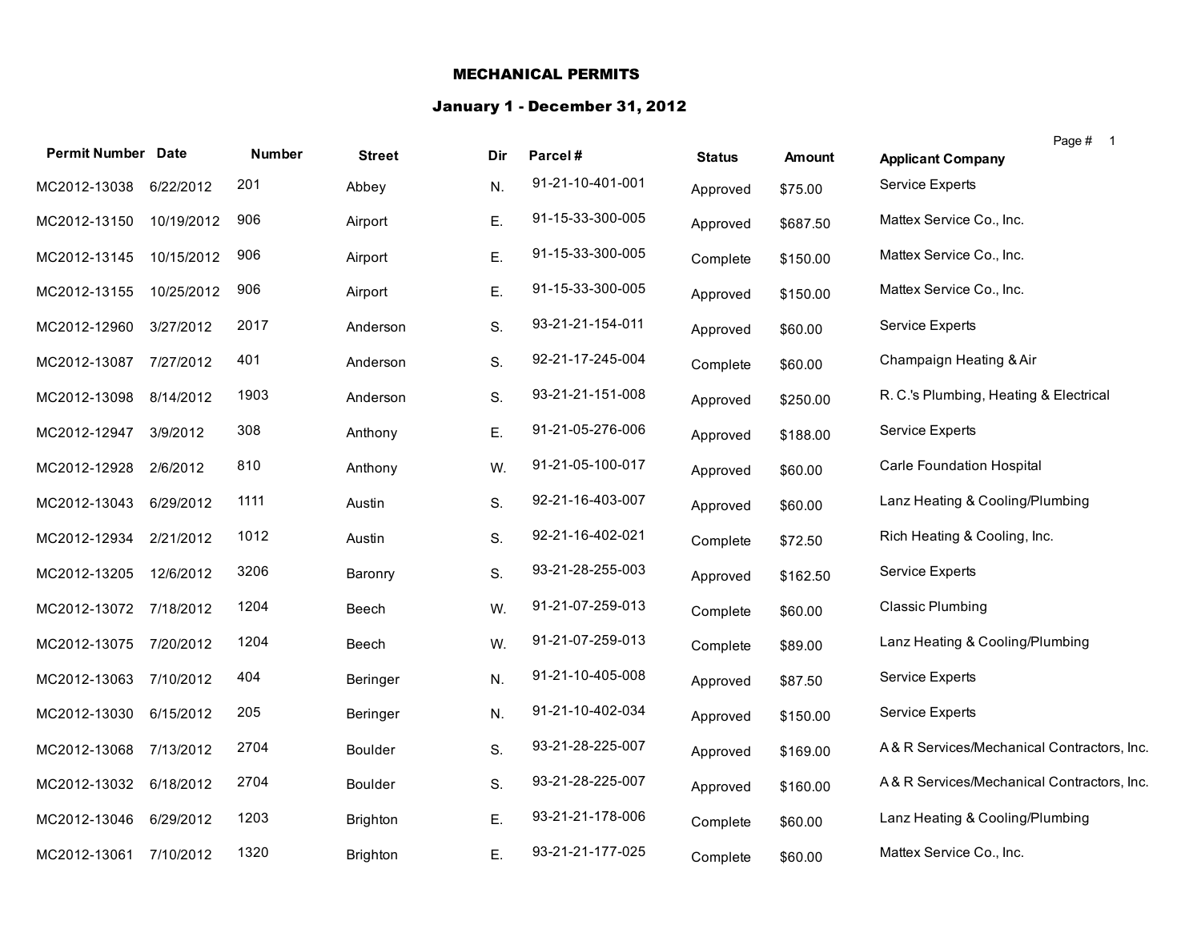# MECHANICAL PERMITS

## January 1 - December 31, 2012

| Permit Number | Date | Number | Street | Dir | Parcel # | Status | Amount | Applicant Company |
|---|---|---|---|---|---|---|---|---|
| MC2012-13038 | 6/22/2012 | 201 | Abbey | N. | 91-21-10-401-001 | Approved | $75.00 | Service Experts |
| MC2012-13150 | 10/19/2012 | 906 | Airport | E. | 91-15-33-300-005 | Approved | $687.50 | Mattex Service Co., Inc. |
| MC2012-13145 | 10/15/2012 | 906 | Airport | E. | 91-15-33-300-005 | Complete | $150.00 | Mattex Service Co., Inc. |
| MC2012-13155 | 10/25/2012 | 906 | Airport | E. | 91-15-33-300-005 | Approved | $150.00 | Mattex Service Co., Inc. |
| MC2012-12960 | 3/27/2012 | 2017 | Anderson | S. | 93-21-21-154-011 | Approved | $60.00 | Service Experts |
| MC2012-13087 | 7/27/2012 | 401 | Anderson | S. | 92-21-17-245-004 | Complete | $60.00 | Champaign Heating & Air |
| MC2012-13098 | 8/14/2012 | 1903 | Anderson | S. | 93-21-21-151-008 | Approved | $250.00 | R. C.'s Plumbing, Heating & Electrical |
| MC2012-12947 | 3/9/2012 | 308 | Anthony | E. | 91-21-05-276-006 | Approved | $188.00 | Service Experts |
| MC2012-12928 | 2/6/2012 | 810 | Anthony | W. | 91-21-05-100-017 | Approved | $60.00 | Carle Foundation Hospital |
| MC2012-13043 | 6/29/2012 | 1111 | Austin | S. | 92-21-16-403-007 | Approved | $60.00 | Lanz Heating & Cooling/Plumbing |
| MC2012-12934 | 2/21/2012 | 1012 | Austin | S. | 92-21-16-402-021 | Complete | $72.50 | Rich Heating & Cooling, Inc. |
| MC2012-13205 | 12/6/2012 | 3206 | Baronry | S. | 93-21-28-255-003 | Approved | $162.50 | Service Experts |
| MC2012-13072 | 7/18/2012 | 1204 | Beech | W. | 91-21-07-259-013 | Complete | $60.00 | Classic Plumbing |
| MC2012-13075 | 7/20/2012 | 1204 | Beech | W. | 91-21-07-259-013 | Complete | $89.00 | Lanz Heating & Cooling/Plumbing |
| MC2012-13063 | 7/10/2012 | 404 | Beringer | N. | 91-21-10-405-008 | Approved | $87.50 | Service Experts |
| MC2012-13030 | 6/15/2012 | 205 | Beringer | N. | 91-21-10-402-034 | Approved | $150.00 | Service Experts |
| MC2012-13068 | 7/13/2012 | 2704 | Boulder | S. | 93-21-28-225-007 | Approved | $169.00 | A & R Services/Mechanical Contractors, Inc. |
| MC2012-13032 | 6/18/2012 | 2704 | Boulder | S. | 93-21-28-225-007 | Approved | $160.00 | A & R Services/Mechanical Contractors, Inc. |
| MC2012-13046 | 6/29/2012 | 1203 | Brighton | E. | 93-21-21-178-006 | Complete | $60.00 | Lanz Heating & Cooling/Plumbing |
| MC2012-13061 | 7/10/2012 | 1320 | Brighton | E. | 93-21-21-177-025 | Complete | $60.00 | Mattex Service Co., Inc. |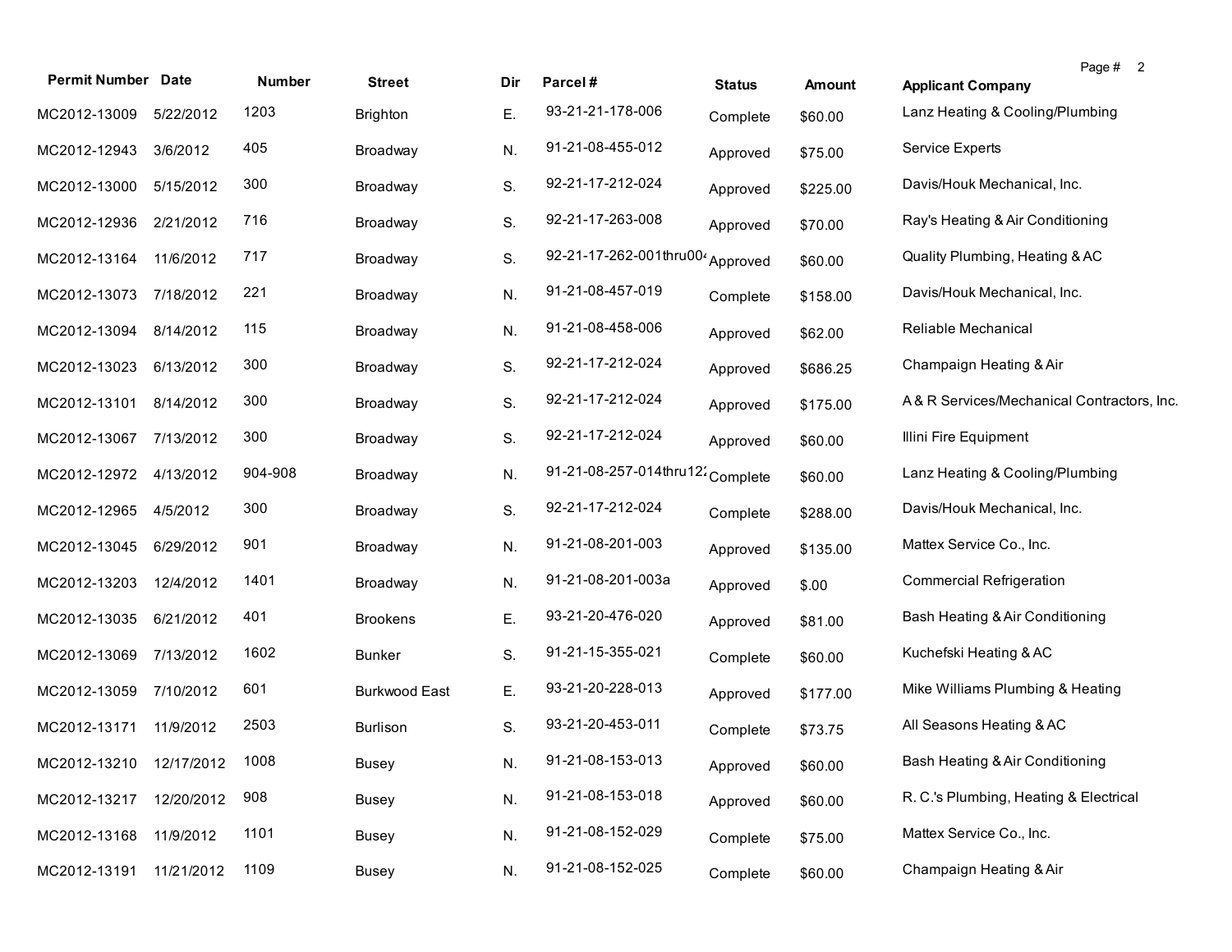| Permit Number | Date | Number | Street | Dir | Parcel # | Status | Amount | Applicant Company |
|---|---|---|---|---|---|---|---|---|
| MC2012-13009 | 5/22/2012 | 1203 | Brighton | E. | 93-21-21-178-006 | Complete | $60.00 | Lanz Heating & Cooling/Plumbing |
| MC2012-12943 | 3/6/2012 | 405 | Broadway | N. | 91-21-08-455-012 | Approved | $75.00 | Service Experts |
| MC2012-13000 | 5/15/2012 | 300 | Broadway | S. | 92-21-17-212-024 | Approved | $225.00 | Davis/Houk Mechanical, Inc. |
| MC2012-12936 | 2/21/2012 | 716 | Broadway | S. | 92-21-17-263-008 | Approved | $70.00 | Ray's Heating & Air Conditioning |
| MC2012-13164 | 11/6/2012 | 717 | Broadway | S. | 92-21-17-262-001thru004 | Approved | $60.00 | Quality Plumbing, Heating & AC |
| MC2012-13073 | 7/18/2012 | 221 | Broadway | N. | 91-21-08-457-019 | Complete | $158.00 | Davis/Houk Mechanical, Inc. |
| MC2012-13094 | 8/14/2012 | 115 | Broadway | N. | 91-21-08-458-006 | Approved | $62.00 | Reliable Mechanical |
| MC2012-13023 | 6/13/2012 | 300 | Broadway | S. | 92-21-17-212-024 | Approved | $686.25 | Champaign Heating & Air |
| MC2012-13101 | 8/14/2012 | 300 | Broadway | S. | 92-21-17-212-024 | Approved | $175.00 | A & R Services/Mechanical Contractors, Inc. |
| MC2012-13067 | 7/13/2012 | 300 | Broadway | S. | 92-21-17-212-024 | Approved | $60.00 | Illini Fire Equipment |
| MC2012-12972 | 4/13/2012 | 904-908 | Broadway | N. | 91-21-08-257-014thru122 | Complete | $60.00 | Lanz Heating & Cooling/Plumbing |
| MC2012-12965 | 4/5/2012 | 300 | Broadway | S. | 92-21-17-212-024 | Complete | $288.00 | Davis/Houk Mechanical, Inc. |
| MC2012-13045 | 6/29/2012 | 901 | Broadway | N. | 91-21-08-201-003 | Approved | $135.00 | Mattex Service Co., Inc. |
| MC2012-13203 | 12/4/2012 | 1401 | Broadway | N. | 91-21-08-201-003a | Approved | $.00 | Commercial Refrigeration |
| MC2012-13035 | 6/21/2012 | 401 | Brookens | E. | 93-21-20-476-020 | Approved | $81.00 | Bash Heating & Air Conditioning |
| MC2012-13069 | 7/13/2012 | 1602 | Bunker | S. | 91-21-15-355-021 | Complete | $60.00 | Kuchefski Heating & AC |
| MC2012-13059 | 7/10/2012 | 601 | Burkwood East | E. | 93-21-20-228-013 | Approved | $177.00 | Mike Williams Plumbing & Heating |
| MC2012-13171 | 11/9/2012 | 2503 | Burlison | S. | 93-21-20-453-011 | Complete | $73.75 | All Seasons Heating & AC |
| MC2012-13210 | 12/17/2012 | 1008 | Busey | N. | 91-21-08-153-013 | Approved | $60.00 | Bash Heating & Air Conditioning |
| MC2012-13217 | 12/20/2012 | 908 | Busey | N. | 91-21-08-153-018 | Approved | $60.00 | R. C.'s Plumbing, Heating & Electrical |
| MC2012-13168 | 11/9/2012 | 1101 | Busey | N. | 91-21-08-152-029 | Complete | $75.00 | Mattex Service Co., Inc. |
| MC2012-13191 | 11/21/2012 | 1109 | Busey | N. | 91-21-08-152-025 | Complete | $60.00 | Champaign Heating & Air |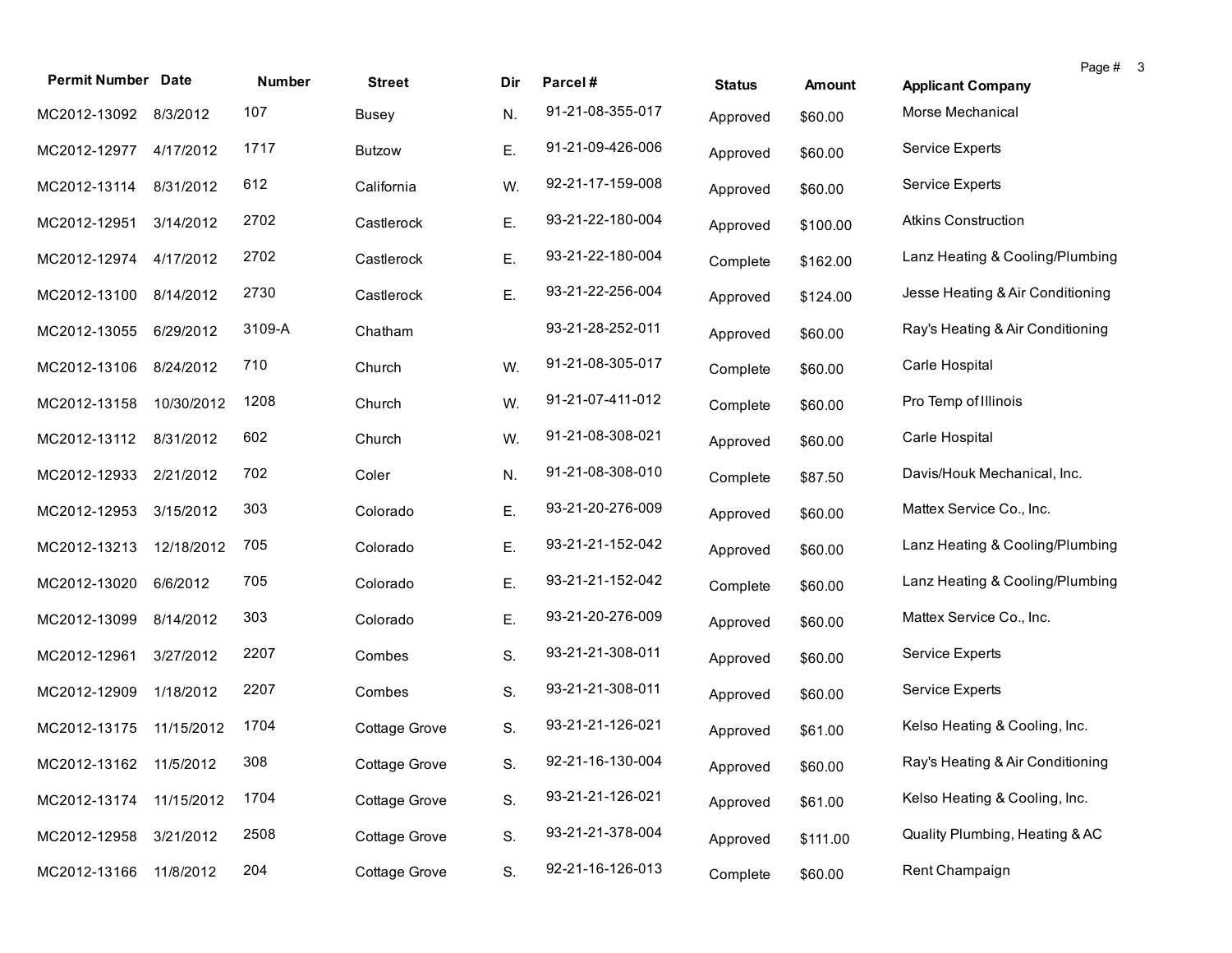| Permit Number | Date | Number | Street | Dir | Parcel # | Status | Amount | Applicant Company |
|---|---|---|---|---|---|---|---|---|
| MC2012-13092 | 8/3/2012 | 107 | Busey | N. | 91-21-08-355-017 | Approved | $60.00 | Morse Mechanical |
| MC2012-12977 | 4/17/2012 | 1717 | Butzow | E. | 91-21-09-426-006 | Approved | $60.00 | Service Experts |
| MC2012-13114 | 8/31/2012 | 612 | California | W. | 92-21-17-159-008 | Approved | $60.00 | Service Experts |
| MC2012-12951 | 3/14/2012 | 2702 | Castlerock | E. | 93-21-22-180-004 | Approved | $100.00 | Atkins Construction |
| MC2012-12974 | 4/17/2012 | 2702 | Castlerock | E. | 93-21-22-180-004 | Complete | $162.00 | Lanz Heating & Cooling/Plumbing |
| MC2012-13100 | 8/14/2012 | 2730 | Castlerock | E. | 93-21-22-256-004 | Approved | $124.00 | Jesse Heating & Air Conditioning |
| MC2012-13055 | 6/29/2012 | 3109-A | Chatham | | 93-21-28-252-011 | Approved | $60.00 | Ray's Heating & Air Conditioning |
| MC2012-13106 | 8/24/2012 | 710 | Church | W. | 91-21-08-305-017 | Complete | $60.00 | Carle Hospital |
| MC2012-13158 | 10/30/2012 | 1208 | Church | W. | 91-21-07-411-012 | Complete | $60.00 | Pro Temp of Illinois |
| MC2012-13112 | 8/31/2012 | 602 | Church | W. | 91-21-08-308-021 | Approved | $60.00 | Carle Hospital |
| MC2012-12933 | 2/21/2012 | 702 | Coler | N. | 91-21-08-308-010 | Complete | $87.50 | Davis/Houk Mechanical, Inc. |
| MC2012-12953 | 3/15/2012 | 303 | Colorado | E. | 93-21-20-276-009 | Approved | $60.00 | Mattex Service Co., Inc. |
| MC2012-13213 | 12/18/2012 | 705 | Colorado | E. | 93-21-21-152-042 | Approved | $60.00 | Lanz Heating & Cooling/Plumbing |
| MC2012-13020 | 6/6/2012 | 705 | Colorado | E. | 93-21-21-152-042 | Complete | $60.00 | Lanz Heating & Cooling/Plumbing |
| MC2012-13099 | 8/14/2012 | 303 | Colorado | E. | 93-21-20-276-009 | Approved | $60.00 | Mattex Service Co., Inc. |
| MC2012-12961 | 3/27/2012 | 2207 | Combes | S. | 93-21-21-308-011 | Approved | $60.00 | Service Experts |
| MC2012-12909 | 1/18/2012 | 2207 | Combes | S. | 93-21-21-308-011 | Approved | $60.00 | Service Experts |
| MC2012-13175 | 11/15/2012 | 1704 | Cottage Grove | S. | 93-21-21-126-021 | Approved | $61.00 | Kelso Heating & Cooling, Inc. |
| MC2012-13162 | 11/5/2012 | 308 | Cottage Grove | S. | 92-21-16-130-004 | Approved | $60.00 | Ray's Heating & Air Conditioning |
| MC2012-13174 | 11/15/2012 | 1704 | Cottage Grove | S. | 93-21-21-126-021 | Approved | $61.00 | Kelso Heating & Cooling, Inc. |
| MC2012-12958 | 3/21/2012 | 2508 | Cottage Grove | S. | 93-21-21-378-004 | Approved | $111.00 | Quality Plumbing, Heating & AC |
| MC2012-13166 | 11/8/2012 | 204 | Cottage Grove | S. | 92-21-16-126-013 | Complete | $60.00 | Rent Champaign |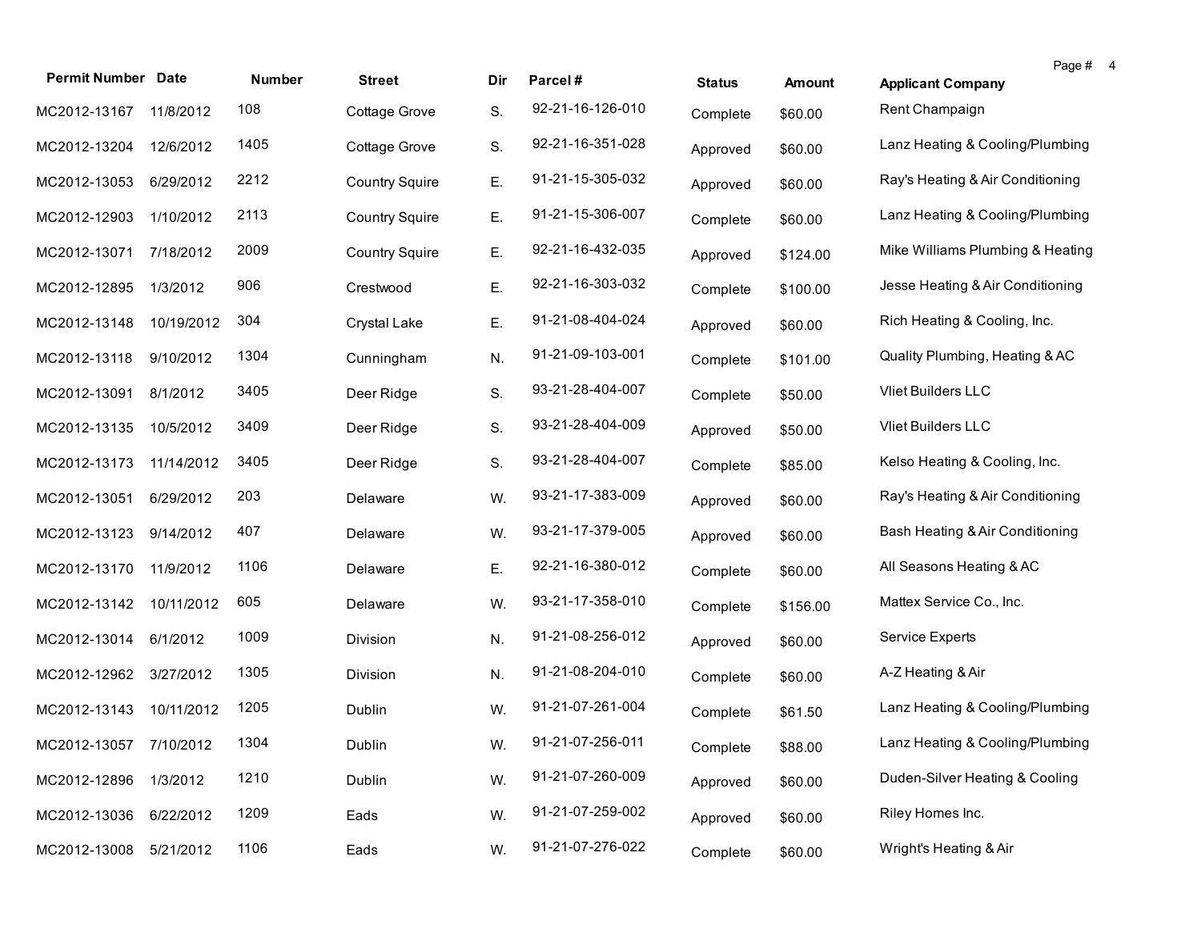| Permit Number | Date | Number | Street | Dir | Parcel # | Status | Amount | Applicant Company |
|---|---|---|---|---|---|---|---|---|
| MC2012-13167 | 11/8/2012 | 108 | Cottage Grove | S. | 92-21-16-126-010 | Complete | $60.00 | Rent Champaign |
| MC2012-13204 | 12/6/2012 | 1405 | Cottage Grove | S. | 92-21-16-351-028 | Approved | $60.00 | Lanz Heating & Cooling/Plumbing |
| MC2012-13053 | 6/29/2012 | 2212 | Country Squire | E. | 91-21-15-305-032 | Approved | $60.00 | Ray's Heating & Air Conditioning |
| MC2012-12903 | 1/10/2012 | 2113 | Country Squire | E. | 91-21-15-306-007 | Complete | $60.00 | Lanz Heating & Cooling/Plumbing |
| MC2012-13071 | 7/18/2012 | 2009 | Country Squire | E. | 92-21-16-432-035 | Approved | $124.00 | Mike Williams Plumbing & Heating |
| MC2012-12895 | 1/3/2012 | 906 | Crestwood | E. | 92-21-16-303-032 | Complete | $100.00 | Jesse Heating & Air Conditioning |
| MC2012-13148 | 10/19/2012 | 304 | Crystal Lake | E. | 91-21-08-404-024 | Approved | $60.00 | Rich Heating & Cooling, Inc. |
| MC2012-13118 | 9/10/2012 | 1304 | Cunningham | N. | 91-21-09-103-001 | Complete | $101.00 | Quality Plumbing, Heating & AC |
| MC2012-13091 | 8/1/2012 | 3405 | Deer Ridge | S. | 93-21-28-404-007 | Complete | $50.00 | Vliet Builders LLC |
| MC2012-13135 | 10/5/2012 | 3409 | Deer Ridge | S. | 93-21-28-404-009 | Approved | $50.00 | Vliet Builders LLC |
| MC2012-13173 | 11/14/2012 | 3405 | Deer Ridge | S. | 93-21-28-404-007 | Complete | $85.00 | Kelso Heating & Cooling, Inc. |
| MC2012-13051 | 6/29/2012 | 203 | Delaware | W. | 93-21-17-383-009 | Approved | $60.00 | Ray's Heating & Air Conditioning |
| MC2012-13123 | 9/14/2012 | 407 | Delaware | W. | 93-21-17-379-005 | Approved | $60.00 | Bash Heating & Air Conditioning |
| MC2012-13170 | 11/9/2012 | 1106 | Delaware | E. | 92-21-16-380-012 | Complete | $60.00 | All Seasons Heating & AC |
| MC2012-13142 | 10/11/2012 | 605 | Delaware | W. | 93-21-17-358-010 | Complete | $156.00 | Mattex Service Co., Inc. |
| MC2012-13014 | 6/1/2012 | 1009 | Division | N. | 91-21-08-256-012 | Approved | $60.00 | Service Experts |
| MC2012-12962 | 3/27/2012 | 1305 | Division | N. | 91-21-08-204-010 | Complete | $60.00 | A-Z Heating & Air |
| MC2012-13143 | 10/11/2012 | 1205 | Dublin | W. | 91-21-07-261-004 | Complete | $61.50 | Lanz Heating & Cooling/Plumbing |
| MC2012-13057 | 7/10/2012 | 1304 | Dublin | W. | 91-21-07-256-011 | Complete | $88.00 | Lanz Heating & Cooling/Plumbing |
| MC2012-12896 | 1/3/2012 | 1210 | Dublin | W. | 91-21-07-260-009 | Approved | $60.00 | Duden-Silver Heating & Cooling |
| MC2012-13036 | 6/22/2012 | 1209 | Eads | W. | 91-21-07-259-002 | Approved | $60.00 | Riley Homes Inc. |
| MC2012-13008 | 5/21/2012 | 1106 | Eads | W. | 91-21-07-276-022 | Complete | $60.00 | Wright's Heating & Air |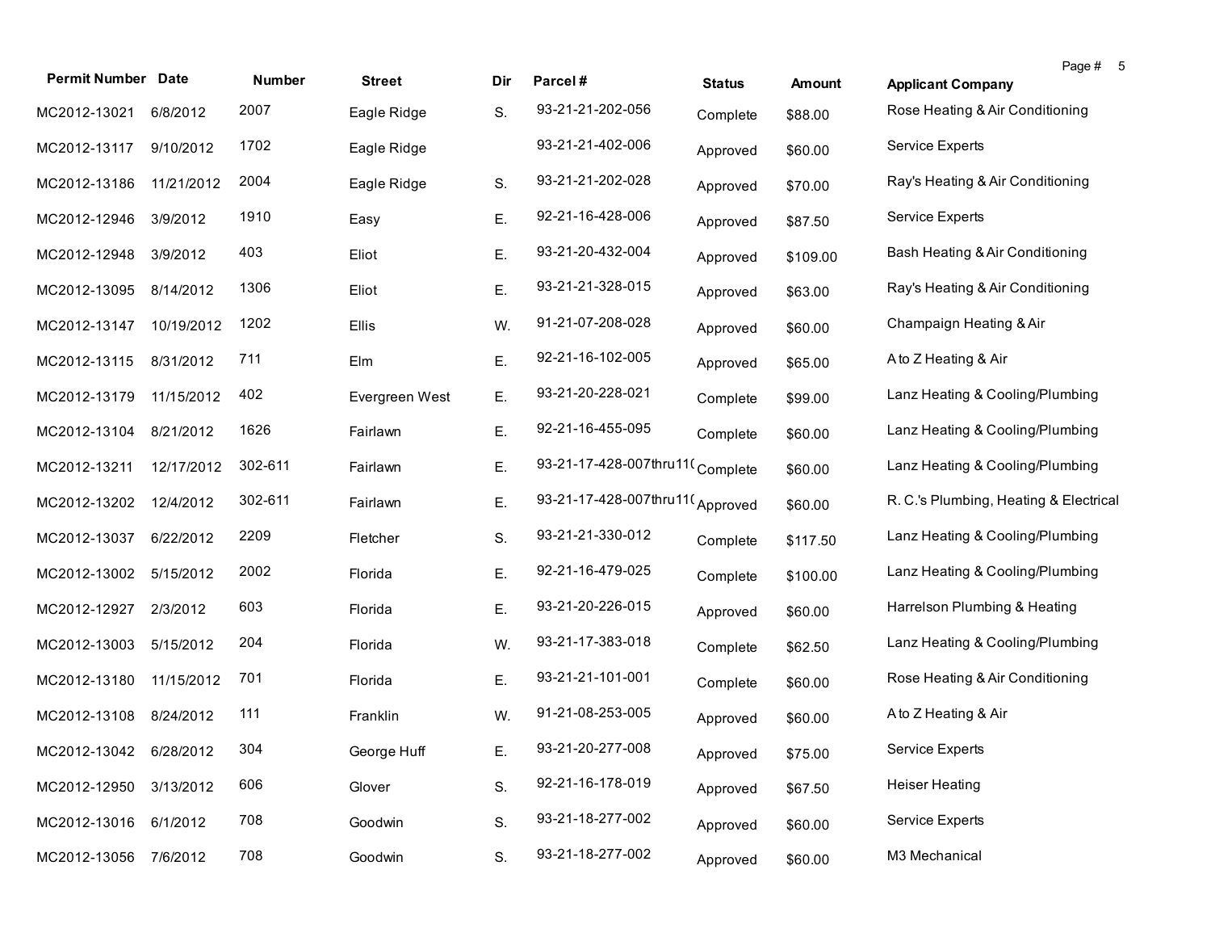| Permit Number | Date | Number | Street | Dir | Parcel # | Status | Amount | Applicant Company |
|---|---|---|---|---|---|---|---|---|
| MC2012-13021 | 6/8/2012 | 2007 | Eagle Ridge | S. | 93-21-21-202-056 | Complete | $88.00 | Rose Heating & Air Conditioning |
| MC2012-13117 | 9/10/2012 | 1702 | Eagle Ridge | | 93-21-21-402-006 | Approved | $60.00 | Service Experts |
| MC2012-13186 | 11/21/2012 | 2004 | Eagle Ridge | S. | 93-21-21-202-028 | Approved | $70.00 | Ray's Heating & Air Conditioning |
| MC2012-12946 | 3/9/2012 | 1910 | Easy | E. | 92-21-16-428-006 | Approved | $87.50 | Service Experts |
| MC2012-12948 | 3/9/2012 | 403 | Eliot | E. | 93-21-20-432-004 | Approved | $109.00 | Bash Heating & Air Conditioning |
| MC2012-13095 | 8/14/2012 | 1306 | Eliot | E. | 93-21-21-328-015 | Approved | $63.00 | Ray's Heating & Air Conditioning |
| MC2012-13147 | 10/19/2012 | 1202 | Ellis | W. | 91-21-07-208-028 | Approved | $60.00 | Champaign Heating & Air |
| MC2012-13115 | 8/31/2012 | 711 | Elm | E. | 92-21-16-102-005 | Approved | $65.00 | A to Z Heating & Air |
| MC2012-13179 | 11/15/2012 | 402 | Evergreen West | E. | 93-21-20-228-021 | Complete | $99.00 | Lanz Heating & Cooling/Plumbing |
| MC2012-13104 | 8/21/2012 | 1626 | Fairlawn | E. | 92-21-16-455-095 | Complete | $60.00 | Lanz Heating & Cooling/Plumbing |
| MC2012-13211 | 12/17/2012 | 302-611 | Fairlawn | E. | 93-21-17-428-007thru11( | Complete | $60.00 | Lanz Heating & Cooling/Plumbing |
| MC2012-13202 | 12/4/2012 | 302-611 | Fairlawn | E. | 93-21-17-428-007thru11( | Approved | $60.00 | R. C.'s Plumbing, Heating & Electrical |
| MC2012-13037 | 6/22/2012 | 2209 | Fletcher | S. | 93-21-21-330-012 | Complete | $117.50 | Lanz Heating & Cooling/Plumbing |
| MC2012-13002 | 5/15/2012 | 2002 | Florida | E. | 92-21-16-479-025 | Complete | $100.00 | Lanz Heating & Cooling/Plumbing |
| MC2012-12927 | 2/3/2012 | 603 | Florida | E. | 93-21-20-226-015 | Approved | $60.00 | Harrelson Plumbing & Heating |
| MC2012-13003 | 5/15/2012 | 204 | Florida | W. | 93-21-17-383-018 | Complete | $62.50 | Lanz Heating & Cooling/Plumbing |
| MC2012-13180 | 11/15/2012 | 701 | Florida | E. | 93-21-21-101-001 | Complete | $60.00 | Rose Heating & Air Conditioning |
| MC2012-13108 | 8/24/2012 | 111 | Franklin | W. | 91-21-08-253-005 | Approved | $60.00 | A to Z Heating & Air |
| MC2012-13042 | 6/28/2012 | 304 | George Huff | E. | 93-21-20-277-008 | Approved | $75.00 | Service Experts |
| MC2012-12950 | 3/13/2012 | 606 | Glover | S. | 92-21-16-178-019 | Approved | $67.50 | Heiser Heating |
| MC2012-13016 | 6/1/2012 | 708 | Goodwin | S. | 93-21-18-277-002 | Approved | $60.00 | Service Experts |
| MC2012-13056 | 7/6/2012 | 708 | Goodwin | S. | 93-21-18-277-002 | Approved | $60.00 | M3 Mechanical |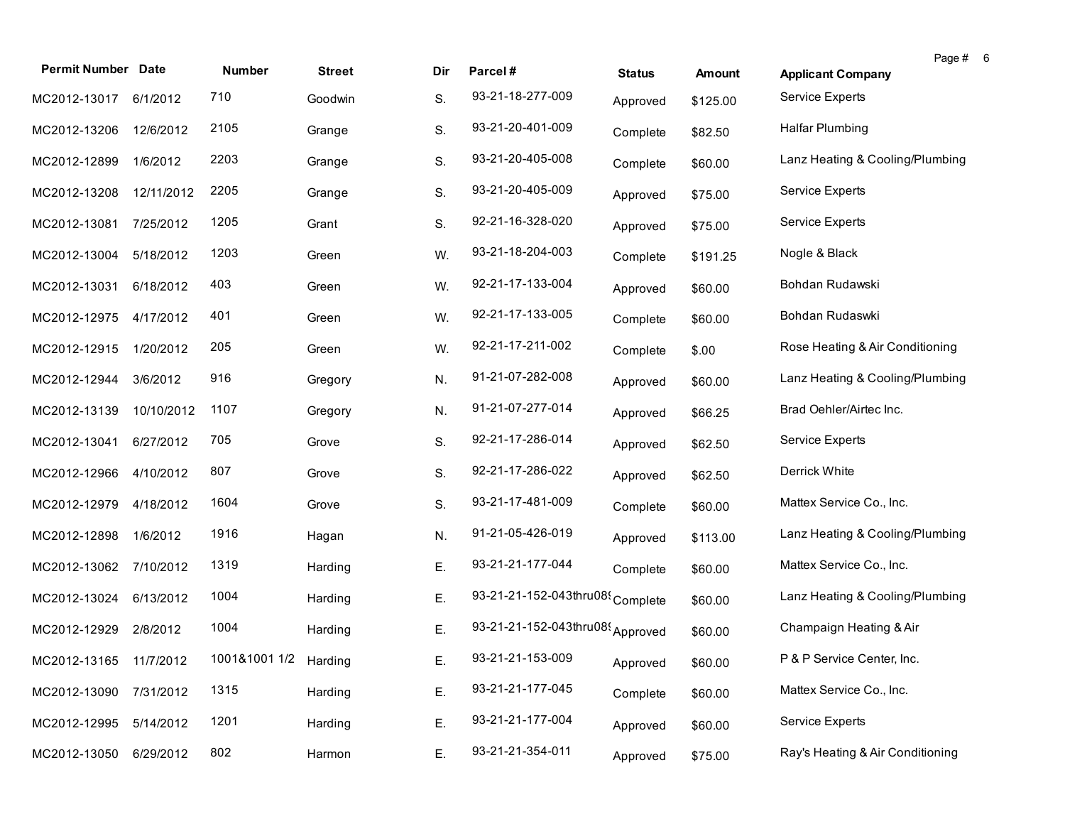| Permit Number | Date | Number | Street | Dir | Parcel # | Status | Amount | Applicant Company |
|---|---|---|---|---|---|---|---|---|
| MC2012-13017 | 6/1/2012 | 710 | Goodwin | S. | 93-21-18-277-009 | Approved | $125.00 | Service Experts |
| MC2012-13206 | 12/6/2012 | 2105 | Grange | S. | 93-21-20-401-009 | Complete | $82.50 | Halfar Plumbing |
| MC2012-12899 | 1/6/2012 | 2203 | Grange | S. | 93-21-20-405-008 | Complete | $60.00 | Lanz Heating & Cooling/Plumbing |
| MC2012-13208 | 12/11/2012 | 2205 | Grange | S. | 93-21-20-405-009 | Approved | $75.00 | Service Experts |
| MC2012-13081 | 7/25/2012 | 1205 | Grant | S. | 92-21-16-328-020 | Approved | $75.00 | Service Experts |
| MC2012-13004 | 5/18/2012 | 1203 | Green | W. | 93-21-18-204-003 | Complete | $191.25 | Nogle & Black |
| MC2012-13031 | 6/18/2012 | 403 | Green | W. | 92-21-17-133-004 | Approved | $60.00 | Bohdan Rudawski |
| MC2012-12975 | 4/17/2012 | 401 | Green | W. | 92-21-17-133-005 | Complete | $60.00 | Bohdan Rudaswki |
| MC2012-12915 | 1/20/2012 | 205 | Green | W. | 92-21-17-211-002 | Complete | $.00 | Rose Heating & Air Conditioning |
| MC2012-12944 | 3/6/2012 | 916 | Gregory | N. | 91-21-07-282-008 | Approved | $60.00 | Lanz Heating & Cooling/Plumbing |
| MC2012-13139 | 10/10/2012 | 1107 | Gregory | N. | 91-21-07-277-014 | Approved | $66.25 | Brad Oehler/Airtec Inc. |
| MC2012-13041 | 6/27/2012 | 705 | Grove | S. | 92-21-17-286-014 | Approved | $62.50 | Service Experts |
| MC2012-12966 | 4/10/2012 | 807 | Grove | S. | 92-21-17-286-022 | Approved | $62.50 | Derrick White |
| MC2012-12979 | 4/18/2012 | 1604 | Grove | S. | 93-21-17-481-009 | Complete | $60.00 | Mattex Service Co., Inc. |
| MC2012-12898 | 1/6/2012 | 1916 | Hagan | N. | 91-21-05-426-019 | Approved | $113.00 | Lanz Heating & Cooling/Plumbing |
| MC2012-13062 | 7/10/2012 | 1319 | Harding | E. | 93-21-21-177-044 | Complete | $60.00 | Mattex Service Co., Inc. |
| MC2012-13024 | 6/13/2012 | 1004 | Harding | E. | 93-21-21-152-043thru089 | Complete | $60.00 | Lanz Heating & Cooling/Plumbing |
| MC2012-12929 | 2/8/2012 | 1004 | Harding | E. | 93-21-21-152-043thru089 | Approved | $60.00 | Champaign Heating & Air |
| MC2012-13165 | 11/7/2012 | 1001&1001 1/2 | Harding | E. | 93-21-21-153-009 | Approved | $60.00 | P & P Service Center, Inc. |
| MC2012-13090 | 7/31/2012 | 1315 | Harding | E. | 93-21-21-177-045 | Complete | $60.00 | Mattex Service Co., Inc. |
| MC2012-12995 | 5/14/2012 | 1201 | Harding | E. | 93-21-21-177-004 | Approved | $60.00 | Service Experts |
| MC2012-13050 | 6/29/2012 | 802 | Harmon | E. | 93-21-21-354-011 | Approved | $75.00 | Ray's Heating & Air Conditioning |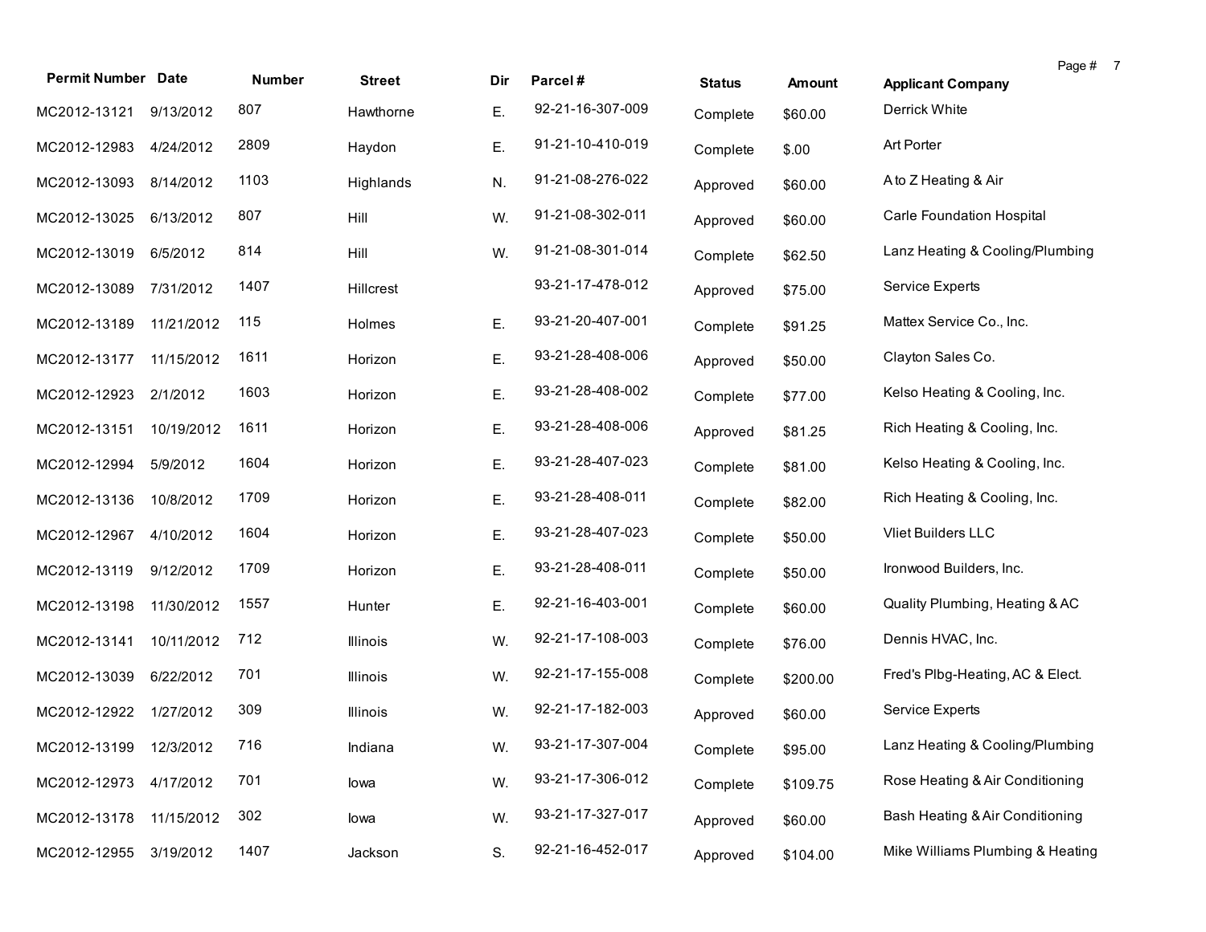| Permit Number | Date | Number | Street | Dir | Parcel # | Status | Amount | Applicant Company |
|---|---|---|---|---|---|---|---|---|
| MC2012-13121 | 9/13/2012 | 807 | Hawthorne | E. | 92-21-16-307-009 | Complete | $60.00 | Derrick White |
| MC2012-12983 | 4/24/2012 | 2809 | Haydon | E. | 91-21-10-410-019 | Complete | $.00 | Art Porter |
| MC2012-13093 | 8/14/2012 | 1103 | Highlands | N. | 91-21-08-276-022 | Approved | $60.00 | A to Z Heating & Air |
| MC2012-13025 | 6/13/2012 | 807 | Hill | W. | 91-21-08-302-011 | Approved | $60.00 | Carle Foundation Hospital |
| MC2012-13019 | 6/5/2012 | 814 | Hill | W. | 91-21-08-301-014 | Complete | $62.50 | Lanz Heating & Cooling/Plumbing |
| MC2012-13089 | 7/31/2012 | 1407 | Hillcrest | | 93-21-17-478-012 | Approved | $75.00 | Service Experts |
| MC2012-13189 | 11/21/2012 | 115 | Holmes | E. | 93-21-20-407-001 | Complete | $91.25 | Mattex Service Co., Inc. |
| MC2012-13177 | 11/15/2012 | 1611 | Horizon | E. | 93-21-28-408-006 | Approved | $50.00 | Clayton Sales Co. |
| MC2012-12923 | 2/1/2012 | 1603 | Horizon | E. | 93-21-28-408-002 | Complete | $77.00 | Kelso Heating & Cooling, Inc. |
| MC2012-13151 | 10/19/2012 | 1611 | Horizon | E. | 93-21-28-408-006 | Approved | $81.25 | Rich Heating & Cooling, Inc. |
| MC2012-12994 | 5/9/2012 | 1604 | Horizon | E. | 93-21-28-407-023 | Complete | $81.00 | Kelso Heating & Cooling, Inc. |
| MC2012-13136 | 10/8/2012 | 1709 | Horizon | E. | 93-21-28-408-011 | Complete | $82.00 | Rich Heating & Cooling, Inc. |
| MC2012-12967 | 4/10/2012 | 1604 | Horizon | E. | 93-21-28-407-023 | Complete | $50.00 | Vliet Builders LLC |
| MC2012-13119 | 9/12/2012 | 1709 | Horizon | E. | 93-21-28-408-011 | Complete | $50.00 | Ironwood Builders, Inc. |
| MC2012-13198 | 11/30/2012 | 1557 | Hunter | E. | 92-21-16-403-001 | Complete | $60.00 | Quality Plumbing, Heating & AC |
| MC2012-13141 | 10/11/2012 | 712 | Illinois | W. | 92-21-17-108-003 | Complete | $76.00 | Dennis HVAC, Inc. |
| MC2012-13039 | 6/22/2012 | 701 | Illinois | W. | 92-21-17-155-008 | Complete | $200.00 | Fred's Plbg-Heating, AC & Elect. |
| MC2012-12922 | 1/27/2012 | 309 | Illinois | W. | 92-21-17-182-003 | Approved | $60.00 | Service Experts |
| MC2012-13199 | 12/3/2012 | 716 | Indiana | W. | 93-21-17-307-004 | Complete | $95.00 | Lanz Heating & Cooling/Plumbing |
| MC2012-12973 | 4/17/2012 | 701 | Iowa | W. | 93-21-17-306-012 | Complete | $109.75 | Rose Heating & Air Conditioning |
| MC2012-13178 | 11/15/2012 | 302 | Iowa | W. | 93-21-17-327-017 | Approved | $60.00 | Bash Heating & Air Conditioning |
| MC2012-12955 | 3/19/2012 | 1407 | Jackson | S. | 92-21-16-452-017 | Approved | $104.00 | Mike Williams Plumbing & Heating |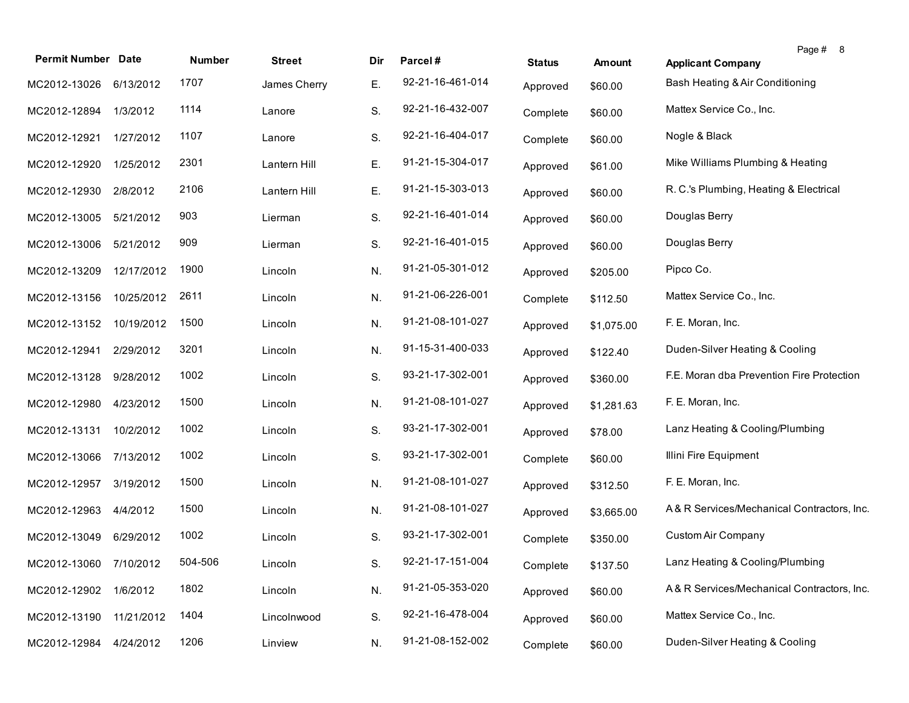| Permit Number | Date | Number | Street | Dir | Parcel # | Status | Amount | Applicant Company |
|---|---|---|---|---|---|---|---|---|
| MC2012-13026 | 6/13/2012 | 1707 | James Cherry | E. | 92-21-16-461-014 | Approved | $60.00 | Bash Heating & Air Conditioning |
| MC2012-12894 | 1/3/2012 | 1114 | Lanore | S. | 92-21-16-432-007 | Complete | $60.00 | Mattex Service Co., Inc. |
| MC2012-12921 | 1/27/2012 | 1107 | Lanore | S. | 92-21-16-404-017 | Complete | $60.00 | Nogle & Black |
| MC2012-12920 | 1/25/2012 | 2301 | Lantern Hill | E. | 91-21-15-304-017 | Approved | $61.00 | Mike Williams Plumbing & Heating |
| MC2012-12930 | 2/8/2012 | 2106 | Lantern Hill | E. | 91-21-15-303-013 | Approved | $60.00 | R. C.'s Plumbing, Heating & Electrical |
| MC2012-13005 | 5/21/2012 | 903 | Lierman | S. | 92-21-16-401-014 | Approved | $60.00 | Douglas Berry |
| MC2012-13006 | 5/21/2012 | 909 | Lierman | S. | 92-21-16-401-015 | Approved | $60.00 | Douglas Berry |
| MC2012-13209 | 12/17/2012 | 1900 | Lincoln | N. | 91-21-05-301-012 | Approved | $205.00 | Pipco Co. |
| MC2012-13156 | 10/25/2012 | 2611 | Lincoln | N. | 91-21-06-226-001 | Complete | $112.50 | Mattex Service Co., Inc. |
| MC2012-13152 | 10/19/2012 | 1500 | Lincoln | N. | 91-21-08-101-027 | Approved | $1,075.00 | F. E. Moran, Inc. |
| MC2012-12941 | 2/29/2012 | 3201 | Lincoln | N. | 91-15-31-400-033 | Approved | $122.40 | Duden-Silver Heating & Cooling |
| MC2012-13128 | 9/28/2012 | 1002 | Lincoln | S. | 93-21-17-302-001 | Approved | $360.00 | F.E. Moran dba Prevention Fire Protection |
| MC2012-12980 | 4/23/2012 | 1500 | Lincoln | N. | 91-21-08-101-027 | Approved | $1,281.63 | F. E. Moran, Inc. |
| MC2012-13131 | 10/2/2012 | 1002 | Lincoln | S. | 93-21-17-302-001 | Approved | $78.00 | Lanz Heating & Cooling/Plumbing |
| MC2012-13066 | 7/13/2012 | 1002 | Lincoln | S. | 93-21-17-302-001 | Complete | $60.00 | Illini Fire Equipment |
| MC2012-12957 | 3/19/2012 | 1500 | Lincoln | N. | 91-21-08-101-027 | Approved | $312.50 | F. E. Moran, Inc. |
| MC2012-12963 | 4/4/2012 | 1500 | Lincoln | N. | 91-21-08-101-027 | Approved | $3,665.00 | A & R Services/Mechanical Contractors, Inc. |
| MC2012-13049 | 6/29/2012 | 1002 | Lincoln | S. | 93-21-17-302-001 | Complete | $350.00 | Custom Air Company |
| MC2012-13060 | 7/10/2012 | 504-506 | Lincoln | S. | 92-21-17-151-004 | Complete | $137.50 | Lanz Heating & Cooling/Plumbing |
| MC2012-12902 | 1/6/2012 | 1802 | Lincoln | N. | 91-21-05-353-020 | Approved | $60.00 | A & R Services/Mechanical Contractors, Inc. |
| MC2012-13190 | 11/21/2012 | 1404 | Lincolnwood | S. | 92-21-16-478-004 | Approved | $60.00 | Mattex Service Co., Inc. |
| MC2012-12984 | 4/24/2012 | 1206 | Linview | N. | 91-21-08-152-002 | Complete | $60.00 | Duden-Silver Heating & Cooling |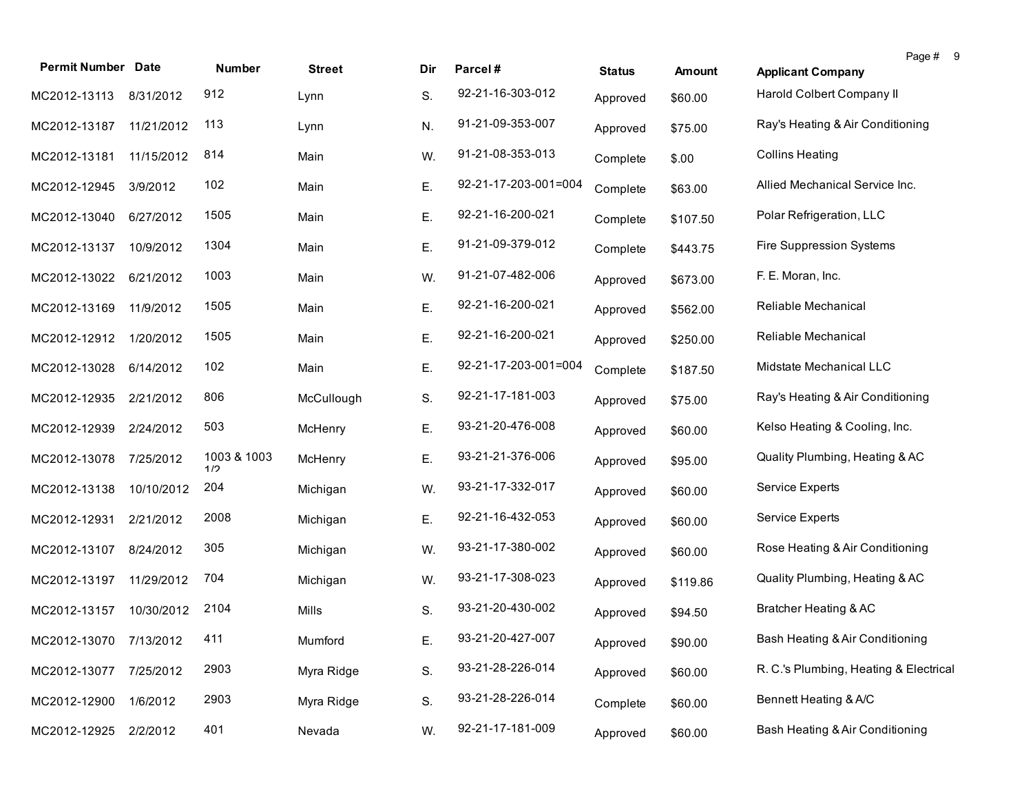| Permit Number | Date | Number | Street | Dir | Parcel # | Status | Amount | Applicant Company |
|---|---|---|---|---|---|---|---|---|
| MC2012-13113 | 8/31/2012 | 912 | Lynn | S. | 92-21-16-303-012 | Approved | $60.00 | Harold Colbert Company II |
| MC2012-13187 | 11/21/2012 | 113 | Lynn | N. | 91-21-09-353-007 | Approved | $75.00 | Ray's Heating & Air Conditioning |
| MC2012-13181 | 11/15/2012 | 814 | Main | W. | 91-21-08-353-013 | Complete | $.00 | Collins Heating |
| MC2012-12945 | 3/9/2012 | 102 | Main | E. | 92-21-17-203-001=004 | Complete | $63.00 | Allied Mechanical Service Inc. |
| MC2012-13040 | 6/27/2012 | 1505 | Main | E. | 92-21-16-200-021 | Complete | $107.50 | Polar Refrigeration, LLC |
| MC2012-13137 | 10/9/2012 | 1304 | Main | E. | 91-21-09-379-012 | Complete | $443.75 | Fire Suppression Systems |
| MC2012-13022 | 6/21/2012 | 1003 | Main | W. | 91-21-07-482-006 | Approved | $673.00 | F. E. Moran, Inc. |
| MC2012-13169 | 11/9/2012 | 1505 | Main | E. | 92-21-16-200-021 | Approved | $562.00 | Reliable Mechanical |
| MC2012-12912 | 1/20/2012 | 1505 | Main | E. | 92-21-16-200-021 | Approved | $250.00 | Reliable Mechanical |
| MC2012-13028 | 6/14/2012 | 102 | Main | E. | 92-21-17-203-001=004 | Complete | $187.50 | Midstate Mechanical LLC |
| MC2012-12935 | 2/21/2012 | 806 | McCullough | S. | 92-21-17-181-003 | Approved | $75.00 | Ray's Heating & Air Conditioning |
| MC2012-12939 | 2/24/2012 | 503 | McHenry | E. | 93-21-20-476-008 | Approved | $60.00 | Kelso Heating & Cooling, Inc. |
| MC2012-13078 | 7/25/2012 | 1003 & 1003 1/2 | McHenry | E. | 93-21-21-376-006 | Approved | $95.00 | Quality Plumbing, Heating & AC |
| MC2012-13138 | 10/10/2012 | 204 | Michigan | W. | 93-21-17-332-017 | Approved | $60.00 | Service Experts |
| MC2012-12931 | 2/21/2012 | 2008 | Michigan | E. | 92-21-16-432-053 | Approved | $60.00 | Service Experts |
| MC2012-13107 | 8/24/2012 | 305 | Michigan | W. | 93-21-17-380-002 | Approved | $60.00 | Rose Heating & Air Conditioning |
| MC2012-13197 | 11/29/2012 | 704 | Michigan | W. | 93-21-17-308-023 | Approved | $119.86 | Quality Plumbing, Heating & AC |
| MC2012-13157 | 10/30/2012 | 2104 | Mills | S. | 93-21-20-430-002 | Approved | $94.50 | Bratcher Heating & AC |
| MC2012-13070 | 7/13/2012 | 411 | Mumford | E. | 93-21-20-427-007 | Approved | $90.00 | Bash Heating & Air Conditioning |
| MC2012-13077 | 7/25/2012 | 2903 | Myra Ridge | S. | 93-21-28-226-014 | Approved | $60.00 | R. C.'s Plumbing, Heating & Electrical |
| MC2012-12900 | 1/6/2012 | 2903 | Myra Ridge | S. | 93-21-28-226-014 | Complete | $60.00 | Bennett Heating & A/C |
| MC2012-12925 | 2/2/2012 | 401 | Nevada | W. | 92-21-17-181-009 | Approved | $60.00 | Bash Heating & Air Conditioning |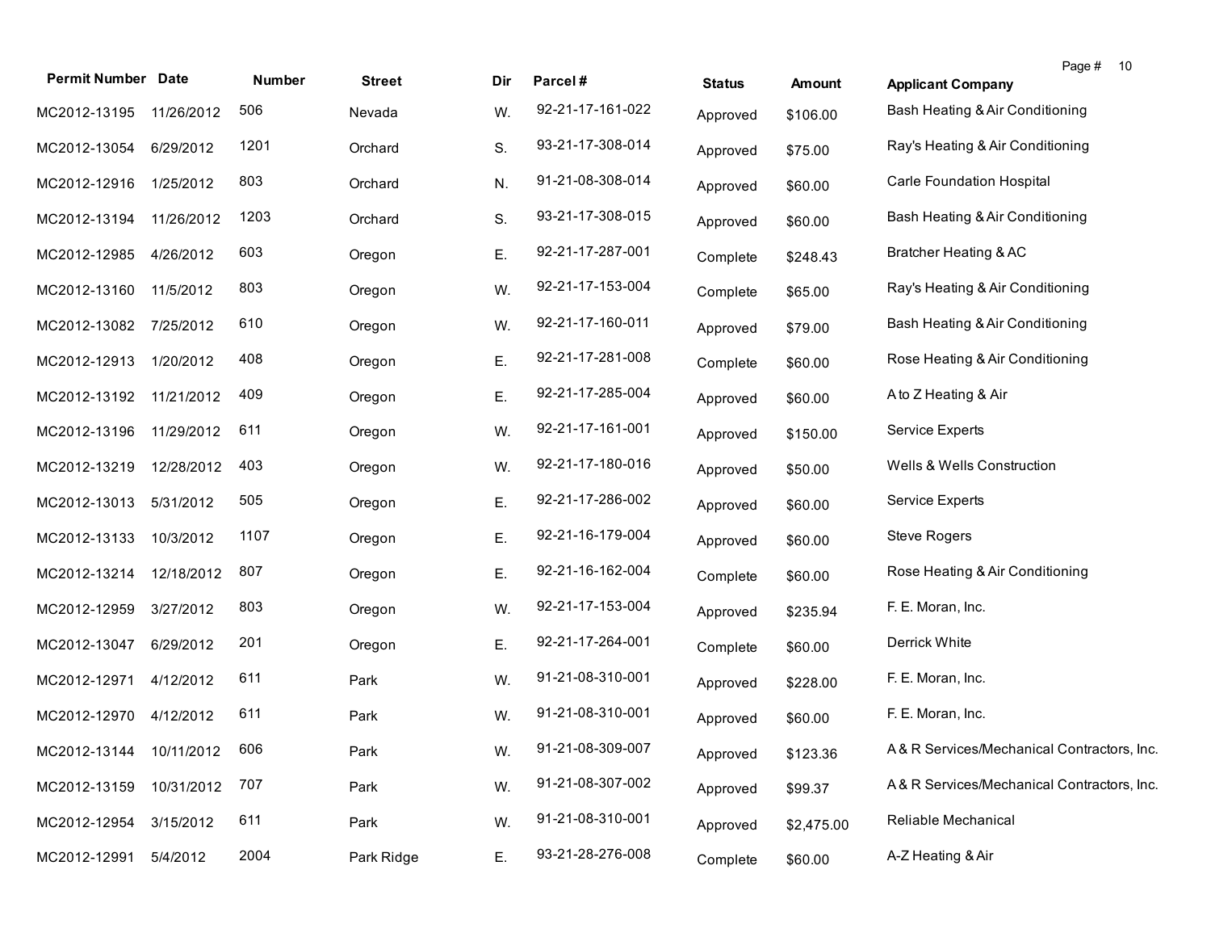| Permit Number | Date | Number | Street | Dir | Parcel # | Status | Amount | Applicant Company |
|---|---|---|---|---|---|---|---|---|
| MC2012-13195 | 11/26/2012 | 506 | Nevada | W. | 92-21-17-161-022 | Approved | $106.00 | Bash Heating & Air Conditioning |
| MC2012-13054 | 6/29/2012 | 1201 | Orchard | S. | 93-21-17-308-014 | Approved | $75.00 | Ray's Heating & Air Conditioning |
| MC2012-12916 | 1/25/2012 | 803 | Orchard | N. | 91-21-08-308-014 | Approved | $60.00 | Carle Foundation Hospital |
| MC2012-13194 | 11/26/2012 | 1203 | Orchard | S. | 93-21-17-308-015 | Approved | $60.00 | Bash Heating & Air Conditioning |
| MC2012-12985 | 4/26/2012 | 603 | Oregon | E. | 92-21-17-287-001 | Complete | $248.43 | Bratcher Heating & AC |
| MC2012-13160 | 11/5/2012 | 803 | Oregon | W. | 92-21-17-153-004 | Complete | $65.00 | Ray's Heating & Air Conditioning |
| MC2012-13082 | 7/25/2012 | 610 | Oregon | W. | 92-21-17-160-011 | Approved | $79.00 | Bash Heating & Air Conditioning |
| MC2012-12913 | 1/20/2012 | 408 | Oregon | E. | 92-21-17-281-008 | Complete | $60.00 | Rose Heating & Air Conditioning |
| MC2012-13192 | 11/21/2012 | 409 | Oregon | E. | 92-21-17-285-004 | Approved | $60.00 | A to Z Heating & Air |
| MC2012-13196 | 11/29/2012 | 611 | Oregon | W. | 92-21-17-161-001 | Approved | $150.00 | Service Experts |
| MC2012-13219 | 12/28/2012 | 403 | Oregon | W. | 92-21-17-180-016 | Approved | $50.00 | Wells & Wells Construction |
| MC2012-13013 | 5/31/2012 | 505 | Oregon | E. | 92-21-17-286-002 | Approved | $60.00 | Service Experts |
| MC2012-13133 | 10/3/2012 | 1107 | Oregon | E. | 92-21-16-179-004 | Approved | $60.00 | Steve Rogers |
| MC2012-13214 | 12/18/2012 | 807 | Oregon | E. | 92-21-16-162-004 | Complete | $60.00 | Rose Heating & Air Conditioning |
| MC2012-12959 | 3/27/2012 | 803 | Oregon | W. | 92-21-17-153-004 | Approved | $235.94 | F. E. Moran, Inc. |
| MC2012-13047 | 6/29/2012 | 201 | Oregon | E. | 92-21-17-264-001 | Complete | $60.00 | Derrick White |
| MC2012-12971 | 4/12/2012 | 611 | Park | W. | 91-21-08-310-001 | Approved | $228.00 | F. E. Moran, Inc. |
| MC2012-12970 | 4/12/2012 | 611 | Park | W. | 91-21-08-310-001 | Approved | $60.00 | F. E. Moran, Inc. |
| MC2012-13144 | 10/11/2012 | 606 | Park | W. | 91-21-08-309-007 | Approved | $123.36 | A & R Services/Mechanical Contractors, Inc. |
| MC2012-13159 | 10/31/2012 | 707 | Park | W. | 91-21-08-307-002 | Approved | $99.37 | A & R Services/Mechanical Contractors, Inc. |
| MC2012-12954 | 3/15/2012 | 611 | Park | W. | 91-21-08-310-001 | Approved | $2,475.00 | Reliable Mechanical |
| MC2012-12991 | 5/4/2012 | 2004 | Park Ridge | E. | 93-21-28-276-008 | Complete | $60.00 | A-Z Heating & Air |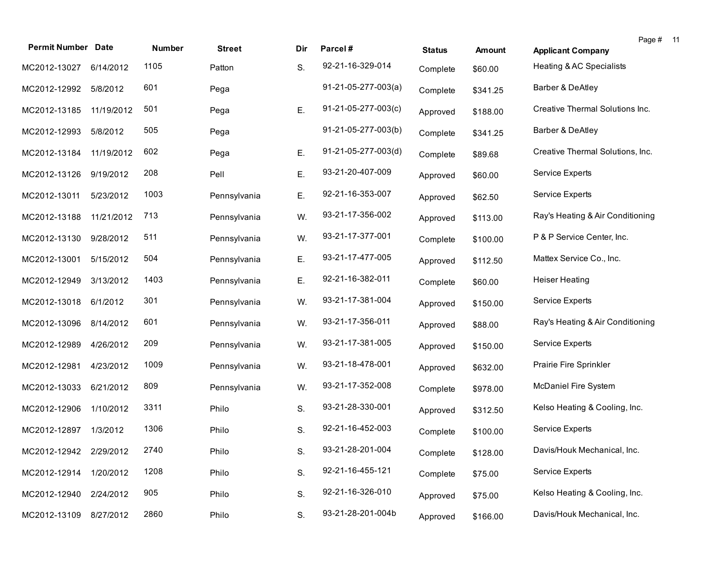| Permit Number | Date | Number | Street | Dir | Parcel # | Status | Amount | Applicant Company |
|---|---|---|---|---|---|---|---|---|
| MC2012-13027 | 6/14/2012 | 1105 | Patton | S. | 92-21-16-329-014 | Complete | $60.00 | Heating & AC Specialists |
| MC2012-12992 | 5/8/2012 | 601 | Pega | | 91-21-05-277-003(a) | Complete | $341.25 | Barber & DeAtley |
| MC2012-13185 | 11/19/2012 | 501 | Pega | E. | 91-21-05-277-003(c) | Approved | $188.00 | Creative Thermal Solutions Inc. |
| MC2012-12993 | 5/8/2012 | 505 | Pega | | 91-21-05-277-003(b) | Complete | $341.25 | Barber & DeAtley |
| MC2012-13184 | 11/19/2012 | 602 | Pega | E. | 91-21-05-277-003(d) | Complete | $89.68 | Creative Thermal Solutions, Inc. |
| MC2012-13126 | 9/19/2012 | 208 | Pell | E. | 93-21-20-407-009 | Approved | $60.00 | Service Experts |
| MC2012-13011 | 5/23/2012 | 1003 | Pennsylvania | E. | 92-21-16-353-007 | Approved | $62.50 | Service Experts |
| MC2012-13188 | 11/21/2012 | 713 | Pennsylvania | W. | 93-21-17-356-002 | Approved | $113.00 | Ray's Heating & Air Conditioning |
| MC2012-13130 | 9/28/2012 | 511 | Pennsylvania | W. | 93-21-17-377-001 | Complete | $100.00 | P & P Service Center, Inc. |
| MC2012-13001 | 5/15/2012 | 504 | Pennsylvania | E. | 93-21-17-477-005 | Approved | $112.50 | Mattex Service Co., Inc. |
| MC2012-12949 | 3/13/2012 | 1403 | Pennsylvania | E. | 92-21-16-382-011 | Complete | $60.00 | Heiser Heating |
| MC2012-13018 | 6/1/2012 | 301 | Pennsylvania | W. | 93-21-17-381-004 | Approved | $150.00 | Service Experts |
| MC2012-13096 | 8/14/2012 | 601 | Pennsylvania | W. | 93-21-17-356-011 | Approved | $88.00 | Ray's Heating & Air Conditioning |
| MC2012-12989 | 4/26/2012 | 209 | Pennsylvania | W. | 93-21-17-381-005 | Approved | $150.00 | Service Experts |
| MC2012-12981 | 4/23/2012 | 1009 | Pennsylvania | W. | 93-21-18-478-001 | Approved | $632.00 | Prairie Fire Sprinkler |
| MC2012-13033 | 6/21/2012 | 809 | Pennsylvania | W. | 93-21-17-352-008 | Complete | $978.00 | McDaniel Fire System |
| MC2012-12906 | 1/10/2012 | 3311 | Philo | S. | 93-21-28-330-001 | Approved | $312.50 | Kelso Heating & Cooling, Inc. |
| MC2012-12897 | 1/3/2012 | 1306 | Philo | S. | 92-21-16-452-003 | Complete | $100.00 | Service Experts |
| MC2012-12942 | 2/29/2012 | 2740 | Philo | S. | 93-21-28-201-004 | Complete | $128.00 | Davis/Houk Mechanical, Inc. |
| MC2012-12914 | 1/20/2012 | 1208 | Philo | S. | 92-21-16-455-121 | Complete | $75.00 | Service Experts |
| MC2012-12940 | 2/24/2012 | 905 | Philo | S. | 92-21-16-326-010 | Approved | $75.00 | Kelso Heating & Cooling, Inc. |
| MC2012-13109 | 8/27/2012 | 2860 | Philo | S. | 93-21-28-201-004b | Approved | $166.00 | Davis/Houk Mechanical, Inc. |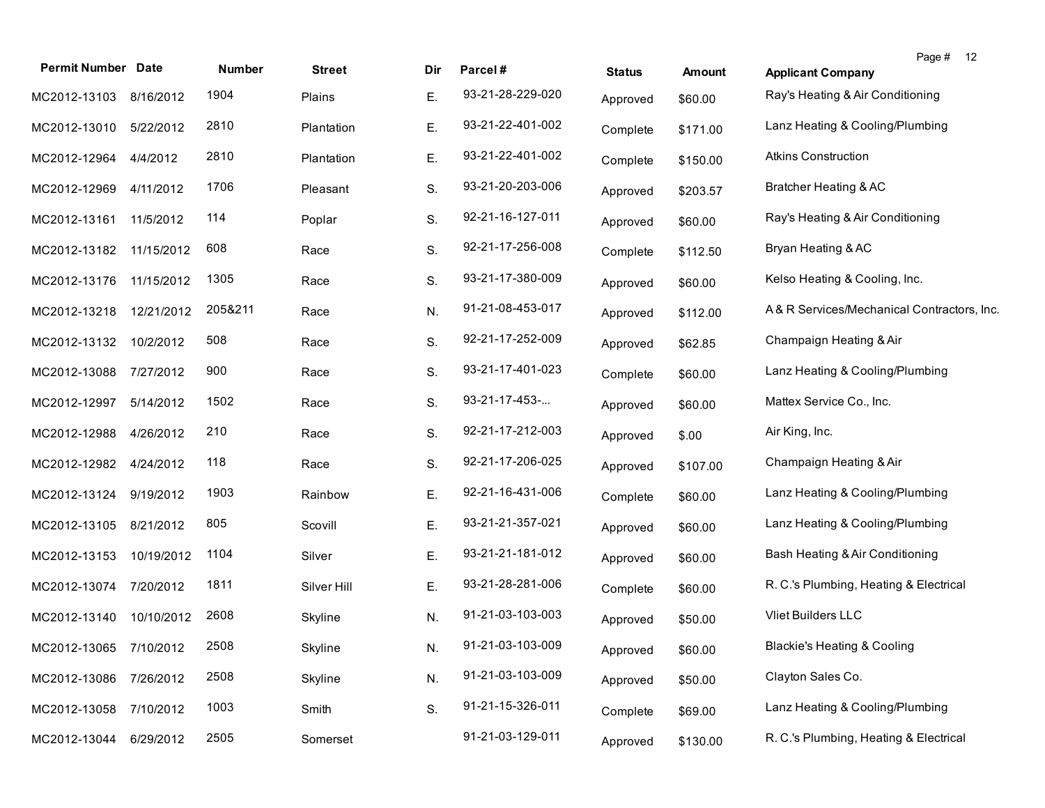| Permit Number | Date | Number | Street | Dir | Parcel # | Status | Amount | Applicant Company |
|---|---|---|---|---|---|---|---|---|
| MC2012-13103 | 8/16/2012 | 1904 | Plains | E. | 93-21-28-229-020 | Approved | $60.00 | Ray's Heating & Air Conditioning |
| MC2012-13010 | 5/22/2012 | 2810 | Plantation | E. | 93-21-22-401-002 | Complete | $171.00 | Lanz Heating & Cooling/Plumbing |
| MC2012-12964 | 4/4/2012 | 2810 | Plantation | E. | 93-21-22-401-002 | Complete | $150.00 | Atkins Construction |
| MC2012-12969 | 4/11/2012 | 1706 | Pleasant | S. | 93-21-20-203-006 | Approved | $203.57 | Bratcher Heating & AC |
| MC2012-13161 | 11/5/2012 | 114 | Poplar | S. | 92-21-16-127-011 | Approved | $60.00 | Ray's Heating & Air Conditioning |
| MC2012-13182 | 11/15/2012 | 608 | Race | S. | 92-21-17-256-008 | Complete | $112.50 | Bryan Heating & AC |
| MC2012-13176 | 11/15/2012 | 1305 | Race | S. | 93-21-17-380-009 | Approved | $60.00 | Kelso Heating & Cooling, Inc. |
| MC2012-13218 | 12/21/2012 | 205&211 | Race | N. | 91-21-08-453-017 | Approved | $112.00 | A & R Services/Mechanical Contractors, Inc. |
| MC2012-13132 | 10/2/2012 | 508 | Race | S. | 92-21-17-252-009 | Approved | $62.85 | Champaign Heating & Air |
| MC2012-13088 | 7/27/2012 | 900 | Race | S. | 93-21-17-401-023 | Complete | $60.00 | Lanz Heating & Cooling/Plumbing |
| MC2012-12997 | 5/14/2012 | 1502 | Race | S. | 93-21-17-453-... | Approved | $60.00 | Mattex Service Co., Inc. |
| MC2012-12988 | 4/26/2012 | 210 | Race | S. | 92-21-17-212-003 | Approved | $.00 | Air King, Inc. |
| MC2012-12982 | 4/24/2012 | 118 | Race | S. | 92-21-17-206-025 | Approved | $107.00 | Champaign Heating & Air |
| MC2012-13124 | 9/19/2012 | 1903 | Rainbow | E. | 92-21-16-431-006 | Complete | $60.00 | Lanz Heating & Cooling/Plumbing |
| MC2012-13105 | 8/21/2012 | 805 | Scovill | E. | 93-21-21-357-021 | Approved | $60.00 | Lanz Heating & Cooling/Plumbing |
| MC2012-13153 | 10/19/2012 | 1104 | Silver | E. | 93-21-21-181-012 | Approved | $60.00 | Bash Heating & Air Conditioning |
| MC2012-13074 | 7/20/2012 | 1811 | Silver Hill | E. | 93-21-28-281-006 | Complete | $60.00 | R. C.'s Plumbing, Heating & Electrical |
| MC2012-13140 | 10/10/2012 | 2608 | Skyline | N. | 91-21-03-103-003 | Approved | $50.00 | Vliet Builders LLC |
| MC2012-13065 | 7/10/2012 | 2508 | Skyline | N. | 91-21-03-103-009 | Approved | $60.00 | Blackie's Heating & Cooling |
| MC2012-13086 | 7/26/2012 | 2508 | Skyline | N. | 91-21-03-103-009 | Approved | $50.00 | Clayton Sales Co. |
| MC2012-13058 | 7/10/2012 | 1003 | Smith | S. | 91-21-15-326-011 | Complete | $69.00 | Lanz Heating & Cooling/Plumbing |
| MC2012-13044 | 6/29/2012 | 2505 | Somerset | | 91-21-03-129-011 | Approved | $130.00 | R. C.'s Plumbing, Heating & Electrical |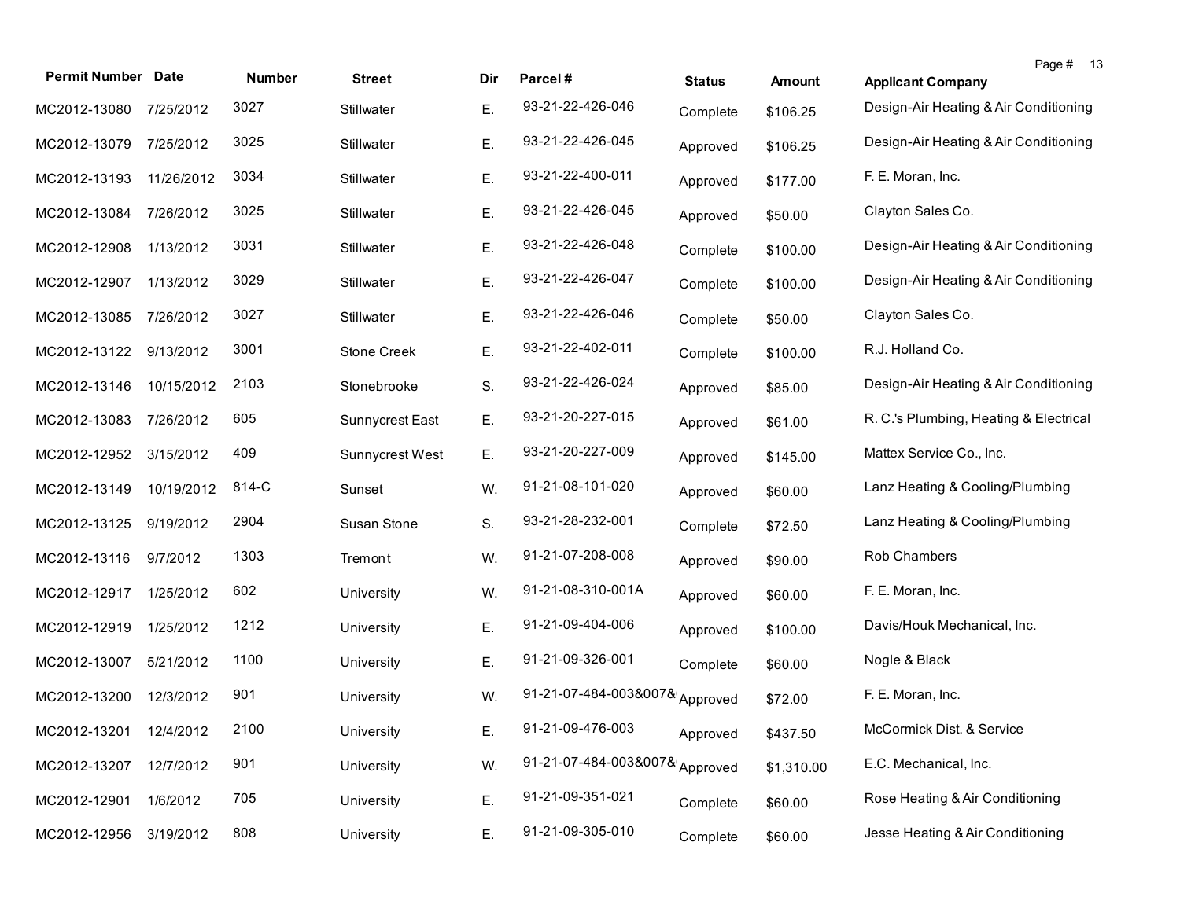| Permit Number | Date | Number | Street | Dir | Parcel # | Status | Amount | Applicant Company |
|---|---|---|---|---|---|---|---|---|
| MC2012-13080 | 7/25/2012 | 3027 | Stillwater | E. | 93-21-22-426-046 | Complete | $106.25 | Design-Air Heating & Air Conditioning |
| MC2012-13079 | 7/25/2012 | 3025 | Stillwater | E. | 93-21-22-426-045 | Approved | $106.25 | Design-Air Heating & Air Conditioning |
| MC2012-13193 | 11/26/2012 | 3034 | Stillwater | E. | 93-21-22-400-011 | Approved | $177.00 | F. E. Moran, Inc. |
| MC2012-13084 | 7/26/2012 | 3025 | Stillwater | E. | 93-21-22-426-045 | Approved | $50.00 | Clayton Sales Co. |
| MC2012-12908 | 1/13/2012 | 3031 | Stillwater | E. | 93-21-22-426-048 | Complete | $100.00 | Design-Air Heating & Air Conditioning |
| MC2012-12907 | 1/13/2012 | 3029 | Stillwater | E. | 93-21-22-426-047 | Complete | $100.00 | Design-Air Heating & Air Conditioning |
| MC2012-13085 | 7/26/2012 | 3027 | Stillwater | E. | 93-21-22-426-046 | Complete | $50.00 | Clayton Sales Co. |
| MC2012-13122 | 9/13/2012 | 3001 | Stone Creek | E. | 93-21-22-402-011 | Complete | $100.00 | R.J. Holland Co. |
| MC2012-13146 | 10/15/2012 | 2103 | Stonebrooke | S. | 93-21-22-426-024 | Approved | $85.00 | Design-Air Heating & Air Conditioning |
| MC2012-13083 | 7/26/2012 | 605 | Sunnycrest East | E. | 93-21-20-227-015 | Approved | $61.00 | R. C.'s Plumbing, Heating & Electrical |
| MC2012-12952 | 3/15/2012 | 409 | Sunnycrest West | E. | 93-21-20-227-009 | Approved | $145.00 | Mattex Service Co., Inc. |
| MC2012-13149 | 10/19/2012 | 814-C | Sunset | W. | 91-21-08-101-020 | Approved | $60.00 | Lanz Heating & Cooling/Plumbing |
| MC2012-13125 | 9/19/2012 | 2904 | Susan Stone | S. | 93-21-28-232-001 | Complete | $72.50 | Lanz Heating & Cooling/Plumbing |
| MC2012-13116 | 9/7/2012 | 1303 | Tremont | W. | 91-21-07-208-008 | Approved | $90.00 | Rob Chambers |
| MC2012-12917 | 1/25/2012 | 602 | University | W. | 91-21-08-310-001A | Approved | $60.00 | F. E. Moran, Inc. |
| MC2012-12919 | 1/25/2012 | 1212 | University | E. | 91-21-09-404-006 | Approved | $100.00 | Davis/Houk Mechanical, Inc. |
| MC2012-13007 | 5/21/2012 | 1100 | University | E. | 91-21-09-326-001 | Complete | $60.00 | Nogle & Black |
| MC2012-13200 | 12/3/2012 | 901 | University | W. | 91-21-07-484-003&007& | Approved | $72.00 | F. E. Moran, Inc. |
| MC2012-13201 | 12/4/2012 | 2100 | University | E. | 91-21-09-476-003 | Approved | $437.50 | McCormick Dist. & Service |
| MC2012-13207 | 12/7/2012 | 901 | University | W. | 91-21-07-484-003&007& | Approved | $1,310.00 | E.C. Mechanical, Inc. |
| MC2012-12901 | 1/6/2012 | 705 | University | E. | 91-21-09-351-021 | Complete | $60.00 | Rose Heating & Air Conditioning |
| MC2012-12956 | 3/19/2012 | 808 | University | E. | 91-21-09-305-010 | Complete | $60.00 | Jesse Heating & Air Conditioning |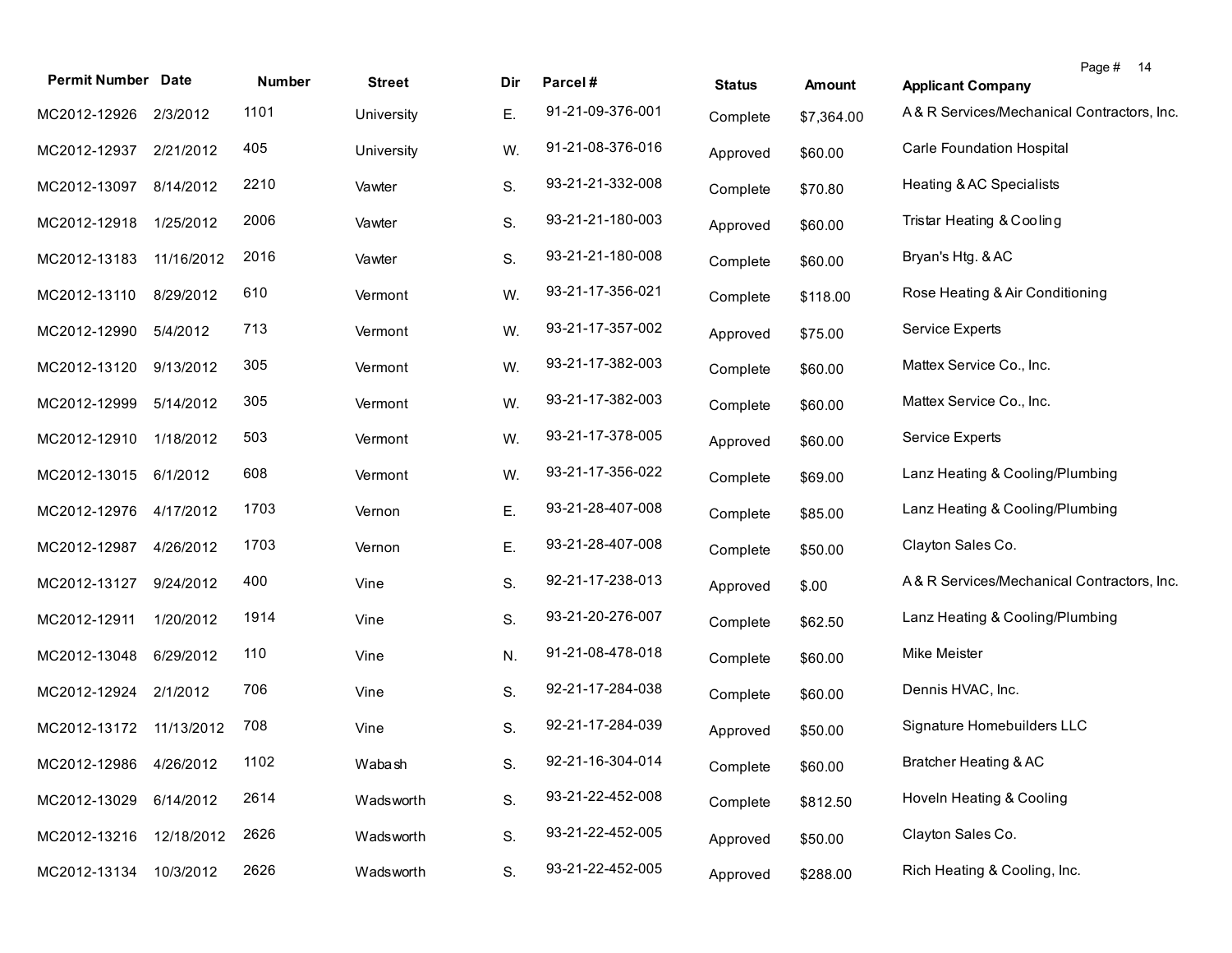| Permit Number | Date | Number | Street | Dir | Parcel # | Status | Amount | Applicant Company |
|---|---|---|---|---|---|---|---|---|
| MC2012-12926 | 2/3/2012 | 1101 | University | E. | 91-21-09-376-001 | Complete | $7,364.00 | A & R Services/Mechanical Contractors, Inc. |
| MC2012-12937 | 2/21/2012 | 405 | University | W. | 91-21-08-376-016 | Approved | $60.00 | Carle Foundation Hospital |
| MC2012-13097 | 8/14/2012 | 2210 | Vawter | S. | 93-21-21-332-008 | Complete | $70.80 | Heating & AC Specialists |
| MC2012-12918 | 1/25/2012 | 2006 | Vawter | S. | 93-21-21-180-003 | Approved | $60.00 | Tristar Heating & Cooling |
| MC2012-13183 | 11/16/2012 | 2016 | Vawter | S. | 93-21-21-180-008 | Complete | $60.00 | Bryan's Htg. & AC |
| MC2012-13110 | 8/29/2012 | 610 | Vermont | W. | 93-21-17-356-021 | Complete | $118.00 | Rose Heating & Air Conditioning |
| MC2012-12990 | 5/4/2012 | 713 | Vermont | W. | 93-21-17-357-002 | Approved | $75.00 | Service Experts |
| MC2012-13120 | 9/13/2012 | 305 | Vermont | W. | 93-21-17-382-003 | Complete | $60.00 | Mattex Service Co., Inc. |
| MC2012-12999 | 5/14/2012 | 305 | Vermont | W. | 93-21-17-382-003 | Complete | $60.00 | Mattex Service Co., Inc. |
| MC2012-12910 | 1/18/2012 | 503 | Vermont | W. | 93-21-17-378-005 | Approved | $60.00 | Service Experts |
| MC2012-13015 | 6/1/2012 | 608 | Vermont | W. | 93-21-17-356-022 | Complete | $69.00 | Lanz Heating & Cooling/Plumbing |
| MC2012-12976 | 4/17/2012 | 1703 | Vernon | E. | 93-21-28-407-008 | Complete | $85.00 | Lanz Heating & Cooling/Plumbing |
| MC2012-12987 | 4/26/2012 | 1703 | Vernon | E. | 93-21-28-407-008 | Complete | $50.00 | Clayton Sales Co. |
| MC2012-13127 | 9/24/2012 | 400 | Vine | S. | 92-21-17-238-013 | Approved | $.00 | A & R Services/Mechanical Contractors, Inc. |
| MC2012-12911 | 1/20/2012 | 1914 | Vine | S. | 93-21-20-276-007 | Complete | $62.50 | Lanz Heating & Cooling/Plumbing |
| MC2012-13048 | 6/29/2012 | 110 | Vine | N. | 91-21-08-478-018 | Complete | $60.00 | Mike Meister |
| MC2012-12924 | 2/1/2012 | 706 | Vine | S. | 92-21-17-284-038 | Complete | $60.00 | Dennis HVAC, Inc. |
| MC2012-13172 | 11/13/2012 | 708 | Vine | S. | 92-21-17-284-039 | Approved | $50.00 | Signature Homebuilders LLC |
| MC2012-12986 | 4/26/2012 | 1102 | Wabash | S. | 92-21-16-304-014 | Complete | $60.00 | Bratcher Heating & AC |
| MC2012-13029 | 6/14/2012 | 2614 | Wadsworth | S. | 93-21-22-452-008 | Complete | $812.50 | Hoveln Heating & Cooling |
| MC2012-13216 | 12/18/2012 | 2626 | Wadsworth | S. | 93-21-22-452-005 | Approved | $50.00 | Clayton Sales Co. |
| MC2012-13134 | 10/3/2012 | 2626 | Wadsworth | S. | 93-21-22-452-005 | Approved | $288.00 | Rich Heating & Cooling, Inc. |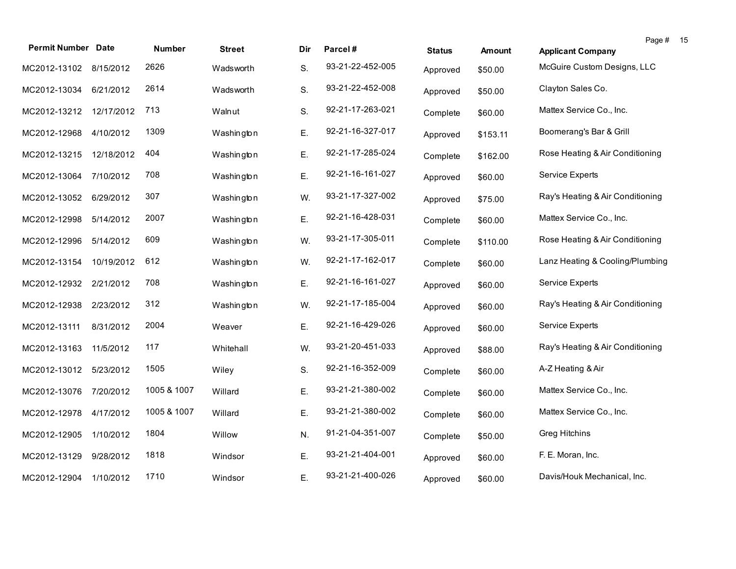| Permit Number | Date | Number | Street | Dir | Parcel # | Status | Amount | Applicant Company |
|---|---|---|---|---|---|---|---|---|
| MC2012-13102 | 8/15/2012 | 2626 | Wadsworth | S. | 93-21-22-452-005 | Approved | $50.00 | McGuire Custom Designs, LLC |
| MC2012-13034 | 6/21/2012 | 2614 | Wadsworth | S. | 93-21-22-452-008 | Approved | $50.00 | Clayton Sales Co. |
| MC2012-13212 | 12/17/2012 | 713 | Walnut | S. | 92-21-17-263-021 | Complete | $60.00 | Mattex Service Co., Inc. |
| MC2012-12968 | 4/10/2012 | 1309 | Washington | E. | 92-21-16-327-017 | Approved | $153.11 | Boomerang's Bar & Grill |
| MC2012-13215 | 12/18/2012 | 404 | Washington | E. | 92-21-17-285-024 | Complete | $162.00 | Rose Heating & Air Conditioning |
| MC2012-13064 | 7/10/2012 | 708 | Washington | E. | 92-21-16-161-027 | Approved | $60.00 | Service Experts |
| MC2012-13052 | 6/29/2012 | 307 | Washington | W. | 93-21-17-327-002 | Approved | $75.00 | Ray's Heating & Air Conditioning |
| MC2012-12998 | 5/14/2012 | 2007 | Washington | E. | 92-21-16-428-031 | Complete | $60.00 | Mattex Service Co., Inc. |
| MC2012-12996 | 5/14/2012 | 609 | Washington | W. | 93-21-17-305-011 | Complete | $110.00 | Rose Heating & Air Conditioning |
| MC2012-13154 | 10/19/2012 | 612 | Washington | W. | 92-21-17-162-017 | Complete | $60.00 | Lanz Heating & Cooling/Plumbing |
| MC2012-12932 | 2/21/2012 | 708 | Washington | E. | 92-21-16-161-027 | Approved | $60.00 | Service Experts |
| MC2012-12938 | 2/23/2012 | 312 | Washington | W. | 92-21-17-185-004 | Approved | $60.00 | Ray's Heating & Air Conditioning |
| MC2012-13111 | 8/31/2012 | 2004 | Weaver | E. | 92-21-16-429-026 | Approved | $60.00 | Service Experts |
| MC2012-13163 | 11/5/2012 | 117 | Whitehall | W. | 93-21-20-451-033 | Approved | $88.00 | Ray's Heating & Air Conditioning |
| MC2012-13012 | 5/23/2012 | 1505 | Wiley | S. | 92-21-16-352-009 | Complete | $60.00 | A-Z Heating & Air |
| MC2012-13076 | 7/20/2012 | 1005 & 1007 | Willard | E. | 93-21-21-380-002 | Complete | $60.00 | Mattex Service Co., Inc. |
| MC2012-12978 | 4/17/2012 | 1005 & 1007 | Willard | E. | 93-21-21-380-002 | Complete | $60.00 | Mattex Service Co., Inc. |
| MC2012-12905 | 1/10/2012 | 1804 | Willow | N. | 91-21-04-351-007 | Complete | $50.00 | Greg Hitchins |
| MC2012-13129 | 9/28/2012 | 1818 | Windsor | E. | 93-21-21-404-001 | Approved | $60.00 | F. E. Moran, Inc. |
| MC2012-12904 | 1/10/2012 | 1710 | Windsor | E. | 93-21-21-400-026 | Approved | $60.00 | Davis/Houk Mechanical, Inc. |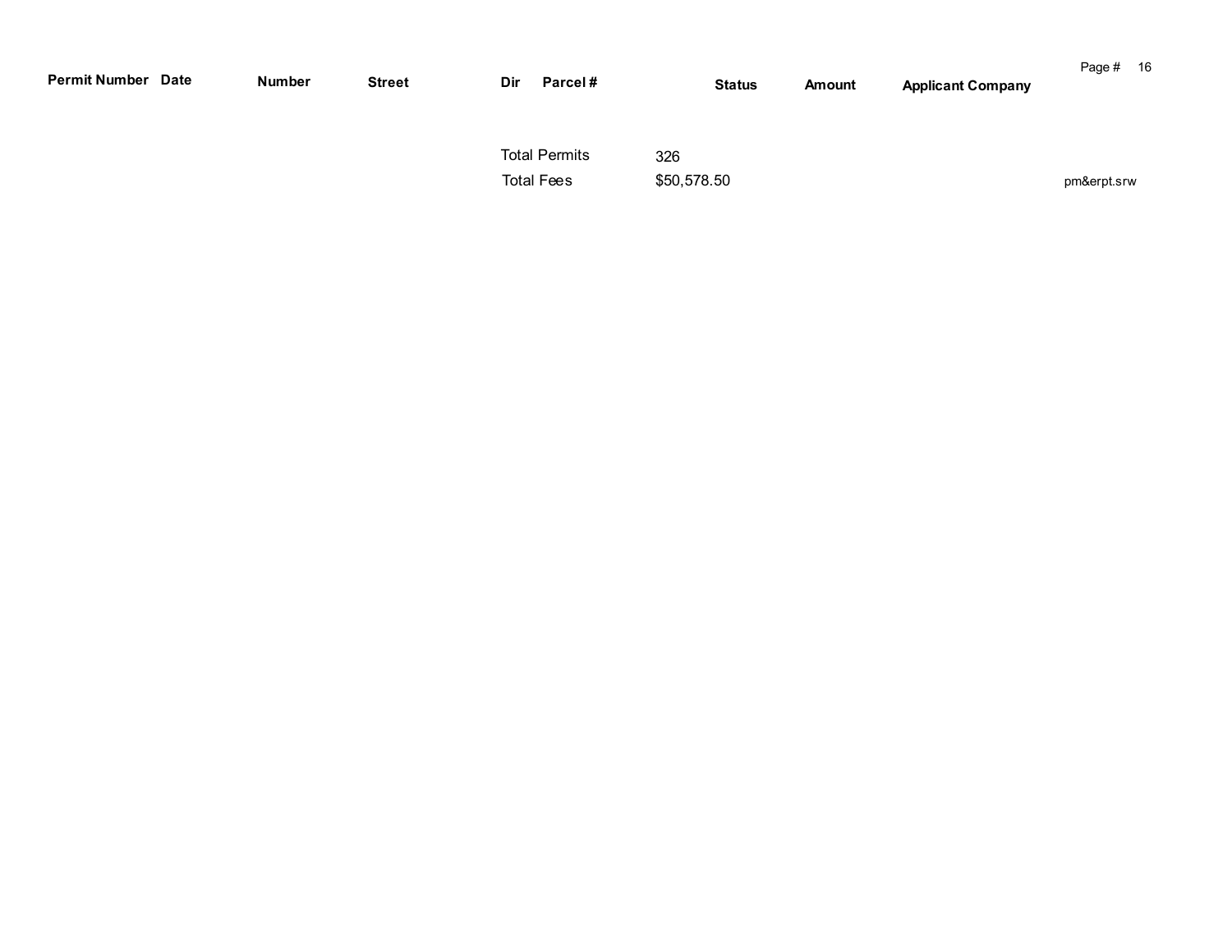| Permit Number | Date | Number | Street | Dir | Parcel # | Status | Amount | Applicant Company |
|---|---|---|---|---|---|---|---|---|

Total Permits 326

Total Fees $50,578.50

pm&erpt.srw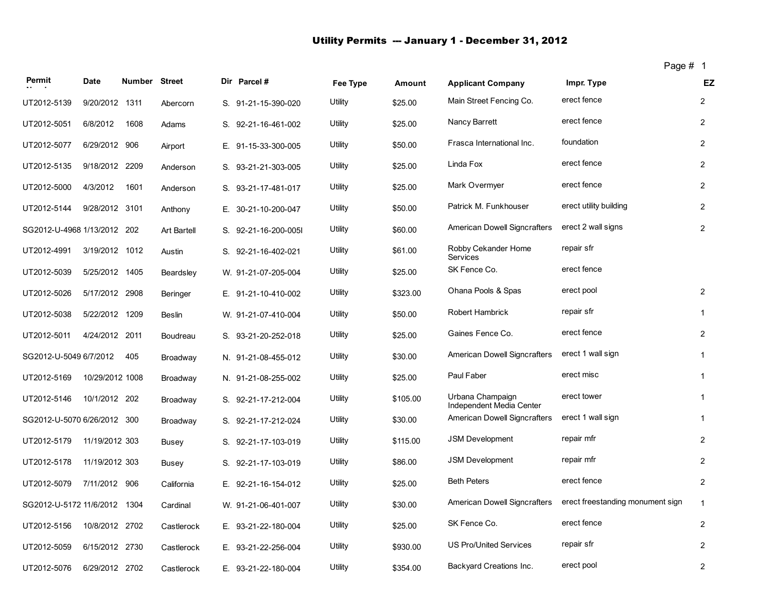# Utility Permits --- January 1 - December 31, 2012

| Permit Number | Date | Number | Street | Dir | Parcel # | Fee Type | Amount | Applicant Company | Impr. Type | EZ |
|---|---|---|---|---|---|---|---|---|---|---|
| UT2012-5139 | 9/20/2012 | 1311 | Abercorn | S. | 91-21-15-390-020 | Utility | $25.00 | Main Street Fencing Co. | erect fence | 2 |
| UT2012-5051 | 6/8/2012 | 1608 | Adams | S. | 92-21-16-461-002 | Utility | $25.00 | Nancy Barrett | erect fence | 2 |
| UT2012-5077 | 6/29/2012 | 906 | Airport | E. | 91-15-33-300-005 | Utility | $50.00 | Frasca International Inc. | foundation | 2 |
| UT2012-5135 | 9/18/2012 | 2209 | Anderson | S. | 93-21-21-303-005 | Utility | $25.00 | Linda Fox | erect fence | 2 |
| UT2012-5000 | 4/3/2012 | 1601 | Anderson | S. | 93-21-17-481-017 | Utility | $25.00 | Mark Overmyer | erect fence | 2 |
| UT2012-5144 | 9/28/2012 | 3101 | Anthony | E. | 30-21-10-200-047 | Utility | $50.00 | Patrick M. Funkhouser | erect utility building | 2 |
| SG2012-U-4968 | 1/13/2012 | 202 | Art Bartell | S. | 92-21-16-200-005I | Utility | $60.00 | American Dowell Signcrafters | erect 2 wall signs | 2 |
| UT2012-4991 | 3/19/2012 | 1012 | Austin | S. | 92-21-16-402-021 | Utility | $61.00 | Robby Cekander Home Services | repair sfr | |
| UT2012-5039 | 5/25/2012 | 1405 | Beardsley | W. | 91-21-07-205-004 | Utility | $25.00 | SK Fence Co. | erect fence | |
| UT2012-5026 | 5/17/2012 | 2908 | Beringer | E. | 91-21-10-410-002 | Utility | $323.00 | Ohana Pools & Spas | erect pool | 2 |
| UT2012-5038 | 5/22/2012 | 1209 | Beslin | W. | 91-21-07-410-004 | Utility | $50.00 | Robert Hambrick | repair sfr | 1 |
| UT2012-5011 | 4/24/2012 | 2011 | Boudreau | S. | 93-21-20-252-018 | Utility | $25.00 | Gaines Fence Co. | erect fence | 2 |
| SG2012-U-5049 | 6/7/2012 | 405 | Broadway | N. | 91-21-08-455-012 | Utility | $30.00 | American Dowell Signcrafters | erect 1 wall sign | 1 |
| UT2012-5169 | 10/29/2012 | 1008 | Broadway | N. | 91-21-08-255-002 | Utility | $25.00 | Paul Faber | erect misc | 1 |
| UT2012-5146 | 10/1/2012 | 202 | Broadway | S. | 92-21-17-212-004 | Utility | $105.00 | Urbana Champaign Independent Media Center | erect tower | 1 |
| SG2012-U-5070 | 6/26/2012 | 300 | Broadway | S. | 92-21-17-212-024 | Utility | $30.00 | American Dowell Signcrafters | erect 1 wall sign | 1 |
| UT2012-5179 | 11/19/2012 | 303 | Busey | S. | 92-21-17-103-019 | Utility | $115.00 | JSM Development | repair mfr | 2 |
| UT2012-5178 | 11/19/2012 | 303 | Busey | S. | 92-21-17-103-019 | Utility | $86.00 | JSM Development | repair mfr | 2 |
| UT2012-5079 | 7/11/2012 | 906 | California | E. | 92-21-16-154-012 | Utility | $25.00 | Beth Peters | erect fence | 2 |
| SG2012-U-5172 | 11/6/2012 | 1304 | Cardinal | W. | 91-21-06-401-007 | Utility | $30.00 | American Dowell Signcrafters | erect freestanding monument sign | 1 |
| UT2012-5156 | 10/8/2012 | 2702 | Castlerock | E. | 93-21-22-180-004 | Utility | $25.00 | SK Fence Co. | erect fence | 2 |
| UT2012-5059 | 6/15/2012 | 2730 | Castlerock | E. | 93-21-22-256-004 | Utility | $930.00 | US Pro/United Services | repair sfr | 2 |
| UT2012-5076 | 6/29/2012 | 2702 | Castlerock | E. | 93-21-22-180-004 | Utility | $354.00 | Backyard Creations Inc. | erect pool | 2 |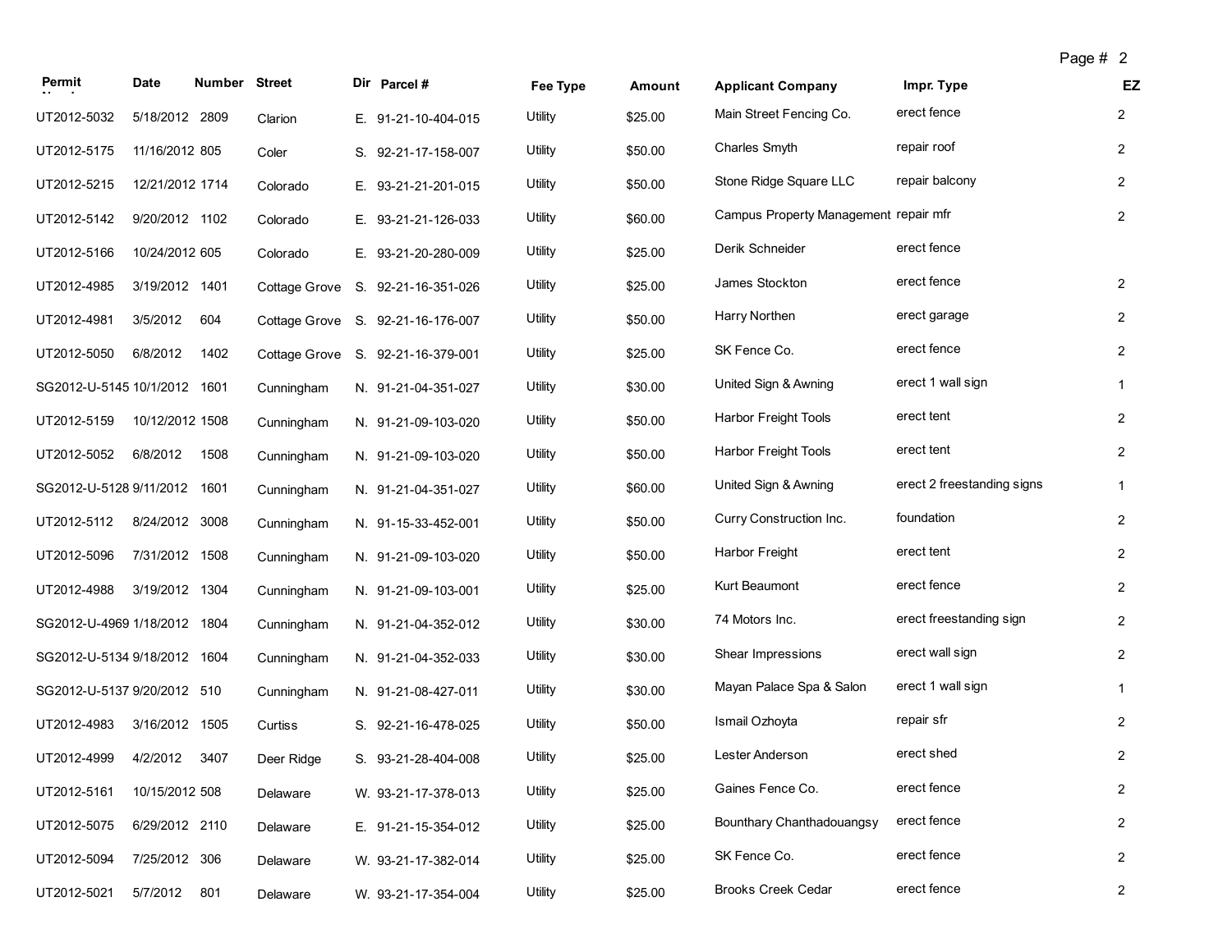| Permit Number | Date | Number | Street | Dir | Parcel # | Fee Type | Amount | Applicant Company | Impr. Type | EZ |
|---|---|---|---|---|---|---|---|---|---|---|
| UT2012-5032 | 5/18/2012 | 2809 | Clarion | E. | 91-21-10-404-015 | Utility | $25.00 | Main Street Fencing Co. | erect fence | 2 |
| UT2012-5175 | 11/16/2012 | 805 | Coler | S. | 92-21-17-158-007 | Utility | $50.00 | Charles Smyth | repair roof | 2 |
| UT2012-5215 | 12/21/2012 | 1714 | Colorado | E. | 93-21-21-201-015 | Utility | $50.00 | Stone Ridge Square LLC | repair balcony | 2 |
| UT2012-5142 | 9/20/2012 | 1102 | Colorado | E. | 93-21-21-126-033 | Utility | $60.00 | Campus Property Management | repair mfr | 2 |
| UT2012-5166 | 10/24/2012 | 605 | Colorado | E. | 93-21-20-280-009 | Utility | $25.00 | Derik Schneider | erect fence | |
| UT2012-4985 | 3/19/2012 | 1401 | Cottage Grove | S. | 92-21-16-351-026 | Utility | $25.00 | James Stockton | erect fence | 2 |
| UT2012-4981 | 3/5/2012 | 604 | Cottage Grove | S. | 92-21-16-176-007 | Utility | $50.00 | Harry Northen | erect garage | 2 |
| UT2012-5050 | 6/8/2012 | 1402 | Cottage Grove | S. | 92-21-16-379-001 | Utility | $25.00 | SK Fence Co. | erect fence | 2 |
| SG2012-U-5145 | 10/1/2012 | 1601 | Cunningham | N. | 91-21-04-351-027 | Utility | $30.00 | United Sign & Awning | erect 1 wall sign | 1 |
| UT2012-5159 | 10/12/2012 | 1508 | Cunningham | N. | 91-21-09-103-020 | Utility | $50.00 | Harbor Freight Tools | erect tent | 2 |
| UT2012-5052 | 6/8/2012 | 1508 | Cunningham | N. | 91-21-09-103-020 | Utility | $50.00 | Harbor Freight Tools | erect tent | 2 |
| SG2012-U-5128 | 9/11/2012 | 1601 | Cunningham | N. | 91-21-04-351-027 | Utility | $60.00 | United Sign & Awning | erect 2 freestanding signs | 1 |
| UT2012-5112 | 8/24/2012 | 3008 | Cunningham | N. | 91-15-33-452-001 | Utility | $50.00 | Curry Construction Inc. | foundation | 2 |
| UT2012-5096 | 7/31/2012 | 1508 | Cunningham | N. | 91-21-09-103-020 | Utility | $50.00 | Harbor Freight | erect tent | 2 |
| UT2012-4988 | 3/19/2012 | 1304 | Cunningham | N. | 91-21-09-103-001 | Utility | $25.00 | Kurt Beaumont | erect fence | 2 |
| SG2012-U-4969 | 1/18/2012 | 1804 | Cunningham | N. | 91-21-04-352-012 | Utility | $30.00 | 74 Motors Inc. | erect freestanding sign | 2 |
| SG2012-U-5134 | 9/18/2012 | 1604 | Cunningham | N. | 91-21-04-352-033 | Utility | $30.00 | Shear Impressions | erect wall sign | 2 |
| SG2012-U-5137 | 9/20/2012 | 510 | Cunningham | N. | 91-21-08-427-011 | Utility | $30.00 | Mayan Palace Spa & Salon | erect 1 wall sign | 1 |
| UT2012-4983 | 3/16/2012 | 1505 | Curtiss | S. | 92-21-16-478-025 | Utility | $50.00 | Ismail Ozhoyta | repair sfr | 2 |
| UT2012-4999 | 4/2/2012 | 3407 | Deer Ridge | S. | 93-21-28-404-008 | Utility | $25.00 | Lester Anderson | erect shed | 2 |
| UT2012-5161 | 10/15/2012 | 508 | Delaware | W. | 93-21-17-378-013 | Utility | $25.00 | Gaines Fence Co. | erect fence | 2 |
| UT2012-5075 | 6/29/2012 | 2110 | Delaware | E. | 91-21-15-354-012 | Utility | $25.00 | Bounthary Chanthadouangsy | erect fence | 2 |
| UT2012-5094 | 7/25/2012 | 306 | Delaware | W. | 93-21-17-382-014 | Utility | $25.00 | SK Fence Co. | erect fence | 2 |
| UT2012-5021 | 5/7/2012 | 801 | Delaware | W. | 93-21-17-354-004 | Utility | $25.00 | Brooks Creek Cedar | erect fence | 2 |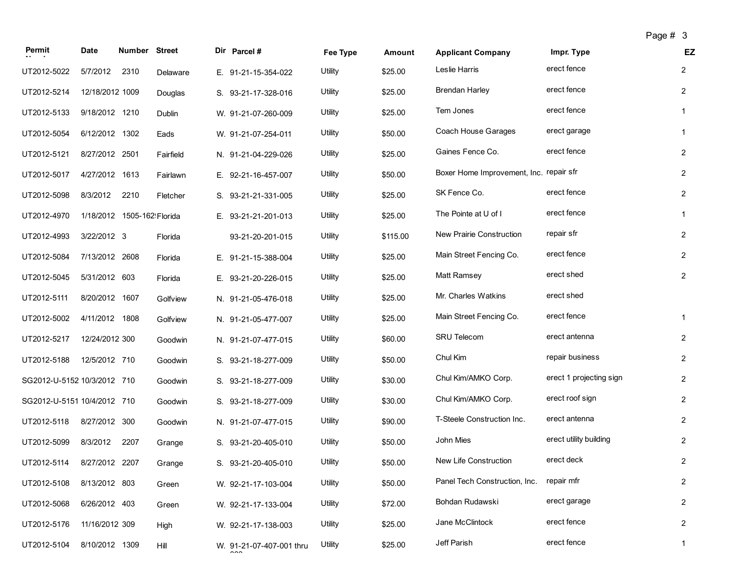| Permit Number | Date | Number | Street | Dir | Parcel # | Fee Type | Amount | Applicant Company | Impr. Type | EZ |
|---|---|---|---|---|---|---|---|---|---|---|
| UT2012-5022 | 5/7/2012 | 2310 | Delaware | E. | 91-21-15-354-022 | Utility | $25.00 | Leslie Harris | erect fence | 2 |
| UT2012-5214 | 12/18/2012 | 1009 | Douglas | S. | 93-21-17-328-016 | Utility | $25.00 | Brendan Harley | erect fence | 2 |
| UT2012-5133 | 9/18/2012 | 1210 | Dublin | W. | 91-21-07-260-009 | Utility | $25.00 | Tem Jones | erect fence | 1 |
| UT2012-5054 | 6/12/2012 | 1302 | Eads | W. | 91-21-07-254-011 | Utility | $50.00 | Coach House Garages | erect garage | 1 |
| UT2012-5121 | 8/27/2012 | 2501 | Fairfield | N. | 91-21-04-229-026 | Utility | $25.00 | Gaines Fence Co. | erect fence | 2 |
| UT2012-5017 | 4/27/2012 | 1613 | Fairlawn | E. | 92-21-16-457-007 | Utility | $50.00 | Boxer Home Improvement, Inc. | repair sfr | 2 |
| UT2012-5098 | 8/3/2012 | 2210 | Fletcher | S. | 93-21-21-331-005 | Utility | $25.00 | SK Fence Co. | erect fence | 2 |
| UT2012-4970 | 1/18/2012 | 1505-162! | Florida | E. | 93-21-21-201-013 | Utility | $25.00 | The Pointe at U of I | erect fence | 1 |
| UT2012-4993 | 3/22/2012 | 3 | Florida | | 93-21-20-201-015 | Utility | $115.00 | New Prairie Construction | repair sfr | 2 |
| UT2012-5084 | 7/13/2012 | 2608 | Florida | E. | 91-21-15-388-004 | Utility | $25.00 | Main Street Fencing Co. | erect fence | 2 |
| UT2012-5045 | 5/31/2012 | 603 | Florida | E. | 93-21-20-226-015 | Utility | $25.00 | Matt Ramsey | erect shed | 2 |
| UT2012-5111 | 8/20/2012 | 1607 | Golfview | N. | 91-21-05-476-018 | Utility | $25.00 | Mr. Charles Watkins | erect shed | |
| UT2012-5002 | 4/11/2012 | 1808 | Golfview | N. | 91-21-05-477-007 | Utility | $25.00 | Main Street Fencing Co. | erect fence | 1 |
| UT2012-5217 | 12/24/2012 | 300 | Goodwin | N. | 91-21-07-477-015 | Utility | $60.00 | SRU Telecom | erect antenna | 2 |
| UT2012-5188 | 12/5/2012 | 710 | Goodwin | S. | 93-21-18-277-009 | Utility | $50.00 | Chul Kim | repair business | 2 |
| SG2012-U-5152 | 10/3/2012 | 710 | Goodwin | S. | 93-21-18-277-009 | Utility | $30.00 | Chul Kim/AMKO Corp. | erect 1 projecting sign | 2 |
| SG2012-U-5151 | 10/4/2012 | 710 | Goodwin | S. | 93-21-18-277-009 | Utility | $30.00 | Chul Kim/AMKO Corp. | erect roof sign | 2 |
| UT2012-5118 | 8/27/2012 | 300 | Goodwin | N. | 91-21-07-477-015 | Utility | $90.00 | T-Steele Construction Inc. | erect antenna | 2 |
| UT2012-5099 | 8/3/2012 | 2207 | Grange | S. | 93-21-20-405-010 | Utility | $50.00 | John Mies | erect utility building | 2 |
| UT2012-5114 | 8/27/2012 | 2207 | Grange | S. | 93-21-20-405-010 | Utility | $50.00 | New Life Construction | erect deck | 2 |
| UT2012-5108 | 8/13/2012 | 803 | Green | W. | 92-21-17-103-004 | Utility | $50.00 | Panel Tech Construction, Inc. | repair mfr | 2 |
| UT2012-5068 | 6/26/2012 | 403 | Green | W. | 92-21-17-133-004 | Utility | $72.00 | Bohdan Rudawski | erect garage | 2 |
| UT2012-5176 | 11/16/2012 | 309 | High | W. | 92-21-17-138-003 | Utility | $25.00 | Jane McClintock | erect fence | 2 |
| UT2012-5104 | 8/10/2012 | 1309 | Hill | W. | 91-21-07-407-001 thru | Utility | $25.00 | Jeff Parish | erect fence | 1 |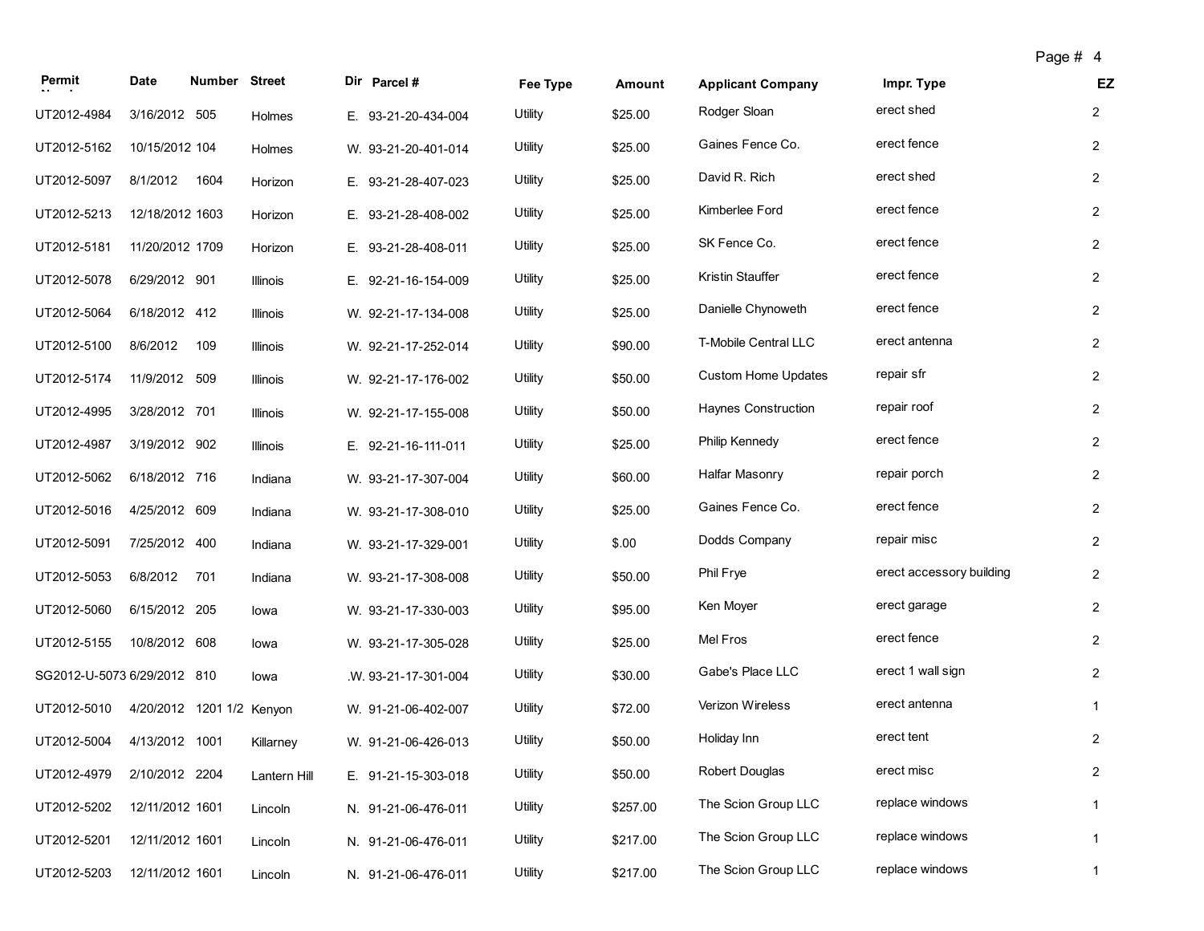| Permit Number | Date | Number | Street | Dir | Parcel # | Fee Type | Amount | Applicant Company | Impr. Type | EZ |
|---|---|---|---|---|---|---|---|---|---|---|
| UT2012-4984 | 3/16/2012 | 505 | Holmes | E. | 93-21-20-434-004 | Utility | $25.00 | Rodger Sloan | erect shed | 2 |
| UT2012-5162 | 10/15/2012 | 104 | Holmes | W. | 93-21-20-401-014 | Utility | $25.00 | Gaines Fence Co. | erect fence | 2 |
| UT2012-5097 | 8/1/2012 | 1604 | Horizon | E. | 93-21-28-407-023 | Utility | $25.00 | David R. Rich | erect shed | 2 |
| UT2012-5213 | 12/18/2012 | 1603 | Horizon | E. | 93-21-28-408-002 | Utility | $25.00 | Kimberlee Ford | erect fence | 2 |
| UT2012-5181 | 11/20/2012 | 1709 | Horizon | E. | 93-21-28-408-011 | Utility | $25.00 | SK Fence Co. | erect fence | 2 |
| UT2012-5078 | 6/29/2012 | 901 | Illinois | E. | 92-21-16-154-009 | Utility | $25.00 | Kristin Stauffer | erect fence | 2 |
| UT2012-5064 | 6/18/2012 | 412 | Illinois | W. | 92-21-17-134-008 | Utility | $25.00 | Danielle Chynoweth | erect fence | 2 |
| UT2012-5100 | 8/6/2012 | 109 | Illinois | W. | 92-21-17-252-014 | Utility | $90.00 | T-Mobile Central LLC | erect antenna | 2 |
| UT2012-5174 | 11/9/2012 | 509 | Illinois | W. | 92-21-17-176-002 | Utility | $50.00 | Custom Home Updates | repair sfr | 2 |
| UT2012-4995 | 3/28/2012 | 701 | Illinois | W. | 92-21-17-155-008 | Utility | $50.00 | Haynes Construction | repair roof | 2 |
| UT2012-4987 | 3/19/2012 | 902 | Illinois | E. | 92-21-16-111-011 | Utility | $25.00 | Philip Kennedy | erect fence | 2 |
| UT2012-5062 | 6/18/2012 | 716 | Indiana | W. | 93-21-17-307-004 | Utility | $60.00 | Halfar Masonry | repair porch | 2 |
| UT2012-5016 | 4/25/2012 | 609 | Indiana | W. | 93-21-17-308-010 | Utility | $25.00 | Gaines Fence Co. | erect fence | 2 |
| UT2012-5091 | 7/25/2012 | 400 | Indiana | W. | 93-21-17-329-001 | Utility | $.00 | Dodds Company | repair misc | 2 |
| UT2012-5053 | 6/8/2012 | 701 | Indiana | W. | 93-21-17-308-008 | Utility | $50.00 | Phil Frye | erect accessory building | 2 |
| UT2012-5060 | 6/15/2012 | 205 | Iowa | W. | 93-21-17-330-003 | Utility | $95.00 | Ken Moyer | erect garage | 2 |
| UT2012-5155 | 10/8/2012 | 608 | Iowa | W. | 93-21-17-305-028 | Utility | $25.00 | Mel Fros | erect fence | 2 |
| SG2012-U-5073 | 6/29/2012 | 810 | Iowa | .W. | 93-21-17-301-004 | Utility | $30.00 | Gabe's Place LLC | erect 1 wall sign | 2 |
| UT2012-5010 | 4/20/2012 | 1201 1/2 | Kenyon | W. | 91-21-06-402-007 | Utility | $72.00 | Verizon Wireless | erect antenna | 1 |
| UT2012-5004 | 4/13/2012 | 1001 | Killarney | W. | 91-21-06-426-013 | Utility | $50.00 | Holiday Inn | erect tent | 2 |
| UT2012-4979 | 2/10/2012 | 2204 | Lantern Hill | E. | 91-21-15-303-018 | Utility | $50.00 | Robert Douglas | erect misc | 2 |
| UT2012-5202 | 12/11/2012 | 1601 | Lincoln | N. | 91-21-06-476-011 | Utility | $257.00 | The Scion Group LLC | replace windows | 1 |
| UT2012-5201 | 12/11/2012 | 1601 | Lincoln | N. | 91-21-06-476-011 | Utility | $217.00 | The Scion Group LLC | replace windows | 1 |
| UT2012-5203 | 12/11/2012 | 1601 | Lincoln | N. | 91-21-06-476-011 | Utility | $217.00 | The Scion Group LLC | replace windows | 1 |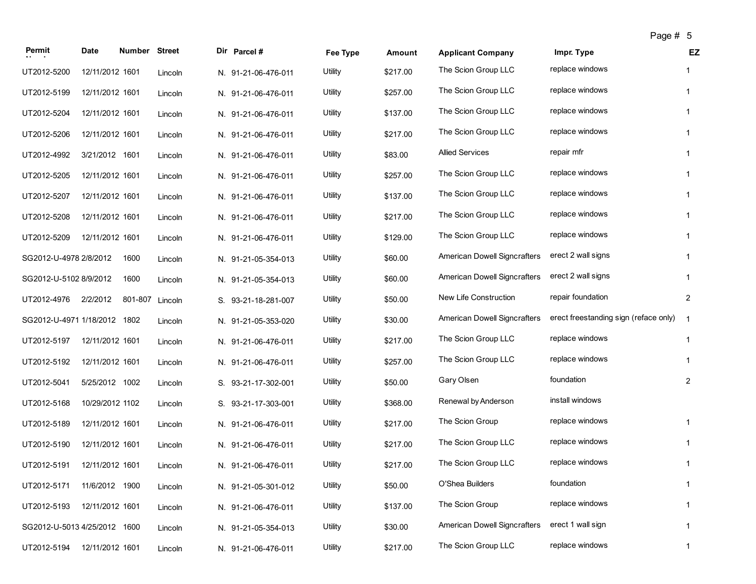| Permit Number | Date | Number | Street | Dir | Parcel # | Fee Type | Amount | Applicant Company | Impr. Type | EZ |
|---|---|---|---|---|---|---|---|---|---|---|
| UT2012-5200 | 12/11/2012 | 1601 | Lincoln | N. | 91-21-06-476-011 | Utility | $217.00 | The Scion Group LLC | replace windows | 1 |
| UT2012-5199 | 12/11/2012 | 1601 | Lincoln | N. | 91-21-06-476-011 | Utility | $257.00 | The Scion Group LLC | replace windows | 1 |
| UT2012-5204 | 12/11/2012 | 1601 | Lincoln | N. | 91-21-06-476-011 | Utility | $137.00 | The Scion Group LLC | replace windows | 1 |
| UT2012-5206 | 12/11/2012 | 1601 | Lincoln | N. | 91-21-06-476-011 | Utility | $217.00 | The Scion Group LLC | replace windows | 1 |
| UT2012-4992 | 3/21/2012 | 1601 | Lincoln | N. | 91-21-06-476-011 | Utility | $83.00 | Allied Services | repair mfr | 1 |
| UT2012-5205 | 12/11/2012 | 1601 | Lincoln | N. | 91-21-06-476-011 | Utility | $257.00 | The Scion Group LLC | replace windows | 1 |
| UT2012-5207 | 12/11/2012 | 1601 | Lincoln | N. | 91-21-06-476-011 | Utility | $137.00 | The Scion Group LLC | replace windows | 1 |
| UT2012-5208 | 12/11/2012 | 1601 | Lincoln | N. | 91-21-06-476-011 | Utility | $217.00 | The Scion Group LLC | replace windows | 1 |
| UT2012-5209 | 12/11/2012 | 1601 | Lincoln | N. | 91-21-06-476-011 | Utility | $129.00 | The Scion Group LLC | replace windows | 1 |
| SG2012-U-4978 | 2/8/2012 | 1600 | Lincoln | N. | 91-21-05-354-013 | Utility | $60.00 | American Dowell Signcrafters | erect 2 wall signs | 1 |
| SG2012-U-5102 | 8/9/2012 | 1600 | Lincoln | N. | 91-21-05-354-013 | Utility | $60.00 | American Dowell Signcrafters | erect 2 wall signs | 1 |
| UT2012-4976 | 2/2/2012 | 801-807 | Lincoln | S. | 93-21-18-281-007 | Utility | $50.00 | New Life Construction | repair foundation | 2 |
| SG2012-U-4971 | 1/18/2012 | 1802 | Lincoln | N. | 91-21-05-353-020 | Utility | $30.00 | American Dowell Signcrafters | erect freestanding sign (reface only) | 1 |
| UT2012-5197 | 12/11/2012 | 1601 | Lincoln | N. | 91-21-06-476-011 | Utility | $217.00 | The Scion Group LLC | replace windows | 1 |
| UT2012-5192 | 12/11/2012 | 1601 | Lincoln | N. | 91-21-06-476-011 | Utility | $257.00 | The Scion Group LLC | replace windows | 1 |
| UT2012-5041 | 5/25/2012 | 1002 | Lincoln | S. | 93-21-17-302-001 | Utility | $50.00 | Gary Olsen | foundation | 2 |
| UT2012-5168 | 10/29/2012 | 1102 | Lincoln | S. | 93-21-17-303-001 | Utility | $368.00 | Renewal by Anderson | install windows | |
| UT2012-5189 | 12/11/2012 | 1601 | Lincoln | N. | 91-21-06-476-011 | Utility | $217.00 | The Scion Group | replace windows | 1 |
| UT2012-5190 | 12/11/2012 | 1601 | Lincoln | N. | 91-21-06-476-011 | Utility | $217.00 | The Scion Group LLC | replace windows | 1 |
| UT2012-5191 | 12/11/2012 | 1601 | Lincoln | N. | 91-21-06-476-011 | Utility | $217.00 | The Scion Group LLC | replace windows | 1 |
| UT2012-5171 | 11/6/2012 | 1900 | Lincoln | N. | 91-21-05-301-012 | Utility | $50.00 | O'Shea Builders | foundation | 1 |
| UT2012-5193 | 12/11/2012 | 1601 | Lincoln | N. | 91-21-06-476-011 | Utility | $137.00 | The Scion Group | replace windows | 1 |
| SG2012-U-5013 | 4/25/2012 | 1600 | Lincoln | N. | 91-21-05-354-013 | Utility | $30.00 | American Dowell Signcrafters | erect 1 wall sign | 1 |
| UT2012-5194 | 12/11/2012 | 1601 | Lincoln | N. | 91-21-06-476-011 | Utility | $217.00 | The Scion Group LLC | replace windows | 1 |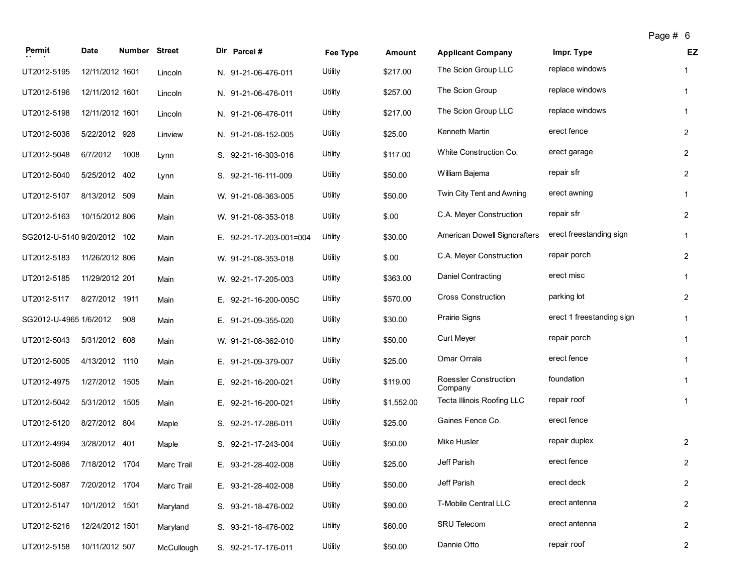| Permit Number | Date | Number | Street | Dir | Parcel # | Fee Type | Amount | Applicant Company | Impr. Type | EZ |
|---|---|---|---|---|---|---|---|---|---|---|
| UT2012-5195 | 12/11/2012 | 1601 | Lincoln | N. | 91-21-06-476-011 | Utility | $217.00 | The Scion Group LLC | replace windows | 1 |
| UT2012-5196 | 12/11/2012 | 1601 | Lincoln | N. | 91-21-06-476-011 | Utility | $257.00 | The Scion Group | replace windows | 1 |
| UT2012-5198 | 12/11/2012 | 1601 | Lincoln | N. | 91-21-06-476-011 | Utility | $217.00 | The Scion Group LLC | replace windows | 1 |
| UT2012-5036 | 5/22/2012 | 928 | Linview | N. | 91-21-08-152-005 | Utility | $25.00 | Kenneth Martin | erect fence | 2 |
| UT2012-5048 | 6/7/2012 | 1008 | Lynn | S. | 92-21-16-303-016 | Utility | $117.00 | White Construction Co. | erect garage | 2 |
| UT2012-5040 | 5/25/2012 | 402 | Lynn | S. | 92-21-16-111-009 | Utility | $50.00 | William Bajema | repair sfr | 2 |
| UT2012-5107 | 8/13/2012 | 509 | Main | W. | 91-21-08-363-005 | Utility | $50.00 | Twin City Tent and Awning | erect awning | 1 |
| UT2012-5163 | 10/15/2012 | 806 | Main | W. | 91-21-08-353-018 | Utility | $.00 | C.A. Meyer Construction | repair sfr | 2 |
| SG2012-U-5140 | 9/20/2012 | 102 | Main | E. | 92-21-17-203-001=004 | Utility | $30.00 | American Dowell Signcrafters | erect freestanding sign | 1 |
| UT2012-5183 | 11/26/2012 | 806 | Main | W. | 91-21-08-353-018 | Utility | $.00 | C.A. Meyer Construction | repair porch | 2 |
| UT2012-5185 | 11/29/2012 | 201 | Main | W. | 92-21-17-205-003 | Utility | $363.00 | Daniel Contracting | erect misc | 1 |
| UT2012-5117 | 8/27/2012 | 1911 | Main | E. | 92-21-16-200-005C | Utility | $570.00 | Cross Construction | parking lot | 2 |
| SG2012-U-4965 | 1/6/2012 | 908 | Main | E. | 91-21-09-355-020 | Utility | $30.00 | Prairie Signs | erect 1 freestanding sign | 1 |
| UT2012-5043 | 5/31/2012 | 608 | Main | W. | 91-21-08-362-010 | Utility | $50.00 | Curt Meyer | repair porch | 1 |
| UT2012-5005 | 4/13/2012 | 1110 | Main | E. | 91-21-09-379-007 | Utility | $25.00 | Omar Orrala | erect fence | 1 |
| UT2012-4975 | 1/27/2012 | 1505 | Main | E. | 92-21-16-200-021 | Utility | $119.00 | Roessler Construction Company | foundation | 1 |
| UT2012-5042 | 5/31/2012 | 1505 | Main | E. | 92-21-16-200-021 | Utility | $1,552.00 | Tecta Illinois Roofing LLC | repair roof | 1 |
| UT2012-5120 | 8/27/2012 | 804 | Maple | S. | 92-21-17-286-011 | Utility | $25.00 | Gaines Fence Co. | erect fence | |
| UT2012-4994 | 3/28/2012 | 401 | Maple | S. | 92-21-17-243-004 | Utility | $50.00 | Mike Husler | repair duplex | 2 |
| UT2012-5086 | 7/18/2012 | 1704 | Marc Trail | E. | 93-21-28-402-008 | Utility | $25.00 | Jeff Parish | erect fence | 2 |
| UT2012-5087 | 7/20/2012 | 1704 | Marc Trail | E. | 93-21-28-402-008 | Utility | $50.00 | Jeff Parish | erect deck | 2 |
| UT2012-5147 | 10/1/2012 | 1501 | Maryland | S. | 93-21-18-476-002 | Utility | $90.00 | T-Mobile Central LLC | erect antenna | 2 |
| UT2012-5216 | 12/24/2012 | 1501 | Maryland | S. | 93-21-18-476-002 | Utility | $60.00 | SRU Telecom | erect antenna | 2 |
| UT2012-5158 | 10/11/2012 | 507 | McCullough | S. | 92-21-17-176-011 | Utility | $50.00 | Dannie Otto | repair roof | 2 |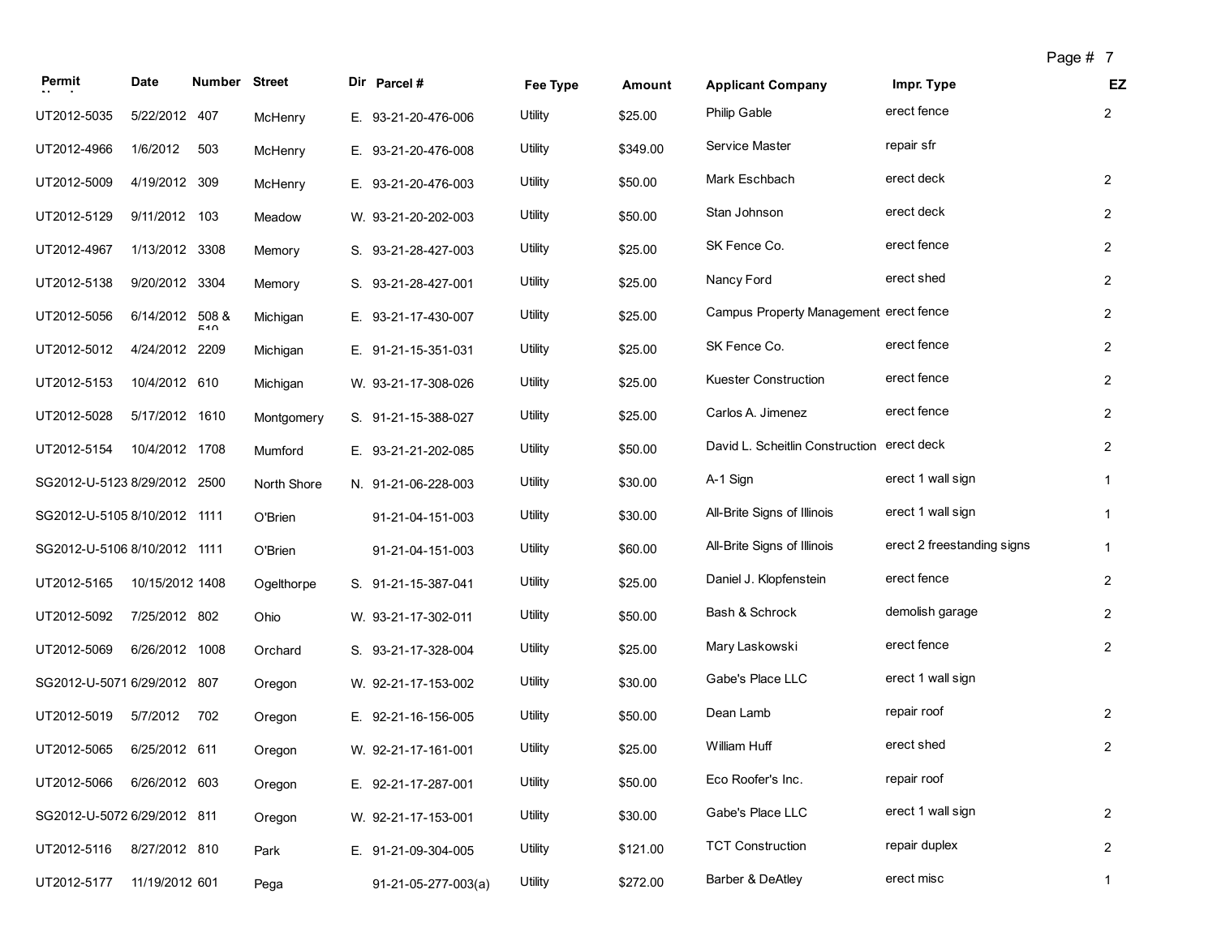| Permit Number | Date | Number | Street | Dir | Parcel # | Fee Type | Amount | Applicant Company | Impr. Type | EZ |
|---|---|---|---|---|---|---|---|---|---|---|
| UT2012-5035 | 5/22/2012 | 407 | McHenry | E. | 93-21-20-476-006 | Utility | $25.00 | Philip Gable | erect fence | 2 |
| UT2012-4966 | 1/6/2012 | 503 | McHenry | E. | 93-21-20-476-008 | Utility | $349.00 | Service Master | repair sfr | |
| UT2012-5009 | 4/19/2012 | 309 | McHenry | E. | 93-21-20-476-003 | Utility | $50.00 | Mark Eschbach | erect deck | 2 |
| UT2012-5129 | 9/11/2012 | 103 | Meadow | W. | 93-21-20-202-003 | Utility | $50.00 | Stan Johnson | erect deck | 2 |
| UT2012-4967 | 1/13/2012 | 3308 | Memory | S. | 93-21-28-427-003 | Utility | $25.00 | SK Fence Co. | erect fence | 2 |
| UT2012-5138 | 9/20/2012 | 3304 | Memory | S. | 93-21-28-427-001 | Utility | $25.00 | Nancy Ford | erect shed | 2 |
| UT2012-5056 | 6/14/2012 | 508 & 510 | Michigan | E. | 93-21-17-430-007 | Utility | $25.00 | Campus Property Management | erect fence | 2 |
| UT2012-5012 | 4/24/2012 | 2209 | Michigan | E. | 91-21-15-351-031 | Utility | $25.00 | SK Fence Co. | erect fence | 2 |
| UT2012-5153 | 10/4/2012 | 610 | Michigan | W. | 93-21-17-308-026 | Utility | $25.00 | Kuester Construction | erect fence | 2 |
| UT2012-5028 | 5/17/2012 | 1610 | Montgomery | S. | 91-21-15-388-027 | Utility | $25.00 | Carlos A. Jimenez | erect fence | 2 |
| UT2012-5154 | 10/4/2012 | 1708 | Mumford | E. | 93-21-21-202-085 | Utility | $50.00 | David L. Scheitlin Construction | erect deck | 2 |
| SG2012-U-5123 | 8/29/2012 | 2500 | North Shore | N. | 91-21-06-228-003 | Utility | $30.00 | A-1 Sign | erect 1 wall sign | 1 |
| SG2012-U-5105 | 8/10/2012 | 1111 | O'Brien | | 91-21-04-151-003 | Utility | $30.00 | All-Brite Signs of Illinois | erect 1 wall sign | 1 |
| SG2012-U-5106 | 8/10/2012 | 1111 | O'Brien | | 91-21-04-151-003 | Utility | $60.00 | All-Brite Signs of Illinois | erect 2 freestanding signs | 1 |
| UT2012-5165 | 10/15/2012 | 1408 | Ogelthorpe | S. | 91-21-15-387-041 | Utility | $25.00 | Daniel J. Klopfenstein | erect fence | 2 |
| UT2012-5092 | 7/25/2012 | 802 | Ohio | W. | 93-21-17-302-011 | Utility | $50.00 | Bash & Schrock | demolish garage | 2 |
| UT2012-5069 | 6/26/2012 | 1008 | Orchard | S. | 93-21-17-328-004 | Utility | $25.00 | Mary Laskowski | erect fence | 2 |
| SG2012-U-5071 | 6/29/2012 | 807 | Oregon | W. | 92-21-17-153-002 | Utility | $30.00 | Gabe's Place LLC | erect 1 wall sign | |
| UT2012-5019 | 5/7/2012 | 702 | Oregon | E. | 92-21-16-156-005 | Utility | $50.00 | Dean Lamb | repair roof | 2 |
| UT2012-5065 | 6/25/2012 | 611 | Oregon | W. | 92-21-17-161-001 | Utility | $25.00 | William Huff | erect shed | 2 |
| UT2012-5066 | 6/26/2012 | 603 | Oregon | E. | 92-21-17-287-001 | Utility | $50.00 | Eco Roofer's Inc. | repair roof | |
| SG2012-U-5072 | 6/29/2012 | 811 | Oregon | W. | 92-21-17-153-001 | Utility | $30.00 | Gabe's Place LLC | erect 1 wall sign | 2 |
| UT2012-5116 | 8/27/2012 | 810 | Park | E. | 91-21-09-304-005 | Utility | $121.00 | TCT Construction | repair duplex | 2 |
| UT2012-5177 | 11/19/2012 | 601 | Pega | | 91-21-05-277-003(a) | Utility | $272.00 | Barber & DeAtley | erect misc | 1 |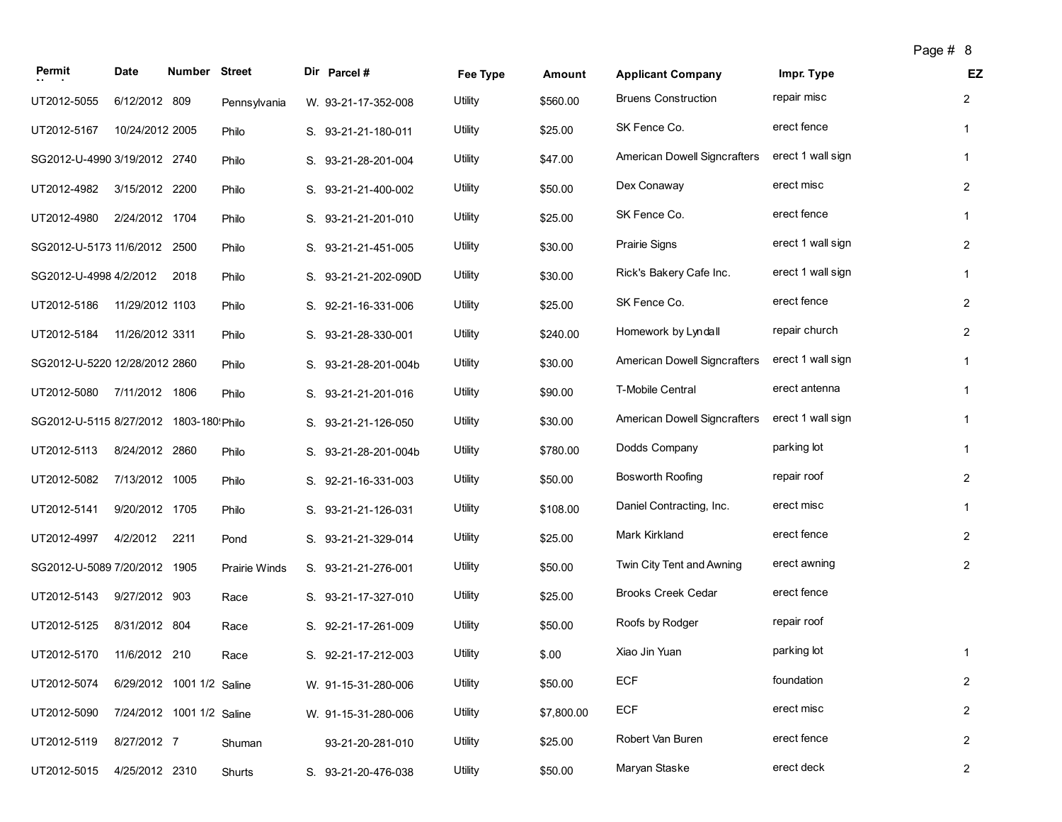| Permit | Date | Number | Street | Dir | Parcel # | Fee Type | Amount | Applicant Company | Impr. Type | EZ |
|---|---|---|---|---|---|---|---|---|---|---|
| UT2012-5055 | 6/12/2012 | 809 | Pennsylvania | W. | 93-21-17-352-008 | Utility | $560.00 | Bruens Construction | repair misc | 2 |
| UT2012-5167 | 10/24/2012 | 2005 | Philo | S. | 93-21-21-180-011 | Utility | $25.00 | SK Fence Co. | erect fence | 1 |
| SG2012-U-4990 | 3/19/2012 | 2740 | Philo | S. | 93-21-28-201-004 | Utility | $47.00 | American Dowell Signcrafters | erect 1 wall sign | 1 |
| UT2012-4982 | 3/15/2012 | 2200 | Philo | S. | 93-21-21-400-002 | Utility | $50.00 | Dex Conaway | erect misc | 2 |
| UT2012-4980 | 2/24/2012 | 1704 | Philo | S. | 93-21-21-201-010 | Utility | $25.00 | SK Fence Co. | erect fence | 1 |
| SG2012-U-5173 | 11/6/2012 | 2500 | Philo | S. | 93-21-21-451-005 | Utility | $30.00 | Prairie Signs | erect 1 wall sign | 2 |
| SG2012-U-4998 | 4/2/2012 | 2018 | Philo | S. | 93-21-21-202-090D | Utility | $30.00 | Rick's Bakery Cafe Inc. | erect 1 wall sign | 1 |
| UT2012-5186 | 11/29/2012 | 1103 | Philo | S. | 92-21-16-331-006 | Utility | $25.00 | SK Fence Co. | erect fence | 2 |
| UT2012-5184 | 11/26/2012 | 3311 | Philo | S. | 93-21-28-330-001 | Utility | $240.00 | Homework by Lyndall | repair church | 2 |
| SG2012-U-5220 | 12/28/2012 | 2860 | Philo | S. | 93-21-28-201-004b | Utility | $30.00 | American Dowell Signcrafters | erect 1 wall sign | 1 |
| UT2012-5080 | 7/11/2012 | 1806 | Philo | S. | 93-21-21-201-016 | Utility | $90.00 | T-Mobile Central | erect antenna | 1 |
| SG2012-U-5115 | 8/27/2012 | 1803-180! | Philo | S. | 93-21-21-126-050 | Utility | $30.00 | American Dowell Signcrafters | erect 1 wall sign | 1 |
| UT2012-5113 | 8/24/2012 | 2860 | Philo | S. | 93-21-28-201-004b | Utility | $780.00 | Dodds Company | parking lot | 1 |
| UT2012-5082 | 7/13/2012 | 1005 | Philo | S. | 92-21-16-331-003 | Utility | $50.00 | Bosworth Roofing | repair roof | 2 |
| UT2012-5141 | 9/20/2012 | 1705 | Philo | S. | 93-21-21-126-031 | Utility | $108.00 | Daniel Contracting, Inc. | erect misc | 1 |
| UT2012-4997 | 4/2/2012 | 2211 | Pond | S. | 93-21-21-329-014 | Utility | $25.00 | Mark Kirkland | erect fence | 2 |
| SG2012-U-5089 | 7/20/2012 | 1905 | Prairie Winds | S. | 93-21-21-276-001 | Utility | $50.00 | Twin City Tent and Awning | erect awning | 2 |
| UT2012-5143 | 9/27/2012 | 903 | Race | S. | 93-21-17-327-010 | Utility | $25.00 | Brooks Creek Cedar | erect fence | |
| UT2012-5125 | 8/31/2012 | 804 | Race | S. | 92-21-17-261-009 | Utility | $50.00 | Roofs by Rodger | repair roof | |
| UT2012-5170 | 11/6/2012 | 210 | Race | S. | 92-21-17-212-003 | Utility | $.00 | Xiao Jin Yuan | parking lot | 1 |
| UT2012-5074 | 6/29/2012 | 1001 1/2 | Saline | W. | 91-15-31-280-006 | Utility | $50.00 | ECF | foundation | 2 |
| UT2012-5090 | 7/24/2012 | 1001 1/2 | Saline | W. | 91-15-31-280-006 | Utility | $7,800.00 | ECF | erect misc | 2 |
| UT2012-5119 | 8/27/2012 | 7 | Shuman | | 93-21-20-281-010 | Utility | $25.00 | Robert Van Buren | erect fence | 2 |
| UT2012-5015 | 4/25/2012 | 2310 | Shurts | S. | 93-21-20-476-038 | Utility | $50.00 | Maryan Staske | erect deck | 2 |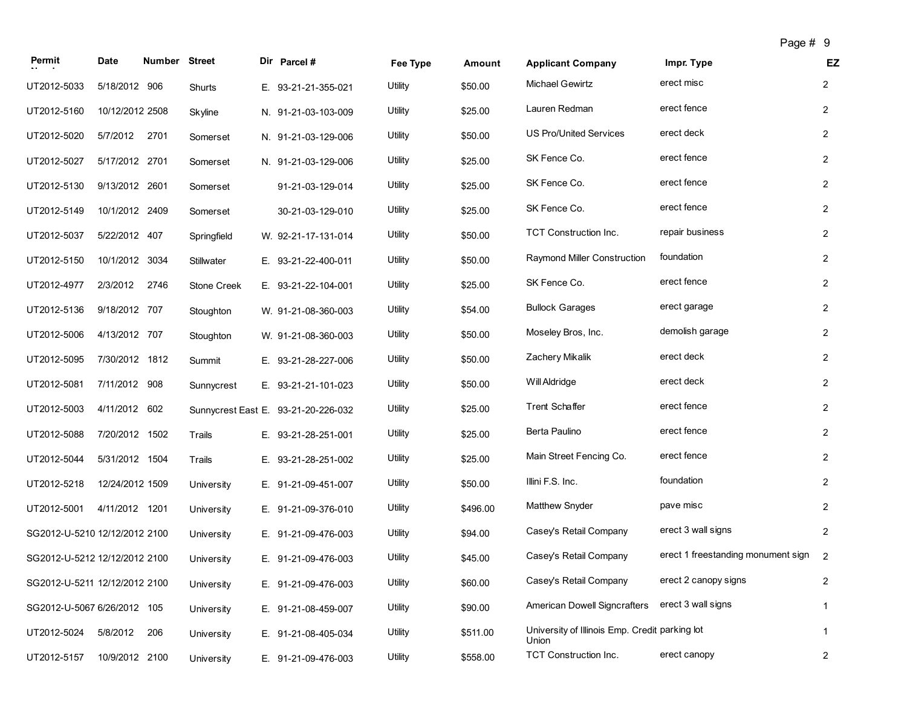| Permit Number | Date | Number | Street | Dir | Parcel # | Fee Type | Amount | Applicant Company | Impr. Type | EZ |
|---|---|---|---|---|---|---|---|---|---|---|
| UT2012-5033 | 5/18/2012 | 906 | Shurts | E. | 93-21-21-355-021 | Utility | $50.00 | Michael Gewirtz | erect misc | 2 |
| UT2012-5160 | 10/12/2012 | 2508 | Skyline | N. | 91-21-03-103-009 | Utility | $25.00 | Lauren Redman | erect fence | 2 |
| UT2012-5020 | 5/7/2012 | 2701 | Somerset | N. | 91-21-03-129-006 | Utility | $50.00 | US Pro/United Services | erect deck | 2 |
| UT2012-5027 | 5/17/2012 | 2701 | Somerset | N. | 91-21-03-129-006 | Utility | $25.00 | SK Fence Co. | erect fence | 2 |
| UT2012-5130 | 9/13/2012 | 2601 | Somerset | | 91-21-03-129-014 | Utility | $25.00 | SK Fence Co. | erect fence | 2 |
| UT2012-5149 | 10/1/2012 | 2409 | Somerset | | 30-21-03-129-010 | Utility | $25.00 | SK Fence Co. | erect fence | 2 |
| UT2012-5037 | 5/22/2012 | 407 | Springfield | W. | 92-21-17-131-014 | Utility | $50.00 | TCT Construction Inc. | repair business | 2 |
| UT2012-5150 | 10/1/2012 | 3034 | Stillwater | E. | 93-21-22-400-011 | Utility | $50.00 | Raymond Miller Construction | foundation | 2 |
| UT2012-4977 | 2/3/2012 | 2746 | Stone Creek | E. | 93-21-22-104-001 | Utility | $25.00 | SK Fence Co. | erect fence | 2 |
| UT2012-5136 | 9/18/2012 | 707 | Stoughton | W. | 91-21-08-360-003 | Utility | $54.00 | Bullock Garages | erect garage | 2 |
| UT2012-5006 | 4/13/2012 | 707 | Stoughton | W. | 91-21-08-360-003 | Utility | $50.00 | Moseley Bros, Inc. | demolish garage | 2 |
| UT2012-5095 | 7/30/2012 | 1812 | Summit | E. | 93-21-28-227-006 | Utility | $50.00 | Zachery Mikalik | erect deck | 2 |
| UT2012-5081 | 7/11/2012 | 908 | Sunnycrest | E. | 93-21-21-101-023 | Utility | $50.00 | Will Aldridge | erect deck | 2 |
| UT2012-5003 | 4/11/2012 | 602 | Sunnycrest East | E. | 93-21-20-226-032 | Utility | $25.00 | Trent Schaffer | erect fence | 2 |
| UT2012-5088 | 7/20/2012 | 1502 | Trails | E. | 93-21-28-251-001 | Utility | $25.00 | Berta Paulino | erect fence | 2 |
| UT2012-5044 | 5/31/2012 | 1504 | Trails | E. | 93-21-28-251-002 | Utility | $25.00 | Main Street Fencing Co. | erect fence | 2 |
| UT2012-5218 | 12/24/2012 | 1509 | University | E. | 91-21-09-451-007 | Utility | $50.00 | Illini F.S. Inc. | foundation | 2 |
| UT2012-5001 | 4/11/2012 | 1201 | University | E. | 91-21-09-376-010 | Utility | $496.00 | Matthew Snyder | pave misc | 2 |
| SG2012-U-5210 | 12/12/2012 | 2100 | University | E. | 91-21-09-476-003 | Utility | $94.00 | Casey's Retail Company | erect 3 wall signs | 2 |
| SG2012-U-5212 | 12/12/2012 | 2100 | University | E. | 91-21-09-476-003 | Utility | $45.00 | Casey's Retail Company | erect 1 freestanding monument sign | 2 |
| SG2012-U-5211 | 12/12/2012 | 2100 | University | E. | 91-21-09-476-003 | Utility | $60.00 | Casey's Retail Company | erect 2 canopy signs | 2 |
| SG2012-U-5067 | 6/26/2012 | 105 | University | E. | 91-21-08-459-007 | Utility | $90.00 | American Dowell Signcrafters | erect 3 wall signs | 1 |
| UT2012-5024 | 5/8/2012 | 206 | University | E. | 91-21-08-405-034 | Utility | $511.00 | University of Illinois Emp. Credit Union | parking lot | 1 |
| UT2012-5157 | 10/9/2012 | 2100 | University | E. | 91-21-09-476-003 | Utility | $558.00 | TCT Construction Inc. | erect canopy | 2 |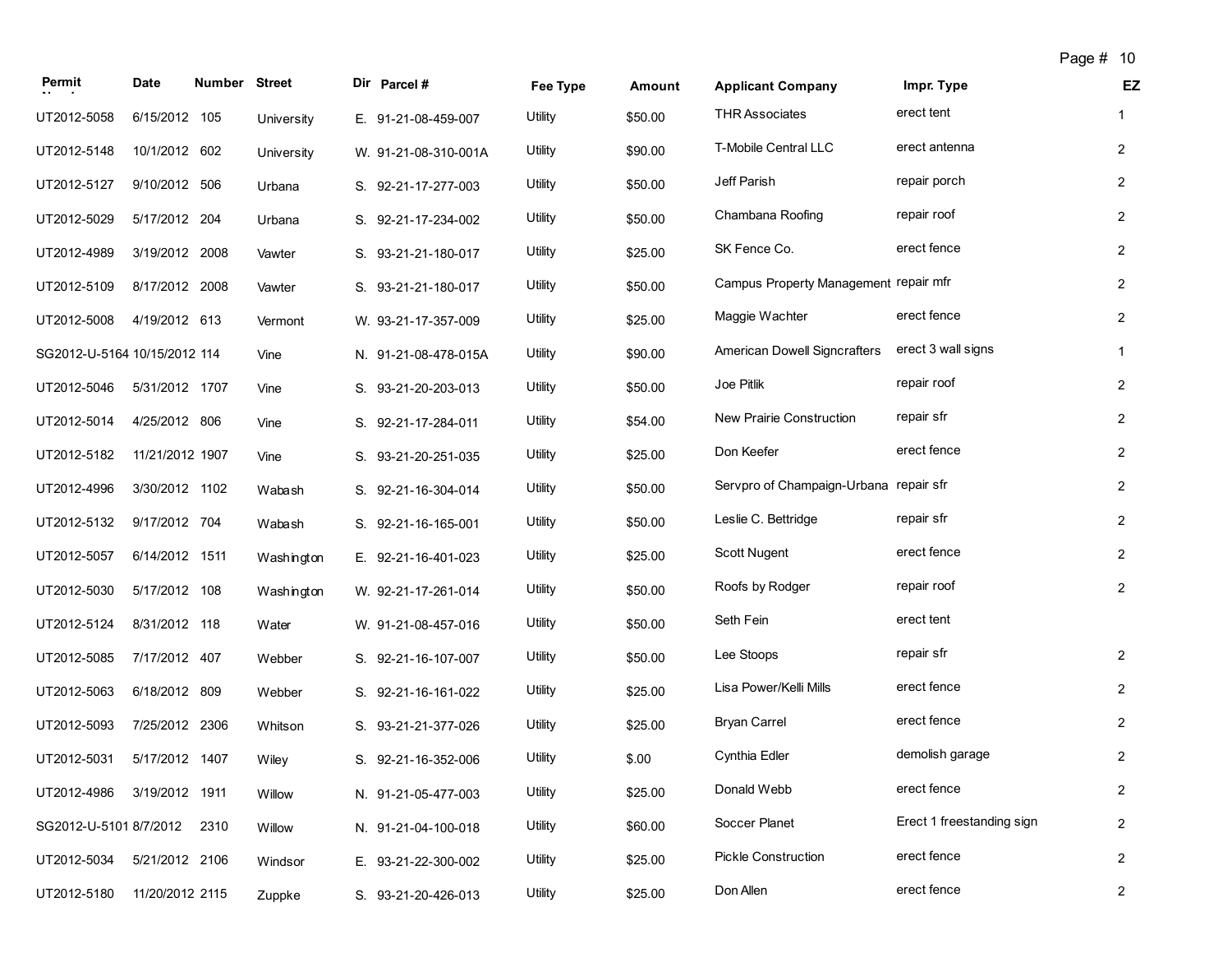| Permit Number | Date | Number | Street | Dir | Parcel # | Fee Type | Amount | Applicant Company | Impr. Type | EZ |
|---|---|---|---|---|---|---|---|---|---|---|
| UT2012-5058 | 6/15/2012 | 105 | University | E. | 91-21-08-459-007 | Utility | $50.00 | THR Associates | erect tent | 1 |
| UT2012-5148 | 10/1/2012 | 602 | University | W. | 91-21-08-310-001A | Utility | $90.00 | T-Mobile Central LLC | erect antenna | 2 |
| UT2012-5127 | 9/10/2012 | 506 | Urbana | S. | 92-21-17-277-003 | Utility | $50.00 | Jeff Parish | repair porch | 2 |
| UT2012-5029 | 5/17/2012 | 204 | Urbana | S. | 92-21-17-234-002 | Utility | $50.00 | Chambana Roofing | repair roof | 2 |
| UT2012-4989 | 3/19/2012 | 2008 | Vawter | S. | 93-21-21-180-017 | Utility | $25.00 | SK Fence Co. | erect fence | 2 |
| UT2012-5109 | 8/17/2012 | 2008 | Vawter | S. | 93-21-21-180-017 | Utility | $50.00 | Campus Property Management | repair mfr | 2 |
| UT2012-5008 | 4/19/2012 | 613 | Vermont | W. | 93-21-17-357-009 | Utility | $25.00 | Maggie Wachter | erect fence | 2 |
| SG2012-U-5164 | 10/15/2012 | 114 | Vine | N. | 91-21-08-478-015A | Utility | $90.00 | American Dowell Signcrafters | erect 3 wall signs | 1 |
| UT2012-5046 | 5/31/2012 | 1707 | Vine | S. | 93-21-20-203-013 | Utility | $50.00 | Joe Pitlik | repair roof | 2 |
| UT2012-5014 | 4/25/2012 | 806 | Vine | S. | 92-21-17-284-011 | Utility | $54.00 | New Prairie Construction | repair sfr | 2 |
| UT2012-5182 | 11/21/2012 | 1907 | Vine | S. | 93-21-20-251-035 | Utility | $25.00 | Don Keefer | erect fence | 2 |
| UT2012-4996 | 3/30/2012 | 1102 | Wabash | S. | 92-21-16-304-014 | Utility | $50.00 | Servpro of Champaign-Urbana | repair sfr | 2 |
| UT2012-5132 | 9/17/2012 | 704 | Wabash | S. | 92-21-16-165-001 | Utility | $50.00 | Leslie C. Bettridge | repair sfr | 2 |
| UT2012-5057 | 6/14/2012 | 1511 | Washington | E. | 92-21-16-401-023 | Utility | $25.00 | Scott Nugent | erect fence | 2 |
| UT2012-5030 | 5/17/2012 | 108 | Washington | W. | 92-21-17-261-014 | Utility | $50.00 | Roofs by Rodger | repair roof | 2 |
| UT2012-5124 | 8/31/2012 | 118 | Water | W. | 91-21-08-457-016 | Utility | $50.00 | Seth Fein | erect tent | |
| UT2012-5085 | 7/17/2012 | 407 | Webber | S. | 92-21-16-107-007 | Utility | $50.00 | Lee Stoops | repair sfr | 2 |
| UT2012-5063 | 6/18/2012 | 809 | Webber | S. | 92-21-16-161-022 | Utility | $25.00 | Lisa Power/Kelli Mills | erect fence | 2 |
| UT2012-5093 | 7/25/2012 | 2306 | Whitson | S. | 93-21-21-377-026 | Utility | $25.00 | Bryan Carrel | erect fence | 2 |
| UT2012-5031 | 5/17/2012 | 1407 | Wiley | S. | 92-21-16-352-006 | Utility | $.00 | Cynthia Edler | demolish garage | 2 |
| UT2012-4986 | 3/19/2012 | 1911 | Willow | N. | 91-21-05-477-003 | Utility | $25.00 | Donald Webb | erect fence | 2 |
| SG2012-U-5101 | 8/7/2012 | 2310 | Willow | N. | 91-21-04-100-018 | Utility | $60.00 | Soccer Planet | Erect 1 freestanding sign | 2 |
| UT2012-5034 | 5/21/2012 | 2106 | Windsor | E. | 93-21-22-300-002 | Utility | $25.00 | Pickle Construction | erect fence | 2 |
| UT2012-5180 | 11/20/2012 | 2115 | Zuppke | S. | 93-21-20-426-013 | Utility | $25.00 | Don Allen | erect fence | 2 |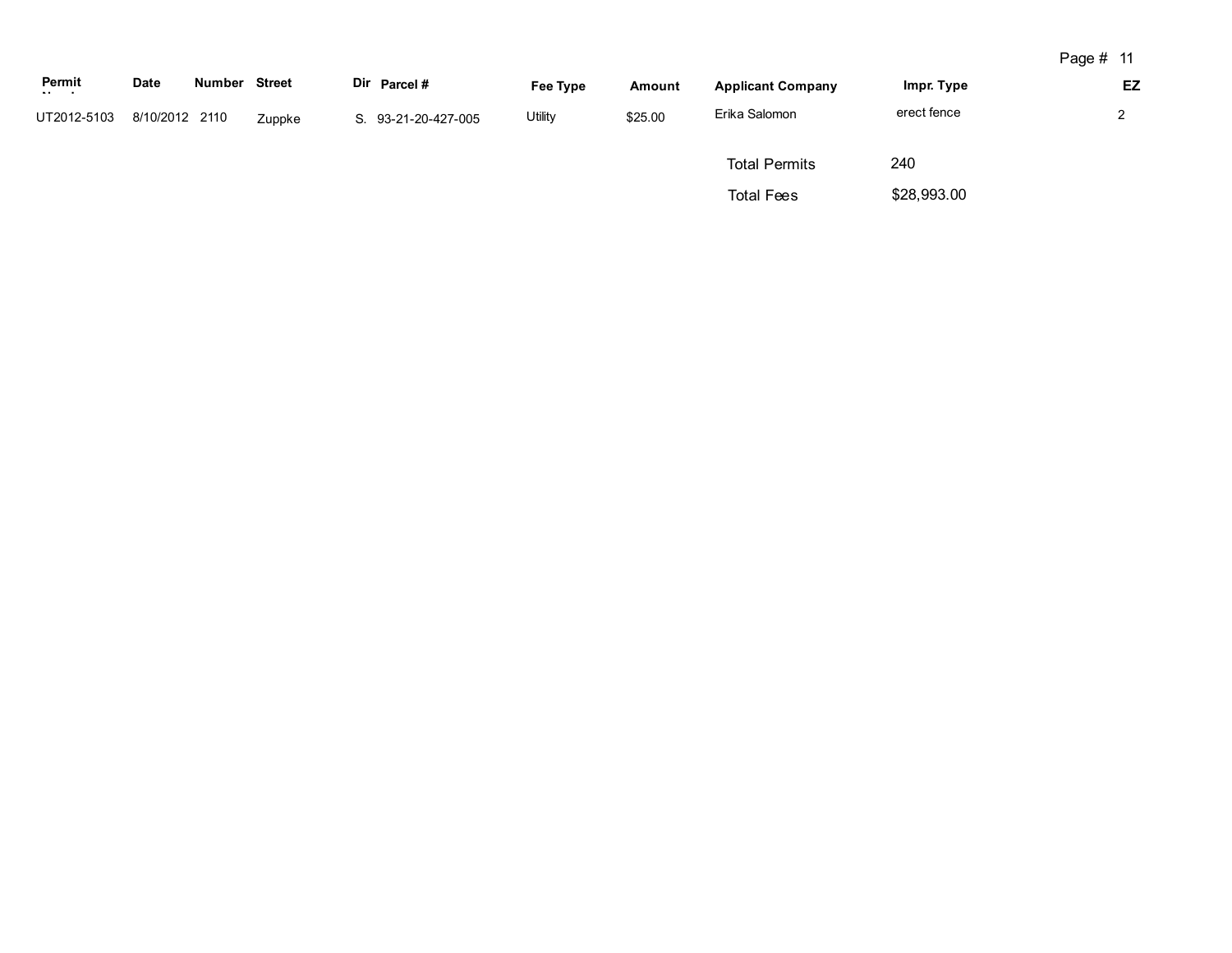| Permit Number | Date | Number | Street | Dir | Parcel # | Fee Type | Amount | Applicant Company | Impr. Type | EZ |
|---|---|---|---|---|---|---|---|---|---|---|
| UT2012-5103 | 8/10/2012 | 2110 | Zuppke | S. | 93-21-20-427-005 | Utility | $25.00 | Erika Salomon | erect fence | 2 |

| | |
|---|---|
| Total Permits | 240 |
| Total Fees | $28,993.00 |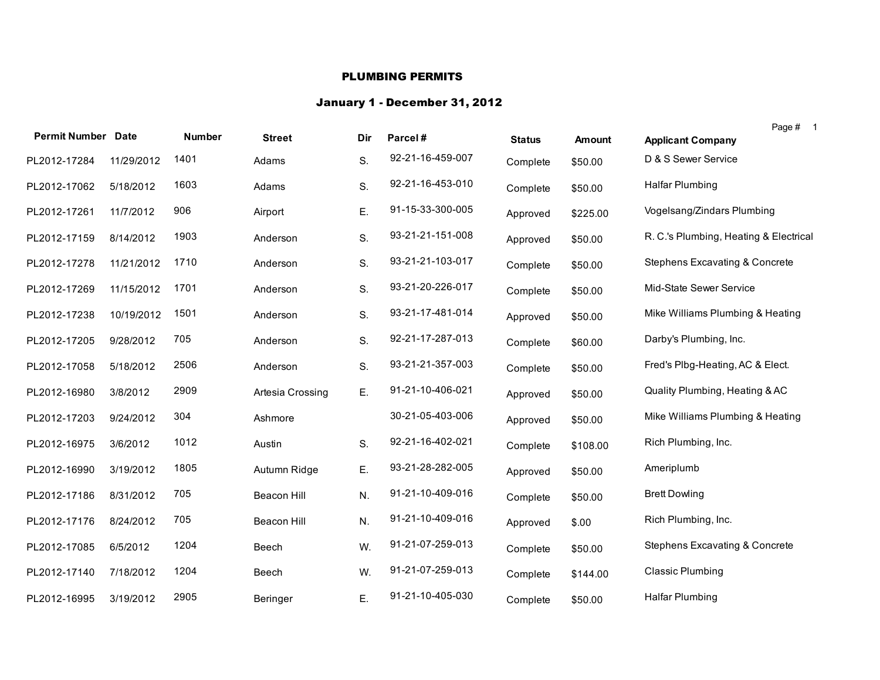## PLUMBING PERMITS

### January 1 - December 31, 2012

| Permit Number | Date | Number | Street | Dir | Parcel # | Status | Amount | Applicant Company |
|---|---|---|---|---|---|---|---|---|
| PL2012-17284 | 11/29/2012 | 1401 | Adams | S. | 92-21-16-459-007 | Complete | $50.00 | D & S Sewer Service |
| PL2012-17062 | 5/18/2012 | 1603 | Adams | S. | 92-21-16-453-010 | Complete | $50.00 | Halfar Plumbing |
| PL2012-17261 | 11/7/2012 | 906 | Airport | E. | 91-15-33-300-005 | Approved | $225.00 | Vogelsang/Zindars Plumbing |
| PL2012-17159 | 8/14/2012 | 1903 | Anderson | S. | 93-21-21-151-008 | Approved | $50.00 | R. C.'s Plumbing, Heating & Electrical |
| PL2012-17278 | 11/21/2012 | 1710 | Anderson | S. | 93-21-21-103-017 | Complete | $50.00 | Stephens Excavating & Concrete |
| PL2012-17269 | 11/15/2012 | 1701 | Anderson | S. | 93-21-20-226-017 | Complete | $50.00 | Mid-State Sewer Service |
| PL2012-17238 | 10/19/2012 | 1501 | Anderson | S. | 93-21-17-481-014 | Approved | $50.00 | Mike Williams Plumbing & Heating |
| PL2012-17205 | 9/28/2012 | 705 | Anderson | S. | 92-21-17-287-013 | Complete | $60.00 | Darby's Plumbing, Inc. |
| PL2012-17058 | 5/18/2012 | 2506 | Anderson | S. | 93-21-21-357-003 | Complete | $50.00 | Fred's Plbg-Heating, AC & Elect. |
| PL2012-16980 | 3/8/2012 | 2909 | Artesia Crossing | E. | 91-21-10-406-021 | Approved | $50.00 | Quality Plumbing, Heating & AC |
| PL2012-17203 | 9/24/2012 | 304 | Ashmore | | 30-21-05-403-006 | Approved | $50.00 | Mike Williams Plumbing & Heating |
| PL2012-16975 | 3/6/2012 | 1012 | Austin | S. | 92-21-16-402-021 | Complete | $108.00 | Rich Plumbing, Inc. |
| PL2012-16990 | 3/19/2012 | 1805 | Autumn Ridge | E. | 93-21-28-282-005 | Approved | $50.00 | Ameriplumb |
| PL2012-17186 | 8/31/2012 | 705 | Beacon Hill | N. | 91-21-10-409-016 | Complete | $50.00 | Brett Dowling |
| PL2012-17176 | 8/24/2012 | 705 | Beacon Hill | N. | 91-21-10-409-016 | Approved | $.00 | Rich Plumbing, Inc. |
| PL2012-17085 | 6/5/2012 | 1204 | Beech | W. | 91-21-07-259-013 | Complete | $50.00 | Stephens Excavating & Concrete |
| PL2012-17140 | 7/18/2012 | 1204 | Beech | W. | 91-21-07-259-013 | Complete | $144.00 | Classic Plumbing |
| PL2012-16995 | 3/19/2012 | 2905 | Beringer | E. | 91-21-10-405-030 | Complete | $50.00 | Halfar Plumbing |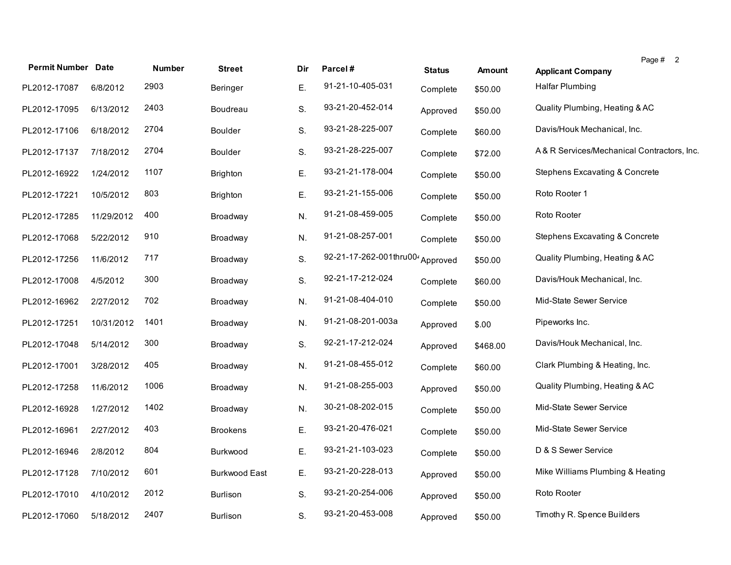| Permit Number | Date | Number | Street | Dir | Parcel # | Status | Amount | Applicant Company |
|---|---|---|---|---|---|---|---|---|
| PL2012-17087 | 6/8/2012 | 2903 | Beringer | E. | 91-21-10-405-031 | Complete | $50.00 | Halfar Plumbing |
| PL2012-17095 | 6/13/2012 | 2403 | Boudreau | S. | 93-21-20-452-014 | Approved | $50.00 | Quality Plumbing, Heating & AC |
| PL2012-17106 | 6/18/2012 | 2704 | Boulder | S. | 93-21-28-225-007 | Complete | $60.00 | Davis/Houk Mechanical, Inc. |
| PL2012-17137 | 7/18/2012 | 2704 | Boulder | S. | 93-21-28-225-007 | Complete | $72.00 | A & R Services/Mechanical Contractors, Inc. |
| PL2012-16922 | 1/24/2012 | 1107 | Brighton | E. | 93-21-21-178-004 | Complete | $50.00 | Stephens Excavating & Concrete |
| PL2012-17221 | 10/5/2012 | 803 | Brighton | E. | 93-21-21-155-006 | Complete | $50.00 | Roto Rooter 1 |
| PL2012-17285 | 11/29/2012 | 400 | Broadway | N. | 91-21-08-459-005 | Complete | $50.00 | Roto Rooter |
| PL2012-17068 | 5/22/2012 | 910 | Broadway | N. | 91-21-08-257-001 | Complete | $50.00 | Stephens Excavating & Concrete |
| PL2012-17256 | 11/6/2012 | 717 | Broadway | S. | 92-21-17-262-001thru004 | Approved | $50.00 | Quality Plumbing, Heating & AC |
| PL2012-17008 | 4/5/2012 | 300 | Broadway | S. | 92-21-17-212-024 | Complete | $60.00 | Davis/Houk Mechanical, Inc. |
| PL2012-16962 | 2/27/2012 | 702 | Broadway | N. | 91-21-08-404-010 | Complete | $50.00 | Mid-State Sewer Service |
| PL2012-17251 | 10/31/2012 | 1401 | Broadway | N. | 91-21-08-201-003a | Approved | $.00 | Pipeworks Inc. |
| PL2012-17048 | 5/14/2012 | 300 | Broadway | S. | 92-21-17-212-024 | Approved | $468.00 | Davis/Houk Mechanical, Inc. |
| PL2012-17001 | 3/28/2012 | 405 | Broadway | N. | 91-21-08-455-012 | Complete | $60.00 | Clark Plumbing & Heating, Inc. |
| PL2012-17258 | 11/6/2012 | 1006 | Broadway | N. | 91-21-08-255-003 | Approved | $50.00 | Quality Plumbing, Heating & AC |
| PL2012-16928 | 1/27/2012 | 1402 | Broadway | N. | 30-21-08-202-015 | Complete | $50.00 | Mid-State Sewer Service |
| PL2012-16961 | 2/27/2012 | 403 | Brookens | E. | 93-21-20-476-021 | Complete | $50.00 | Mid-State Sewer Service |
| PL2012-16946 | 2/8/2012 | 804 | Burkwood | E. | 93-21-21-103-023 | Complete | $50.00 | D & S Sewer Service |
| PL2012-17128 | 7/10/2012 | 601 | Burkwood East | E. | 93-21-20-228-013 | Approved | $50.00 | Mike Williams Plumbing & Heating |
| PL2012-17010 | 4/10/2012 | 2012 | Burlison | S. | 93-21-20-254-006 | Approved | $50.00 | Roto Rooter |
| PL2012-17060 | 5/18/2012 | 2407 | Burlison | S. | 93-21-20-453-008 | Approved | $50.00 | Timothy R. Spence Builders |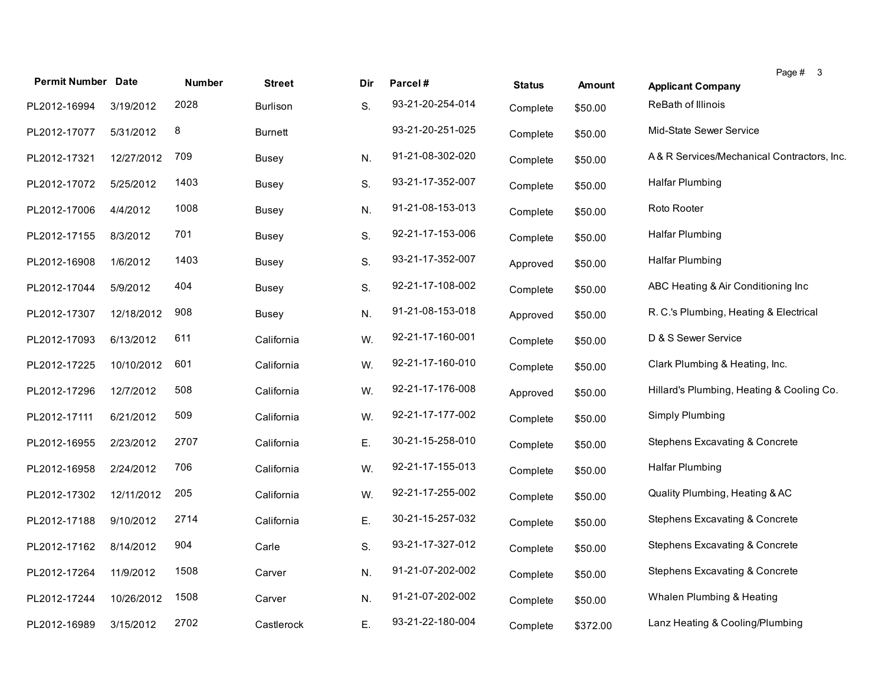| Permit Number | Date | Number | Street | Dir | Parcel # | Status | Amount | Applicant Company |
|---|---|---|---|---|---|---|---|---|
| PL2012-16994 | 3/19/2012 | 2028 | Burlison | S. | 93-21-20-254-014 | Complete | $50.00 | ReBath of Illinois |
| PL2012-17077 | 5/31/2012 | 8 | Burnett | | 93-21-20-251-025 | Complete | $50.00 | Mid-State Sewer Service |
| PL2012-17321 | 12/27/2012 | 709 | Busey | N. | 91-21-08-302-020 | Complete | $50.00 | A & R Services/Mechanical Contractors, Inc. |
| PL2012-17072 | 5/25/2012 | 1403 | Busey | S. | 93-21-17-352-007 | Complete | $50.00 | Halfar Plumbing |
| PL2012-17006 | 4/4/2012 | 1008 | Busey | N. | 91-21-08-153-013 | Complete | $50.00 | Roto Rooter |
| PL2012-17155 | 8/3/2012 | 701 | Busey | S. | 92-21-17-153-006 | Complete | $50.00 | Halfar Plumbing |
| PL2012-16908 | 1/6/2012 | 1403 | Busey | S. | 93-21-17-352-007 | Approved | $50.00 | Halfar Plumbing |
| PL2012-17044 | 5/9/2012 | 404 | Busey | S. | 92-21-17-108-002 | Complete | $50.00 | ABC Heating & Air Conditioning Inc |
| PL2012-17307 | 12/18/2012 | 908 | Busey | N. | 91-21-08-153-018 | Approved | $50.00 | R. C.'s Plumbing, Heating & Electrical |
| PL2012-17093 | 6/13/2012 | 611 | California | W. | 92-21-17-160-001 | Complete | $50.00 | D & S Sewer Service |
| PL2012-17225 | 10/10/2012 | 601 | California | W. | 92-21-17-160-010 | Complete | $50.00 | Clark Plumbing & Heating, Inc. |
| PL2012-17296 | 12/7/2012 | 508 | California | W. | 92-21-17-176-008 | Approved | $50.00 | Hillard's Plumbing, Heating & Cooling Co. |
| PL2012-17111 | 6/21/2012 | 509 | California | W. | 92-21-17-177-002 | Complete | $50.00 | Simply Plumbing |
| PL2012-16955 | 2/23/2012 | 2707 | California | E. | 30-21-15-258-010 | Complete | $50.00 | Stephens Excavating & Concrete |
| PL2012-16958 | 2/24/2012 | 706 | California | W. | 92-21-17-155-013 | Complete | $50.00 | Halfar Plumbing |
| PL2012-17302 | 12/11/2012 | 205 | California | W. | 92-21-17-255-002 | Complete | $50.00 | Quality Plumbing, Heating & AC |
| PL2012-17188 | 9/10/2012 | 2714 | California | E. | 30-21-15-257-032 | Complete | $50.00 | Stephens Excavating & Concrete |
| PL2012-17162 | 8/14/2012 | 904 | Carle | S. | 93-21-17-327-012 | Complete | $50.00 | Stephens Excavating & Concrete |
| PL2012-17264 | 11/9/2012 | 1508 | Carver | N. | 91-21-07-202-002 | Complete | $50.00 | Stephens Excavating & Concrete |
| PL2012-17244 | 10/26/2012 | 1508 | Carver | N. | 91-21-07-202-002 | Complete | $50.00 | Whalen Plumbing & Heating |
| PL2012-16989 | 3/15/2012 | 2702 | Castlerock | E. | 93-21-22-180-004 | Complete | $372.00 | Lanz Heating & Cooling/Plumbing |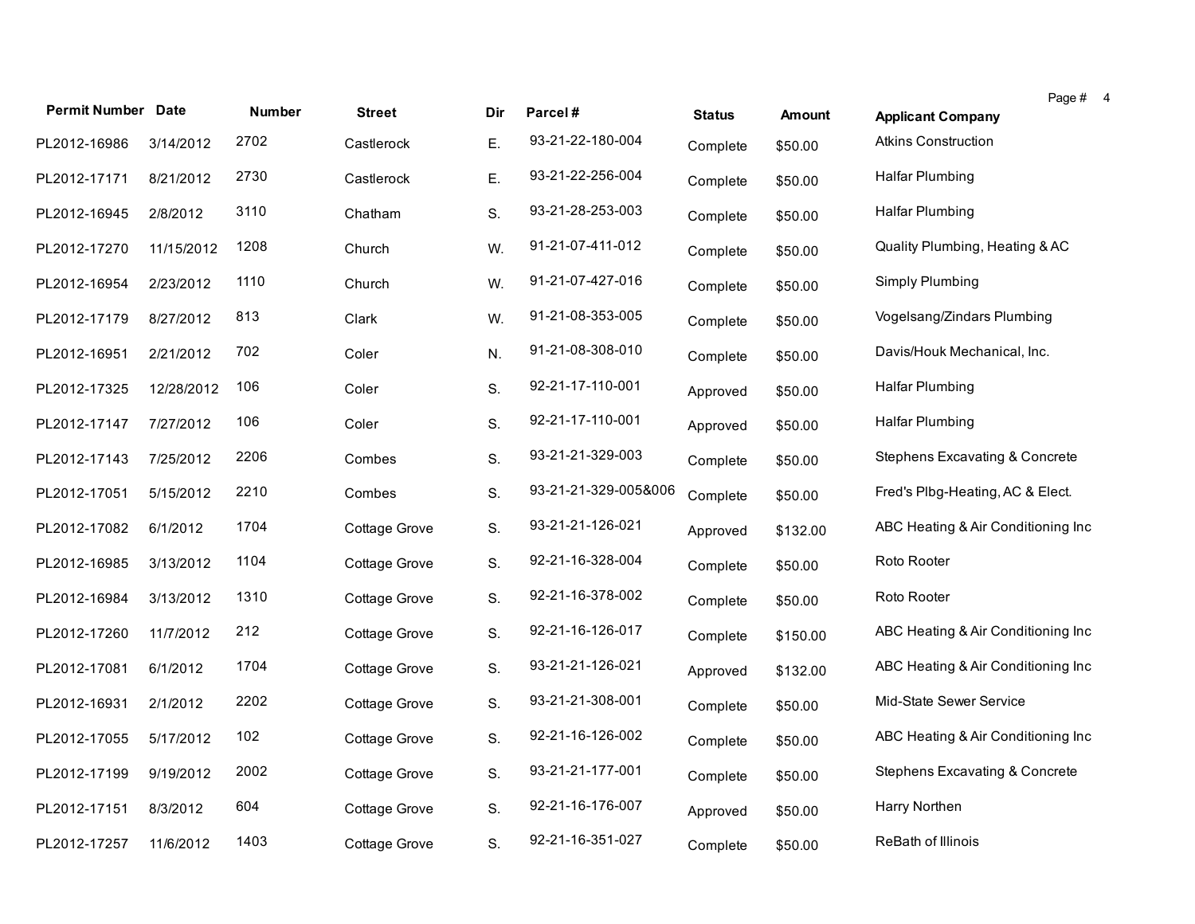| Permit Number | Date | Number | Street | Dir | Parcel # | Status | Amount | Applicant Company |
|---|---|---|---|---|---|---|---|---|
| PL2012-16986 | 3/14/2012 | 2702 | Castlerock | E. | 93-21-22-180-004 | Complete | $50.00 | Atkins Construction |
| PL2012-17171 | 8/21/2012 | 2730 | Castlerock | E. | 93-21-22-256-004 | Complete | $50.00 | Halfar Plumbing |
| PL2012-16945 | 2/8/2012 | 3110 | Chatham | S. | 93-21-28-253-003 | Complete | $50.00 | Halfar Plumbing |
| PL2012-17270 | 11/15/2012 | 1208 | Church | W. | 91-21-07-411-012 | Complete | $50.00 | Quality Plumbing, Heating & AC |
| PL2012-16954 | 2/23/2012 | 1110 | Church | W. | 91-21-07-427-016 | Complete | $50.00 | Simply Plumbing |
| PL2012-17179 | 8/27/2012 | 813 | Clark | W. | 91-21-08-353-005 | Complete | $50.00 | Vogelsang/Zindars Plumbing |
| PL2012-16951 | 2/21/2012 | 702 | Coler | N. | 91-21-08-308-010 | Complete | $50.00 | Davis/Houk Mechanical, Inc. |
| PL2012-17325 | 12/28/2012 | 106 | Coler | S. | 92-21-17-110-001 | Approved | $50.00 | Halfar Plumbing |
| PL2012-17147 | 7/27/2012 | 106 | Coler | S. | 92-21-17-110-001 | Approved | $50.00 | Halfar Plumbing |
| PL2012-17143 | 7/25/2012 | 2206 | Combes | S. | 93-21-21-329-003 | Complete | $50.00 | Stephens Excavating & Concrete |
| PL2012-17051 | 5/15/2012 | 2210 | Combes | S. | 93-21-21-329-005&006 | Complete | $50.00 | Fred's Plbg-Heating, AC & Elect. |
| PL2012-17082 | 6/1/2012 | 1704 | Cottage Grove | S. | 93-21-21-126-021 | Approved | $132.00 | ABC Heating & Air Conditioning Inc |
| PL2012-16985 | 3/13/2012 | 1104 | Cottage Grove | S. | 92-21-16-328-004 | Complete | $50.00 | Roto Rooter |
| PL2012-16984 | 3/13/2012 | 1310 | Cottage Grove | S. | 92-21-16-378-002 | Complete | $50.00 | Roto Rooter |
| PL2012-17260 | 11/7/2012 | 212 | Cottage Grove | S. | 92-21-16-126-017 | Complete | $150.00 | ABC Heating & Air Conditioning Inc |
| PL2012-17081 | 6/1/2012 | 1704 | Cottage Grove | S. | 93-21-21-126-021 | Approved | $132.00 | ABC Heating & Air Conditioning Inc |
| PL2012-16931 | 2/1/2012 | 2202 | Cottage Grove | S. | 93-21-21-308-001 | Complete | $50.00 | Mid-State Sewer Service |
| PL2012-17055 | 5/17/2012 | 102 | Cottage Grove | S. | 92-21-16-126-002 | Complete | $50.00 | ABC Heating & Air Conditioning Inc |
| PL2012-17199 | 9/19/2012 | 2002 | Cottage Grove | S. | 93-21-21-177-001 | Complete | $50.00 | Stephens Excavating & Concrete |
| PL2012-17151 | 8/3/2012 | 604 | Cottage Grove | S. | 92-21-16-176-007 | Approved | $50.00 | Harry Northen |
| PL2012-17257 | 11/6/2012 | 1403 | Cottage Grove | S. | 92-21-16-351-027 | Complete | $50.00 | ReBath of Illinois |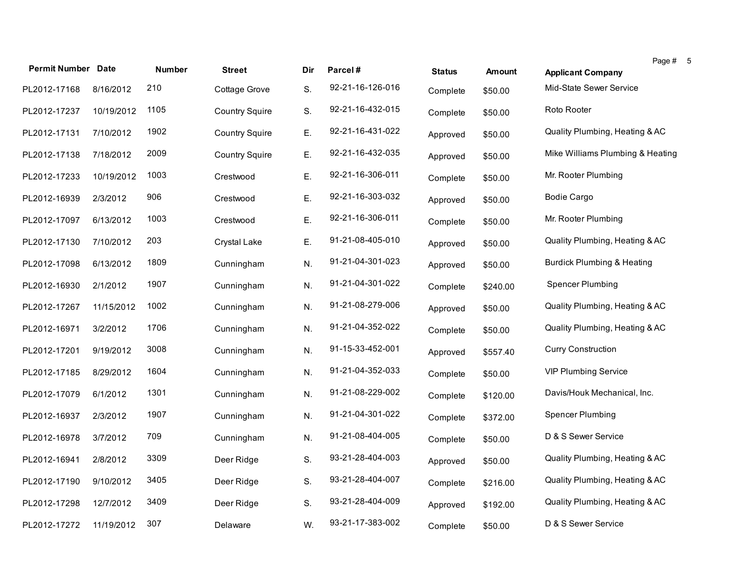| Permit Number | Date | Number | Street | Dir | Parcel # | Status | Amount | Applicant Company |
|---|---|---|---|---|---|---|---|---|
| PL2012-17168 | 8/16/2012 | 210 | Cottage Grove | S. | 92-21-16-126-016 | Complete | $50.00 | Mid-State Sewer Service |
| PL2012-17237 | 10/19/2012 | 1105 | Country Squire | S. | 92-21-16-432-015 | Complete | $50.00 | Roto Rooter |
| PL2012-17131 | 7/10/2012 | 1902 | Country Squire | E. | 92-21-16-431-022 | Approved | $50.00 | Quality Plumbing, Heating & AC |
| PL2012-17138 | 7/18/2012 | 2009 | Country Squire | E. | 92-21-16-432-035 | Approved | $50.00 | Mike Williams Plumbing & Heating |
| PL2012-17233 | 10/19/2012 | 1003 | Crestwood | E. | 92-21-16-306-011 | Complete | $50.00 | Mr. Rooter Plumbing |
| PL2012-16939 | 2/3/2012 | 906 | Crestwood | E. | 92-21-16-303-032 | Approved | $50.00 | Bodie Cargo |
| PL2012-17097 | 6/13/2012 | 1003 | Crestwood | E. | 92-21-16-306-011 | Complete | $50.00 | Mr. Rooter Plumbing |
| PL2012-17130 | 7/10/2012 | 203 | Crystal Lake | E. | 91-21-08-405-010 | Approved | $50.00 | Quality Plumbing, Heating & AC |
| PL2012-17098 | 6/13/2012 | 1809 | Cunningham | N. | 91-21-04-301-023 | Approved | $50.00 | Burdick Plumbing & Heating |
| PL2012-16930 | 2/1/2012 | 1907 | Cunningham | N. | 91-21-04-301-022 | Complete | $240.00 | Spencer Plumbing |
| PL2012-17267 | 11/15/2012 | 1002 | Cunningham | N. | 91-21-08-279-006 | Approved | $50.00 | Quality Plumbing, Heating & AC |
| PL2012-16971 | 3/2/2012 | 1706 | Cunningham | N. | 91-21-04-352-022 | Complete | $50.00 | Quality Plumbing, Heating & AC |
| PL2012-17201 | 9/19/2012 | 3008 | Cunningham | N. | 91-15-33-452-001 | Approved | $557.40 | Curry Construction |
| PL2012-17185 | 8/29/2012 | 1604 | Cunningham | N. | 91-21-04-352-033 | Complete | $50.00 | VIP Plumbing Service |
| PL2012-17079 | 6/1/2012 | 1301 | Cunningham | N. | 91-21-08-229-002 | Complete | $120.00 | Davis/Houk Mechanical, Inc. |
| PL2012-16937 | 2/3/2012 | 1907 | Cunningham | N. | 91-21-04-301-022 | Complete | $372.00 | Spencer Plumbing |
| PL2012-16978 | 3/7/2012 | 709 | Cunningham | N. | 91-21-08-404-005 | Complete | $50.00 | D & S Sewer Service |
| PL2012-16941 | 2/8/2012 | 3309 | Deer Ridge | S. | 93-21-28-404-003 | Approved | $50.00 | Quality Plumbing, Heating & AC |
| PL2012-17190 | 9/10/2012 | 3405 | Deer Ridge | S. | 93-21-28-404-007 | Complete | $216.00 | Quality Plumbing, Heating & AC |
| PL2012-17298 | 12/7/2012 | 3409 | Deer Ridge | S. | 93-21-28-404-009 | Approved | $192.00 | Quality Plumbing, Heating & AC |
| PL2012-17272 | 11/19/2012 | 307 | Delaware | W. | 93-21-17-383-002 | Complete | $50.00 | D & S Sewer Service |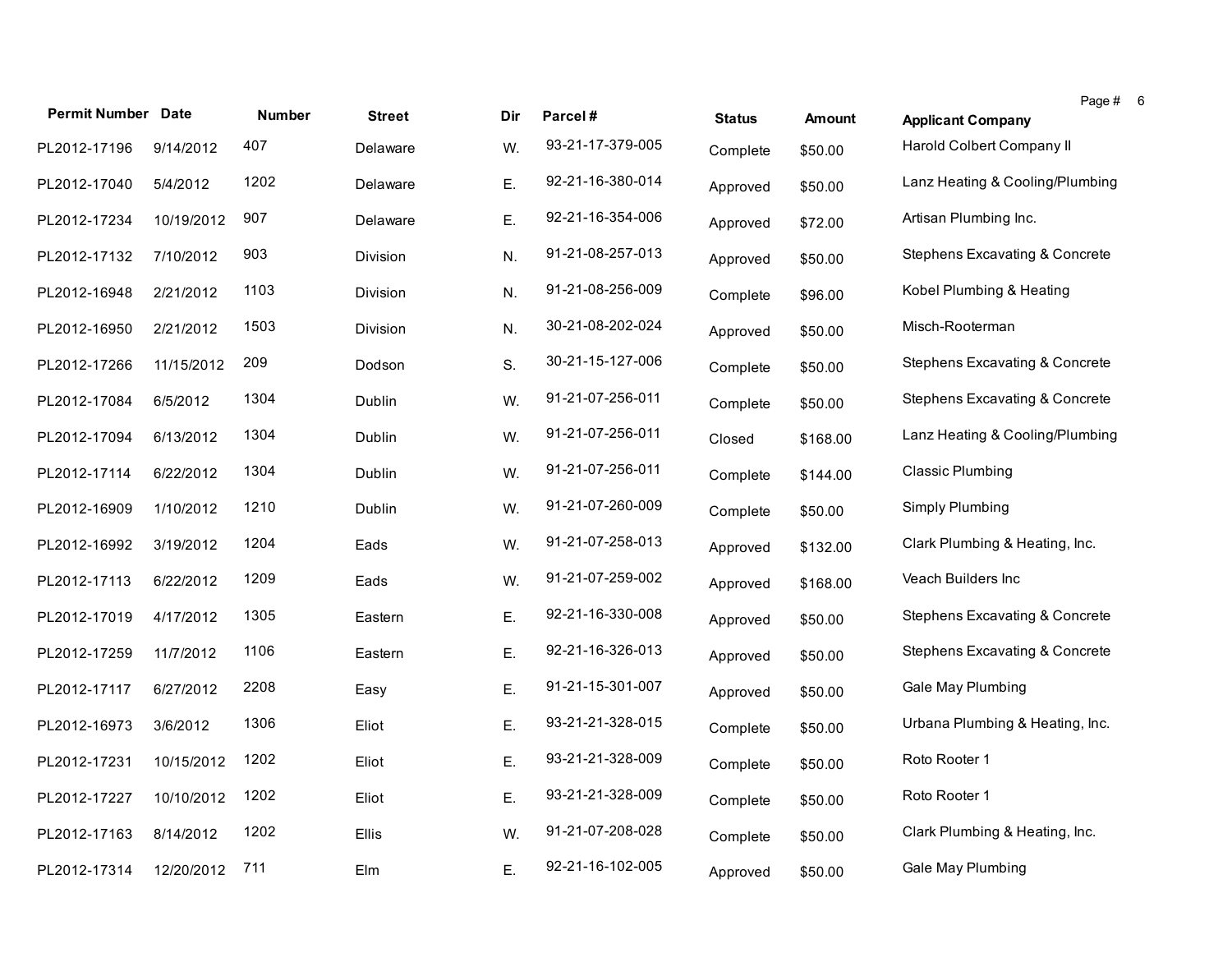| Permit Number | Date | Number | Street | Dir | Parcel # | Status | Amount | Applicant Company |
|---|---|---|---|---|---|---|---|---|
| PL2012-17196 | 9/14/2012 | 407 | Delaware | W. | 93-21-17-379-005 | Complete | $50.00 | Harold Colbert Company II |
| PL2012-17040 | 5/4/2012 | 1202 | Delaware | E. | 92-21-16-380-014 | Approved | $50.00 | Lanz Heating & Cooling/Plumbing |
| PL2012-17234 | 10/19/2012 | 907 | Delaware | E. | 92-21-16-354-006 | Approved | $72.00 | Artisan Plumbing Inc. |
| PL2012-17132 | 7/10/2012 | 903 | Division | N. | 91-21-08-257-013 | Approved | $50.00 | Stephens Excavating & Concrete |
| PL2012-16948 | 2/21/2012 | 1103 | Division | N. | 91-21-08-256-009 | Complete | $96.00 | Kobel Plumbing & Heating |
| PL2012-16950 | 2/21/2012 | 1503 | Division | N. | 30-21-08-202-024 | Approved | $50.00 | Misch-Rooterman |
| PL2012-17266 | 11/15/2012 | 209 | Dodson | S. | 30-21-15-127-006 | Complete | $50.00 | Stephens Excavating & Concrete |
| PL2012-17084 | 6/5/2012 | 1304 | Dublin | W. | 91-21-07-256-011 | Complete | $50.00 | Stephens Excavating & Concrete |
| PL2012-17094 | 6/13/2012 | 1304 | Dublin | W. | 91-21-07-256-011 | Closed | $168.00 | Lanz Heating & Cooling/Plumbing |
| PL2012-17114 | 6/22/2012 | 1304 | Dublin | W. | 91-21-07-256-011 | Complete | $144.00 | Classic Plumbing |
| PL2012-16909 | 1/10/2012 | 1210 | Dublin | W. | 91-21-07-260-009 | Complete | $50.00 | Simply Plumbing |
| PL2012-16992 | 3/19/2012 | 1204 | Eads | W. | 91-21-07-258-013 | Approved | $132.00 | Clark Plumbing & Heating, Inc. |
| PL2012-17113 | 6/22/2012 | 1209 | Eads | W. | 91-21-07-259-002 | Approved | $168.00 | Veach Builders Inc |
| PL2012-17019 | 4/17/2012 | 1305 | Eastern | E. | 92-21-16-330-008 | Approved | $50.00 | Stephens Excavating & Concrete |
| PL2012-17259 | 11/7/2012 | 1106 | Eastern | E. | 92-21-16-326-013 | Approved | $50.00 | Stephens Excavating & Concrete |
| PL2012-17117 | 6/27/2012 | 2208 | Easy | E. | 91-21-15-301-007 | Approved | $50.00 | Gale May Plumbing |
| PL2012-16973 | 3/6/2012 | 1306 | Eliot | E. | 93-21-21-328-015 | Complete | $50.00 | Urbana Plumbing & Heating, Inc. |
| PL2012-17231 | 10/15/2012 | 1202 | Eliot | E. | 93-21-21-328-009 | Complete | $50.00 | Roto Rooter 1 |
| PL2012-17227 | 10/10/2012 | 1202 | Eliot | E. | 93-21-21-328-009 | Complete | $50.00 | Roto Rooter 1 |
| PL2012-17163 | 8/14/2012 | 1202 | Ellis | W. | 91-21-07-208-028 | Complete | $50.00 | Clark Plumbing & Heating, Inc. |
| PL2012-17314 | 12/20/2012 | 711 | Elm | E. | 92-21-16-102-005 | Approved | $50.00 | Gale May Plumbing |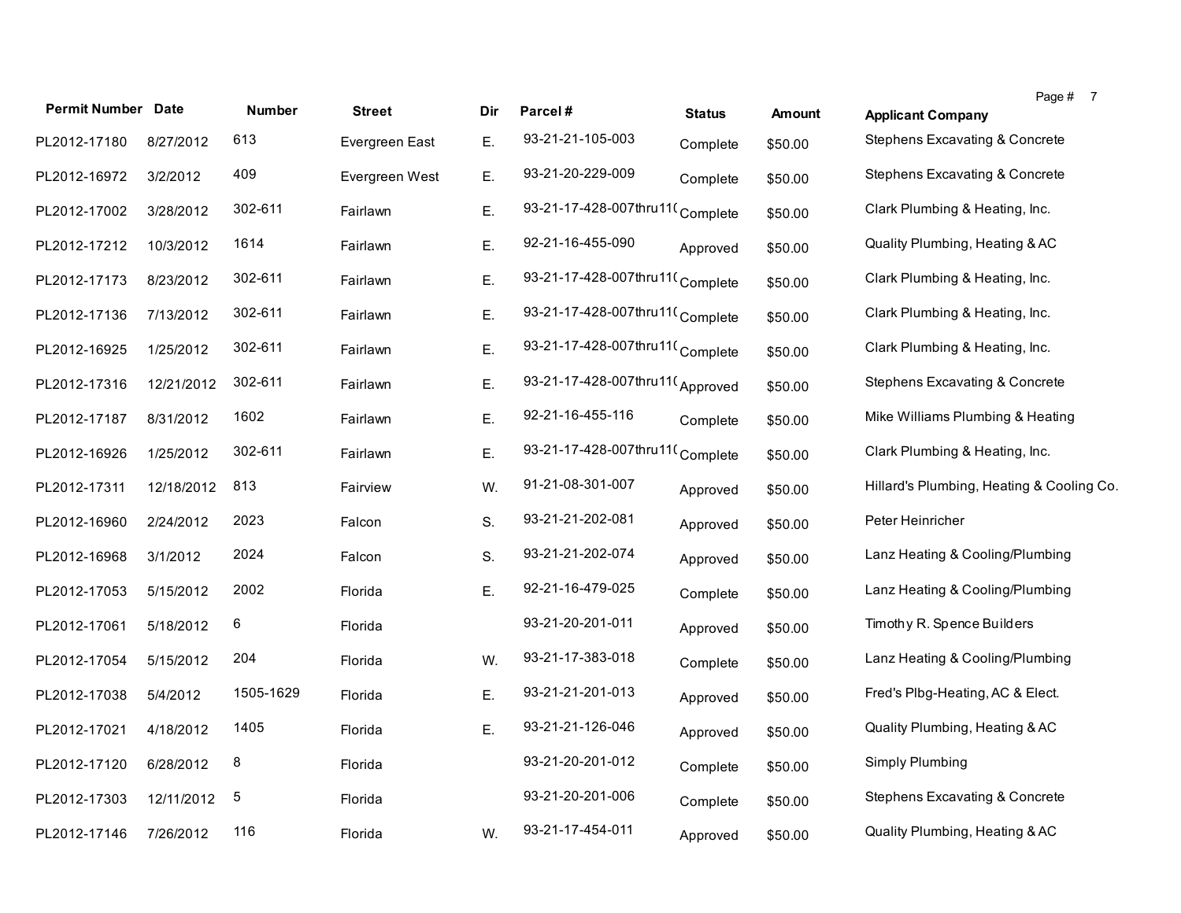| Permit Number | Date | Number | Street | Dir | Parcel # | Status | Amount | Applicant Company |
|---|---|---|---|---|---|---|---|---|
| PL2012-17180 | 8/27/2012 | 613 | Evergreen East | E. | 93-21-21-105-003 | Complete | $50.00 | Stephens Excavating & Concrete |
| PL2012-16972 | 3/2/2012 | 409 | Evergreen West | E. | 93-21-20-229-009 | Complete | $50.00 | Stephens Excavating & Concrete |
| PL2012-17002 | 3/28/2012 | 302-611 | Fairlawn | E. | 93-21-17-428-007thru11( | Complete | $50.00 | Clark Plumbing & Heating, Inc. |
| PL2012-17212 | 10/3/2012 | 1614 | Fairlawn | E. | 92-21-16-455-090 | Approved | $50.00 | Quality Plumbing, Heating & AC |
| PL2012-17173 | 8/23/2012 | 302-611 | Fairlawn | E. | 93-21-17-428-007thru11( | Complete | $50.00 | Clark Plumbing & Heating, Inc. |
| PL2012-17136 | 7/13/2012 | 302-611 | Fairlawn | E. | 93-21-17-428-007thru11( | Complete | $50.00 | Clark Plumbing & Heating, Inc. |
| PL2012-16925 | 1/25/2012 | 302-611 | Fairlawn | E. | 93-21-17-428-007thru11( | Complete | $50.00 | Clark Plumbing & Heating, Inc. |
| PL2012-17316 | 12/21/2012 | 302-611 | Fairlawn | E. | 93-21-17-428-007thru11( | Approved | $50.00 | Stephens Excavating & Concrete |
| PL2012-17187 | 8/31/2012 | 1602 | Fairlawn | E. | 92-21-16-455-116 | Complete | $50.00 | Mike Williams Plumbing & Heating |
| PL2012-16926 | 1/25/2012 | 302-611 | Fairlawn | E. | 93-21-17-428-007thru11( | Complete | $50.00 | Clark Plumbing & Heating, Inc. |
| PL2012-17311 | 12/18/2012 | 813 | Fairview | W. | 91-21-08-301-007 | Approved | $50.00 | Hillard's Plumbing, Heating & Cooling Co. |
| PL2012-16960 | 2/24/2012 | 2023 | Falcon | S. | 93-21-21-202-081 | Approved | $50.00 | Peter Heinricher |
| PL2012-16968 | 3/1/2012 | 2024 | Falcon | S. | 93-21-21-202-074 | Approved | $50.00 | Lanz Heating & Cooling/Plumbing |
| PL2012-17053 | 5/15/2012 | 2002 | Florida | E. | 92-21-16-479-025 | Complete | $50.00 | Lanz Heating & Cooling/Plumbing |
| PL2012-17061 | 5/18/2012 | 6 | Florida | | 93-21-20-201-011 | Approved | $50.00 | Timothy R. Spence Builders |
| PL2012-17054 | 5/15/2012 | 204 | Florida | W. | 93-21-17-383-018 | Complete | $50.00 | Lanz Heating & Cooling/Plumbing |
| PL2012-17038 | 5/4/2012 | 1505-1629 | Florida | E. | 93-21-21-201-013 | Approved | $50.00 | Fred's Plbg-Heating, AC & Elect. |
| PL2012-17021 | 4/18/2012 | 1405 | Florida | E. | 93-21-21-126-046 | Approved | $50.00 | Quality Plumbing, Heating & AC |
| PL2012-17120 | 6/28/2012 | 8 | Florida | | 93-21-20-201-012 | Complete | $50.00 | Simply Plumbing |
| PL2012-17303 | 12/11/2012 | 5 | Florida | | 93-21-20-201-006 | Complete | $50.00 | Stephens Excavating & Concrete |
| PL2012-17146 | 7/26/2012 | 116 | Florida | W. | 93-21-17-454-011 | Approved | $50.00 | Quality Plumbing, Heating & AC |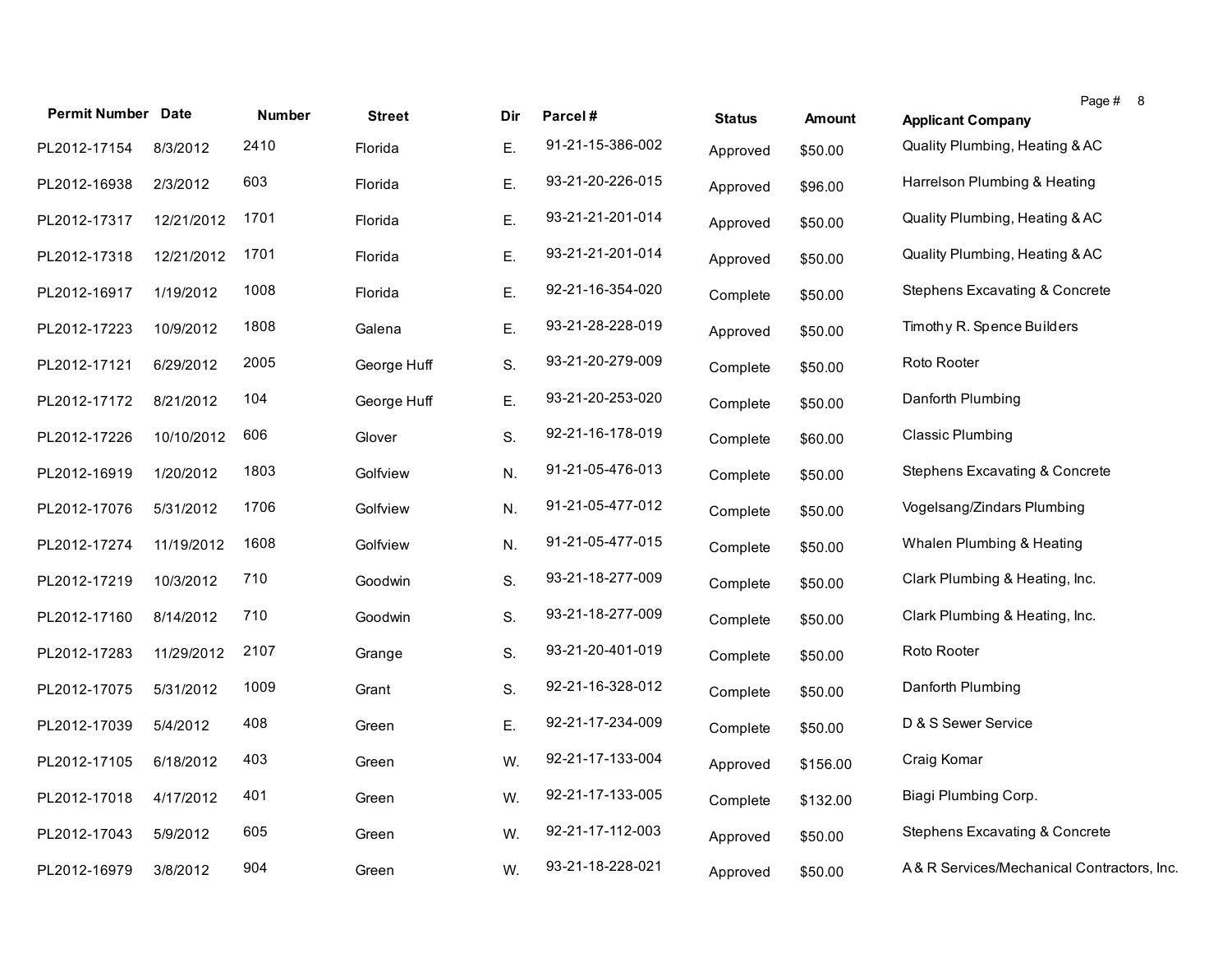| Permit Number | Date | Number | Street | Dir | Parcel # | Status | Amount | Applicant Company |
|---|---|---|---|---|---|---|---|---|
| PL2012-17154 | 8/3/2012 | 2410 | Florida | E. | 91-21-15-386-002 | Approved | $50.00 | Quality Plumbing, Heating & AC |
| PL2012-16938 | 2/3/2012 | 603 | Florida | E. | 93-21-20-226-015 | Approved | $96.00 | Harrelson Plumbing & Heating |
| PL2012-17317 | 12/21/2012 | 1701 | Florida | E. | 93-21-21-201-014 | Approved | $50.00 | Quality Plumbing, Heating & AC |
| PL2012-17318 | 12/21/2012 | 1701 | Florida | E. | 93-21-21-201-014 | Approved | $50.00 | Quality Plumbing, Heating & AC |
| PL2012-16917 | 1/19/2012 | 1008 | Florida | E. | 92-21-16-354-020 | Complete | $50.00 | Stephens Excavating & Concrete |
| PL2012-17223 | 10/9/2012 | 1808 | Galena | E. | 93-21-28-228-019 | Approved | $50.00 | Timothy R. Spence Builders |
| PL2012-17121 | 6/29/2012 | 2005 | George Huff | S. | 93-21-20-279-009 | Complete | $50.00 | Roto Rooter |
| PL2012-17172 | 8/21/2012 | 104 | George Huff | E. | 93-21-20-253-020 | Complete | $50.00 | Danforth Plumbing |
| PL2012-17226 | 10/10/2012 | 606 | Glover | S. | 92-21-16-178-019 | Complete | $60.00 | Classic Plumbing |
| PL2012-16919 | 1/20/2012 | 1803 | Golfview | N. | 91-21-05-476-013 | Complete | $50.00 | Stephens Excavating & Concrete |
| PL2012-17076 | 5/31/2012 | 1706 | Golfview | N. | 91-21-05-477-012 | Complete | $50.00 | Vogelsang/Zindars Plumbing |
| PL2012-17274 | 11/19/2012 | 1608 | Golfview | N. | 91-21-05-477-015 | Complete | $50.00 | Whalen Plumbing & Heating |
| PL2012-17219 | 10/3/2012 | 710 | Goodwin | S. | 93-21-18-277-009 | Complete | $50.00 | Clark Plumbing & Heating, Inc. |
| PL2012-17160 | 8/14/2012 | 710 | Goodwin | S. | 93-21-18-277-009 | Complete | $50.00 | Clark Plumbing & Heating, Inc. |
| PL2012-17283 | 11/29/2012 | 2107 | Grange | S. | 93-21-20-401-019 | Complete | $50.00 | Roto Rooter |
| PL2012-17075 | 5/31/2012 | 1009 | Grant | S. | 92-21-16-328-012 | Complete | $50.00 | Danforth Plumbing |
| PL2012-17039 | 5/4/2012 | 408 | Green | E. | 92-21-17-234-009 | Complete | $50.00 | D & S Sewer Service |
| PL2012-17105 | 6/18/2012 | 403 | Green | W. | 92-21-17-133-004 | Approved | $156.00 | Craig Komar |
| PL2012-17018 | 4/17/2012 | 401 | Green | W. | 92-21-17-133-005 | Complete | $132.00 | Biagi Plumbing Corp. |
| PL2012-17043 | 5/9/2012 | 605 | Green | W. | 92-21-17-112-003 | Approved | $50.00 | Stephens Excavating & Concrete |
| PL2012-16979 | 3/8/2012 | 904 | Green | W. | 93-21-18-228-021 | Approved | $50.00 | A & R Services/Mechanical Contractors, Inc. |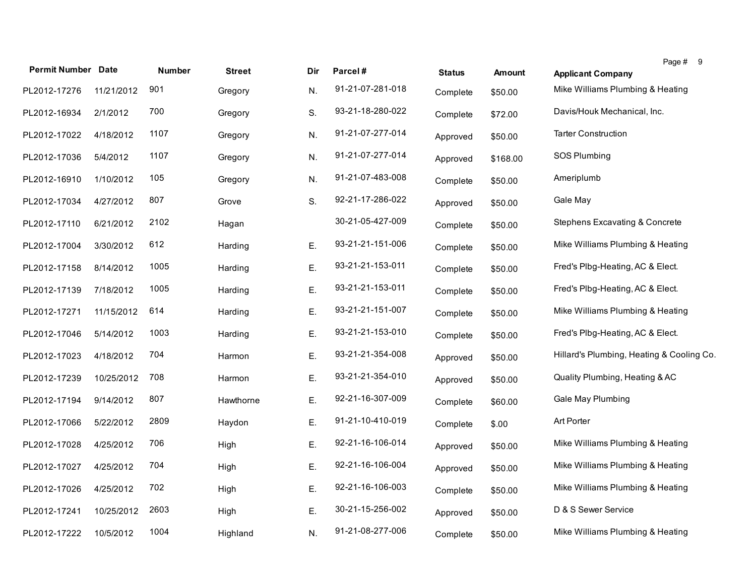| Permit Number | Date | Number | Street | Dir | Parcel # | Status | Amount | Applicant Company |
|---|---|---|---|---|---|---|---|---|
| PL2012-17276 | 11/21/2012 | 901 | Gregory | N. | 91-21-07-281-018 | Complete | $50.00 | Mike Williams Plumbing & Heating |
| PL2012-16934 | 2/1/2012 | 700 | Gregory | S. | 93-21-18-280-022 | Complete | $72.00 | Davis/Houk Mechanical, Inc. |
| PL2012-17022 | 4/18/2012 | 1107 | Gregory | N. | 91-21-07-277-014 | Approved | $50.00 | Tarter Construction |
| PL2012-17036 | 5/4/2012 | 1107 | Gregory | N. | 91-21-07-277-014 | Approved | $168.00 | SOS Plumbing |
| PL2012-16910 | 1/10/2012 | 105 | Gregory | N. | 91-21-07-483-008 | Complete | $50.00 | Ameriplumb |
| PL2012-17034 | 4/27/2012 | 807 | Grove | S. | 92-21-17-286-022 | Approved | $50.00 | Gale May |
| PL2012-17110 | 6/21/2012 | 2102 | Hagan | | 30-21-05-427-009 | Complete | $50.00 | Stephens Excavating & Concrete |
| PL2012-17004 | 3/30/2012 | 612 | Harding | E. | 93-21-21-151-006 | Complete | $50.00 | Mike Williams Plumbing & Heating |
| PL2012-17158 | 8/14/2012 | 1005 | Harding | E. | 93-21-21-153-011 | Complete | $50.00 | Fred's Plbg-Heating, AC & Elect. |
| PL2012-17139 | 7/18/2012 | 1005 | Harding | E. | 93-21-21-153-011 | Complete | $50.00 | Fred's Plbg-Heating, AC & Elect. |
| PL2012-17271 | 11/15/2012 | 614 | Harding | E. | 93-21-21-151-007 | Complete | $50.00 | Mike Williams Plumbing & Heating |
| PL2012-17046 | 5/14/2012 | 1003 | Harding | E. | 93-21-21-153-010 | Complete | $50.00 | Fred's Plbg-Heating, AC & Elect. |
| PL2012-17023 | 4/18/2012 | 704 | Harmon | E. | 93-21-21-354-008 | Approved | $50.00 | Hillard's Plumbing, Heating & Cooling Co. |
| PL2012-17239 | 10/25/2012 | 708 | Harmon | E. | 93-21-21-354-010 | Approved | $50.00 | Quality Plumbing, Heating & AC |
| PL2012-17194 | 9/14/2012 | 807 | Hawthorne | E. | 92-21-16-307-009 | Complete | $60.00 | Gale May Plumbing |
| PL2012-17066 | 5/22/2012 | 2809 | Haydon | E. | 91-21-10-410-019 | Complete | $.00 | Art Porter |
| PL2012-17028 | 4/25/2012 | 706 | High | E. | 92-21-16-106-014 | Approved | $50.00 | Mike Williams Plumbing & Heating |
| PL2012-17027 | 4/25/2012 | 704 | High | E. | 92-21-16-106-004 | Approved | $50.00 | Mike Williams Plumbing & Heating |
| PL2012-17026 | 4/25/2012 | 702 | High | E. | 92-21-16-106-003 | Complete | $50.00 | Mike Williams Plumbing & Heating |
| PL2012-17241 | 10/25/2012 | 2603 | High | E. | 30-21-15-256-002 | Approved | $50.00 | D & S Sewer Service |
| PL2012-17222 | 10/5/2012 | 1004 | Highland | N. | 91-21-08-277-006 | Complete | $50.00 | Mike Williams Plumbing & Heating |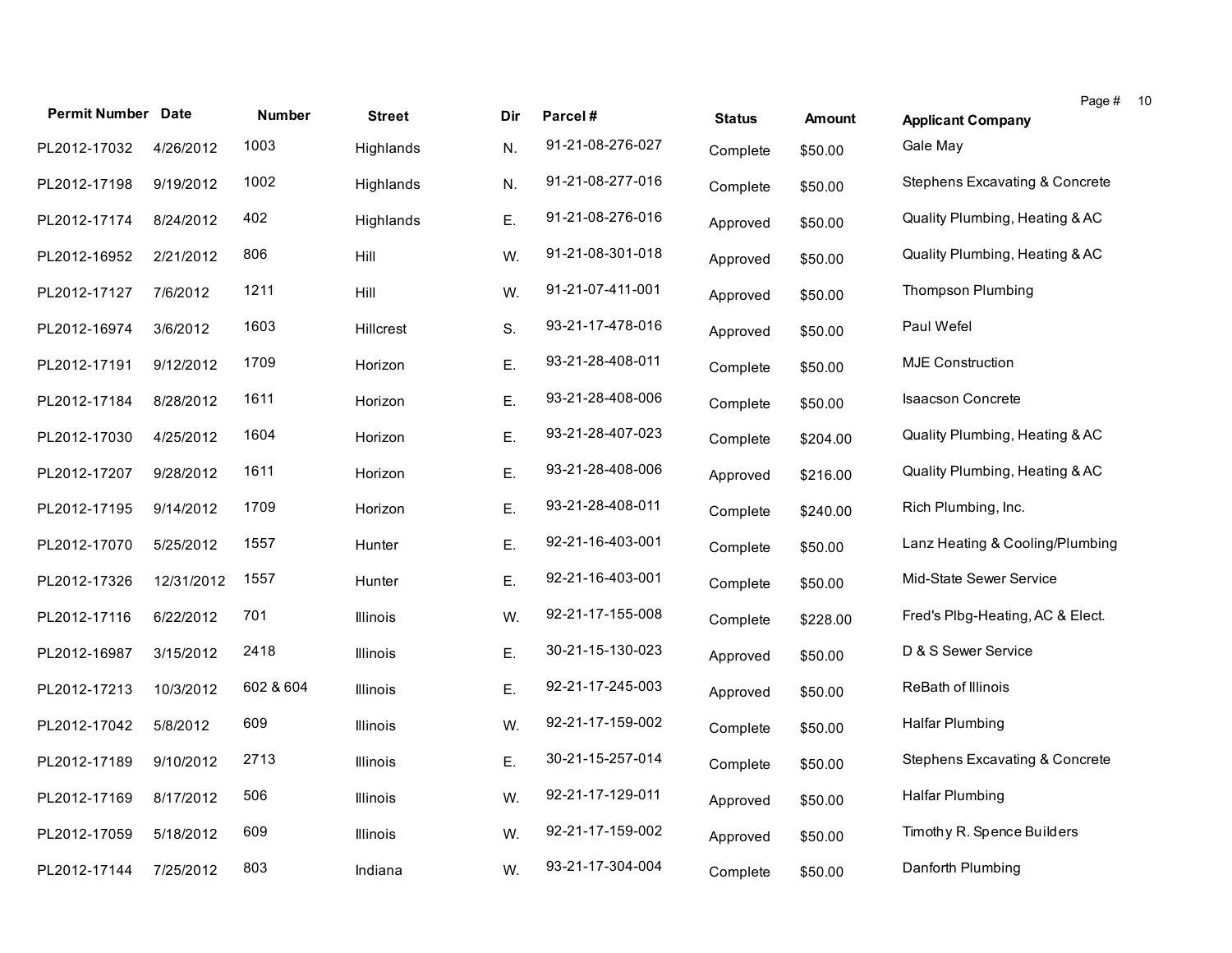| Permit Number | Date | Number | Street | Dir | Parcel # | Status | Amount | Applicant Company |
|---|---|---|---|---|---|---|---|---|
| PL2012-17032 | 4/26/2012 | 1003 | Highlands | N. | 91-21-08-276-027 | Complete | $50.00 | Gale May |
| PL2012-17198 | 9/19/2012 | 1002 | Highlands | N. | 91-21-08-277-016 | Complete | $50.00 | Stephens Excavating & Concrete |
| PL2012-17174 | 8/24/2012 | 402 | Highlands | E. | 91-21-08-276-016 | Approved | $50.00 | Quality Plumbing, Heating & AC |
| PL2012-16952 | 2/21/2012 | 806 | Hill | W. | 91-21-08-301-018 | Approved | $50.00 | Quality Plumbing, Heating & AC |
| PL2012-17127 | 7/6/2012 | 1211 | Hill | W. | 91-21-07-411-001 | Approved | $50.00 | Thompson Plumbing |
| PL2012-16974 | 3/6/2012 | 1603 | Hillcrest | S. | 93-21-17-478-016 | Approved | $50.00 | Paul Wefel |
| PL2012-17191 | 9/12/2012 | 1709 | Horizon | E. | 93-21-28-408-011 | Complete | $50.00 | MJE Construction |
| PL2012-17184 | 8/28/2012 | 1611 | Horizon | E. | 93-21-28-408-006 | Complete | $50.00 | Isaacson Concrete |
| PL2012-17030 | 4/25/2012 | 1604 | Horizon | E. | 93-21-28-407-023 | Complete | $204.00 | Quality Plumbing, Heating & AC |
| PL2012-17207 | 9/28/2012 | 1611 | Horizon | E. | 93-21-28-408-006 | Approved | $216.00 | Quality Plumbing, Heating & AC |
| PL2012-17195 | 9/14/2012 | 1709 | Horizon | E. | 93-21-28-408-011 | Complete | $240.00 | Rich Plumbing, Inc. |
| PL2012-17070 | 5/25/2012 | 1557 | Hunter | E. | 92-21-16-403-001 | Complete | $50.00 | Lanz Heating & Cooling/Plumbing |
| PL2012-17326 | 12/31/2012 | 1557 | Hunter | E. | 92-21-16-403-001 | Complete | $50.00 | Mid-State Sewer Service |
| PL2012-17116 | 6/22/2012 | 701 | Illinois | W. | 92-21-17-155-008 | Complete | $228.00 | Fred's Plbg-Heating, AC & Elect. |
| PL2012-16987 | 3/15/2012 | 2418 | Illinois | E. | 30-21-15-130-023 | Approved | $50.00 | D & S Sewer Service |
| PL2012-17213 | 10/3/2012 | 602 & 604 | Illinois | E. | 92-21-17-245-003 | Approved | $50.00 | ReBath of Illinois |
| PL2012-17042 | 5/8/2012 | 609 | Illinois | W. | 92-21-17-159-002 | Complete | $50.00 | Halfar Plumbing |
| PL2012-17189 | 9/10/2012 | 2713 | Illinois | E. | 30-21-15-257-014 | Complete | $50.00 | Stephens Excavating & Concrete |
| PL2012-17169 | 8/17/2012 | 506 | Illinois | W. | 92-21-17-129-011 | Approved | $50.00 | Halfar Plumbing |
| PL2012-17059 | 5/18/2012 | 609 | Illinois | W. | 92-21-17-159-002 | Approved | $50.00 | Timothy R. Spence Builders |
| PL2012-17144 | 7/25/2012 | 803 | Indiana | W. | 93-21-17-304-004 | Complete | $50.00 | Danforth Plumbing |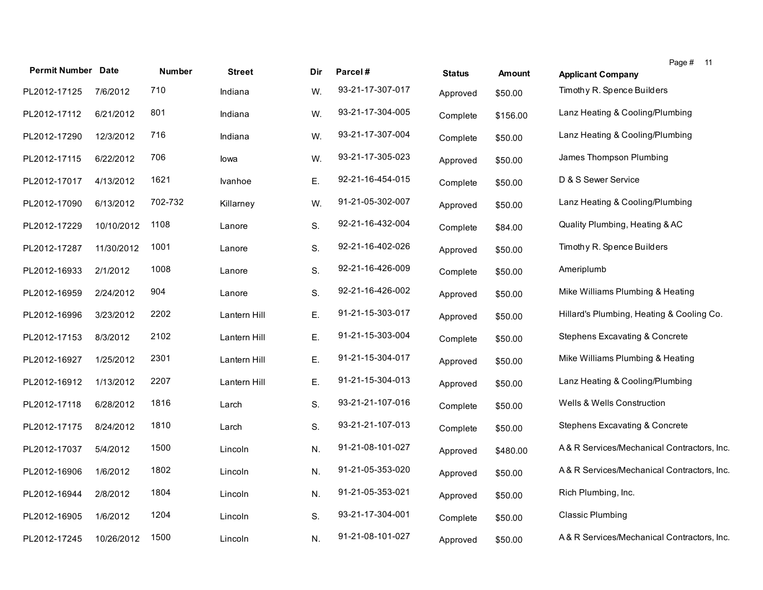| Permit Number | Date | Number | Street | Dir | Parcel # | Status | Amount | Applicant Company |
|---|---|---|---|---|---|---|---|---|
| PL2012-17125 | 7/6/2012 | 710 | Indiana | W. | 93-21-17-307-017 | Approved | $50.00 | Timothy R. Spence Builders |
| PL2012-17112 | 6/21/2012 | 801 | Indiana | W. | 93-21-17-304-005 | Complete | $156.00 | Lanz Heating & Cooling/Plumbing |
| PL2012-17290 | 12/3/2012 | 716 | Indiana | W. | 93-21-17-307-004 | Complete | $50.00 | Lanz Heating & Cooling/Plumbing |
| PL2012-17115 | 6/22/2012 | 706 | Iowa | W. | 93-21-17-305-023 | Approved | $50.00 | James Thompson Plumbing |
| PL2012-17017 | 4/13/2012 | 1621 | Ivanhoe | E. | 92-21-16-454-015 | Complete | $50.00 | D & S Sewer Service |
| PL2012-17090 | 6/13/2012 | 702-732 | Killarney | W. | 91-21-05-302-007 | Approved | $50.00 | Lanz Heating & Cooling/Plumbing |
| PL2012-17229 | 10/10/2012 | 1108 | Lanore | S. | 92-21-16-432-004 | Complete | $84.00 | Quality Plumbing, Heating & AC |
| PL2012-17287 | 11/30/2012 | 1001 | Lanore | S. | 92-21-16-402-026 | Approved | $50.00 | Timothy R. Spence Builders |
| PL2012-16933 | 2/1/2012 | 1008 | Lanore | S. | 92-21-16-426-009 | Complete | $50.00 | Ameriplumb |
| PL2012-16959 | 2/24/2012 | 904 | Lanore | S. | 92-21-16-426-002 | Approved | $50.00 | Mike Williams Plumbing & Heating |
| PL2012-16996 | 3/23/2012 | 2202 | Lantern Hill | E. | 91-21-15-303-017 | Approved | $50.00 | Hillard's Plumbing, Heating & Cooling Co. |
| PL2012-17153 | 8/3/2012 | 2102 | Lantern Hill | E. | 91-21-15-303-004 | Complete | $50.00 | Stephens Excavating & Concrete |
| PL2012-16927 | 1/25/2012 | 2301 | Lantern Hill | E. | 91-21-15-304-017 | Approved | $50.00 | Mike Williams Plumbing & Heating |
| PL2012-16912 | 1/13/2012 | 2207 | Lantern Hill | E. | 91-21-15-304-013 | Approved | $50.00 | Lanz Heating & Cooling/Plumbing |
| PL2012-17118 | 6/28/2012 | 1816 | Larch | S. | 93-21-21-107-016 | Complete | $50.00 | Wells & Wells Construction |
| PL2012-17175 | 8/24/2012 | 1810 | Larch | S. | 93-21-21-107-013 | Complete | $50.00 | Stephens Excavating & Concrete |
| PL2012-17037 | 5/4/2012 | 1500 | Lincoln | N. | 91-21-08-101-027 | Approved | $480.00 | A & R Services/Mechanical Contractors, Inc. |
| PL2012-16906 | 1/6/2012 | 1802 | Lincoln | N. | 91-21-05-353-020 | Approved | $50.00 | A & R Services/Mechanical Contractors, Inc. |
| PL2012-16944 | 2/8/2012 | 1804 | Lincoln | N. | 91-21-05-353-021 | Approved | $50.00 | Rich Plumbing, Inc. |
| PL2012-16905 | 1/6/2012 | 1204 | Lincoln | S. | 93-21-17-304-001 | Complete | $50.00 | Classic Plumbing |
| PL2012-17245 | 10/26/2012 | 1500 | Lincoln | N. | 91-21-08-101-027 | Approved | $50.00 | A & R Services/Mechanical Contractors, Inc. |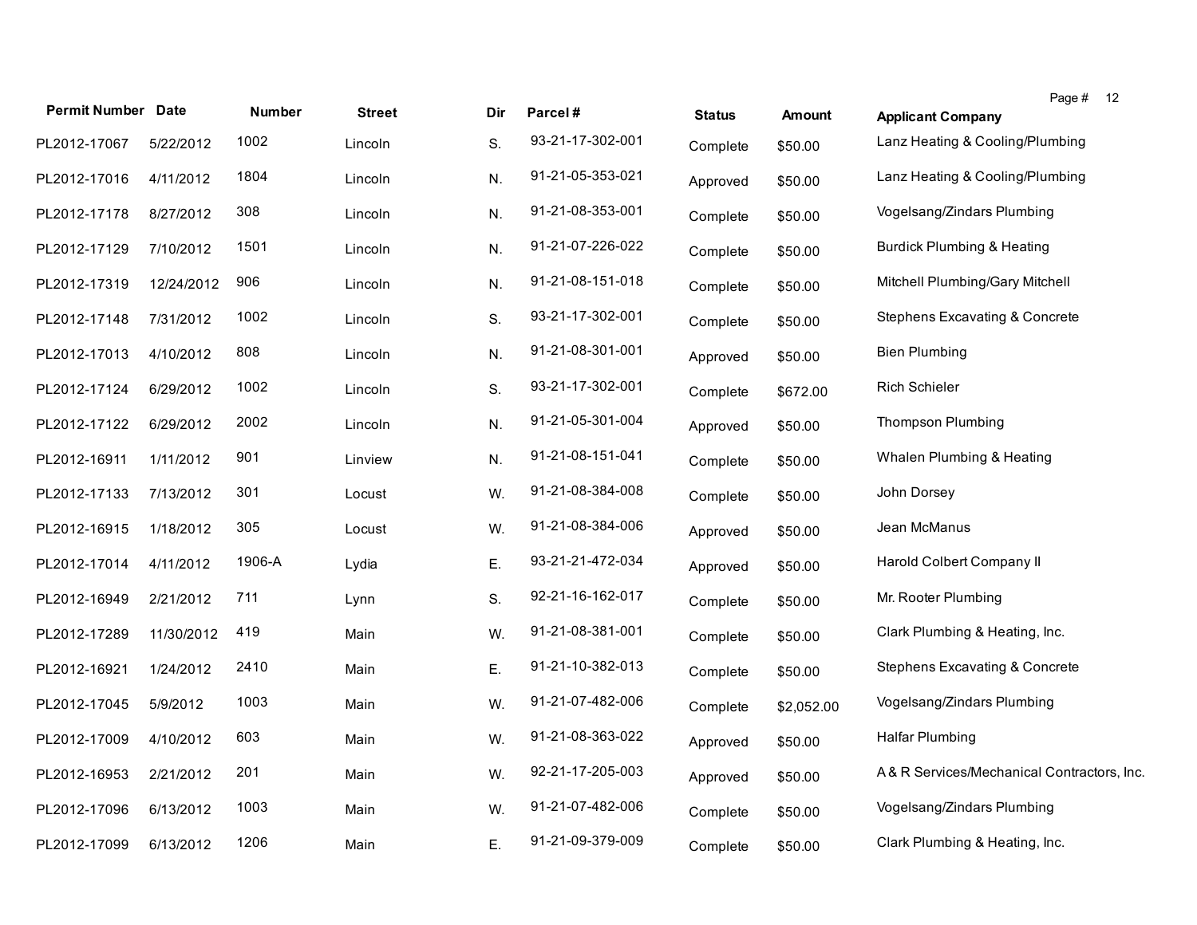| Permit Number | Date | Number | Street | Dir | Parcel # | Status | Amount | Applicant Company |
|---|---|---|---|---|---|---|---|---|
| PL2012-17067 | 5/22/2012 | 1002 | Lincoln | S. | 93-21-17-302-001 | Complete | $50.00 | Lanz Heating & Cooling/Plumbing |
| PL2012-17016 | 4/11/2012 | 1804 | Lincoln | N. | 91-21-05-353-021 | Approved | $50.00 | Lanz Heating & Cooling/Plumbing |
| PL2012-17178 | 8/27/2012 | 308 | Lincoln | N. | 91-21-08-353-001 | Complete | $50.00 | Vogelsang/Zindars Plumbing |
| PL2012-17129 | 7/10/2012 | 1501 | Lincoln | N. | 91-21-07-226-022 | Complete | $50.00 | Burdick Plumbing & Heating |
| PL2012-17319 | 12/24/2012 | 906 | Lincoln | N. | 91-21-08-151-018 | Complete | $50.00 | Mitchell Plumbing/Gary Mitchell |
| PL2012-17148 | 7/31/2012 | 1002 | Lincoln | S. | 93-21-17-302-001 | Complete | $50.00 | Stephens Excavating & Concrete |
| PL2012-17013 | 4/10/2012 | 808 | Lincoln | N. | 91-21-08-301-001 | Approved | $50.00 | Bien Plumbing |
| PL2012-17124 | 6/29/2012 | 1002 | Lincoln | S. | 93-21-17-302-001 | Complete | $672.00 | Rich Schieler |
| PL2012-17122 | 6/29/2012 | 2002 | Lincoln | N. | 91-21-05-301-004 | Approved | $50.00 | Thompson Plumbing |
| PL2012-16911 | 1/11/2012 | 901 | Linview | N. | 91-21-08-151-041 | Complete | $50.00 | Whalen Plumbing & Heating |
| PL2012-17133 | 7/13/2012 | 301 | Locust | W. | 91-21-08-384-008 | Complete | $50.00 | John Dorsey |
| PL2012-16915 | 1/18/2012 | 305 | Locust | W. | 91-21-08-384-006 | Approved | $50.00 | Jean McManus |
| PL2012-17014 | 4/11/2012 | 1906-A | Lydia | E. | 93-21-21-472-034 | Approved | $50.00 | Harold Colbert Company II |
| PL2012-16949 | 2/21/2012 | 711 | Lynn | S. | 92-21-16-162-017 | Complete | $50.00 | Mr. Rooter Plumbing |
| PL2012-17289 | 11/30/2012 | 419 | Main | W. | 91-21-08-381-001 | Complete | $50.00 | Clark Plumbing & Heating, Inc. |
| PL2012-16921 | 1/24/2012 | 2410 | Main | E. | 91-21-10-382-013 | Complete | $50.00 | Stephens Excavating & Concrete |
| PL2012-17045 | 5/9/2012 | 1003 | Main | W. | 91-21-07-482-006 | Complete | $2,052.00 | Vogelsang/Zindars Plumbing |
| PL2012-17009 | 4/10/2012 | 603 | Main | W. | 91-21-08-363-022 | Approved | $50.00 | Halfar Plumbing |
| PL2012-16953 | 2/21/2012 | 201 | Main | W. | 92-21-17-205-003 | Approved | $50.00 | A & R Services/Mechanical Contractors, Inc. |
| PL2012-17096 | 6/13/2012 | 1003 | Main | W. | 91-21-07-482-006 | Complete | $50.00 | Vogelsang/Zindars Plumbing |
| PL2012-17099 | 6/13/2012 | 1206 | Main | E. | 91-21-09-379-009 | Complete | $50.00 | Clark Plumbing & Heating, Inc. |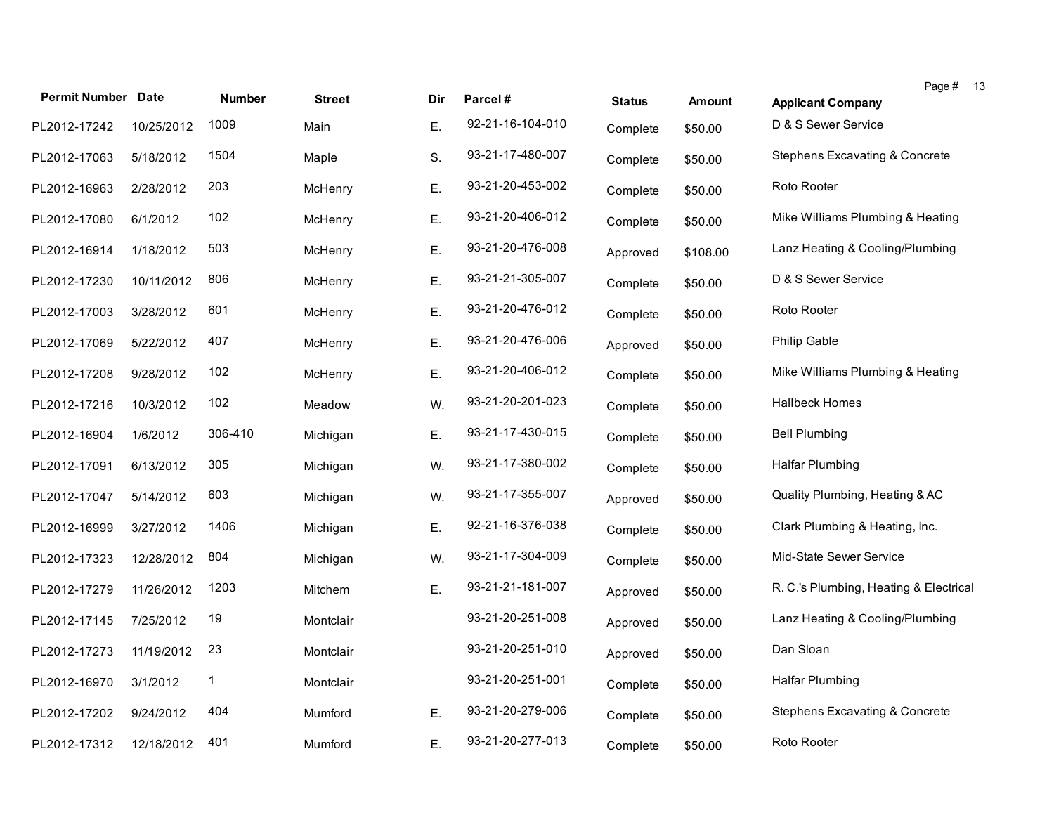| Permit Number | Date | Number | Street | Dir | Parcel # | Status | Amount | Applicant Company |
|---|---|---|---|---|---|---|---|---|
| PL2012-17242 | 10/25/2012 | 1009 | Main | E. | 92-21-16-104-010 | Complete | $50.00 | D & S Sewer Service |
| PL2012-17063 | 5/18/2012 | 1504 | Maple | S. | 93-21-17-480-007 | Complete | $50.00 | Stephens Excavating & Concrete |
| PL2012-16963 | 2/28/2012 | 203 | McHenry | E. | 93-21-20-453-002 | Complete | $50.00 | Roto Rooter |
| PL2012-17080 | 6/1/2012 | 102 | McHenry | E. | 93-21-20-406-012 | Complete | $50.00 | Mike Williams Plumbing & Heating |
| PL2012-16914 | 1/18/2012 | 503 | McHenry | E. | 93-21-20-476-008 | Approved | $108.00 | Lanz Heating & Cooling/Plumbing |
| PL2012-17230 | 10/11/2012 | 806 | McHenry | E. | 93-21-21-305-007 | Complete | $50.00 | D & S Sewer Service |
| PL2012-17003 | 3/28/2012 | 601 | McHenry | E. | 93-21-20-476-012 | Complete | $50.00 | Roto Rooter |
| PL2012-17069 | 5/22/2012 | 407 | McHenry | E. | 93-21-20-476-006 | Approved | $50.00 | Philip Gable |
| PL2012-17208 | 9/28/2012 | 102 | McHenry | E. | 93-21-20-406-012 | Complete | $50.00 | Mike Williams Plumbing & Heating |
| PL2012-17216 | 10/3/2012 | 102 | Meadow | W. | 93-21-20-201-023 | Complete | $50.00 | Hallbeck Homes |
| PL2012-16904 | 1/6/2012 | 306-410 | Michigan | E. | 93-21-17-430-015 | Complete | $50.00 | Bell Plumbing |
| PL2012-17091 | 6/13/2012 | 305 | Michigan | W. | 93-21-17-380-002 | Complete | $50.00 | Halfar Plumbing |
| PL2012-17047 | 5/14/2012 | 603 | Michigan | W. | 93-21-17-355-007 | Approved | $50.00 | Quality Plumbing, Heating & AC |
| PL2012-16999 | 3/27/2012 | 1406 | Michigan | E. | 92-21-16-376-038 | Complete | $50.00 | Clark Plumbing & Heating, Inc. |
| PL2012-17323 | 12/28/2012 | 804 | Michigan | W. | 93-21-17-304-009 | Complete | $50.00 | Mid-State Sewer Service |
| PL2012-17279 | 11/26/2012 | 1203 | Mitchem | E. | 93-21-21-181-007 | Approved | $50.00 | R. C.'s Plumbing, Heating & Electrical |
| PL2012-17145 | 7/25/2012 | 19 | Montclair | | 93-21-20-251-008 | Approved | $50.00 | Lanz Heating & Cooling/Plumbing |
| PL2012-17273 | 11/19/2012 | 23 | Montclair | | 93-21-20-251-010 | Approved | $50.00 | Dan Sloan |
| PL2012-16970 | 3/1/2012 | 1 | Montclair | | 93-21-20-251-001 | Complete | $50.00 | Halfar Plumbing |
| PL2012-17202 | 9/24/2012 | 404 | Mumford | E. | 93-21-20-279-006 | Complete | $50.00 | Stephens Excavating & Concrete |
| PL2012-17312 | 12/18/2012 | 401 | Mumford | E. | 93-21-20-277-013 | Complete | $50.00 | Roto Rooter |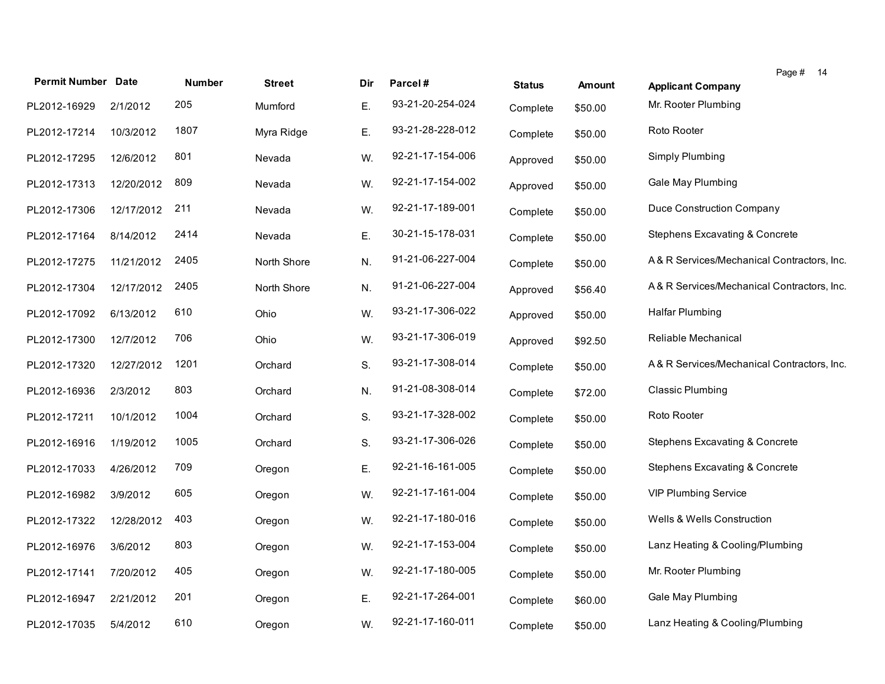| Permit Number | Date | Number | Street | Dir | Parcel # | Status | Amount | Applicant Company |
|---|---|---|---|---|---|---|---|---|
| PL2012-16929 | 2/1/2012 | 205 | Mumford | E. | 93-21-20-254-024 | Complete | $50.00 | Mr. Rooter Plumbing |
| PL2012-17214 | 10/3/2012 | 1807 | Myra Ridge | E. | 93-21-28-228-012 | Complete | $50.00 | Roto Rooter |
| PL2012-17295 | 12/6/2012 | 801 | Nevada | W. | 92-21-17-154-006 | Approved | $50.00 | Simply Plumbing |
| PL2012-17313 | 12/20/2012 | 809 | Nevada | W. | 92-21-17-154-002 | Approved | $50.00 | Gale May Plumbing |
| PL2012-17306 | 12/17/2012 | 211 | Nevada | W. | 92-21-17-189-001 | Complete | $50.00 | Duce Construction Company |
| PL2012-17164 | 8/14/2012 | 2414 | Nevada | E. | 30-21-15-178-031 | Complete | $50.00 | Stephens Excavating & Concrete |
| PL2012-17275 | 11/21/2012 | 2405 | North Shore | N. | 91-21-06-227-004 | Complete | $50.00 | A & R Services/Mechanical Contractors, Inc. |
| PL2012-17304 | 12/17/2012 | 2405 | North Shore | N. | 91-21-06-227-004 | Approved | $56.40 | A & R Services/Mechanical Contractors, Inc. |
| PL2012-17092 | 6/13/2012 | 610 | Ohio | W. | 93-21-17-306-022 | Approved | $50.00 | Halfar Plumbing |
| PL2012-17300 | 12/7/2012 | 706 | Ohio | W. | 93-21-17-306-019 | Approved | $92.50 | Reliable Mechanical |
| PL2012-17320 | 12/27/2012 | 1201 | Orchard | S. | 93-21-17-308-014 | Complete | $50.00 | A & R Services/Mechanical Contractors, Inc. |
| PL2012-16936 | 2/3/2012 | 803 | Orchard | N. | 91-21-08-308-014 | Complete | $72.00 | Classic Plumbing |
| PL2012-17211 | 10/1/2012 | 1004 | Orchard | S. | 93-21-17-328-002 | Complete | $50.00 | Roto Rooter |
| PL2012-16916 | 1/19/2012 | 1005 | Orchard | S. | 93-21-17-306-026 | Complete | $50.00 | Stephens Excavating & Concrete |
| PL2012-17033 | 4/26/2012 | 709 | Oregon | E. | 92-21-16-161-005 | Complete | $50.00 | Stephens Excavating & Concrete |
| PL2012-16982 | 3/9/2012 | 605 | Oregon | W. | 92-21-17-161-004 | Complete | $50.00 | VIP Plumbing Service |
| PL2012-17322 | 12/28/2012 | 403 | Oregon | W. | 92-21-17-180-016 | Complete | $50.00 | Wells & Wells Construction |
| PL2012-16976 | 3/6/2012 | 803 | Oregon | W. | 92-21-17-153-004 | Complete | $50.00 | Lanz Heating & Cooling/Plumbing |
| PL2012-17141 | 7/20/2012 | 405 | Oregon | W. | 92-21-17-180-005 | Complete | $50.00 | Mr. Rooter Plumbing |
| PL2012-16947 | 2/21/2012 | 201 | Oregon | E. | 92-21-17-264-001 | Complete | $60.00 | Gale May Plumbing |
| PL2012-17035 | 5/4/2012 | 610 | Oregon | W. | 92-21-17-160-011 | Complete | $50.00 | Lanz Heating & Cooling/Plumbing |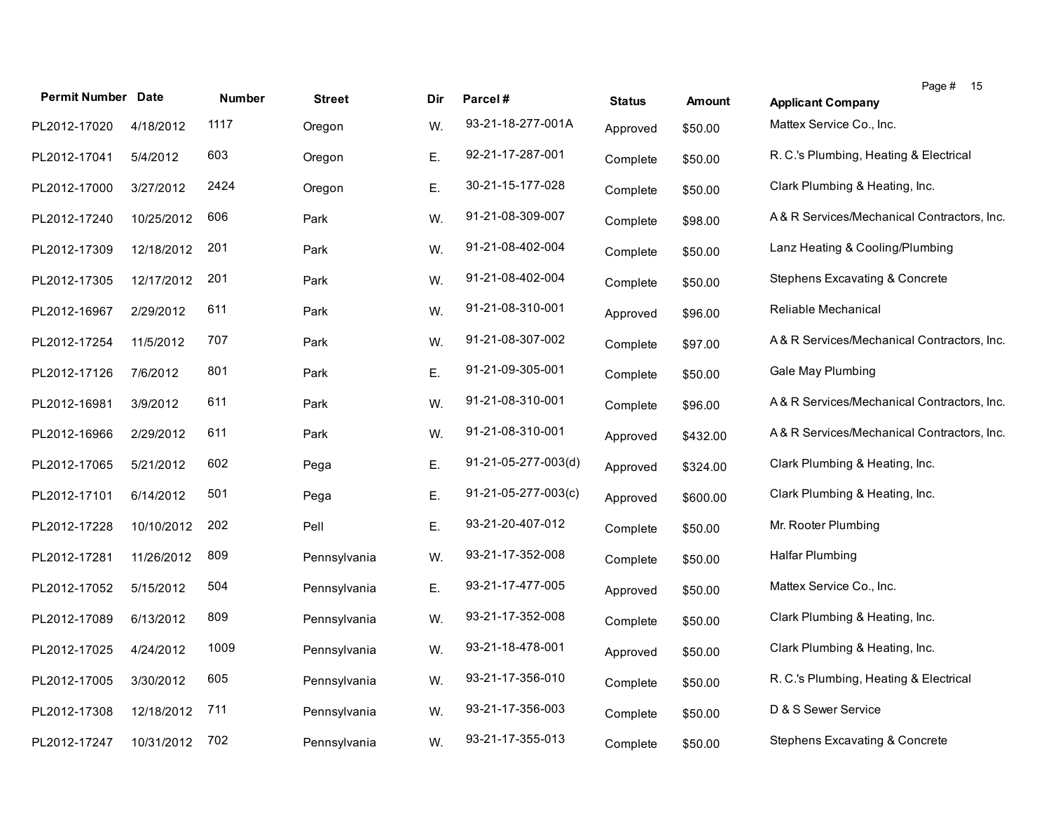| Permit Number | Date | Number | Street | Dir | Parcel # | Status | Amount | Applicant Company |
|---|---|---|---|---|---|---|---|---|
| PL2012-17020 | 4/18/2012 | 1117 | Oregon | W. | 93-21-18-277-001A | Approved | $50.00 | Mattex Service Co., Inc. |
| PL2012-17041 | 5/4/2012 | 603 | Oregon | E. | 92-21-17-287-001 | Complete | $50.00 | R. C.'s Plumbing, Heating & Electrical |
| PL2012-17000 | 3/27/2012 | 2424 | Oregon | E. | 30-21-15-177-028 | Complete | $50.00 | Clark Plumbing & Heating, Inc. |
| PL2012-17240 | 10/25/2012 | 606 | Park | W. | 91-21-08-309-007 | Complete | $98.00 | A & R Services/Mechanical Contractors, Inc. |
| PL2012-17309 | 12/18/2012 | 201 | Park | W. | 91-21-08-402-004 | Complete | $50.00 | Lanz Heating & Cooling/Plumbing |
| PL2012-17305 | 12/17/2012 | 201 | Park | W. | 91-21-08-402-004 | Complete | $50.00 | Stephens Excavating & Concrete |
| PL2012-16967 | 2/29/2012 | 611 | Park | W. | 91-21-08-310-001 | Approved | $96.00 | Reliable Mechanical |
| PL2012-17254 | 11/5/2012 | 707 | Park | W. | 91-21-08-307-002 | Complete | $97.00 | A & R Services/Mechanical Contractors, Inc. |
| PL2012-17126 | 7/6/2012 | 801 | Park | E. | 91-21-09-305-001 | Complete | $50.00 | Gale May Plumbing |
| PL2012-16981 | 3/9/2012 | 611 | Park | W. | 91-21-08-310-001 | Complete | $96.00 | A & R Services/Mechanical Contractors, Inc. |
| PL2012-16966 | 2/29/2012 | 611 | Park | W. | 91-21-08-310-001 | Approved | $432.00 | A & R Services/Mechanical Contractors, Inc. |
| PL2012-17065 | 5/21/2012 | 602 | Pega | E. | 91-21-05-277-003(d) | Approved | $324.00 | Clark Plumbing & Heating, Inc. |
| PL2012-17101 | 6/14/2012 | 501 | Pega | E. | 91-21-05-277-003(c) | Approved | $600.00 | Clark Plumbing & Heating, Inc. |
| PL2012-17228 | 10/10/2012 | 202 | Pell | E. | 93-21-20-407-012 | Complete | $50.00 | Mr. Rooter Plumbing |
| PL2012-17281 | 11/26/2012 | 809 | Pennsylvania | W. | 93-21-17-352-008 | Complete | $50.00 | Halfar Plumbing |
| PL2012-17052 | 5/15/2012 | 504 | Pennsylvania | E. | 93-21-17-477-005 | Approved | $50.00 | Mattex Service Co., Inc. |
| PL2012-17089 | 6/13/2012 | 809 | Pennsylvania | W. | 93-21-17-352-008 | Complete | $50.00 | Clark Plumbing & Heating, Inc. |
| PL2012-17025 | 4/24/2012 | 1009 | Pennsylvania | W. | 93-21-18-478-001 | Approved | $50.00 | Clark Plumbing & Heating, Inc. |
| PL2012-17005 | 3/30/2012 | 605 | Pennsylvania | W. | 93-21-17-356-010 | Complete | $50.00 | R. C.'s Plumbing, Heating & Electrical |
| PL2012-17308 | 12/18/2012 | 711 | Pennsylvania | W. | 93-21-17-356-003 | Complete | $50.00 | D & S Sewer Service |
| PL2012-17247 | 10/31/2012 | 702 | Pennsylvania | W. | 93-21-17-355-013 | Complete | $50.00 | Stephens Excavating & Concrete |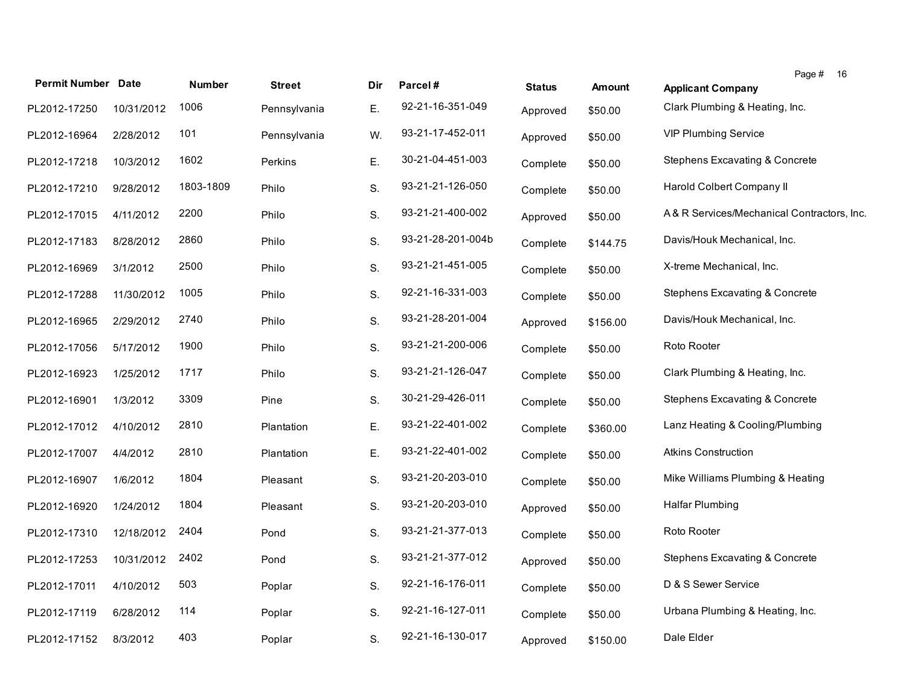| Permit Number | Date | Number | Street | Dir | Parcel # | Status | Amount | Applicant Company |
|---|---|---|---|---|---|---|---|---|
| PL2012-17250 | 10/31/2012 | 1006 | Pennsylvania | E. | 92-21-16-351-049 | Approved | $50.00 | Clark Plumbing & Heating, Inc. |
| PL2012-16964 | 2/28/2012 | 101 | Pennsylvania | W. | 93-21-17-452-011 | Approved | $50.00 | VIP Plumbing Service |
| PL2012-17218 | 10/3/2012 | 1602 | Perkins | E. | 30-21-04-451-003 | Complete | $50.00 | Stephens Excavating & Concrete |
| PL2012-17210 | 9/28/2012 | 1803-1809 | Philo | S. | 93-21-21-126-050 | Complete | $50.00 | Harold Colbert Company II |
| PL2012-17015 | 4/11/2012 | 2200 | Philo | S. | 93-21-21-400-002 | Approved | $50.00 | A & R Services/Mechanical Contractors, Inc. |
| PL2012-17183 | 8/28/2012 | 2860 | Philo | S. | 93-21-28-201-004b | Complete | $144.75 | Davis/Houk Mechanical, Inc. |
| PL2012-16969 | 3/1/2012 | 2500 | Philo | S. | 93-21-21-451-005 | Complete | $50.00 | X-treme Mechanical, Inc. |
| PL2012-17288 | 11/30/2012 | 1005 | Philo | S. | 92-21-16-331-003 | Complete | $50.00 | Stephens Excavating & Concrete |
| PL2012-16965 | 2/29/2012 | 2740 | Philo | S. | 93-21-28-201-004 | Approved | $156.00 | Davis/Houk Mechanical, Inc. |
| PL2012-17056 | 5/17/2012 | 1900 | Philo | S. | 93-21-21-200-006 | Complete | $50.00 | Roto Rooter |
| PL2012-16923 | 1/25/2012 | 1717 | Philo | S. | 93-21-21-126-047 | Complete | $50.00 | Clark Plumbing & Heating, Inc. |
| PL2012-16901 | 1/3/2012 | 3309 | Pine | S. | 30-21-29-426-011 | Complete | $50.00 | Stephens Excavating & Concrete |
| PL2012-17012 | 4/10/2012 | 2810 | Plantation | E. | 93-21-22-401-002 | Complete | $360.00 | Lanz Heating & Cooling/Plumbing |
| PL2012-17007 | 4/4/2012 | 2810 | Plantation | E. | 93-21-22-401-002 | Complete | $50.00 | Atkins Construction |
| PL2012-16907 | 1/6/2012 | 1804 | Pleasant | S. | 93-21-20-203-010 | Complete | $50.00 | Mike Williams Plumbing & Heating |
| PL2012-16920 | 1/24/2012 | 1804 | Pleasant | S. | 93-21-20-203-010 | Approved | $50.00 | Halfar Plumbing |
| PL2012-17310 | 12/18/2012 | 2404 | Pond | S. | 93-21-21-377-013 | Complete | $50.00 | Roto Rooter |
| PL2012-17253 | 10/31/2012 | 2402 | Pond | S. | 93-21-21-377-012 | Approved | $50.00 | Stephens Excavating & Concrete |
| PL2012-17011 | 4/10/2012 | 503 | Poplar | S. | 92-21-16-176-011 | Complete | $50.00 | D & S Sewer Service |
| PL2012-17119 | 6/28/2012 | 114 | Poplar | S. | 92-21-16-127-011 | Complete | $50.00 | Urbana Plumbing & Heating, Inc. |
| PL2012-17152 | 8/3/2012 | 403 | Poplar | S. | 92-21-16-130-017 | Approved | $150.00 | Dale Elder |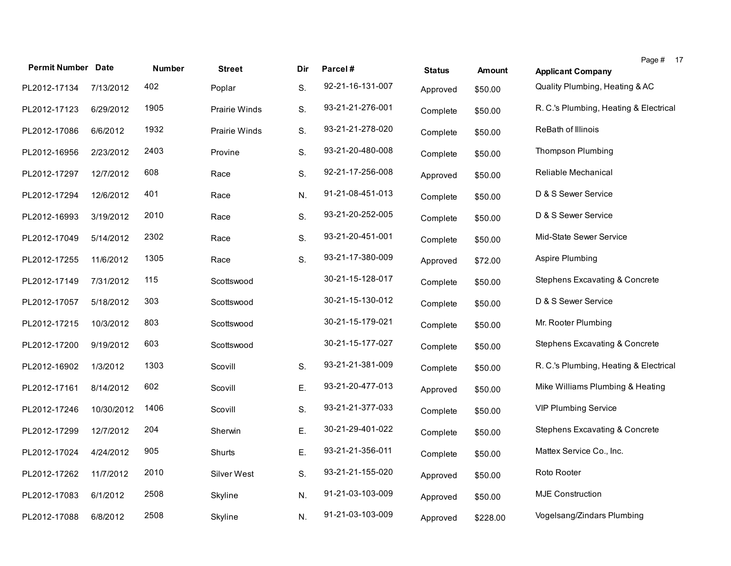| Permit Number | Date | Number | Street | Dir | Parcel # | Status | Amount | Applicant Company |
|---|---|---|---|---|---|---|---|---|
| PL2012-17134 | 7/13/2012 | 402 | Poplar | S. | 92-21-16-131-007 | Approved | $50.00 | Quality Plumbing, Heating & AC |
| PL2012-17123 | 6/29/2012 | 1905 | Prairie Winds | S. | 93-21-21-276-001 | Complete | $50.00 | R. C.'s Plumbing, Heating & Electrical |
| PL2012-17086 | 6/6/2012 | 1932 | Prairie Winds | S. | 93-21-21-278-020 | Complete | $50.00 | ReBath of Illinois |
| PL2012-16956 | 2/23/2012 | 2403 | Provine | S. | 93-21-20-480-008 | Complete | $50.00 | Thompson Plumbing |
| PL2012-17297 | 12/7/2012 | 608 | Race | S. | 92-21-17-256-008 | Approved | $50.00 | Reliable Mechanical |
| PL2012-17294 | 12/6/2012 | 401 | Race | N. | 91-21-08-451-013 | Complete | $50.00 | D & S Sewer Service |
| PL2012-16993 | 3/19/2012 | 2010 | Race | S. | 93-21-20-252-005 | Complete | $50.00 | D & S Sewer Service |
| PL2012-17049 | 5/14/2012 | 2302 | Race | S. | 93-21-20-451-001 | Complete | $50.00 | Mid-State Sewer Service |
| PL2012-17255 | 11/6/2012 | 1305 | Race | S. | 93-21-17-380-009 | Approved | $72.00 | Aspire Plumbing |
| PL2012-17149 | 7/31/2012 | 115 | Scottswood | | 30-21-15-128-017 | Complete | $50.00 | Stephens Excavating & Concrete |
| PL2012-17057 | 5/18/2012 | 303 | Scottswood | | 30-21-15-130-012 | Complete | $50.00 | D & S Sewer Service |
| PL2012-17215 | 10/3/2012 | 803 | Scottswood | | 30-21-15-179-021 | Complete | $50.00 | Mr. Rooter Plumbing |
| PL2012-17200 | 9/19/2012 | 603 | Scottswood | | 30-21-15-177-027 | Complete | $50.00 | Stephens Excavating & Concrete |
| PL2012-16902 | 1/3/2012 | 1303 | Scovill | S. | 93-21-21-381-009 | Complete | $50.00 | R. C.'s Plumbing, Heating & Electrical |
| PL2012-17161 | 8/14/2012 | 602 | Scovill | E. | 93-21-20-477-013 | Approved | $50.00 | Mike Williams Plumbing & Heating |
| PL2012-17246 | 10/30/2012 | 1406 | Scovill | S. | 93-21-21-377-033 | Complete | $50.00 | VIP Plumbing Service |
| PL2012-17299 | 12/7/2012 | 204 | Sherwin | E. | 30-21-29-401-022 | Complete | $50.00 | Stephens Excavating & Concrete |
| PL2012-17024 | 4/24/2012 | 905 | Shurts | E. | 93-21-21-356-011 | Complete | $50.00 | Mattex Service Co., Inc. |
| PL2012-17262 | 11/7/2012 | 2010 | Silver West | S. | 93-21-21-155-020 | Approved | $50.00 | Roto Rooter |
| PL2012-17083 | 6/1/2012 | 2508 | Skyline | N. | 91-21-03-103-009 | Approved | $50.00 | MJE Construction |
| PL2012-17088 | 6/8/2012 | 2508 | Skyline | N. | 91-21-03-103-009 | Approved | $228.00 | Vogelsang/Zindars Plumbing |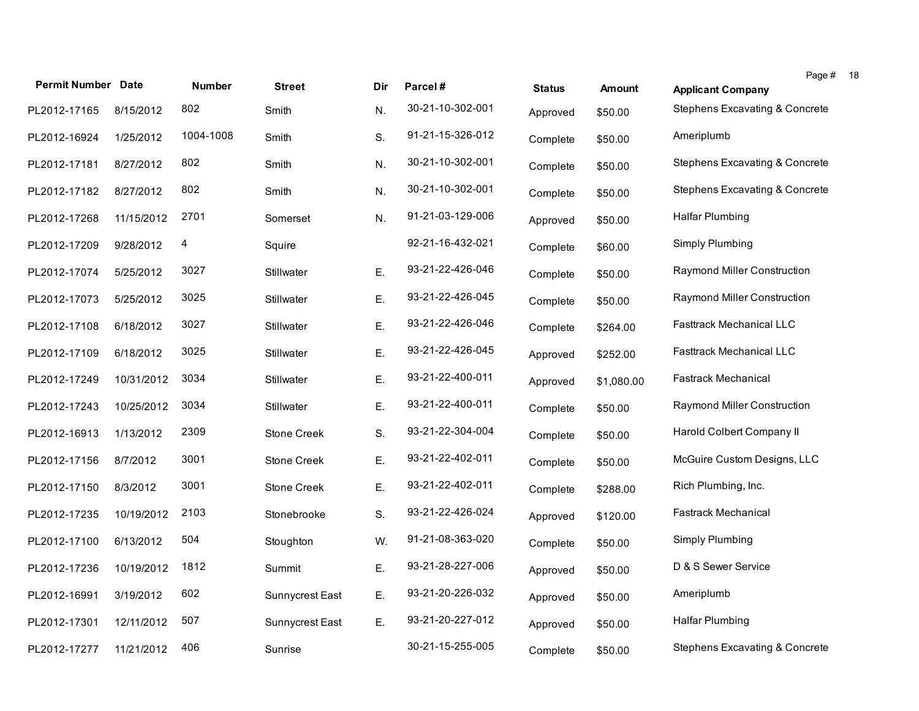| Permit Number | Date | Number | Street | Dir | Parcel # | Status | Amount | Applicant Company |
|---|---|---|---|---|---|---|---|---|
| PL2012-17165 | 8/15/2012 | 802 | Smith | N. | 30-21-10-302-001 | Approved | $50.00 | Stephens Excavating & Concrete |
| PL2012-16924 | 1/25/2012 | 1004-1008 | Smith | S. | 91-21-15-326-012 | Complete | $50.00 | Ameriplumb |
| PL2012-17181 | 8/27/2012 | 802 | Smith | N. | 30-21-10-302-001 | Complete | $50.00 | Stephens Excavating & Concrete |
| PL2012-17182 | 8/27/2012 | 802 | Smith | N. | 30-21-10-302-001 | Complete | $50.00 | Stephens Excavating & Concrete |
| PL2012-17268 | 11/15/2012 | 2701 | Somerset | N. | 91-21-03-129-006 | Approved | $50.00 | Halfar Plumbing |
| PL2012-17209 | 9/28/2012 | 4 | Squire | | 92-21-16-432-021 | Complete | $60.00 | Simply Plumbing |
| PL2012-17074 | 5/25/2012 | 3027 | Stillwater | E. | 93-21-22-426-046 | Complete | $50.00 | Raymond Miller Construction |
| PL2012-17073 | 5/25/2012 | 3025 | Stillwater | E. | 93-21-22-426-045 | Complete | $50.00 | Raymond Miller Construction |
| PL2012-17108 | 6/18/2012 | 3027 | Stillwater | E. | 93-21-22-426-046 | Complete | $264.00 | Fasttrack Mechanical LLC |
| PL2012-17109 | 6/18/2012 | 3025 | Stillwater | E. | 93-21-22-426-045 | Approved | $252.00 | Fasttrack Mechanical LLC |
| PL2012-17249 | 10/31/2012 | 3034 | Stillwater | E. | 93-21-22-400-011 | Approved | $1,080.00 | Fastrack Mechanical |
| PL2012-17243 | 10/25/2012 | 3034 | Stillwater | E. | 93-21-22-400-011 | Complete | $50.00 | Raymond Miller Construction |
| PL2012-16913 | 1/13/2012 | 2309 | Stone Creek | S. | 93-21-22-304-004 | Complete | $50.00 | Harold Colbert Company II |
| PL2012-17156 | 8/7/2012 | 3001 | Stone Creek | E. | 93-21-22-402-011 | Complete | $50.00 | McGuire Custom Designs, LLC |
| PL2012-17150 | 8/3/2012 | 3001 | Stone Creek | E. | 93-21-22-402-011 | Complete | $288.00 | Rich Plumbing, Inc. |
| PL2012-17235 | 10/19/2012 | 2103 | Stonebrooke | S. | 93-21-22-426-024 | Approved | $120.00 | Fastrack Mechanical |
| PL2012-17100 | 6/13/2012 | 504 | Stoughton | W. | 91-21-08-363-020 | Complete | $50.00 | Simply Plumbing |
| PL2012-17236 | 10/19/2012 | 1812 | Summit | E. | 93-21-28-227-006 | Approved | $50.00 | D & S Sewer Service |
| PL2012-16991 | 3/19/2012 | 602 | Sunnycrest East | E. | 93-21-20-226-032 | Approved | $50.00 | Ameriplumb |
| PL2012-17301 | 12/11/2012 | 507 | Sunnycrest East | E. | 93-21-20-227-012 | Approved | $50.00 | Halfar Plumbing |
| PL2012-17277 | 11/21/2012 | 406 | Sunrise | | 30-21-15-255-005 | Complete | $50.00 | Stephens Excavating & Concrete |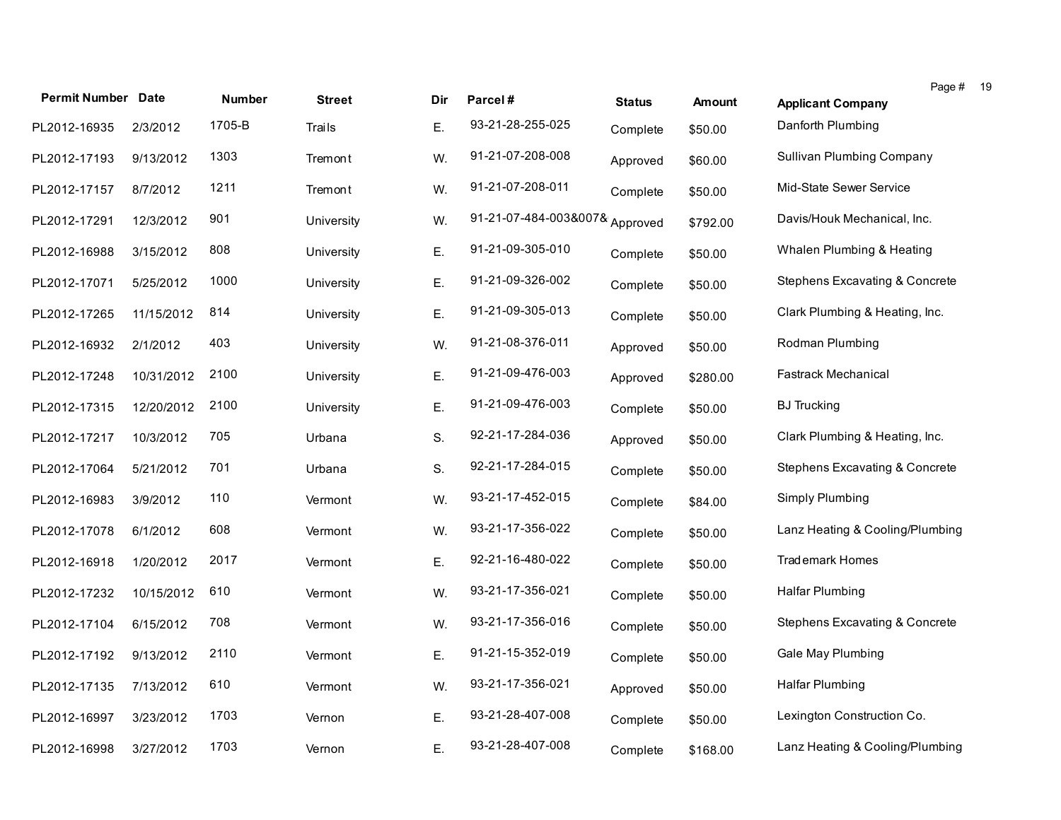| Permit Number | Date | Number | Street | Dir | Parcel # | Status | Amount | Applicant Company |
|---|---|---|---|---|---|---|---|---|
| PL2012-16935 | 2/3/2012 | 1705-B | Trails | E. | 93-21-28-255-025 | Complete | $50.00 | Danforth Plumbing |
| PL2012-17193 | 9/13/2012 | 1303 | Tremont | W. | 91-21-07-208-008 | Approved | $60.00 | Sullivan Plumbing Company |
| PL2012-17157 | 8/7/2012 | 1211 | Tremont | W. | 91-21-07-208-011 | Complete | $50.00 | Mid-State Sewer Service |
| PL2012-17291 | 12/3/2012 | 901 | University | W. | 91-21-07-484-003&007& | Approved | $792.00 | Davis/Houk Mechanical, Inc. |
| PL2012-16988 | 3/15/2012 | 808 | University | E. | 91-21-09-305-010 | Complete | $50.00 | Whalen Plumbing & Heating |
| PL2012-17071 | 5/25/2012 | 1000 | University | E. | 91-21-09-326-002 | Complete | $50.00 | Stephens Excavating & Concrete |
| PL2012-17265 | 11/15/2012 | 814 | University | E. | 91-21-09-305-013 | Complete | $50.00 | Clark Plumbing & Heating, Inc. |
| PL2012-16932 | 2/1/2012 | 403 | University | W. | 91-21-08-376-011 | Approved | $50.00 | Rodman Plumbing |
| PL2012-17248 | 10/31/2012 | 2100 | University | E. | 91-21-09-476-003 | Approved | $280.00 | Fastrack Mechanical |
| PL2012-17315 | 12/20/2012 | 2100 | University | E. | 91-21-09-476-003 | Complete | $50.00 | BJ Trucking |
| PL2012-17217 | 10/3/2012 | 705 | Urbana | S. | 92-21-17-284-036 | Approved | $50.00 | Clark Plumbing & Heating, Inc. |
| PL2012-17064 | 5/21/2012 | 701 | Urbana | S. | 92-21-17-284-015 | Complete | $50.00 | Stephens Excavating & Concrete |
| PL2012-16983 | 3/9/2012 | 110 | Vermont | W. | 93-21-17-452-015 | Complete | $84.00 | Simply Plumbing |
| PL2012-17078 | 6/1/2012 | 608 | Vermont | W. | 93-21-17-356-022 | Complete | $50.00 | Lanz Heating & Cooling/Plumbing |
| PL2012-16918 | 1/20/2012 | 2017 | Vermont | E. | 92-21-16-480-022 | Complete | $50.00 | Trademark Homes |
| PL2012-17232 | 10/15/2012 | 610 | Vermont | W. | 93-21-17-356-021 | Complete | $50.00 | Halfar Plumbing |
| PL2012-17104 | 6/15/2012 | 708 | Vermont | W. | 93-21-17-356-016 | Complete | $50.00 | Stephens Excavating & Concrete |
| PL2012-17192 | 9/13/2012 | 2110 | Vermont | E. | 91-21-15-352-019 | Complete | $50.00 | Gale May Plumbing |
| PL2012-17135 | 7/13/2012 | 610 | Vermont | W. | 93-21-17-356-021 | Approved | $50.00 | Halfar Plumbing |
| PL2012-16997 | 3/23/2012 | 1703 | Vernon | E. | 93-21-28-407-008 | Complete | $50.00 | Lexington Construction Co. |
| PL2012-16998 | 3/27/2012 | 1703 | Vernon | E. | 93-21-28-407-008 | Complete | $168.00 | Lanz Heating & Cooling/Plumbing |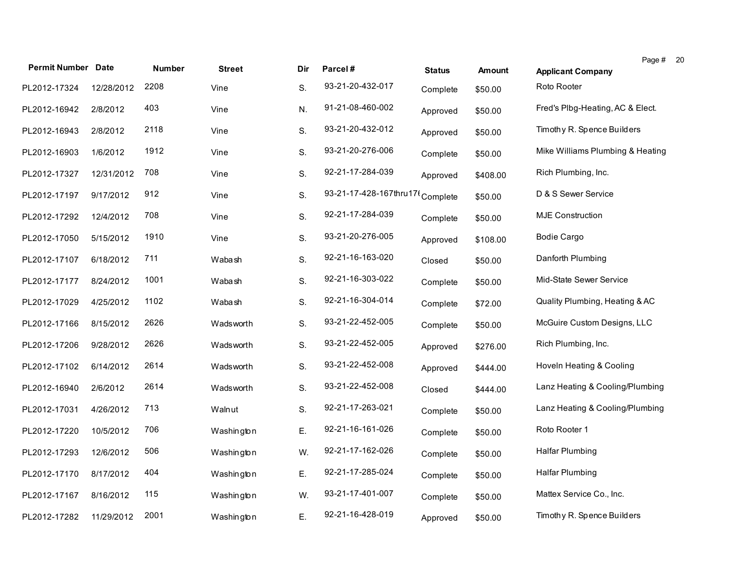| Permit Number | Date | Number | Street | Dir | Parcel # | Status | Amount | Applicant Company |
|---|---|---|---|---|---|---|---|---|
| PL2012-17324 | 12/28/2012 | 2208 | Vine | S. | 93-21-20-432-017 | Complete | $50.00 | Roto Rooter |
| PL2012-16942 | 2/8/2012 | 403 | Vine | N. | 91-21-08-460-002 | Approved | $50.00 | Fred's Plbg-Heating, AC & Elect. |
| PL2012-16943 | 2/8/2012 | 2118 | Vine | S. | 93-21-20-432-012 | Approved | $50.00 | Timothy R. Spence Builders |
| PL2012-16903 | 1/6/2012 | 1912 | Vine | S. | 93-21-20-276-006 | Complete | $50.00 | Mike Williams Plumbing & Heating |
| PL2012-17327 | 12/31/2012 | 708 | Vine | S. | 92-21-17-284-039 | Approved | $408.00 | Rich Plumbing, Inc. |
| PL2012-17197 | 9/17/2012 | 912 | Vine | S. | 93-21-17-428-167thru17( | Complete | $50.00 | D & S Sewer Service |
| PL2012-17292 | 12/4/2012 | 708 | Vine | S. | 92-21-17-284-039 | Complete | $50.00 | MJE Construction |
| PL2012-17050 | 5/15/2012 | 1910 | Vine | S. | 93-21-20-276-005 | Approved | $108.00 | Bodie Cargo |
| PL2012-17107 | 6/18/2012 | 711 | Wabash | S. | 92-21-16-163-020 | Closed | $50.00 | Danforth Plumbing |
| PL2012-17177 | 8/24/2012 | 1001 | Wabash | S. | 92-21-16-303-022 | Complete | $50.00 | Mid-State Sewer Service |
| PL2012-17029 | 4/25/2012 | 1102 | Wabash | S. | 92-21-16-304-014 | Complete | $72.00 | Quality Plumbing, Heating & AC |
| PL2012-17166 | 8/15/2012 | 2626 | Wadsworth | S. | 93-21-22-452-005 | Complete | $50.00 | McGuire Custom Designs, LLC |
| PL2012-17206 | 9/28/2012 | 2626 | Wadsworth | S. | 93-21-22-452-005 | Approved | $276.00 | Rich Plumbing, Inc. |
| PL2012-17102 | 6/14/2012 | 2614 | Wadsworth | S. | 93-21-22-452-008 | Approved | $444.00 | Hoveln Heating & Cooling |
| PL2012-16940 | 2/6/2012 | 2614 | Wadsworth | S. | 93-21-22-452-008 | Closed | $444.00 | Lanz Heating & Cooling/Plumbing |
| PL2012-17031 | 4/26/2012 | 713 | Walnut | S. | 92-21-17-263-021 | Complete | $50.00 | Lanz Heating & Cooling/Plumbing |
| PL2012-17220 | 10/5/2012 | 706 | Washington | E. | 92-21-16-161-026 | Complete | $50.00 | Roto Rooter 1 |
| PL2012-17293 | 12/6/2012 | 506 | Washington | W. | 92-21-17-162-026 | Complete | $50.00 | Halfar Plumbing |
| PL2012-17170 | 8/17/2012 | 404 | Washington | E. | 92-21-17-285-024 | Complete | $50.00 | Halfar Plumbing |
| PL2012-17167 | 8/16/2012 | 115 | Washington | W. | 93-21-17-401-007 | Complete | $50.00 | Mattex Service Co., Inc. |
| PL2012-17282 | 11/29/2012 | 2001 | Washington | E. | 92-21-16-428-019 | Approved | $50.00 | Timothy R. Spence Builders |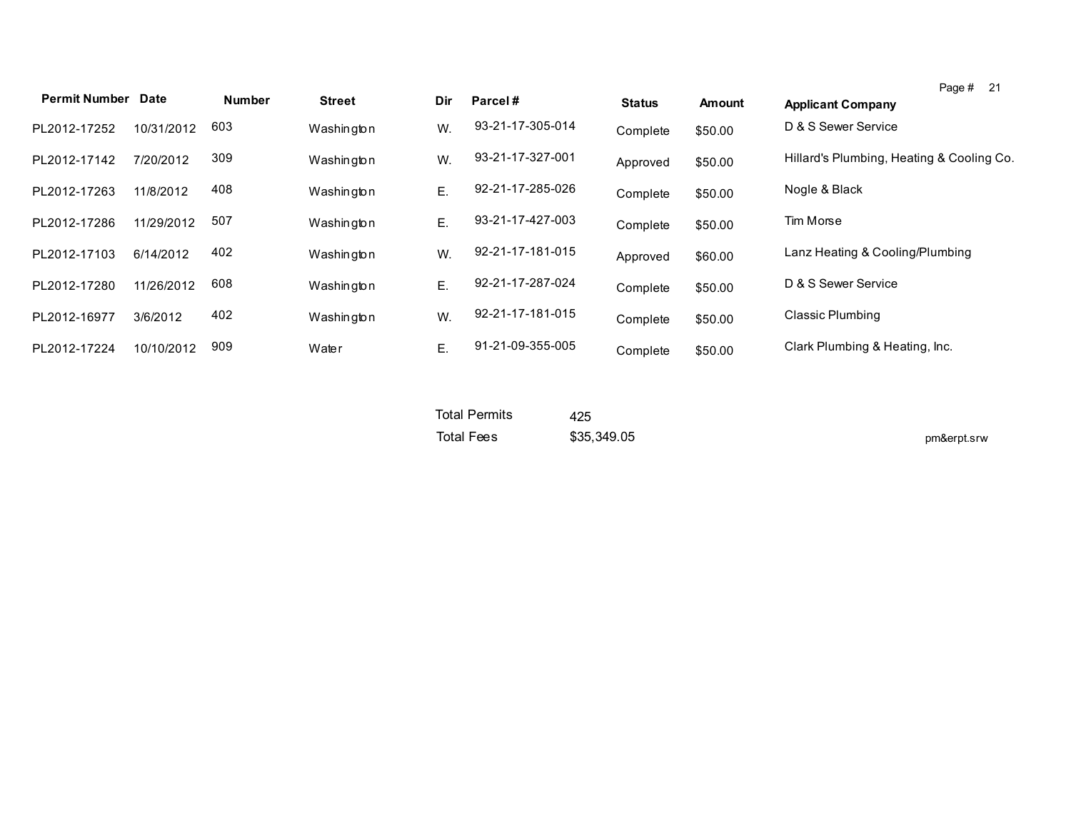| Permit Number | Date | Number | Street | Dir | Parcel # | Status | Amount | Applicant Company |
|---|---|---|---|---|---|---|---|---|
| PL2012-17252 | 10/31/2012 | 603 | Washington | W. | 93-21-17-305-014 | Complete | $50.00 | D & S Sewer Service |
| PL2012-17142 | 7/20/2012 | 309 | Washington | W. | 93-21-17-327-001 | Approved | $50.00 | Hillard's Plumbing, Heating & Cooling Co. |
| PL2012-17263 | 11/8/2012 | 408 | Washington | E. | 92-21-17-285-026 | Complete | $50.00 | Nogle & Black |
| PL2012-17286 | 11/29/2012 | 507 | Washington | E. | 93-21-17-427-003 | Complete | $50.00 | Tim Morse |
| PL2012-17103 | 6/14/2012 | 402 | Washington | W. | 92-21-17-181-015 | Approved | $60.00 | Lanz Heating & Cooling/Plumbing |
| PL2012-17280 | 11/26/2012 | 608 | Washington | E. | 92-21-17-287-024 | Complete | $50.00 | D & S Sewer Service |
| PL2012-16977 | 3/6/2012 | 402 | Washington | W. | 92-21-17-181-015 | Complete | $50.00 | Classic Plumbing |
| PL2012-17224 | 10/10/2012 | 909 | Water | E. | 91-21-09-355-005 | Complete | $50.00 | Clark Plumbing & Heating, Inc. |

Total Permits 425

Total Fees $35,349.05

pm&erpt.srw